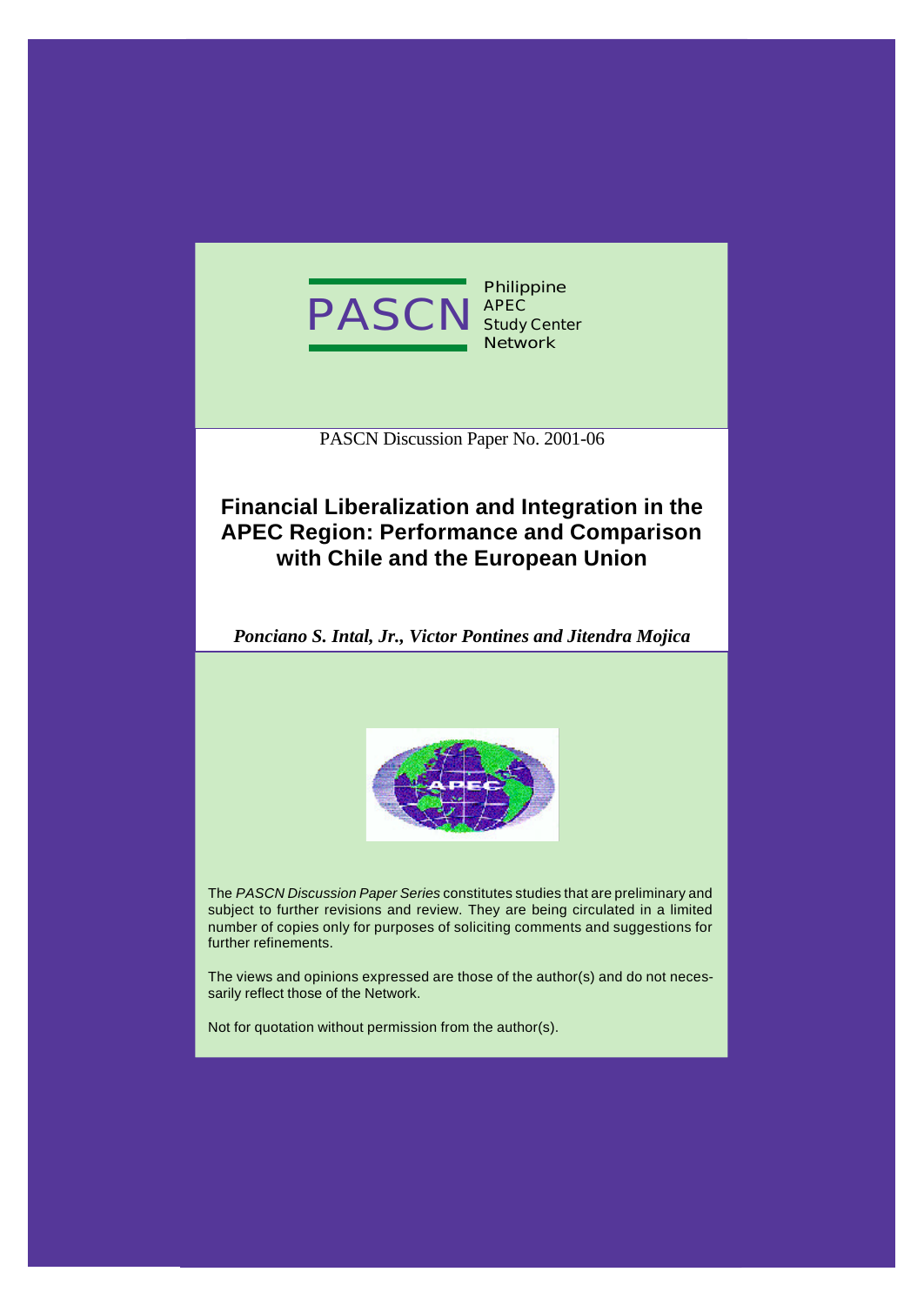PASCN

Philippine APEC Study Center Network

PASCN Discussion Paper No. 2001-06

# Financial Liberalization and Integration in the APEC Region: Performance and Comparison with Chile and the European Union

*Ponciano S. Intal, Jr., Victor Pontines and Jitendra Mojica*

The *PASCN Discussion Paper Series* constitutes studies that are preliminary and subject to further revisions and review. They are being circulated in a limited number of copies only for purposes of soliciting comments and suggestions for further refinements.

The views and opinions expressed are those of the author(s) and do not necessarily reflect those of the Network.

Not for quotation without permission from the author(s).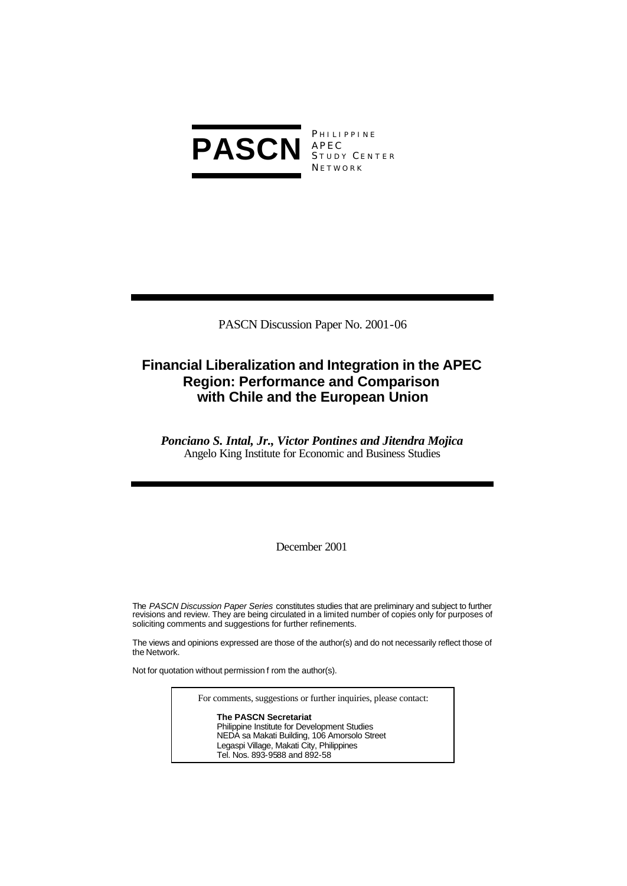**PASCN** PHILIPPINE APEC STUDY CENTER NETWORK

PASCN Discussion Paper No. 2001-06

# Financial Liberalization and Integration in the APEC Region: Performance and Comparison with Chile and the European Union

***Ponciano S. Intal, Jr., Victor Pontines and Jitendra Mojica***
Angelo King Institute for Economic and Business Studies

December 2001

The *PASCN Discussion Paper Series* constitutes studies that are preliminary and subject to further revisions and review. They are being circulated in a limited number of copies only for purposes of soliciting comments and suggestions for further refinements.

The views and opinions expressed are those of the author(s) and do not necessarily reflect those of the Network.

Not for quotation without permission from the author(s).

For comments, suggestions or further inquiries, please contact:

**The PASCN Secretariat**
Philippine Institute for Development Studies
NEDA sa Makati Building, 106 Amorsolo Street
Legaspi Village, Makati City, Philippines
Tel. Nos. 893-9588 and 892-58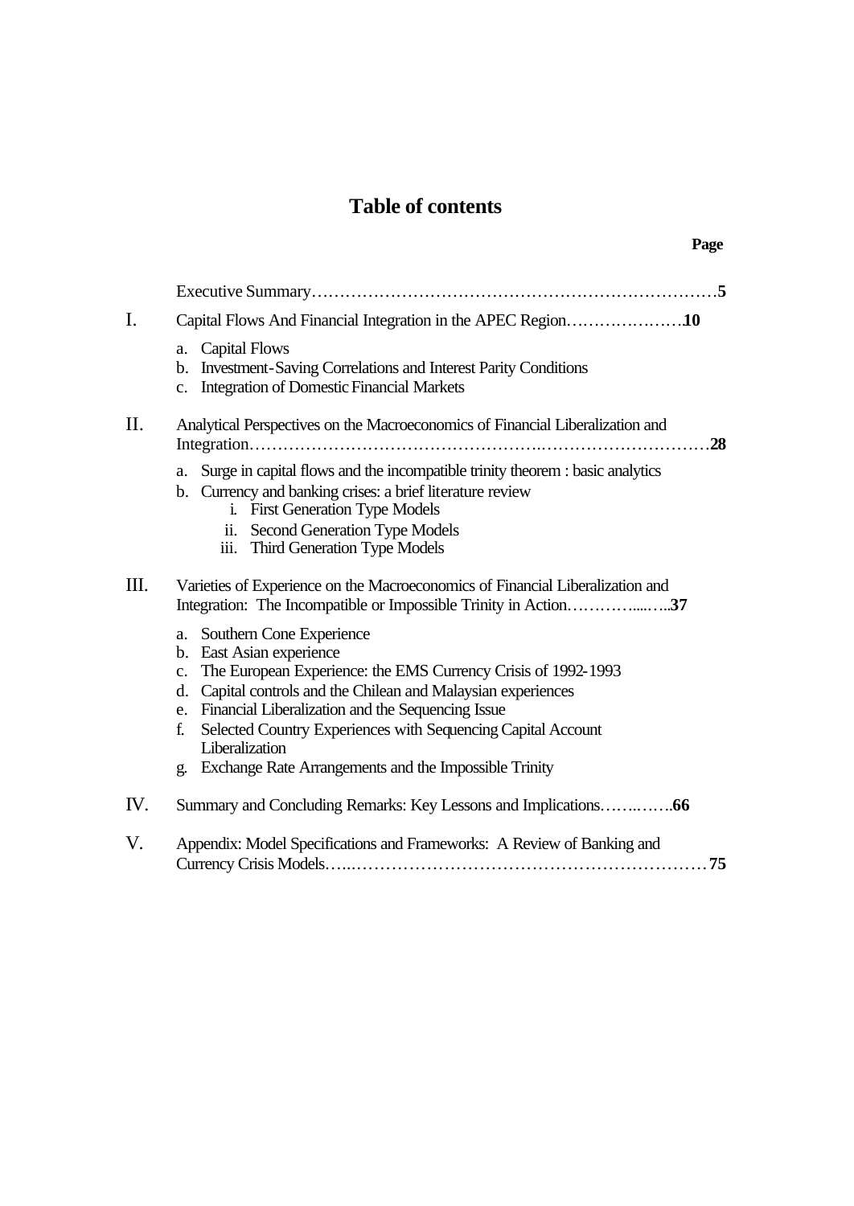# Table of contents

**Page**

Executive Summary……………………………………………………………………**5**

I. Capital Flows And Financial Integration in the APEC Region………………….**10**

a. Capital Flows
b. Investment-Saving Correlations and Interest Parity Conditions
c. Integration of Domestic Financial Markets

II. Analytical Perspectives on the Macroeconomics of Financial Liberalization and Integration…………………………………………….…………………………**28**

a. Surge in capital flows and the incompatible trinity theorem : basic analytics
b. Currency and banking crises: a brief literature review
   i. First Generation Type Models
   ii. Second Generation Type Models
   iii. Third Generation Type Models

III. Varieties of Experience on the Macroeconomics of Financial Liberalization and Integration: The Incompatible or Impossible Trinity in Action…………....…..**37**

a. Southern Cone Experience
b. East Asian experience
c. The European Experience: the EMS Currency Crisis of 1992-1993
d. Capital controls and the Chilean and Malaysian experiences
e. Financial Liberalization and the Sequencing Issue
f. Selected Country Experiences with Sequencing Capital Account Liberalization
g. Exchange Rate Arrangements and the Impossible Trinity

IV. Summary and Concluding Remarks: Key Lessons and Implications…….…….**66**

V. Appendix: Model Specifications and Frameworks: A Review of Banking and Currency Crisis Models…..………………………………………………………**75**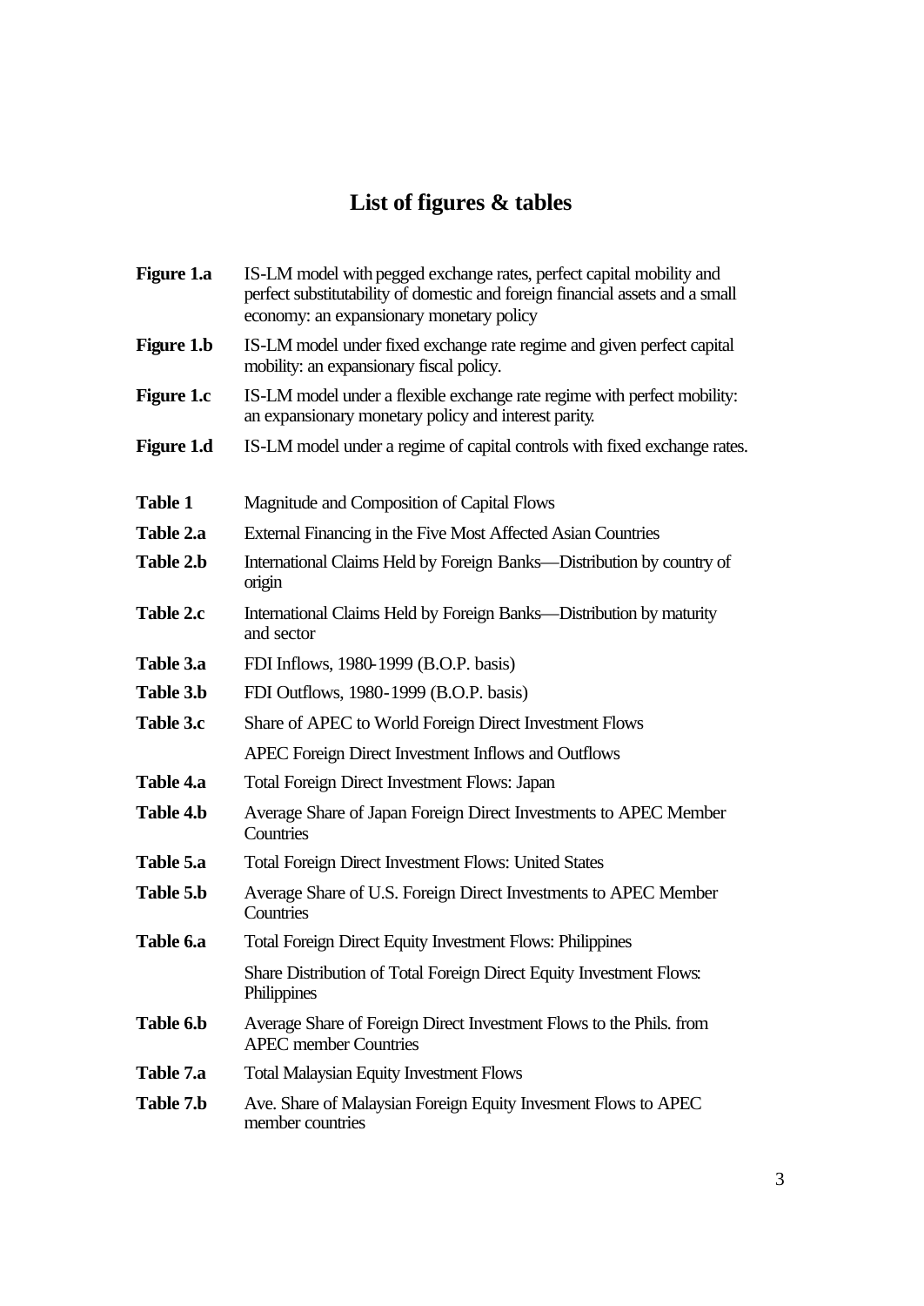# List of figures & tables

| | |
|---|---|
| **Figure 1.a** | IS-LM model with pegged exchange rates, perfect capital mobility and perfect substitutability of domestic and foreign financial assets and a small economy: an expansionary monetary policy |
| **Figure 1.b** | IS-LM model under fixed exchange rate regime and given perfect capital mobility: an expansionary fiscal policy. |
| **Figure 1.c** | IS-LM model under a flexible exchange rate regime with perfect mobility: an expansionary monetary policy and interest parity. |
| **Figure 1.d** | IS-LM model under a regime of capital controls with fixed exchange rates. |
| **Table 1** | Magnitude and Composition of Capital Flows |
| **Table 2.a** | External Financing in the Five Most Affected Asian Countries |
| **Table 2.b** | International Claims Held by Foreign Banks—Distribution by country of origin |
| **Table 2.c** | International Claims Held by Foreign Banks—Distribution by maturity and sector |
| **Table 3.a** | FDI Inflows, 1980-1999 (B.O.P. basis) |
| **Table 3.b** | FDI Outflows, 1980-1999 (B.O.P. basis) |
| **Table 3.c** | Share of APEC to World Foreign Direct Investment Flows |
| | APEC Foreign Direct Investment Inflows and Outflows |
| **Table 4.a** | Total Foreign Direct Investment Flows: Japan |
| **Table 4.b** | Average Share of Japan Foreign Direct Investments to APEC Member Countries |
| **Table 5.a** | Total Foreign Direct Investment Flows: United States |
| **Table 5.b** | Average Share of U.S. Foreign Direct Investments to APEC Member Countries |
| **Table 6.a** | Total Foreign Direct Equity Investment Flows: Philippines |
| | Share Distribution of Total Foreign Direct Equity Investment Flows: Philippines |
| **Table 6.b** | Average Share of Foreign Direct Investment Flows to the Phils. from APEC member Countries |
| **Table 7.a** | Total Malaysian Equity Investment Flows |
| **Table 7.b** | Ave. Share of Malaysian Foreign Equity Invesment Flows to APEC member countries |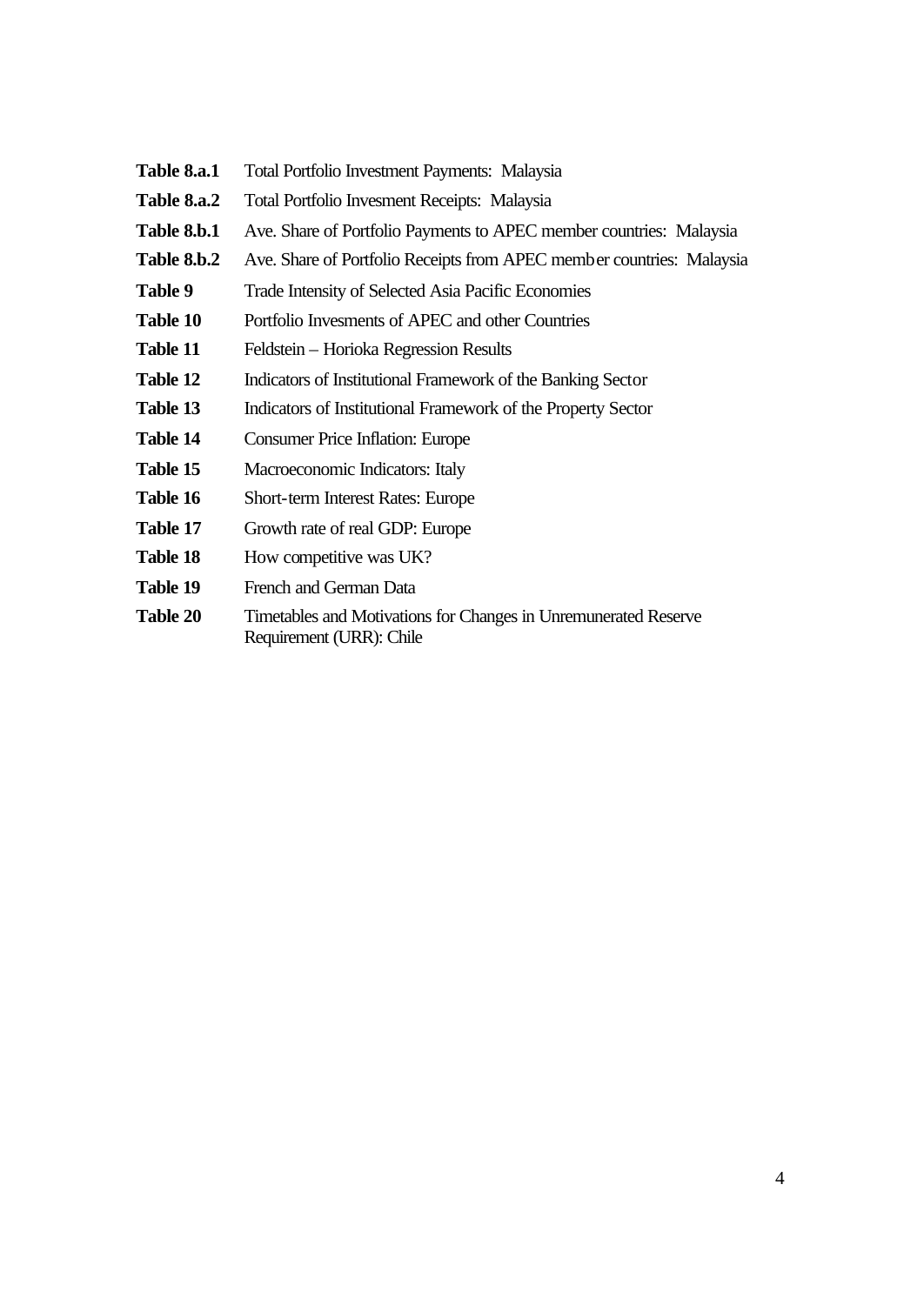| | |
|---|---|
| **Table 8.a.1** | Total Portfolio Investment Payments: Malaysia |
| **Table 8.a.2** | Total Portfolio Invesment Receipts: Malaysia |
| **Table 8.b.1** | Ave. Share of Portfolio Payments to APEC member countries: Malaysia |
| **Table 8.b.2** | Ave. Share of Portfolio Receipts from APEC member countries: Malaysia |
| **Table 9** | Trade Intensity of Selected Asia Pacific Economies |
| **Table 10** | Portfolio Invesments of APEC and other Countries |
| **Table 11** | Feldstein – Horioka Regression Results |
| **Table 12** | Indicators of Institutional Framework of the Banking Sector |
| **Table 13** | Indicators of Institutional Framework of the Property Sector |
| **Table 14** | Consumer Price Inflation: Europe |
| **Table 15** | Macroeconomic Indicators: Italy |
| **Table 16** | Short-term Interest Rates: Europe |
| **Table 17** | Growth rate of real GDP: Europe |
| **Table 18** | How competitive was UK? |
| **Table 19** | French and German Data |
| **Table 20** | Timetables and Motivations for Changes in Unremunerated Reserve Requirement (URR): Chile |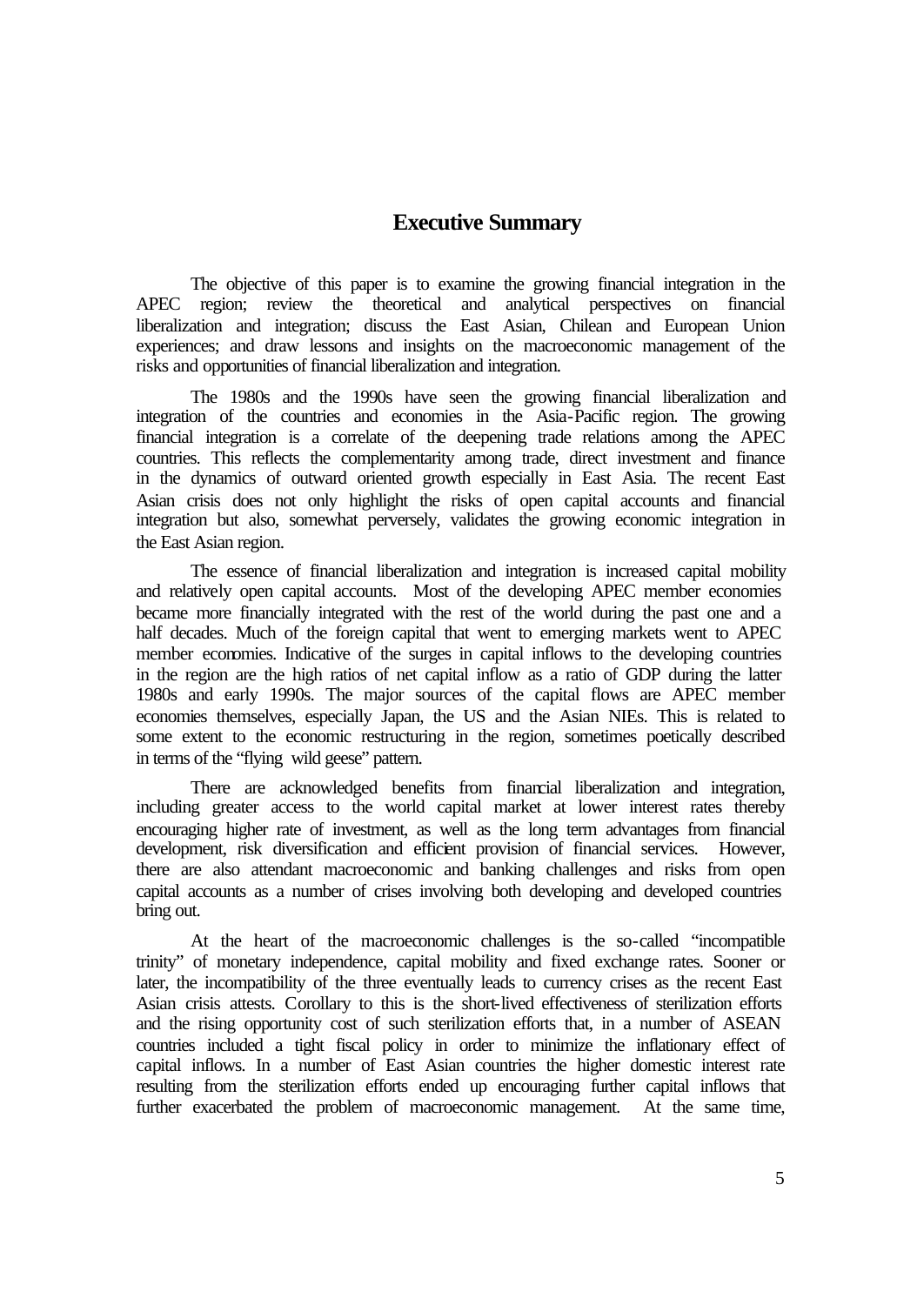# Executive Summary

The objective of this paper is to examine the growing financial integration in the APEC region; review the theoretical and analytical perspectives on financial liberalization and integration; discuss the East Asian, Chilean and European Union experiences; and draw lessons and insights on the macroeconomic management of the risks and opportunities of financial liberalization and integration.

The 1980s and the 1990s have seen the growing financial liberalization and integration of the countries and economies in the Asia-Pacific region. The growing financial integration is a correlate of the deepening trade relations among the APEC countries. This reflects the complementarity among trade, direct investment and finance in the dynamics of outward oriented growth especially in East Asia. The recent East Asian crisis does not only highlight the risks of open capital accounts and financial integration but also, somewhat perversely, validates the growing economic integration in the East Asian region.

The essence of financial liberalization and integration is increased capital mobility and relatively open capital accounts. Most of the developing APEC member economies became more financially integrated with the rest of the world during the past one and a half decades. Much of the foreign capital that went to emerging markets went to APEC member economies. Indicative of the surges in capital inflows to the developing countries in the region are the high ratios of net capital inflow as a ratio of GDP during the latter 1980s and early 1990s. The major sources of the capital flows are APEC member economies themselves, especially Japan, the US and the Asian NIEs. This is related to some extent to the economic restructuring in the region, sometimes poetically described in terms of the "flying wild geese" pattern.

There are acknowledged benefits from financial liberalization and integration, including greater access to the world capital market at lower interest rates thereby encouraging higher rate of investment, as well as the long term advantages from financial development, risk diversification and efficient provision of financial services. However, there are also attendant macroeconomic and banking challenges and risks from open capital accounts as a number of crises involving both developing and developed countries bring out.

At the heart of the macroeconomic challenges is the so-called "incompatible trinity" of monetary independence, capital mobility and fixed exchange rates. Sooner or later, the incompatibility of the three eventually leads to currency crises as the recent East Asian crisis attests. Corollary to this is the short-lived effectiveness of sterilization efforts and the rising opportunity cost of such sterilization efforts that, in a number of ASEAN countries included a tight fiscal policy in order to minimize the inflationary effect of capital inflows. In a number of East Asian countries the higher domestic interest rate resulting from the sterilization efforts ended up encouraging further capital inflows that further exacerbated the problem of macroeconomic management. At the same time,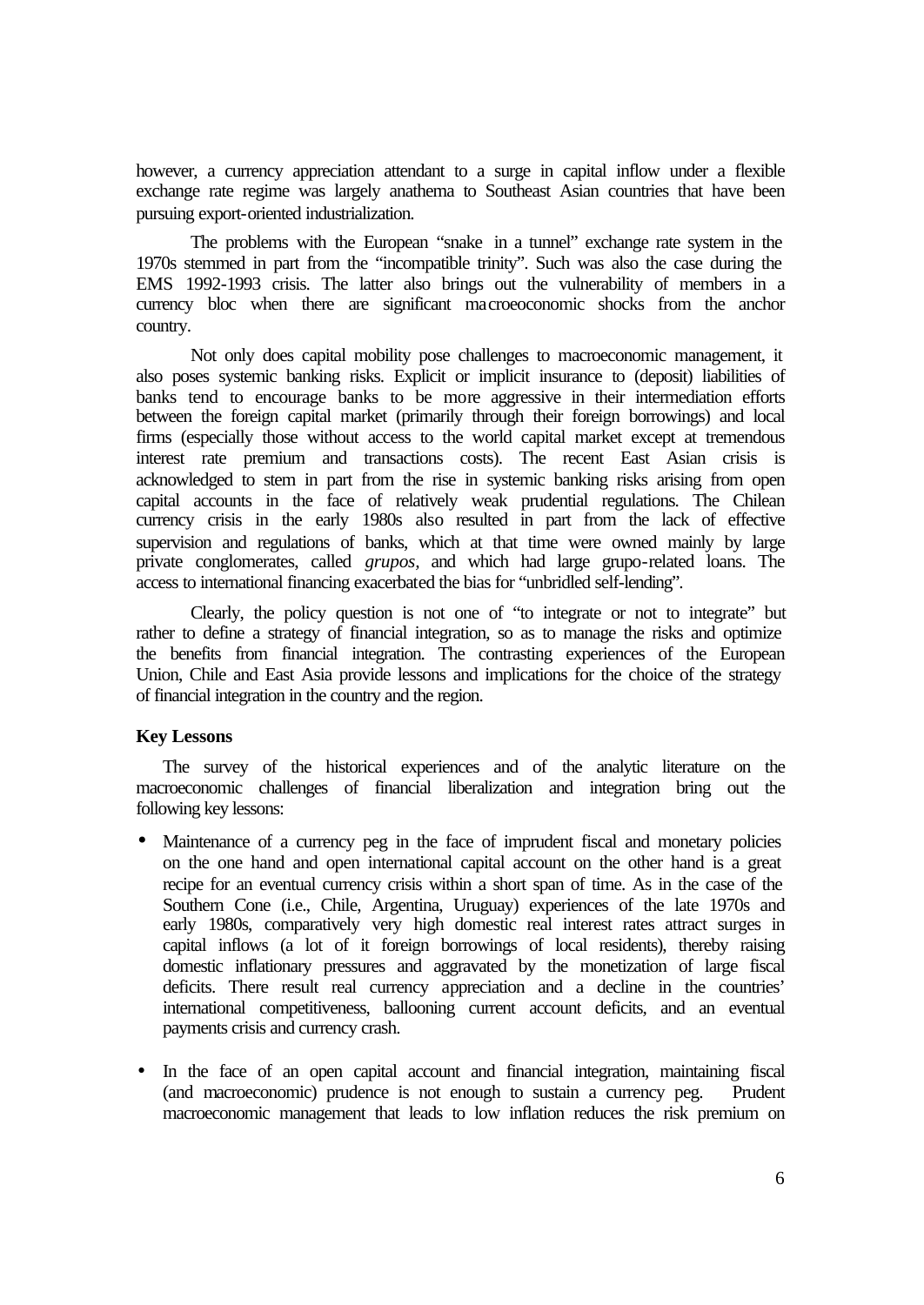however, a currency appreciation attendant to a surge in capital inflow under a flexible exchange rate regime was largely anathema to Southeast Asian countries that have been pursuing export-oriented industrialization.

The problems with the European "snake in a tunnel" exchange rate system in the 1970s stemmed in part from the "incompatible trinity". Such was also the case during the EMS 1992-1993 crisis. The latter also brings out the vulnerability of members in a currency bloc when there are significant macroeoconomic shocks from the anchor country.

Not only does capital mobility pose challenges to macroeconomic management, it also poses systemic banking risks. Explicit or implicit insurance to (deposit) liabilities of banks tend to encourage banks to be more aggressive in their intermediation efforts between the foreign capital market (primarily through their foreign borrowings) and local firms (especially those without access to the world capital market except at tremendous interest rate premium and transactions costs). The recent East Asian crisis is acknowledged to stem in part from the rise in systemic banking risks arising from open capital accounts in the face of relatively weak prudential regulations. The Chilean currency crisis in the early 1980s also resulted in part from the lack of effective supervision and regulations of banks, which at that time were owned mainly by large private conglomerates, called *grupos*, and which had large grupo-related loans. The access to international financing exacerbated the bias for "unbridled self-lending".

Clearly, the policy question is not one of "to integrate or not to integrate" but rather to define a strategy of financial integration, so as to manage the risks and optimize the benefits from financial integration. The contrasting experiences of the European Union, Chile and East Asia provide lessons and implications for the choice of the strategy of financial integration in the country and the region.

**Key Lessons**

The survey of the historical experiences and of the analytic literature on the macroeconomic challenges of financial liberalization and integration bring out the following key lessons:

- Maintenance of a currency peg in the face of imprudent fiscal and monetary policies on the one hand and open international capital account on the other hand is a great recipe for an eventual currency crisis within a short span of time. As in the case of the Southern Cone (i.e., Chile, Argentina, Uruguay) experiences of the late 1970s and early 1980s, comparatively very high domestic real interest rates attract surges in capital inflows (a lot of it foreign borrowings of local residents), thereby raising domestic inflationary pressures and aggravated by the monetization of large fiscal deficits. There result real currency appreciation and a decline in the countries' international competitiveness, ballooning current account deficits, and an eventual payments crisis and currency crash.

- In the face of an open capital account and financial integration, maintaining fiscal (and macroeconomic) prudence is not enough to sustain a currency peg. Prudent macroeconomic management that leads to low inflation reduces the risk premium on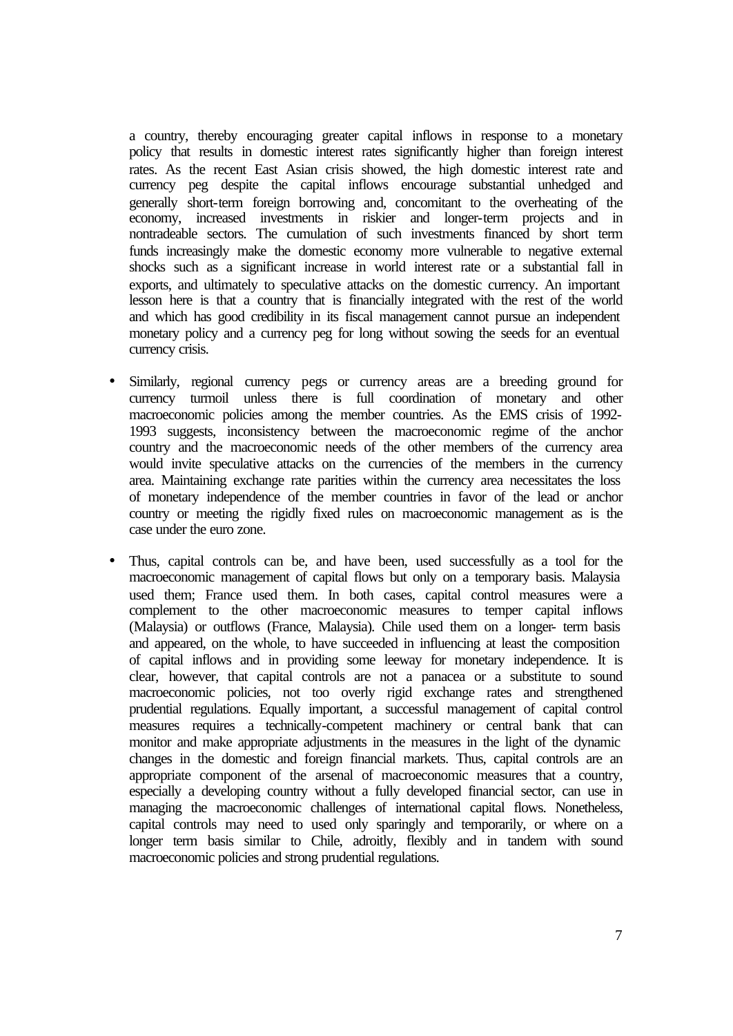a country, thereby encouraging greater capital inflows in response to a monetary policy that results in domestic interest rates significantly higher than foreign interest rates. As the recent East Asian crisis showed, the high domestic interest rate and currency peg despite the capital inflows encourage substantial unhedged and generally short-term foreign borrowing and, concomitant to the overheating of the economy, increased investments in riskier and longer-term projects and in nontradeable sectors. The cumulation of such investments financed by short term funds increasingly make the domestic economy more vulnerable to negative external shocks such as a significant increase in world interest rate or a substantial fall in exports, and ultimately to speculative attacks on the domestic currency. An important lesson here is that a country that is financially integrated with the rest of the world and which has good credibility in its fiscal management cannot pursue an independent monetary policy and a currency peg for long without sowing the seeds for an eventual currency crisis.

- Similarly, regional currency pegs or currency areas are a breeding ground for currency turmoil unless there is full coordination of monetary and other macroeconomic policies among the member countries. As the EMS crisis of 1992-1993 suggests, inconsistency between the macroeconomic regime of the anchor country and the macroeconomic needs of the other members of the currency area would invite speculative attacks on the currencies of the members in the currency area. Maintaining exchange rate parities within the currency area necessitates the loss of monetary independence of the member countries in favor of the lead or anchor country or meeting the rigidly fixed rules on macroeconomic management as is the case under the euro zone.

- Thus, capital controls can be, and have been, used successfully as a tool for the macroeconomic management of capital flows but only on a temporary basis. Malaysia used them; France used them. In both cases, capital control measures were a complement to the other macroeconomic measures to temper capital inflows (Malaysia) or outflows (France, Malaysia). Chile used them on a longer- term basis and appeared, on the whole, to have succeeded in influencing at least the composition of capital inflows and in providing some leeway for monetary independence. It is clear, however, that capital controls are not a panacea or a substitute to sound macroeconomic policies, not too overly rigid exchange rates and strengthened prudential regulations. Equally important, a successful management of capital control measures requires a technically-competent machinery or central bank that can monitor and make appropriate adjustments in the measures in the light of the dynamic changes in the domestic and foreign financial markets. Thus, capital controls are an appropriate component of the arsenal of macroeconomic measures that a country, especially a developing country without a fully developed financial sector, can use in managing the macroeconomic challenges of international capital flows. Nonetheless, capital controls may need to used only sparingly and temporarily, or where on a longer term basis similar to Chile, adroitly, flexibly and in tandem with sound macroeconomic policies and strong prudential regulations.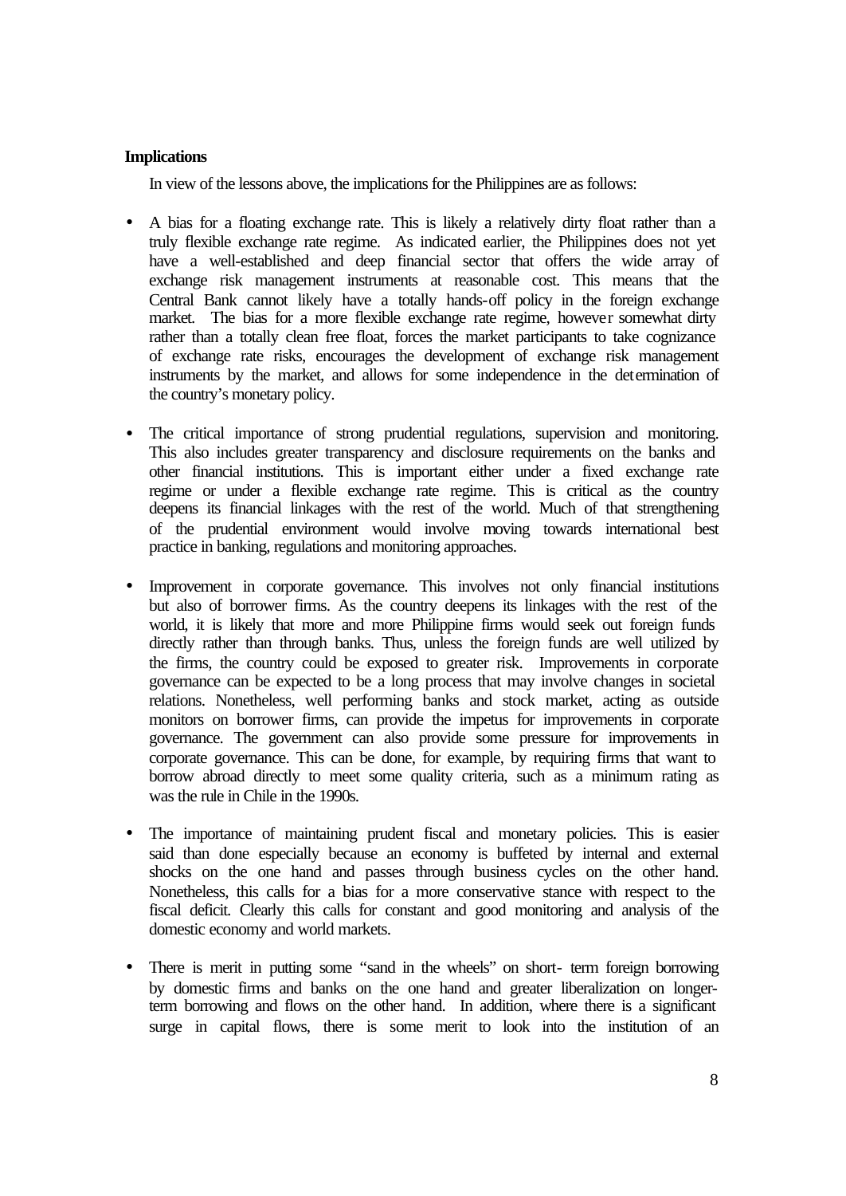**Implications**

In view of the lessons above, the implications for the Philippines are as follows:

- A bias for a floating exchange rate. This is likely a relatively dirty float rather than a truly flexible exchange rate regime. As indicated earlier, the Philippines does not yet have a well-established and deep financial sector that offers the wide array of exchange risk management instruments at reasonable cost. This means that the Central Bank cannot likely have a totally hands-off policy in the foreign exchange market. The bias for a more flexible exchange rate regime, however somewhat dirty rather than a totally clean free float, forces the market participants to take cognizance of exchange rate risks, encourages the development of exchange risk management instruments by the market, and allows for some independence in the determination of the country's monetary policy.

- The critical importance of strong prudential regulations, supervision and monitoring. This also includes greater transparency and disclosure requirements on the banks and other financial institutions. This is important either under a fixed exchange rate regime or under a flexible exchange rate regime. This is critical as the country deepens its financial linkages with the rest of the world. Much of that strengthening of the prudential environment would involve moving towards international best practice in banking, regulations and monitoring approaches.

- Improvement in corporate governance. This involves not only financial institutions but also of borrower firms. As the country deepens its linkages with the rest of the world, it is likely that more and more Philippine firms would seek out foreign funds directly rather than through banks. Thus, unless the foreign funds are well utilized by the firms, the country could be exposed to greater risk. Improvements in corporate governance can be expected to be a long process that may involve changes in societal relations. Nonetheless, well performing banks and stock market, acting as outside monitors on borrower firms, can provide the impetus for improvements in corporate governance. The government can also provide some pressure for improvements in corporate governance. This can be done, for example, by requiring firms that want to borrow abroad directly to meet some quality criteria, such as a minimum rating as was the rule in Chile in the 1990s.

- The importance of maintaining prudent fiscal and monetary policies. This is easier said than done especially because an economy is buffeted by internal and external shocks on the one hand and passes through business cycles on the other hand. Nonetheless, this calls for a bias for a more conservative stance with respect to the fiscal deficit. Clearly this calls for constant and good monitoring and analysis of the domestic economy and world markets.

- There is merit in putting some "sand in the wheels" on short- term foreign borrowing by domestic firms and banks on the one hand and greater liberalization on longer-term borrowing and flows on the other hand. In addition, where there is a significant surge in capital flows, there is some merit to look into the institution of an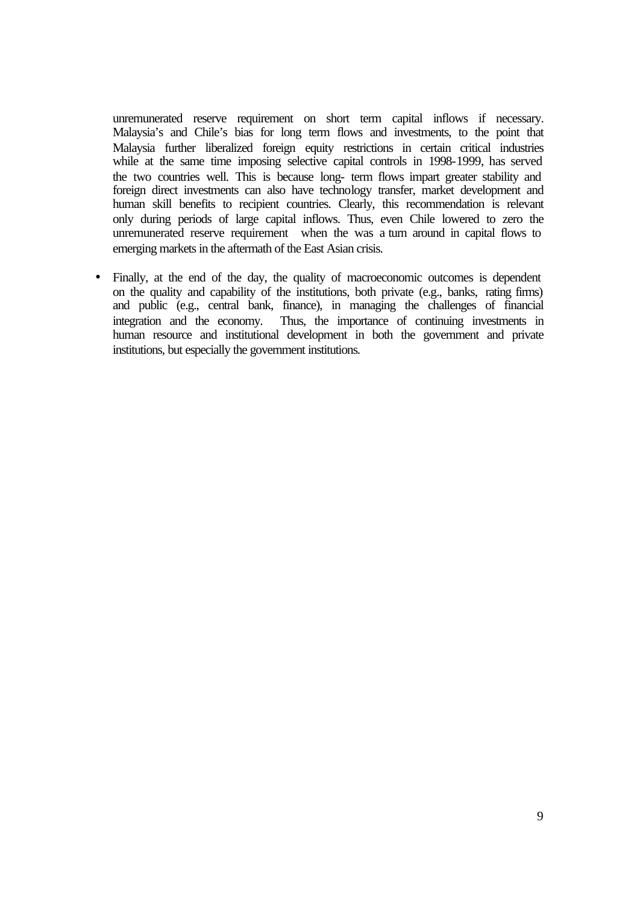unremunerated reserve requirement on short term capital inflows if necessary. Malaysia's and Chile's bias for long term flows and investments, to the point that Malaysia further liberalized foreign equity restrictions in certain critical industries while at the same time imposing selective capital controls in 1998-1999, has served the two countries well. This is because long- term flows impart greater stability and foreign direct investments can also have technology transfer, market development and human skill benefits to recipient countries. Clearly, this recommendation is relevant only during periods of large capital inflows. Thus, even Chile lowered to zero the unremunerated reserve requirement when the was a turn around in capital flows to emerging markets in the aftermath of the East Asian crisis.

- Finally, at the end of the day, the quality of macroeconomic outcomes is dependent on the quality and capability of the institutions, both private (e.g., banks, rating firms) and public (e.g., central bank, finance), in managing the challenges of financial integration and the economy. Thus, the importance of continuing investments in human resource and institutional development in both the government and private institutions, but especially the government institutions.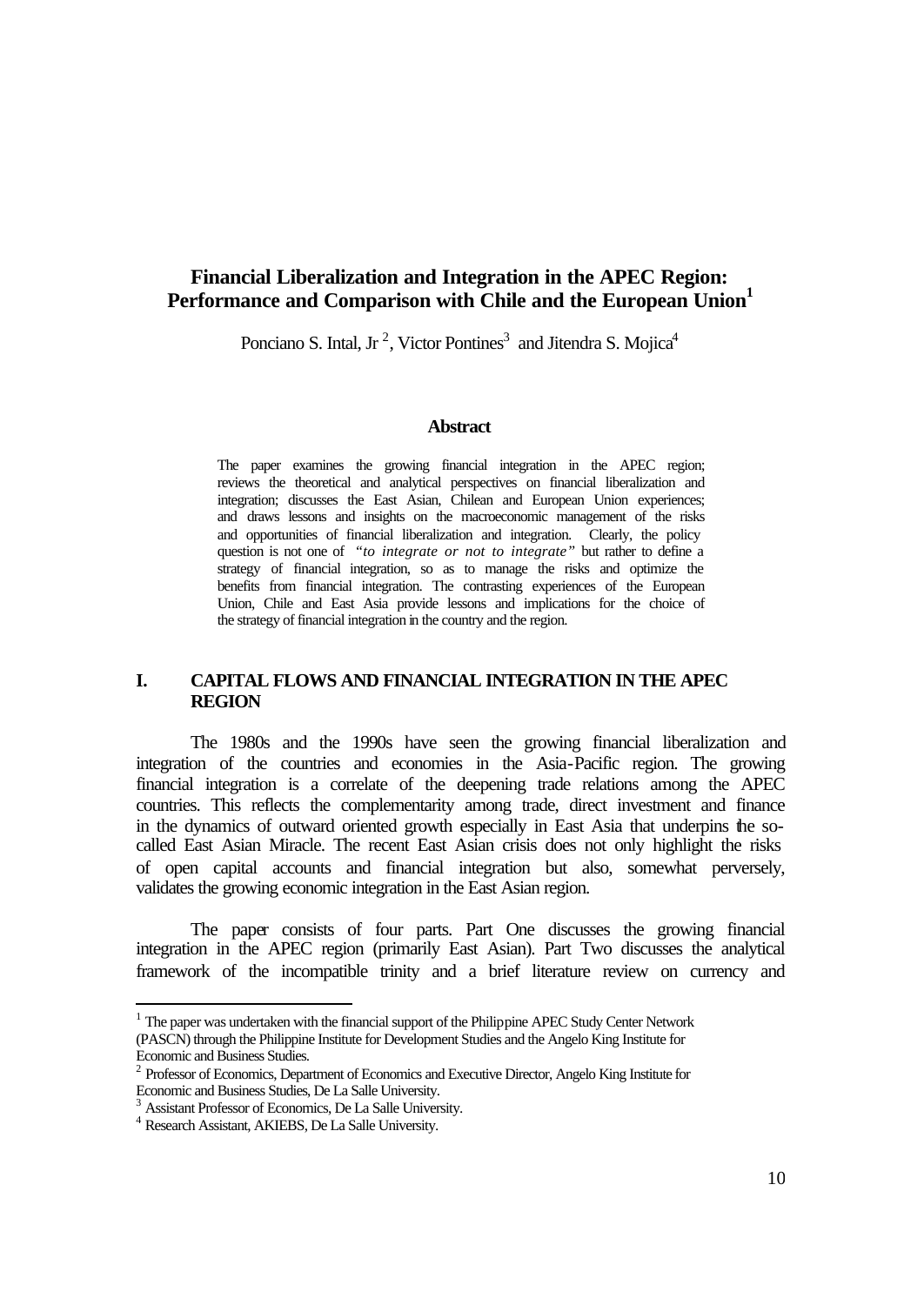# Financial Liberalization and Integration in the APEC Region: Performance and Comparison with Chile and the European Union[1]

Ponciano S. Intal, Jr[2], Victor Pontines[3] and Jitendra S. Mojica[4]

### Abstract

The paper examines the growing financial integration in the APEC region; reviews the theoretical and analytical perspectives on financial liberalization and integration; discusses the East Asian, Chilean and European Union experiences; and draws lessons and insights on the macroeconomic management of the risks and opportunities of financial liberalization and integration. Clearly, the policy question is not one of *"to integrate or not to integrate"* but rather to define a strategy of financial integration, so as to manage the risks and optimize the benefits from financial integration. The contrasting experiences of the European Union, Chile and East Asia provide lessons and implications for the choice of the strategy of financial integration in the country and the region.

## I. CAPITAL FLOWS AND FINANCIAL INTEGRATION IN THE APEC REGION

The 1980s and the 1990s have seen the growing financial liberalization and integration of the countries and economies in the Asia-Pacific region. The growing financial integration is a correlate of the deepening trade relations among the APEC countries. This reflects the complementarity among trade, direct investment and finance in the dynamics of outward oriented growth especially in East Asia that underpins the so-called East Asian Miracle. The recent East Asian crisis does not only highlight the risks of open capital accounts and financial integration but also, somewhat perversely, validates the growing economic integration in the East Asian region.

The paper consists of four parts. Part One discusses the growing financial integration in the APEC region (primarily East Asian). Part Two discusses the analytical framework of the incompatible trinity and a brief literature review on currency and

---

[1] The paper was undertaken with the financial support of the Philippine APEC Study Center Network (PASCN) through the Philippine Institute for Development Studies and the Angelo King Institute for Economic and Business Studies.

[2] Professor of Economics, Department of Economics and Executive Director, Angelo King Institute for Economic and Business Studies, De La Salle University.

[3] Assistant Professor of Economics, De La Salle University.

[4] Research Assistant, AKIEBS, De La Salle University.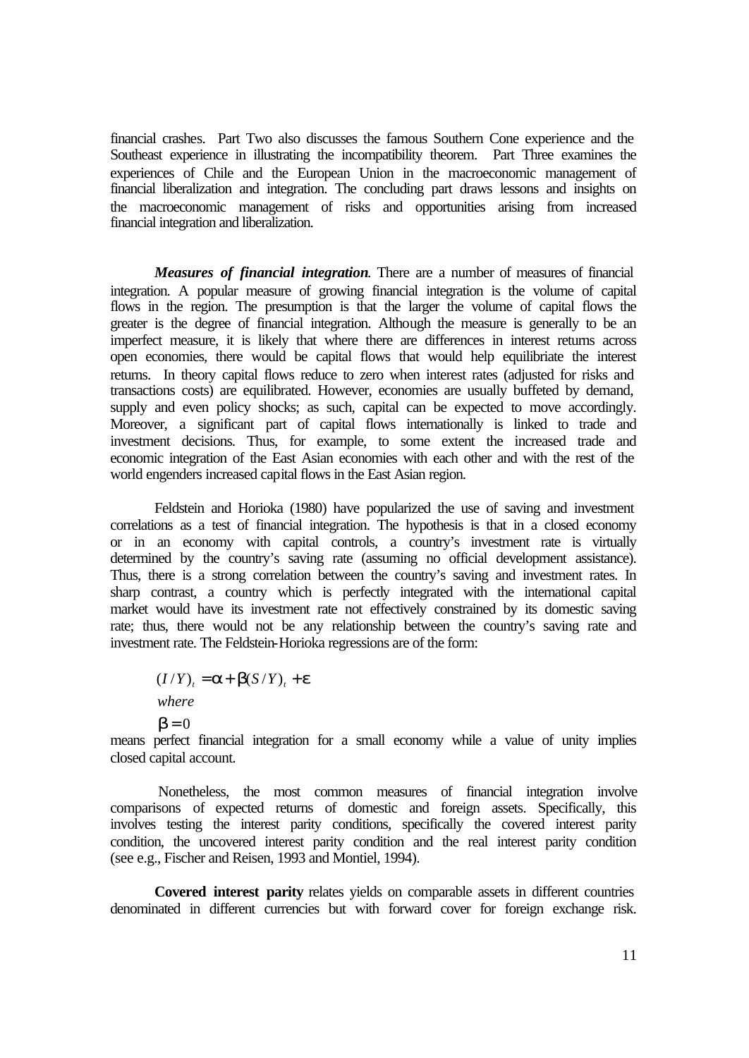financial crashes. Part Two also discusses the famous Southern Cone experience and the Southeast experience in illustrating the incompatibility theorem. Part Three examines the experiences of Chile and the European Union in the macroeconomic management of financial liberalization and integration. The concluding part draws lessons and insights on the macroeconomic management of risks and opportunities arising from increased financial integration and liberalization.

***Measures of financial integration***. There are a number of measures of financial integration. A popular measure of growing financial integration is the volume of capital flows in the region. The presumption is that the larger the volume of capital flows the greater is the degree of financial integration. Although the measure is generally to be an imperfect measure, it is likely that where there are differences in interest returns across open economies, there would be capital flows that would help equilibriate the interest returns. In theory capital flows reduce to zero when interest rates (adjusted for risks and transactions costs) are equilibrated. However, economies are usually buffeted by demand, supply and even policy shocks; as such, capital can be expected to move accordingly. Moreover, a significant part of capital flows internationally is linked to trade and investment decisions. Thus, for example, to some extent the increased trade and economic integration of the East Asian economies with each other and with the rest of the world engenders increased capital flows in the East Asian region.

Feldstein and Horioka (1980) have popularized the use of saving and investment correlations as a test of financial integration. The hypothesis is that in a closed economy or in an economy with capital controls, a country's investment rate is virtually determined by the country's saving rate (assuming no official development assistance). Thus, there is a strong correlation between the country's saving and investment rates. In sharp contrast, a country which is perfectly integrated with the international capital market would have its investment rate not effectively constrained by its domestic saving rate; thus, there would not be any relationship between the country's saving rate and investment rate. The Feldstein-Horioka regressions are of the form:

$$(I/Y)_t = \alpha + \beta(S/Y)_t + \varepsilon$$

*where*

$$\beta = 0$$

means perfect financial integration for a small economy while a value of unity implies closed capital account.

Nonetheless, the most common measures of financial integration involve comparisons of expected returns of domestic and foreign assets. Specifically, this involves testing the interest parity conditions, specifically the covered interest parity condition, the uncovered interest parity condition and the real interest parity condition (see e.g., Fischer and Reisen, 1993 and Montiel, 1994).

**Covered interest parity** relates yields on comparable assets in different countries denominated in different currencies but with forward cover for foreign exchange risk.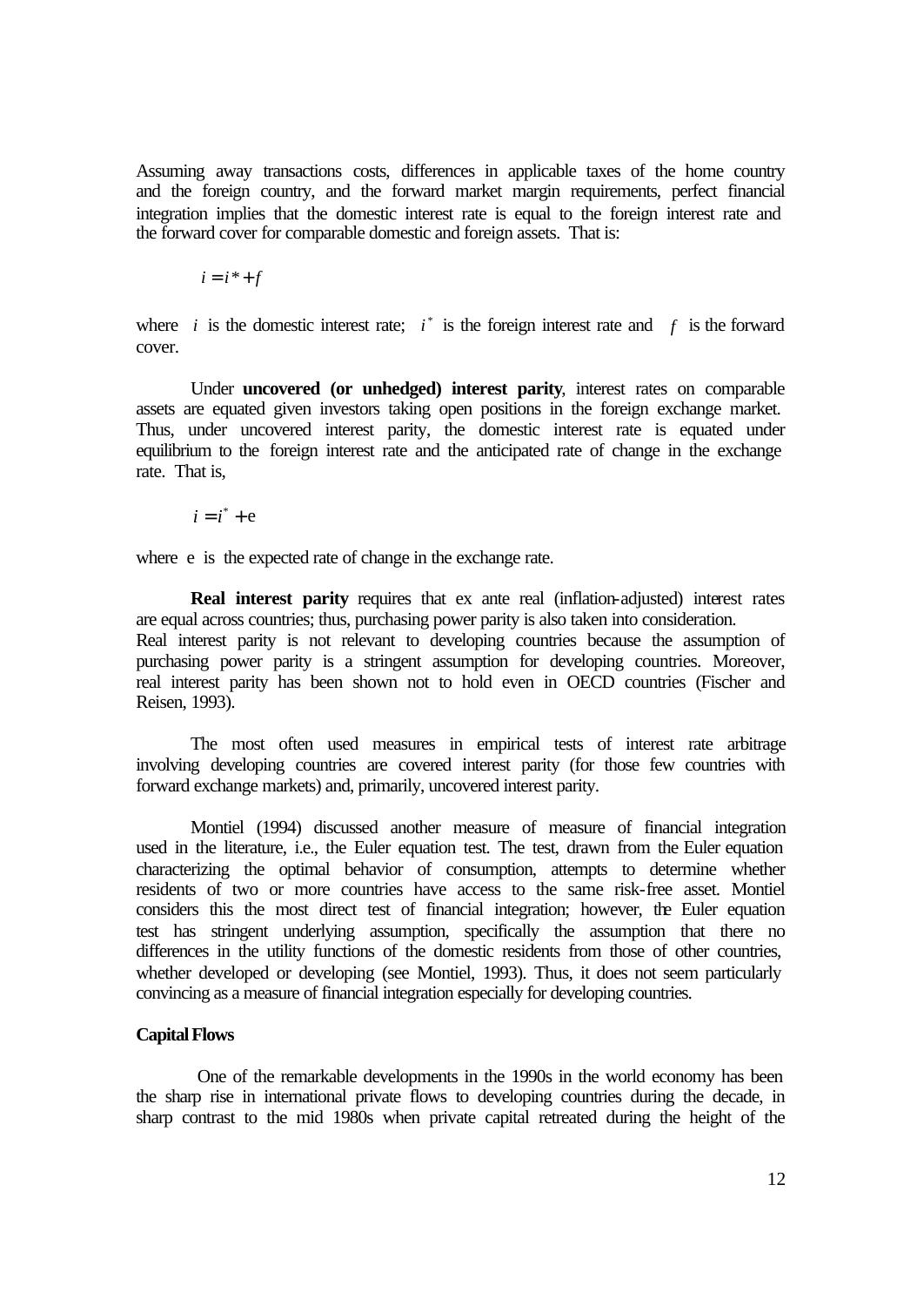Assuming away transactions costs, differences in applicable taxes of the home country and the foreign country, and the forward market margin requirements, perfect financial integration implies that the domestic interest rate is equal to the foreign interest rate and the forward cover for comparable domestic and foreign assets. That is:

$$i = i^* + f$$

where $i$ is the domestic interest rate; $i^*$ is the foreign interest rate and $f$ is the forward cover.

Under **uncovered (or unhedged) interest parity**, interest rates on comparable assets are equated given investors taking open positions in the foreign exchange market. Thus, under uncovered interest parity, the domestic interest rate is equated under equilibrium to the foreign interest rate and the anticipated rate of change in the exchange rate. That is,

$$i = i^* + e$$

where e is the expected rate of change in the exchange rate.

**Real interest parity** requires that ex ante real (inflation-adjusted) interest rates are equal across countries; thus, purchasing power parity is also taken into consideration. Real interest parity is not relevant to developing countries because the assumption of purchasing power parity is a stringent assumption for developing countries. Moreover, real interest parity has been shown not to hold even in OECD countries (Fischer and Reisen, 1993).

The most often used measures in empirical tests of interest rate arbitrage involving developing countries are covered interest parity (for those few countries with forward exchange markets) and, primarily, uncovered interest parity.

Montiel (1994) discussed another measure of measure of financial integration used in the literature, i.e., the Euler equation test. The test, drawn from the Euler equation characterizing the optimal behavior of consumption, attempts to determine whether residents of two or more countries have access to the same risk-free asset. Montiel considers this the most direct test of financial integration; however, the Euler equation test has stringent underlying assumption, specifically the assumption that there no differences in the utility functions of the domestic residents from those of other countries, whether developed or developing (see Montiel, 1993). Thus, it does not seem particularly convincing as a measure of financial integration especially for developing countries.

**Capital Flows**

One of the remarkable developments in the 1990s in the world economy has been the sharp rise in international private flows to developing countries during the decade, in sharp contrast to the mid 1980s when private capital retreated during the height of the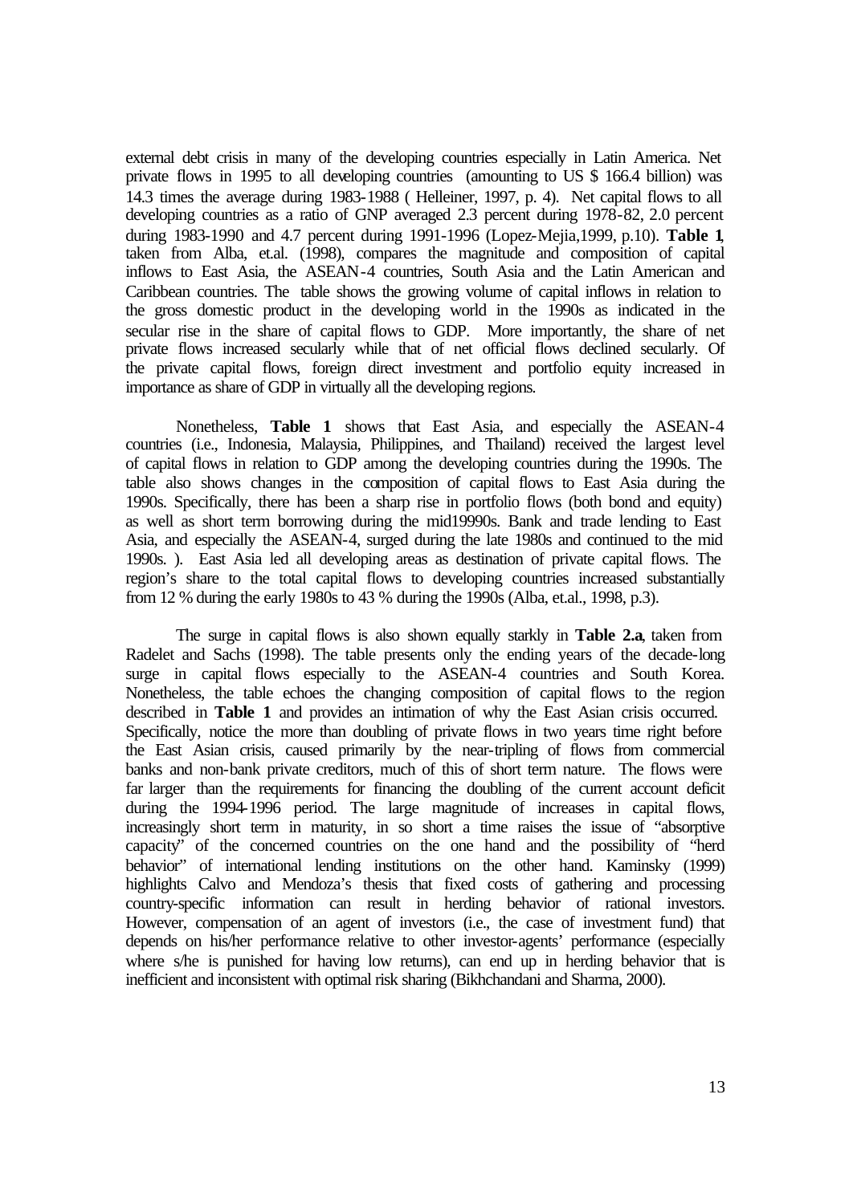external debt crisis in many of the developing countries especially in Latin America. Net private flows in 1995 to all developing countries (amounting to US $ 166.4 billion) was 14.3 times the average during 1983-1988 ( Helleiner, 1997, p. 4). Net capital flows to all developing countries as a ratio of GNP averaged 2.3 percent during 1978-82, 2.0 percent during 1983-1990 and 4.7 percent during 1991-1996 (Lopez-Mejia,1999, p.10). **Table 1**, taken from Alba, et.al. (1998), compares the magnitude and composition of capital inflows to East Asia, the ASEAN-4 countries, South Asia and the Latin American and Caribbean countries. The table shows the growing volume of capital inflows in relation to the gross domestic product in the developing world in the 1990s as indicated in the secular rise in the share of capital flows to GDP. More importantly, the share of net private flows increased secularly while that of net official flows declined secularly. Of the private capital flows, foreign direct investment and portfolio equity increased in importance as share of GDP in virtually all the developing regions.

Nonetheless, **Table 1** shows that East Asia, and especially the ASEAN-4 countries (i.e., Indonesia, Malaysia, Philippines, and Thailand) received the largest level of capital flows in relation to GDP among the developing countries during the 1990s. The table also shows changes in the composition of capital flows to East Asia during the 1990s. Specifically, there has been a sharp rise in portfolio flows (both bond and equity) as well as short term borrowing during the mid19990s. Bank and trade lending to East Asia, and especially the ASEAN-4, surged during the late 1980s and continued to the mid 1990s. ). East Asia led all developing areas as destination of private capital flows. The region's share to the total capital flows to developing countries increased substantially from 12 % during the early 1980s to 43 % during the 1990s (Alba, et.al., 1998, p.3).

The surge in capital flows is also shown equally starkly in **Table 2.a**, taken from Radelet and Sachs (1998). The table presents only the ending years of the decade-long surge in capital flows especially to the ASEAN-4 countries and South Korea. Nonetheless, the table echoes the changing composition of capital flows to the region described in **Table 1** and provides an intimation of why the East Asian crisis occurred. Specifically, notice the more than doubling of private flows in two years time right before the East Asian crisis, caused primarily by the near-tripling of flows from commercial banks and non-bank private creditors, much of this of short term nature. The flows were far larger than the requirements for financing the doubling of the current account deficit during the 1994-1996 period. The large magnitude of increases in capital flows, increasingly short term in maturity, in so short a time raises the issue of "absorptive capacity" of the concerned countries on the one hand and the possibility of "herd behavior" of international lending institutions on the other hand. Kaminsky (1999) highlights Calvo and Mendoza's thesis that fixed costs of gathering and processing country-specific information can result in herding behavior of rational investors. However, compensation of an agent of investors (i.e., the case of investment fund) that depends on his/her performance relative to other investor-agents' performance (especially where s/he is punished for having low returns), can end up in herding behavior that is inefficient and inconsistent with optimal risk sharing (Bikhchandani and Sharma, 2000).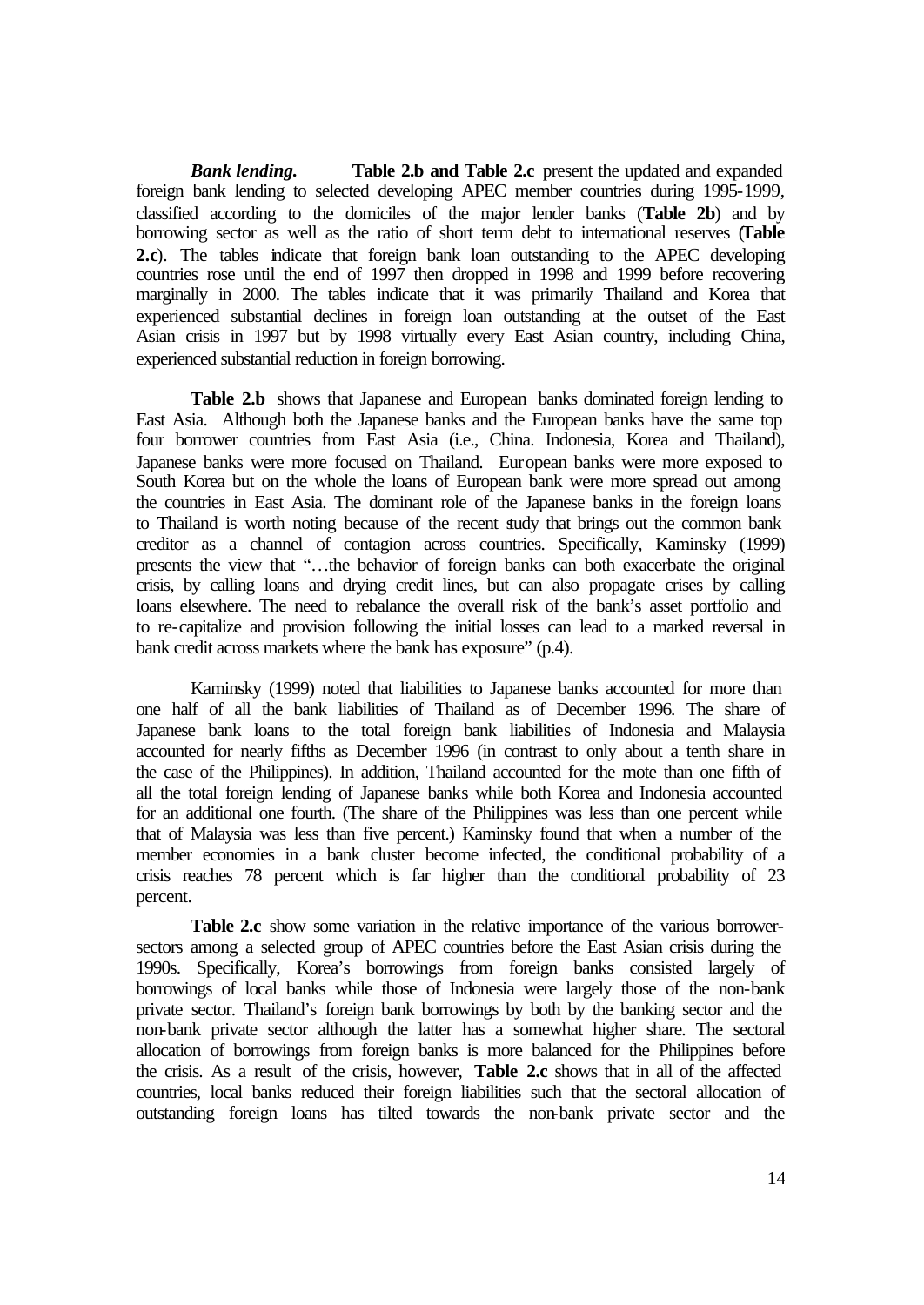***Bank lending.*** **Table 2.b and Table 2.c** present the updated and expanded foreign bank lending to selected developing APEC member countries during 1995-1999, classified according to the domiciles of the major lender banks (**Table 2b**) and by borrowing sector as well as the ratio of short term debt to international reserves (**Table 2.c**). The tables indicate that foreign bank loan outstanding to the APEC developing countries rose until the end of 1997 then dropped in 1998 and 1999 before recovering marginally in 2000. The tables indicate that it was primarily Thailand and Korea that experienced substantial declines in foreign loan outstanding at the outset of the East Asian crisis in 1997 but by 1998 virtually every East Asian country, including China, experienced substantial reduction in foreign borrowing.

**Table 2.b** shows that Japanese and European banks dominated foreign lending to East Asia. Although both the Japanese banks and the European banks have the same top four borrower countries from East Asia (i.e., China. Indonesia, Korea and Thailand), Japanese banks were more focused on Thailand. European banks were more exposed to South Korea but on the whole the loans of European bank were more spread out among the countries in East Asia. The dominant role of the Japanese banks in the foreign loans to Thailand is worth noting because of the recent study that brings out the common bank creditor as a channel of contagion across countries. Specifically, Kaminsky (1999) presents the view that "…the behavior of foreign banks can both exacerbate the original crisis, by calling loans and drying credit lines, but can also propagate crises by calling loans elsewhere. The need to rebalance the overall risk of the bank's asset portfolio and to re-capitalize and provision following the initial losses can lead to a marked reversal in bank credit across markets where the bank has exposure" (p.4).

Kaminsky (1999) noted that liabilities to Japanese banks accounted for more than one half of all the bank liabilities of Thailand as of December 1996. The share of Japanese bank loans to the total foreign bank liabilities of Indonesia and Malaysia accounted for nearly fifths as December 1996 (in contrast to only about a tenth share in the case of the Philippines). In addition, Thailand accounted for the mote than one fifth of all the total foreign lending of Japanese banks while both Korea and Indonesia accounted for an additional one fourth. (The share of the Philippines was less than one percent while that of Malaysia was less than five percent.) Kaminsky found that when a number of the member economies in a bank cluster become infected, the conditional probability of a crisis reaches 78 percent which is far higher than the conditional probability of 23 percent.

**Table 2.c** show some variation in the relative importance of the various borrower-sectors among a selected group of APEC countries before the East Asian crisis during the 1990s. Specifically, Korea's borrowings from foreign banks consisted largely of borrowings of local banks while those of Indonesia were largely those of the non-bank private sector. Thailand's foreign bank borrowings by both by the banking sector and the non-bank private sector although the latter has a somewhat higher share. The sectoral allocation of borrowings from foreign banks is more balanced for the Philippines before the crisis. As a result of the crisis, however, **Table 2.c** shows that in all of the affected countries, local banks reduced their foreign liabilities such that the sectoral allocation of outstanding foreign loans has tilted towards the non-bank private sector and the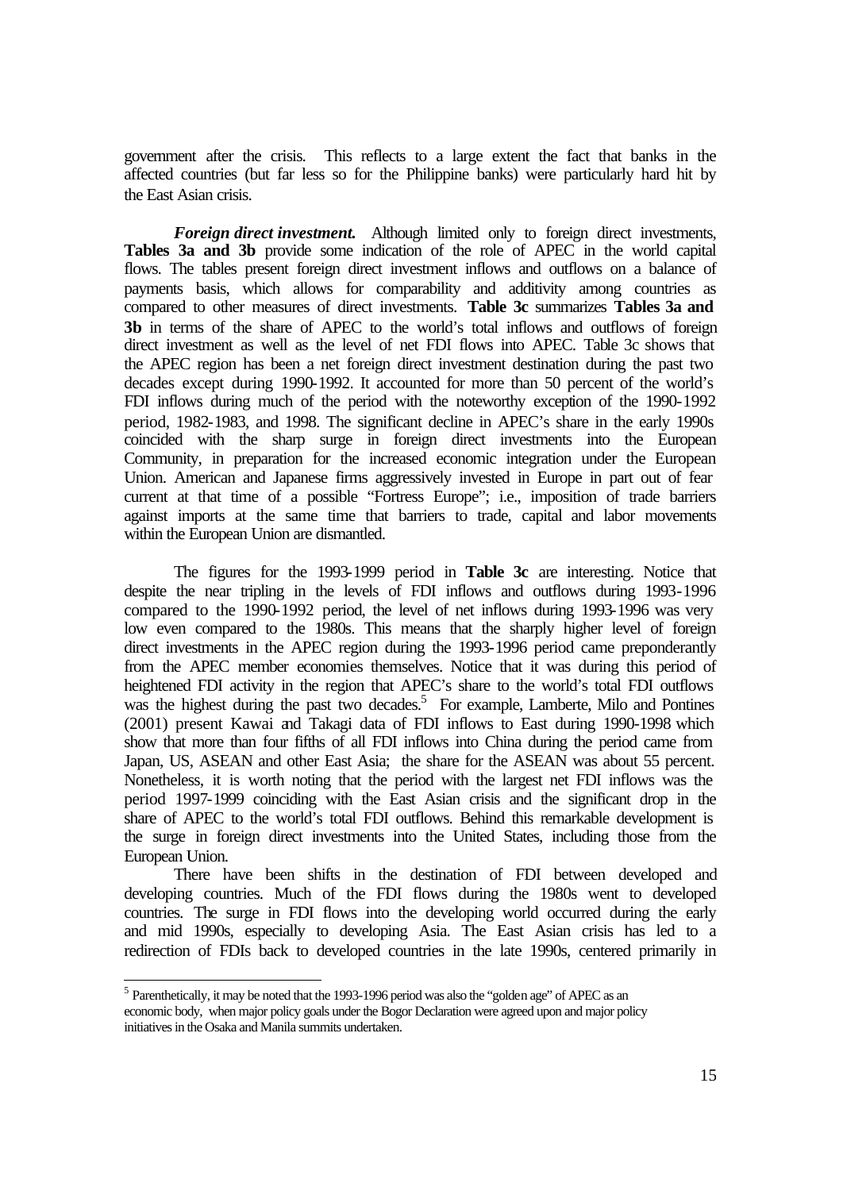government after the crisis. This reflects to a large extent the fact that banks in the affected countries (but far less so for the Philippine banks) were particularly hard hit by the East Asian crisis.

***Foreign direct investment.*** Although limited only to foreign direct investments, **Tables 3a and 3b** provide some indication of the role of APEC in the world capital flows. The tables present foreign direct investment inflows and outflows on a balance of payments basis, which allows for comparability and additivity among countries as compared to other measures of direct investments. **Table 3c** summarizes **Tables 3a and 3b** in terms of the share of APEC to the world's total inflows and outflows of foreign direct investment as well as the level of net FDI flows into APEC. Table 3c shows that the APEC region has been a net foreign direct investment destination during the past two decades except during 1990-1992. It accounted for more than 50 percent of the world's FDI inflows during much of the period with the noteworthy exception of the 1990-1992 period, 1982-1983, and 1998. The significant decline in APEC's share in the early 1990s coincided with the sharp surge in foreign direct investments into the European Community, in preparation for the increased economic integration under the European Union. American and Japanese firms aggressively invested in Europe in part out of fear current at that time of a possible "Fortress Europe"; i.e., imposition of trade barriers against imports at the same time that barriers to trade, capital and labor movements within the European Union are dismantled.

The figures for the 1993-1999 period in **Table 3c** are interesting. Notice that despite the near tripling in the levels of FDI inflows and outflows during 1993-1996 compared to the 1990-1992 period, the level of net inflows during 1993-1996 was very low even compared to the 1980s. This means that the sharply higher level of foreign direct investments in the APEC region during the 1993-1996 period came preponderantly from the APEC member economies themselves. Notice that it was during this period of heightened FDI activity in the region that APEC's share to the world's total FDI outflows was the highest during the past two decades.[5] For example, Lamberte, Milo and Pontines (2001) present Kawai and Takagi data of FDI inflows to East during 1990-1998 which show that more than four fifths of all FDI inflows into China during the period came from Japan, US, ASEAN and other East Asia; the share for the ASEAN was about 55 percent. Nonetheless, it is worth noting that the period with the largest net FDI inflows was the period 1997-1999 coinciding with the East Asian crisis and the significant drop in the share of APEC to the world's total FDI outflows. Behind this remarkable development is the surge in foreign direct investments into the United States, including those from the European Union.

There have been shifts in the destination of FDI between developed and developing countries. Much of the FDI flows during the 1980s went to developed countries. The surge in FDI flows into the developing world occurred during the early and mid 1990s, especially to developing Asia. The East Asian crisis has led to a redirection of FDIs back to developed countries in the late 1990s, centered primarily in

---

[5] Parenthetically, it may be noted that the 1993-1996 period was also the "golden age" of APEC as an economic body, when major policy goals under the Bogor Declaration were agreed upon and major policy initiatives in the Osaka and Manila summits undertaken.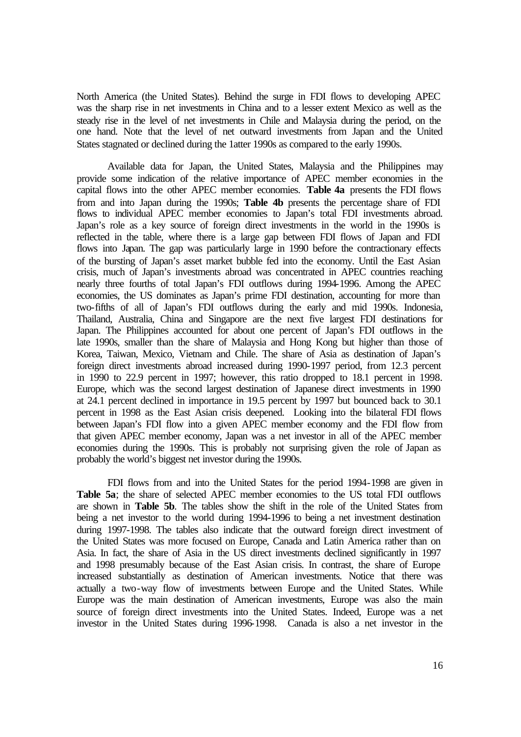North America (the United States). Behind the surge in FDI flows to developing APEC was the sharp rise in net investments in China and to a lesser extent Mexico as well as the steady rise in the level of net investments in Chile and Malaysia during the period, on the one hand. Note that the level of net outward investments from Japan and the United States stagnated or declined during the 1atter 1990s as compared to the early 1990s.

Available data for Japan, the United States, Malaysia and the Philippines may provide some indication of the relative importance of APEC member economies in the capital flows into the other APEC member economies. **Table 4a** presents the FDI flows from and into Japan during the 1990s; **Table 4b** presents the percentage share of FDI flows to individual APEC member economies to Japan's total FDI investments abroad. Japan's role as a key source of foreign direct investments in the world in the 1990s is reflected in the table, where there is a large gap between FDI flows of Japan and FDI flows into Japan. The gap was particularly large in 1990 before the contractionary effects of the bursting of Japan's asset market bubble fed into the economy. Until the East Asian crisis, much of Japan's investments abroad was concentrated in APEC countries reaching nearly three fourths of total Japan's FDI outflows during 1994-1996. Among the APEC economies, the US dominates as Japan's prime FDI destination, accounting for more than two-fifths of all of Japan's FDI outflows during the early and mid 1990s. Indonesia, Thailand, Australia, China and Singapore are the next five largest FDI destinations for Japan. The Philippines accounted for about one percent of Japan's FDI outflows in the late 1990s, smaller than the share of Malaysia and Hong Kong but higher than those of Korea, Taiwan, Mexico, Vietnam and Chile. The share of Asia as destination of Japan's foreign direct investments abroad increased during 1990-1997 period, from 12.3 percent in 1990 to 22.9 percent in 1997; however, this ratio dropped to 18.1 percent in 1998. Europe, which was the second largest destination of Japanese direct investments in 1990 at 24.1 percent declined in importance in 19.5 percent by 1997 but bounced back to 30.1 percent in 1998 as the East Asian crisis deepened. Looking into the bilateral FDI flows between Japan's FDI flow into a given APEC member economy and the FDI flow from that given APEC member economy, Japan was a net investor in all of the APEC member economies during the 1990s. This is probably not surprising given the role of Japan as probably the world's biggest net investor during the 1990s.

FDI flows from and into the United States for the period 1994-1998 are given in **Table 5a**; the share of selected APEC member economies to the US total FDI outflows are shown in **Table 5b**. The tables show the shift in the role of the United States from being a net investor to the world during 1994-1996 to being a net investment destination during 1997-1998. The tables also indicate that the outward foreign direct investment of the United States was more focused on Europe, Canada and Latin America rather than on Asia. In fact, the share of Asia in the US direct investments declined significantly in 1997 and 1998 presumably because of the East Asian crisis. In contrast, the share of Europe increased substantially as destination of American investments. Notice that there was actually a two-way flow of investments between Europe and the United States. While Europe was the main destination of American investments, Europe was also the main source of foreign direct investments into the United States. Indeed, Europe was a net investor in the United States during 1996-1998. Canada is also a net investor in the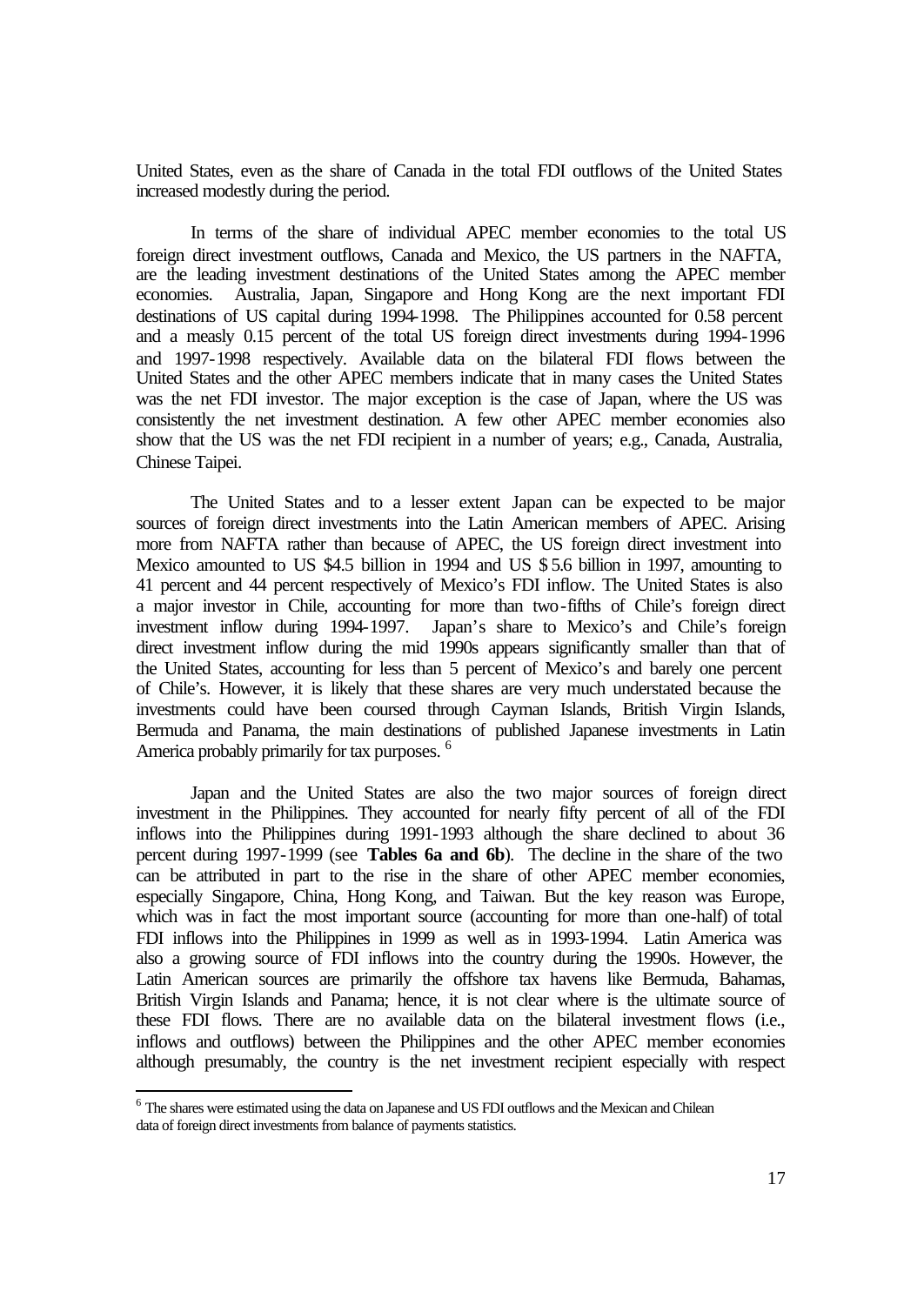United States, even as the share of Canada in the total FDI outflows of the United States increased modestly during the period.

In terms of the share of individual APEC member economies to the total US foreign direct investment outflows, Canada and Mexico, the US partners in the NAFTA, are the leading investment destinations of the United States among the APEC member economies. Australia, Japan, Singapore and Hong Kong are the next important FDI destinations of US capital during 1994-1998. The Philippines accounted for 0.58 percent and a measly 0.15 percent of the total US foreign direct investments during 1994-1996 and 1997-1998 respectively. Available data on the bilateral FDI flows between the United States and the other APEC members indicate that in many cases the United States was the net FDI investor. The major exception is the case of Japan, where the US was consistently the net investment destination. A few other APEC member economies also show that the US was the net FDI recipient in a number of years; e.g., Canada, Australia, Chinese Taipei.

The United States and to a lesser extent Japan can be expected to be major sources of foreign direct investments into the Latin American members of APEC. Arising more from NAFTA rather than because of APEC, the US foreign direct investment into Mexico amounted to US $4.5 billion in 1994 and US $ 5.6 billion in 1997, amounting to 41 percent and 44 percent respectively of Mexico's FDI inflow. The United States is also a major investor in Chile, accounting for more than two-fifths of Chile's foreign direct investment inflow during 1994-1997. Japan's share to Mexico's and Chile's foreign direct investment inflow during the mid 1990s appears significantly smaller than that of the United States, accounting for less than 5 percent of Mexico's and barely one percent of Chile's. However, it is likely that these shares are very much understated because the investments could have been coursed through Cayman Islands, British Virgin Islands, Bermuda and Panama, the main destinations of published Japanese investments in Latin America probably primarily for tax purposes. [6]

Japan and the United States are also the two major sources of foreign direct investment in the Philippines. They accounted for nearly fifty percent of all of the FDI inflows into the Philippines during 1991-1993 although the share declined to about 36 percent during 1997-1999 (see **Tables 6a and 6b**). The decline in the share of the two can be attributed in part to the rise in the share of other APEC member economies, especially Singapore, China, Hong Kong, and Taiwan. But the key reason was Europe, which was in fact the most important source (accounting for more than one-half) of total FDI inflows into the Philippines in 1999 as well as in 1993-1994. Latin America was also a growing source of FDI inflows into the country during the 1990s. However, the Latin American sources are primarily the offshore tax havens like Bermuda, Bahamas, British Virgin Islands and Panama; hence, it is not clear where is the ultimate source of these FDI flows. There are no available data on the bilateral investment flows (i.e., inflows and outflows) between the Philippines and the other APEC member economies although presumably, the country is the net investment recipient especially with respect

---

[6] The shares were estimated using the data on Japanese and US FDI outflows and the Mexican and Chilean data of foreign direct investments from balance of payments statistics.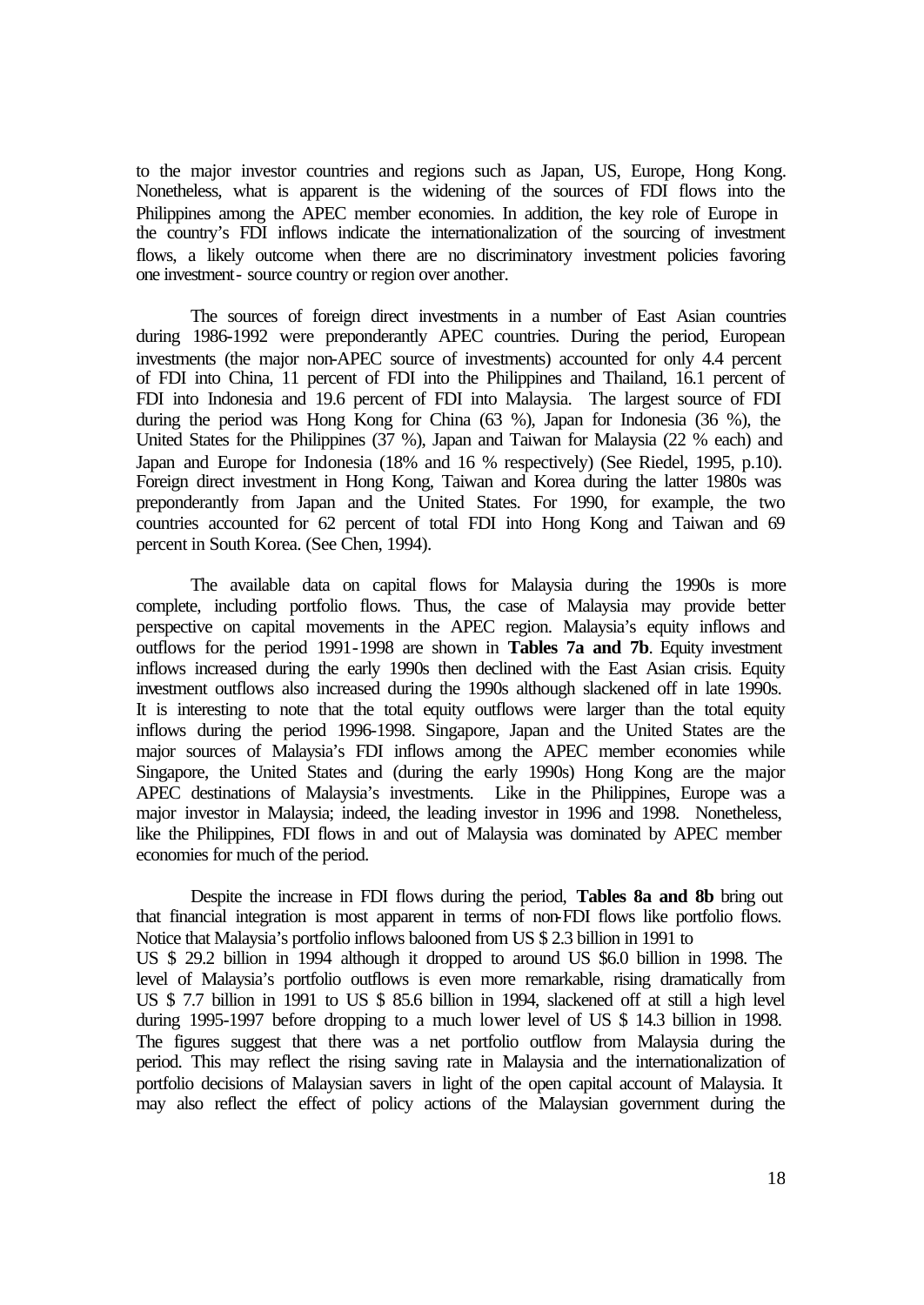to the major investor countries and regions such as Japan, US, Europe, Hong Kong. Nonetheless, what is apparent is the widening of the sources of FDI flows into the Philippines among the APEC member economies. In addition, the key role of Europe in the country's FDI inflows indicate the internationalization of the sourcing of investment flows, a likely outcome when there are no discriminatory investment policies favoring one investment- source country or region over another.

The sources of foreign direct investments in a number of East Asian countries during 1986-1992 were preponderantly APEC countries. During the period, European investments (the major non-APEC source of investments) accounted for only 4.4 percent of FDI into China, 11 percent of FDI into the Philippines and Thailand, 16.1 percent of FDI into Indonesia and 19.6 percent of FDI into Malaysia. The largest source of FDI during the period was Hong Kong for China (63 %), Japan for Indonesia (36 %), the United States for the Philippines (37 %), Japan and Taiwan for Malaysia (22 % each) and Japan and Europe for Indonesia (18% and 16 % respectively) (See Riedel, 1995, p.10). Foreign direct investment in Hong Kong, Taiwan and Korea during the latter 1980s was preponderantly from Japan and the United States. For 1990, for example, the two countries accounted for 62 percent of total FDI into Hong Kong and Taiwan and 69 percent in South Korea. (See Chen, 1994).

The available data on capital flows for Malaysia during the 1990s is more complete, including portfolio flows. Thus, the case of Malaysia may provide better perspective on capital movements in the APEC region. Malaysia's equity inflows and outflows for the period 1991-1998 are shown in **Tables 7a and 7b**. Equity investment inflows increased during the early 1990s then declined with the East Asian crisis. Equity investment outflows also increased during the 1990s although slackened off in late 1990s. It is interesting to note that the total equity outflows were larger than the total equity inflows during the period 1996-1998. Singapore, Japan and the United States are the major sources of Malaysia's FDI inflows among the APEC member economies while Singapore, the United States and (during the early 1990s) Hong Kong are the major APEC destinations of Malaysia's investments. Like in the Philippines, Europe was a major investor in Malaysia; indeed, the leading investor in 1996 and 1998. Nonetheless, like the Philippines, FDI flows in and out of Malaysia was dominated by APEC member economies for much of the period.

Despite the increase in FDI flows during the period, **Tables 8a and 8b** bring out that financial integration is most apparent in terms of non-FDI flows like portfolio flows. Notice that Malaysia's portfolio inflows balooned from US $ 2.3 billion in 1991 to US $ 29.2 billion in 1994 although it dropped to around US $6.0 billion in 1998. The level of Malaysia's portfolio outflows is even more remarkable, rising dramatically from US $ 7.7 billion in 1991 to US $ 85.6 billion in 1994, slackened off at still a high level during 1995-1997 before dropping to a much lower level of US $ 14.3 billion in 1998. The figures suggest that there was a net portfolio outflow from Malaysia during the period. This may reflect the rising saving rate in Malaysia and the internationalization of portfolio decisions of Malaysian savers in light of the open capital account of Malaysia. It may also reflect the effect of policy actions of the Malaysian government during the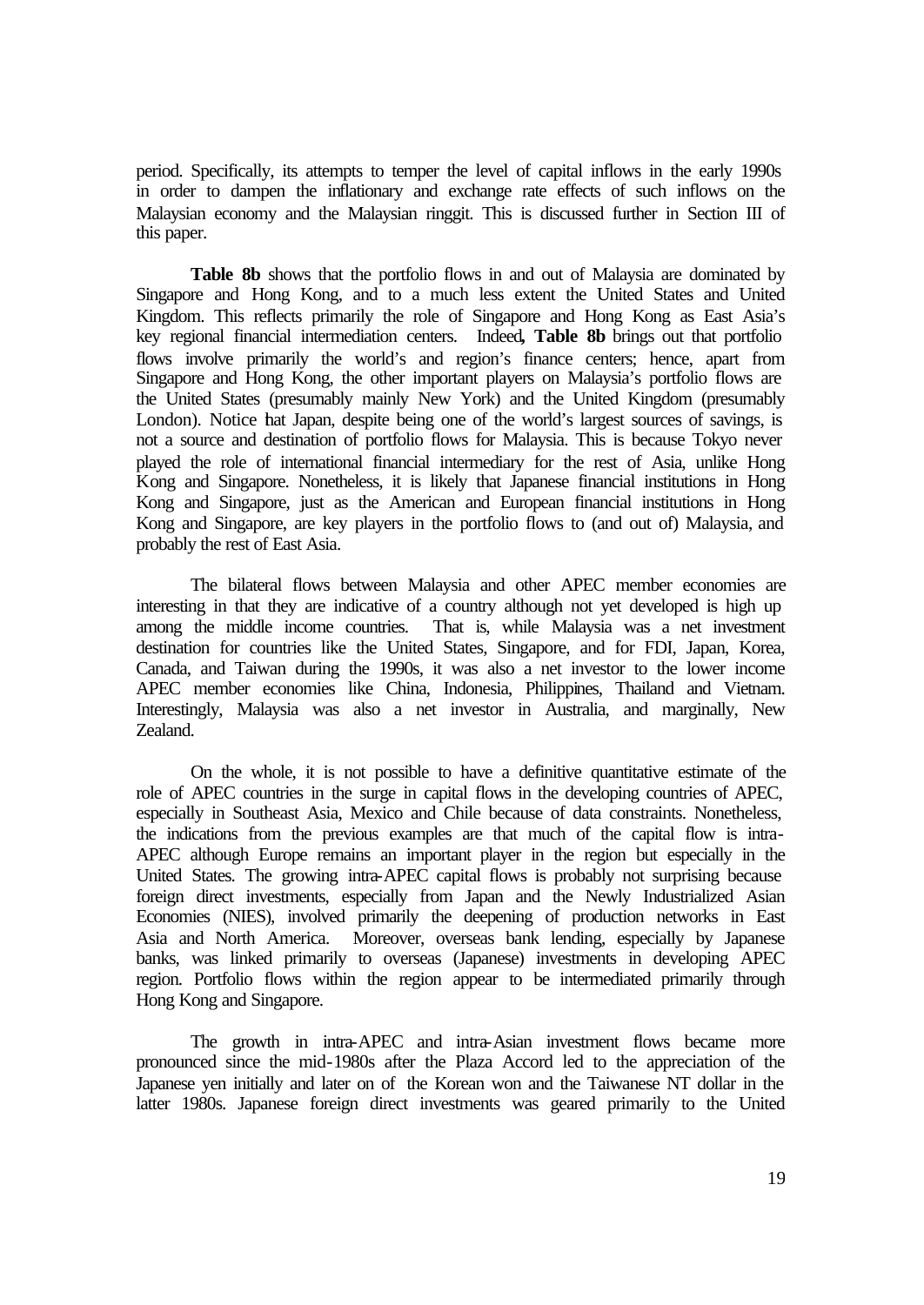period. Specifically, its attempts to temper the level of capital inflows in the early 1990s in order to dampen the inflationary and exchange rate effects of such inflows on the Malaysian economy and the Malaysian ringgit. This is discussed further in Section III of this paper.

**Table 8b** shows that the portfolio flows in and out of Malaysia are dominated by Singapore and Hong Kong, and to a much less extent the United States and United Kingdom. This reflects primarily the role of Singapore and Hong Kong as East Asia's key regional financial intermediation centers. Indeed**, Table 8b** brings out that portfolio flows involve primarily the world's and region's finance centers; hence, apart from Singapore and Hong Kong, the other important players on Malaysia's portfolio flows are the United States (presumably mainly New York) and the United Kingdom (presumably London). Notice hat Japan, despite being one of the world's largest sources of savings, is not a source and destination of portfolio flows for Malaysia. This is because Tokyo never played the role of international financial intermediary for the rest of Asia, unlike Hong Kong and Singapore. Nonetheless, it is likely that Japanese financial institutions in Hong Kong and Singapore, just as the American and European financial institutions in Hong Kong and Singapore, are key players in the portfolio flows to (and out of) Malaysia, and probably the rest of East Asia.

The bilateral flows between Malaysia and other APEC member economies are interesting in that they are indicative of a country although not yet developed is high up among the middle income countries. That is, while Malaysia was a net investment destination for countries like the United States, Singapore, and for FDI, Japan, Korea, Canada, and Taiwan during the 1990s, it was also a net investor to the lower income APEC member economies like China, Indonesia, Philippines, Thailand and Vietnam. Interestingly, Malaysia was also a net investor in Australia, and marginally, New Zealand.

On the whole, it is not possible to have a definitive quantitative estimate of the role of APEC countries in the surge in capital flows in the developing countries of APEC, especially in Southeast Asia, Mexico and Chile because of data constraints. Nonetheless, the indications from the previous examples are that much of the capital flow is intra-APEC although Europe remains an important player in the region but especially in the United States. The growing intra-APEC capital flows is probably not surprising because foreign direct investments, especially from Japan and the Newly Industrialized Asian Economies (NIES), involved primarily the deepening of production networks in East Asia and North America. Moreover, overseas bank lending, especially by Japanese banks, was linked primarily to overseas (Japanese) investments in developing APEC region. Portfolio flows within the region appear to be intermediated primarily through Hong Kong and Singapore.

The growth in intra-APEC and intra-Asian investment flows became more pronounced since the mid-1980s after the Plaza Accord led to the appreciation of the Japanese yen initially and later on of the Korean won and the Taiwanese NT dollar in the latter 1980s. Japanese foreign direct investments was geared primarily to the United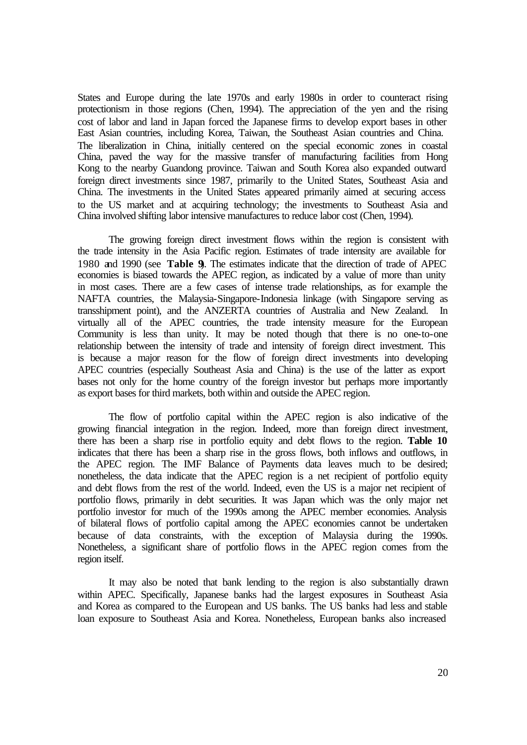States and Europe during the late 1970s and early 1980s in order to counteract rising protectionism in those regions (Chen, 1994). The appreciation of the yen and the rising cost of labor and land in Japan forced the Japanese firms to develop export bases in other East Asian countries, including Korea, Taiwan, the Southeast Asian countries and China. The liberalization in China, initially centered on the special economic zones in coastal China, paved the way for the massive transfer of manufacturing facilities from Hong Kong to the nearby Guandong province. Taiwan and South Korea also expanded outward foreign direct investments since 1987, primarily to the United States, Southeast Asia and China. The investments in the United States appeared primarily aimed at securing access to the US market and at acquiring technology; the investments to Southeast Asia and China involved shifting labor intensive manufactures to reduce labor cost (Chen, 1994).

The growing foreign direct investment flows within the region is consistent with the trade intensity in the Asia Pacific region. Estimates of trade intensity are available for 1980 and 1990 (see **Table 9**). The estimates indicate that the direction of trade of APEC economies is biased towards the APEC region, as indicated by a value of more than unity in most cases. There are a few cases of intense trade relationships, as for example the NAFTA countries, the Malaysia-Singapore-Indonesia linkage (with Singapore serving as transshipment point), and the ANZERTA countries of Australia and New Zealand. In virtually all of the APEC countries, the trade intensity measure for the European Community is less than unity. It may be noted though that there is no one-to-one relationship between the intensity of trade and intensity of foreign direct investment. This is because a major reason for the flow of foreign direct investments into developing APEC countries (especially Southeast Asia and China) is the use of the latter as export bases not only for the home country of the foreign investor but perhaps more importantly as export bases for third markets, both within and outside the APEC region.

The flow of portfolio capital within the APEC region is also indicative of the growing financial integration in the region. Indeed, more than foreign direct investment, there has been a sharp rise in portfolio equity and debt flows to the region. **Table 10** indicates that there has been a sharp rise in the gross flows, both inflows and outflows, in the APEC region. The IMF Balance of Payments data leaves much to be desired; nonetheless, the data indicate that the APEC region is a net recipient of portfolio equity and debt flows from the rest of the world. Indeed, even the US is a major net recipient of portfolio flows, primarily in debt securities. It was Japan which was the only major net portfolio investor for much of the 1990s among the APEC member economies. Analysis of bilateral flows of portfolio capital among the APEC economies cannot be undertaken because of data constraints, with the exception of Malaysia during the 1990s. Nonetheless, a significant share of portfolio flows in the APEC region comes from the region itself.

It may also be noted that bank lending to the region is also substantially drawn within APEC. Specifically, Japanese banks had the largest exposures in Southeast Asia and Korea as compared to the European and US banks. The US banks had less and stable loan exposure to Southeast Asia and Korea. Nonetheless, European banks also increased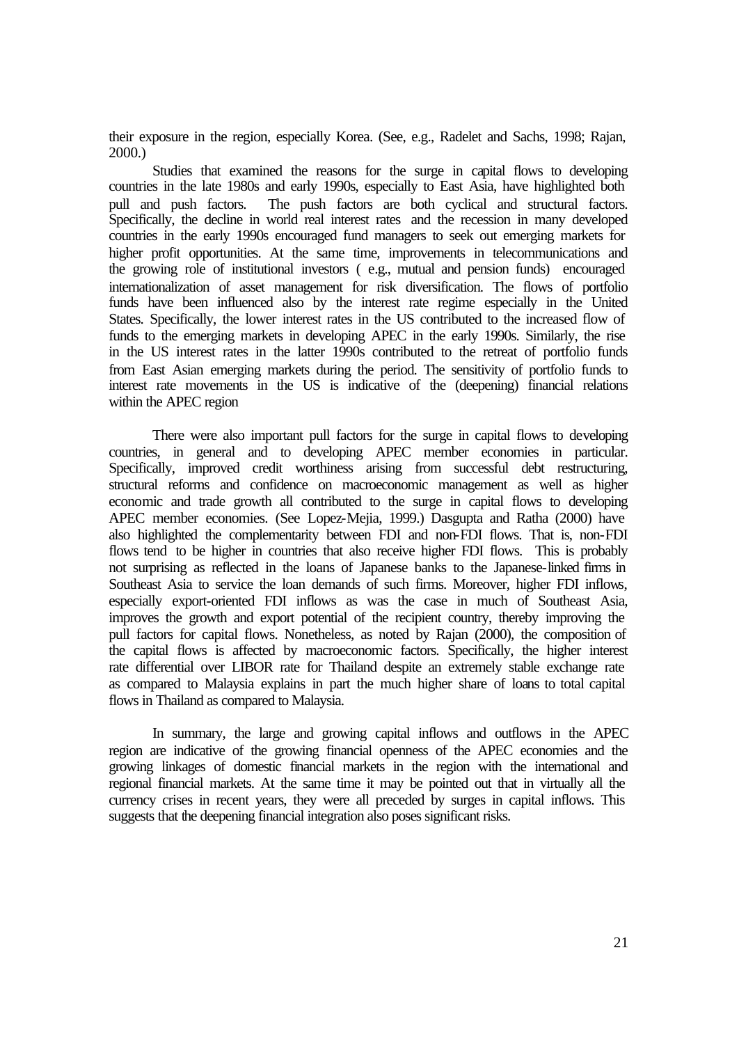their exposure in the region, especially Korea. (See, e.g., Radelet and Sachs, 1998; Rajan, 2000.)

Studies that examined the reasons for the surge in capital flows to developing countries in the late 1980s and early 1990s, especially to East Asia, have highlighted both pull and push factors. The push factors are both cyclical and structural factors. Specifically, the decline in world real interest rates and the recession in many developed countries in the early 1990s encouraged fund managers to seek out emerging markets for higher profit opportunities. At the same time, improvements in telecommunications and the growing role of institutional investors ( e.g., mutual and pension funds) encouraged internationalization of asset management for risk diversification. The flows of portfolio funds have been influenced also by the interest rate regime especially in the United States. Specifically, the lower interest rates in the US contributed to the increased flow of funds to the emerging markets in developing APEC in the early 1990s. Similarly, the rise in the US interest rates in the latter 1990s contributed to the retreat of portfolio funds from East Asian emerging markets during the period. The sensitivity of portfolio funds to interest rate movements in the US is indicative of the (deepening) financial relations within the APEC region

There were also important pull factors for the surge in capital flows to developing countries, in general and to developing APEC member economies in particular. Specifically, improved credit worthiness arising from successful debt restructuring, structural reforms and confidence on macroeconomic management as well as higher economic and trade growth all contributed to the surge in capital flows to developing APEC member economies. (See Lopez-Mejia, 1999.) Dasgupta and Ratha (2000) have also highlighted the complementarity between FDI and non-FDI flows. That is, non-FDI flows tend to be higher in countries that also receive higher FDI flows. This is probably not surprising as reflected in the loans of Japanese banks to the Japanese-linked firms in Southeast Asia to service the loan demands of such firms. Moreover, higher FDI inflows, especially export-oriented FDI inflows as was the case in much of Southeast Asia, improves the growth and export potential of the recipient country, thereby improving the pull factors for capital flows. Nonetheless, as noted by Rajan (2000), the composition of the capital flows is affected by macroeconomic factors. Specifically, the higher interest rate differential over LIBOR rate for Thailand despite an extremely stable exchange rate as compared to Malaysia explains in part the much higher share of loans to total capital flows in Thailand as compared to Malaysia.

In summary, the large and growing capital inflows and outflows in the APEC region are indicative of the growing financial openness of the APEC economies and the growing linkages of domestic financial markets in the region with the international and regional financial markets. At the same time it may be pointed out that in virtually all the currency crises in recent years, they were all preceded by surges in capital inflows. This suggests that the deepening financial integration also poses significant risks.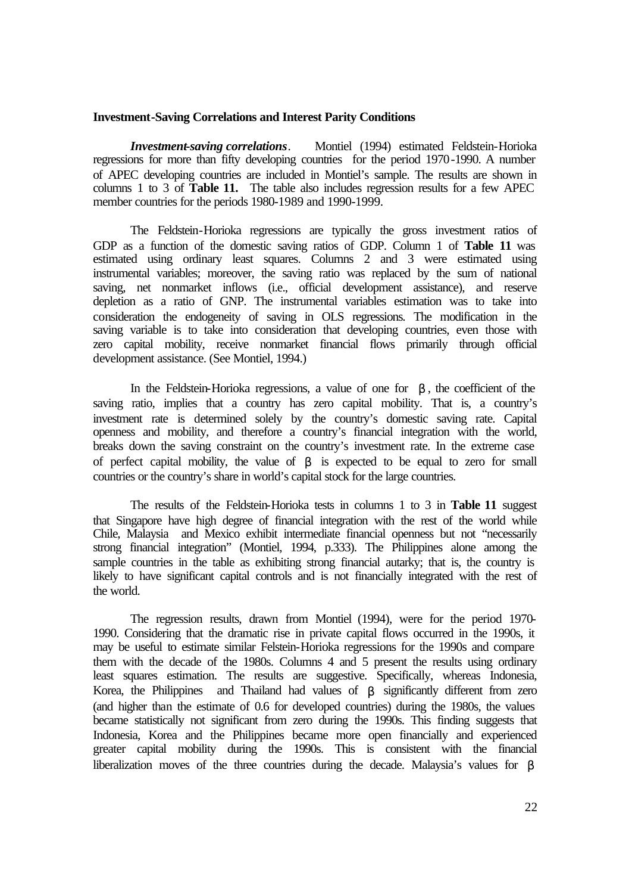**Investment-Saving Correlations and Interest Parity Conditions**

***Investment-saving correlations***. Montiel (1994) estimated Feldstein-Horioka regressions for more than fifty developing countries for the period 1970-1990. A number of APEC developing countries are included in Montiel's sample. The results are shown in columns 1 to 3 of **Table 11.** The table also includes regression results for a few APEC member countries for the periods 1980-1989 and 1990-1999.

The Feldstein-Horioka regressions are typically the gross investment ratios of GDP as a function of the domestic saving ratios of GDP. Column 1 of **Table 11** was estimated using ordinary least squares. Columns 2 and 3 were estimated using instrumental variables; moreover, the saving ratio was replaced by the sum of national saving, net nonmarket inflows (i.e., official development assistance), and reserve depletion as a ratio of GNP. The instrumental variables estimation was to take into consideration the endogeneity of saving in OLS regressions. The modification in the saving variable is to take into consideration that developing countries, even those with zero capital mobility, receive nonmarket financial flows primarily through official development assistance. (See Montiel, 1994.)

In the Feldstein-Horioka regressions, a value of one for $\beta$, the coefficient of the saving ratio, implies that a country has zero capital mobility. That is, a country's investment rate is determined solely by the country's domestic saving rate. Capital openness and mobility, and therefore a country's financial integration with the world, breaks down the saving constraint on the country's investment rate. In the extreme case of perfect capital mobility, the value of $\beta$ is expected to be equal to zero for small countries or the country's share in world's capital stock for the large countries.

The results of the Feldstein-Horioka tests in columns 1 to 3 in **Table 11** suggest that Singapore have high degree of financial integration with the rest of the world while Chile, Malaysia and Mexico exhibit intermediate financial openness but not "necessarily strong financial integration" (Montiel, 1994, p.333). The Philippines alone among the sample countries in the table as exhibiting strong financial autarky; that is, the country is likely to have significant capital controls and is not financially integrated with the rest of the world.

The regression results, drawn from Montiel (1994), were for the period 1970-1990. Considering that the dramatic rise in private capital flows occurred in the 1990s, it may be useful to estimate similar Felstein-Horioka regressions for the 1990s and compare them with the decade of the 1980s. Columns 4 and 5 present the results using ordinary least squares estimation. The results are suggestive. Specifically, whereas Indonesia, Korea, the Philippines and Thailand had values of $\beta$ significantly different from zero (and higher than the estimate of 0.6 for developed countries) during the 1980s, the values became statistically not significant from zero during the 1990s. This finding suggests that Indonesia, Korea and the Philippines became more open financially and experienced greater capital mobility during the 1990s. This is consistent with the financial liberalization moves of the three countries during the decade. Malaysia's values for $\beta$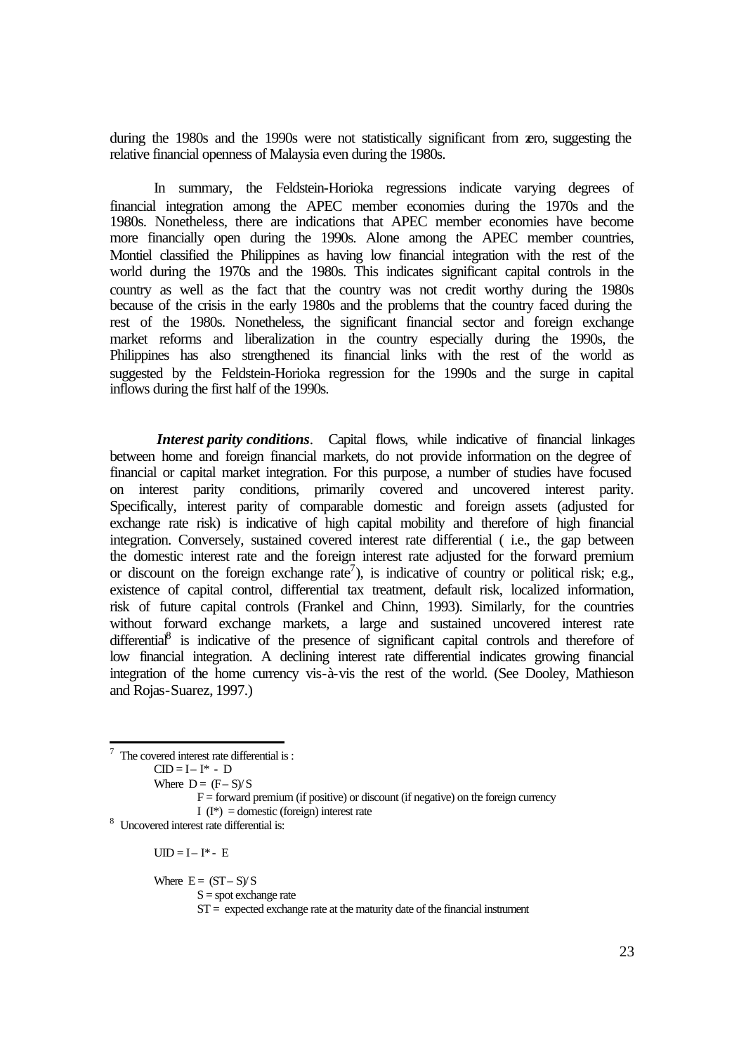during the 1980s and the 1990s were not statistically significant from zero, suggesting the relative financial openness of Malaysia even during the 1980s.

In summary, the Feldstein-Horioka regressions indicate varying degrees of financial integration among the APEC member economies during the 1970s and the 1980s. Nonetheless, there are indications that APEC member economies have become more financially open during the 1990s. Alone among the APEC member countries, Montiel classified the Philippines as having low financial integration with the rest of the world during the 1970s and the 1980s. This indicates significant capital controls in the country as well as the fact that the country was not credit worthy during the 1980s because of the crisis in the early 1980s and the problems that the country faced during the rest of the 1980s. Nonetheless, the significant financial sector and foreign exchange market reforms and liberalization in the country especially during the 1990s, the Philippines has also strengthened its financial links with the rest of the world as suggested by the Feldstein-Horioka regression for the 1990s and the surge in capital inflows during the first half of the 1990s.

***Interest parity conditions***. Capital flows, while indicative of financial linkages between home and foreign financial markets, do not provide information on the degree of financial or capital market integration. For this purpose, a number of studies have focused on interest parity conditions, primarily covered and uncovered interest parity. Specifically, interest parity of comparable domestic and foreign assets (adjusted for exchange rate risk) is indicative of high capital mobility and therefore of high financial integration. Conversely, sustained covered interest rate differential ( i.e., the gap between the domestic interest rate and the foreign interest rate adjusted for the forward premium or discount on the foreign exchange rate[7]), is indicative of country or political risk; e.g., existence of capital control, differential tax treatment, default risk, localized information, risk of future capital controls (Frankel and Chinn, 1993). Similarly, for the countries without forward exchange markets, a large and sustained uncovered interest rate differential[8] is indicative of the presence of significant capital controls and therefore of low financial integration. A declining interest rate differential indicates growing financial integration of the home currency vis-à-vis the rest of the world. (See Dooley, Mathieson and Rojas-Suarez, 1997.)

---

[7] The covered interest rate differential is :

$CID = I - I^* - D$

Where $D = (F - S)/S$

$F$ = forward premium (if positive) or discount (if negative) on the foreign currency

$I$ ($I^*$) = domestic (foreign) interest rate

[8] Uncovered interest rate differential is:

$UID = I - I^* - E$

Where $E = (ST - S)/S$

$S$ = spot exchange rate

$ST$ = expected exchange rate at the maturity date of the financial instrument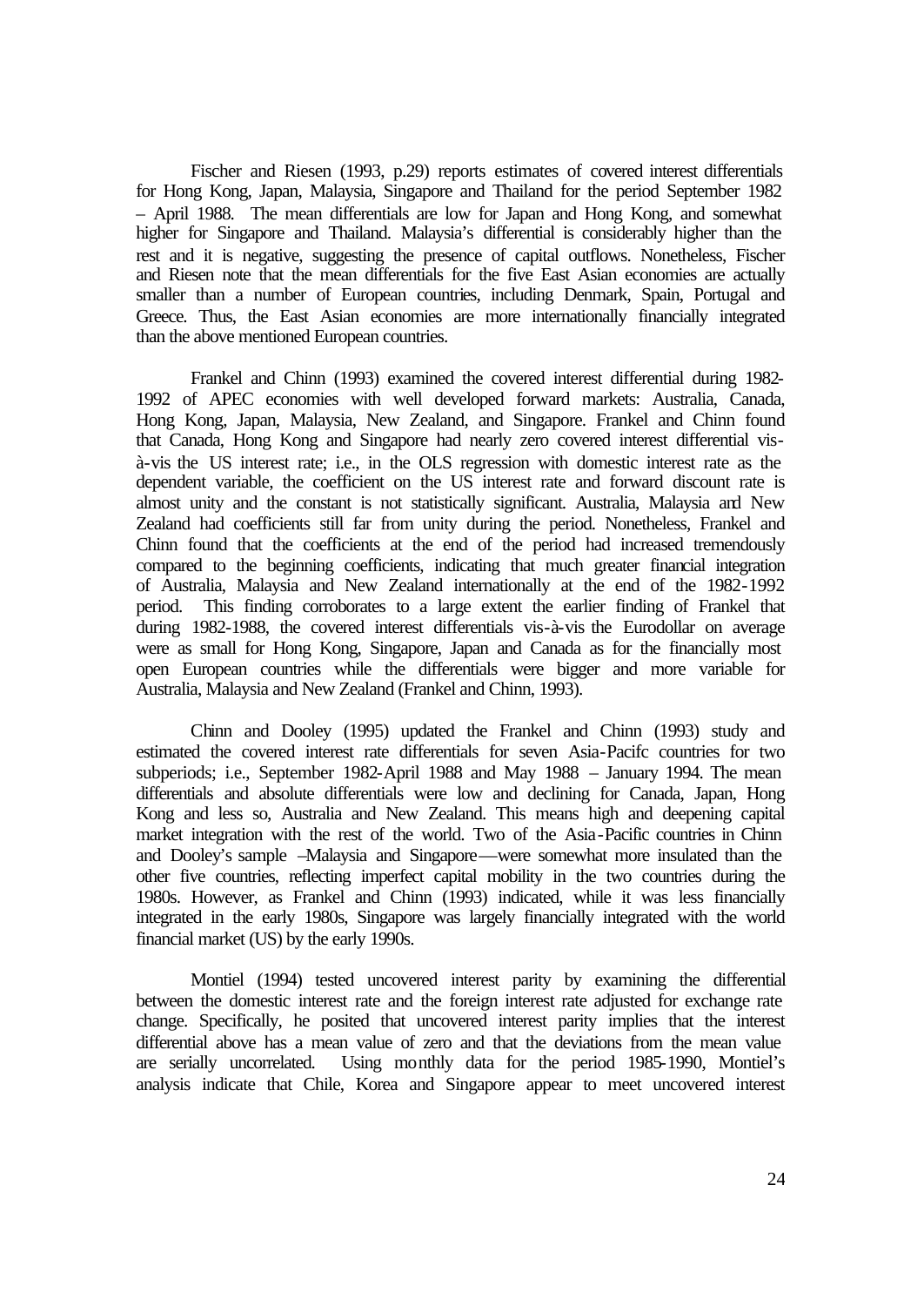Fischer and Riesen (1993, p.29) reports estimates of covered interest differentials for Hong Kong, Japan, Malaysia, Singapore and Thailand for the period September 1982 – April 1988. The mean differentials are low for Japan and Hong Kong, and somewhat higher for Singapore and Thailand. Malaysia's differential is considerably higher than the rest and it is negative, suggesting the presence of capital outflows. Nonetheless, Fischer and Riesen note that the mean differentials for the five East Asian economies are actually smaller than a number of European countries, including Denmark, Spain, Portugal and Greece. Thus, the East Asian economies are more internationally financially integrated than the above mentioned European countries.

Frankel and Chinn (1993) examined the covered interest differential during 1982-1992 of APEC economies with well developed forward markets: Australia, Canada, Hong Kong, Japan, Malaysia, New Zealand, and Singapore. Frankel and Chinn found that Canada, Hong Kong and Singapore had nearly zero covered interest differential vis-à-vis the US interest rate; i.e., in the OLS regression with domestic interest rate as the dependent variable, the coefficient on the US interest rate and forward discount rate is almost unity and the constant is not statistically significant. Australia, Malaysia and New Zealand had coefficients still far from unity during the period. Nonetheless, Frankel and Chinn found that the coefficients at the end of the period had increased tremendously compared to the beginning coefficients, indicating that much greater financial integration of Australia, Malaysia and New Zealand internationally at the end of the 1982-1992 period. This finding corroborates to a large extent the earlier finding of Frankel that during 1982-1988, the covered interest differentials vis-à-vis the Eurodollar on average were as small for Hong Kong, Singapore, Japan and Canada as for the financially most open European countries while the differentials were bigger and more variable for Australia, Malaysia and New Zealand (Frankel and Chinn, 1993).

Chinn and Dooley (1995) updated the Frankel and Chinn (1993) study and estimated the covered interest rate differentials for seven Asia-Pacifc countries for two subperiods; i.e., September 1982-April 1988 and May 1988 – January 1994. The mean differentials and absolute differentials were low and declining for Canada, Japan, Hong Kong and less so, Australia and New Zealand. This means high and deepening capital market integration with the rest of the world. Two of the Asia-Pacific countries in Chinn and Dooley's sample –Malaysia and Singapore—were somewhat more insulated than the other five countries, reflecting imperfect capital mobility in the two countries during the 1980s. However, as Frankel and Chinn (1993) indicated, while it was less financially integrated in the early 1980s, Singapore was largely financially integrated with the world financial market (US) by the early 1990s.

Montiel (1994) tested uncovered interest parity by examining the differential between the domestic interest rate and the foreign interest rate adjusted for exchange rate change. Specifically, he posited that uncovered interest parity implies that the interest differential above has a mean value of zero and that the deviations from the mean value are serially uncorrelated. Using monthly data for the period 1985-1990, Montiel's analysis indicate that Chile, Korea and Singapore appear to meet uncovered interest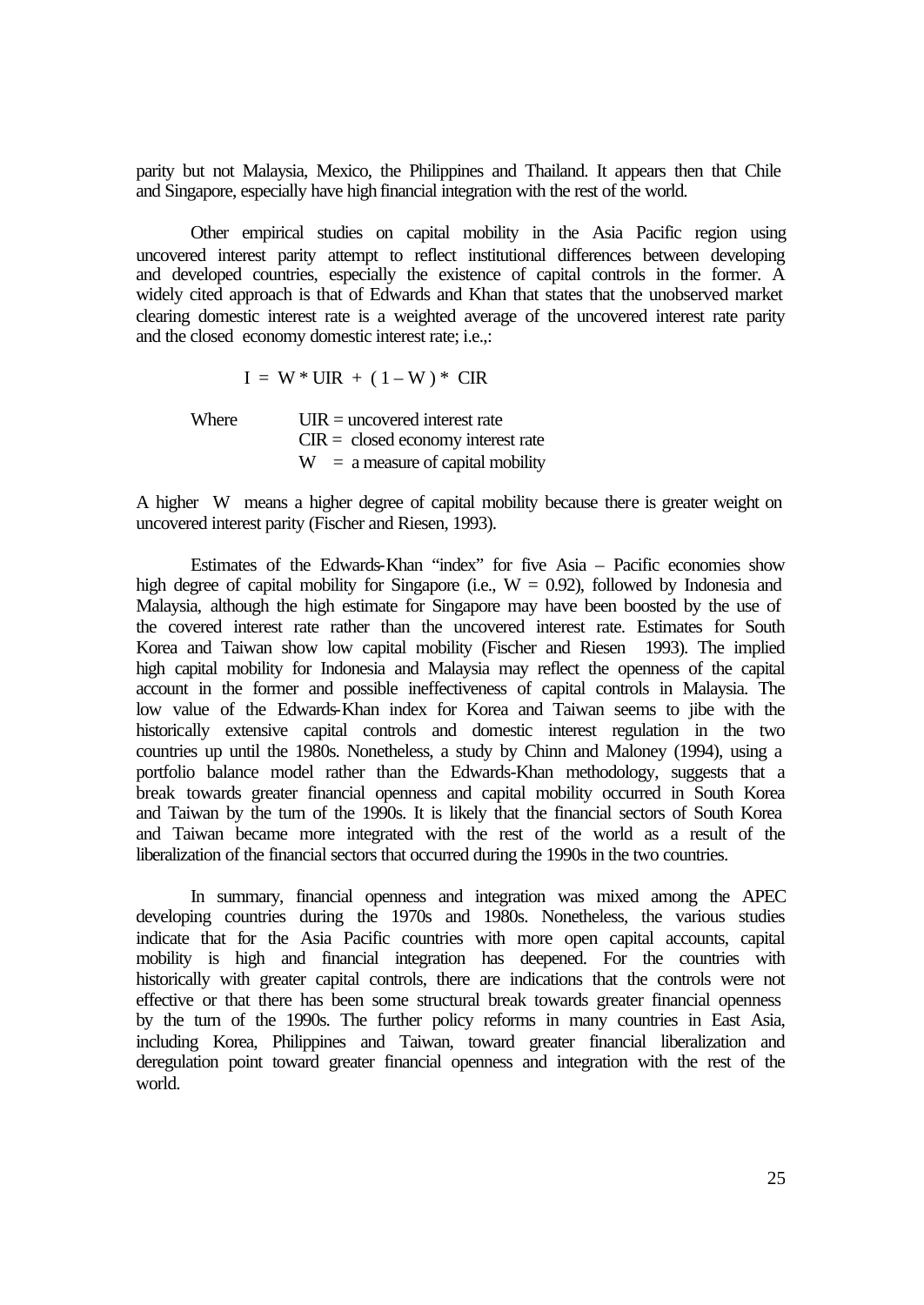parity but not Malaysia, Mexico, the Philippines and Thailand. It appears then that Chile and Singapore, especially have high financial integration with the rest of the world.

Other empirical studies on capital mobility in the Asia Pacific region using uncovered interest parity attempt to reflect institutional differences between developing and developed countries, especially the existence of capital controls in the former. A widely cited approach is that of Edwards and Khan that states that the unobserved market clearing domestic interest rate is a weighted average of the uncovered interest rate parity and the closed economy domestic interest rate; i.e.,:

$$I = W * UIR + (1 - W) * CIR$$

Where
UIR = uncovered interest rate
CIR = closed economy interest rate
W = a measure of capital mobility

A higher W means a higher degree of capital mobility because there is greater weight on uncovered interest parity (Fischer and Riesen, 1993).

Estimates of the Edwards-Khan "index" for five Asia – Pacific economies show high degree of capital mobility for Singapore (i.e., W = 0.92), followed by Indonesia and Malaysia, although the high estimate for Singapore may have been boosted by the use of the covered interest rate rather than the uncovered interest rate. Estimates for South Korea and Taiwan show low capital mobility (Fischer and Riesen 1993). The implied high capital mobility for Indonesia and Malaysia may reflect the openness of the capital account in the former and possible ineffectiveness of capital controls in Malaysia. The low value of the Edwards-Khan index for Korea and Taiwan seems to jibe with the historically extensive capital controls and domestic interest regulation in the two countries up until the 1980s. Nonetheless, a study by Chinn and Maloney (1994), using a portfolio balance model rather than the Edwards-Khan methodology, suggests that a break towards greater financial openness and capital mobility occurred in South Korea and Taiwan by the turn of the 1990s. It is likely that the financial sectors of South Korea and Taiwan became more integrated with the rest of the world as a result of the liberalization of the financial sectors that occurred during the 1990s in the two countries.

In summary, financial openness and integration was mixed among the APEC developing countries during the 1970s and 1980s. Nonetheless, the various studies indicate that for the Asia Pacific countries with more open capital accounts, capital mobility is high and financial integration has deepened. For the countries with historically with greater capital controls, there are indications that the controls were not effective or that there has been some structural break towards greater financial openness by the turn of the 1990s. The further policy reforms in many countries in East Asia, including Korea, Philippines and Taiwan, toward greater financial liberalization and deregulation point toward greater financial openness and integration with the rest of the world.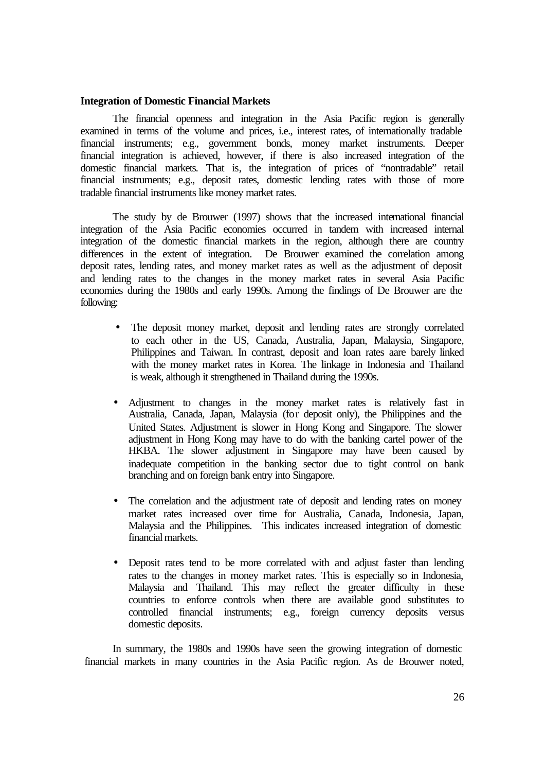**Integration of Domestic Financial Markets**

The financial openness and integration in the Asia Pacific region is generally examined in terms of the volume and prices, i.e., interest rates, of internationally tradable financial instruments; e.g., government bonds, money market instruments. Deeper financial integration is achieved, however, if there is also increased integration of the domestic financial markets. That is, the integration of prices of "nontradable" retail financial instruments; e.g., deposit rates, domestic lending rates with those of more tradable financial instruments like money market rates.

The study by de Brouwer (1997) shows that the increased international financial integration of the Asia Pacific economies occurred in tandem with increased internal integration of the domestic financial markets in the region, although there are country differences in the extent of integration. De Brouwer examined the correlation among deposit rates, lending rates, and money market rates as well as the adjustment of deposit and lending rates to the changes in the money market rates in several Asia Pacific economies during the 1980s and early 1990s. Among the findings of De Brouwer are the following:

- The deposit money market, deposit and lending rates are strongly correlated to each other in the US, Canada, Australia, Japan, Malaysia, Singapore, Philippines and Taiwan. In contrast, deposit and loan rates aare barely linked with the money market rates in Korea. The linkage in Indonesia and Thailand is weak, although it strengthened in Thailand during the 1990s.

- Adjustment to changes in the money market rates is relatively fast in Australia, Canada, Japan, Malaysia (for deposit only), the Philippines and the United States. Adjustment is slower in Hong Kong and Singapore. The slower adjustment in Hong Kong may have to do with the banking cartel power of the HKBA. The slower adjustment in Singapore may have been caused by inadequate competition in the banking sector due to tight control on bank branching and on foreign bank entry into Singapore.

- The correlation and the adjustment rate of deposit and lending rates on money market rates increased over time for Australia, Canada, Indonesia, Japan, Malaysia and the Philippines. This indicates increased integration of domestic financial markets.

- Deposit rates tend to be more correlated with and adjust faster than lending rates to the changes in money market rates. This is especially so in Indonesia, Malaysia and Thailand. This may reflect the greater difficulty in these countries to enforce controls when there are available good substitutes to controlled financial instruments; e.g., foreign currency deposits versus domestic deposits.

In summary, the 1980s and 1990s have seen the growing integration of domestic financial markets in many countries in the Asia Pacific region. As de Brouwer noted,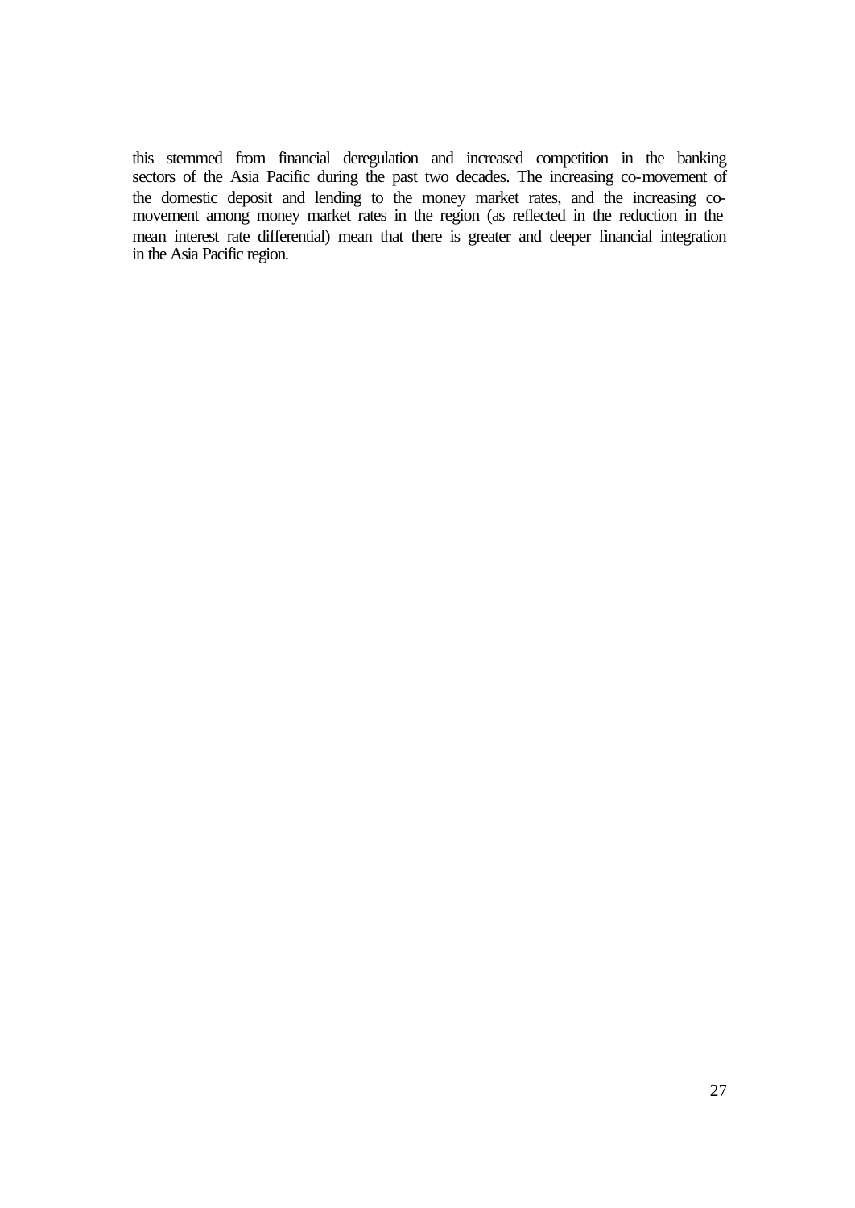this stemmed from financial deregulation and increased competition in the banking sectors of the Asia Pacific during the past two decades. The increasing co-movement of the domestic deposit and lending to the money market rates, and the increasing co-movement among money market rates in the region (as reflected in the reduction in the mean interest rate differential) mean that there is greater and deeper financial integration in the Asia Pacific region.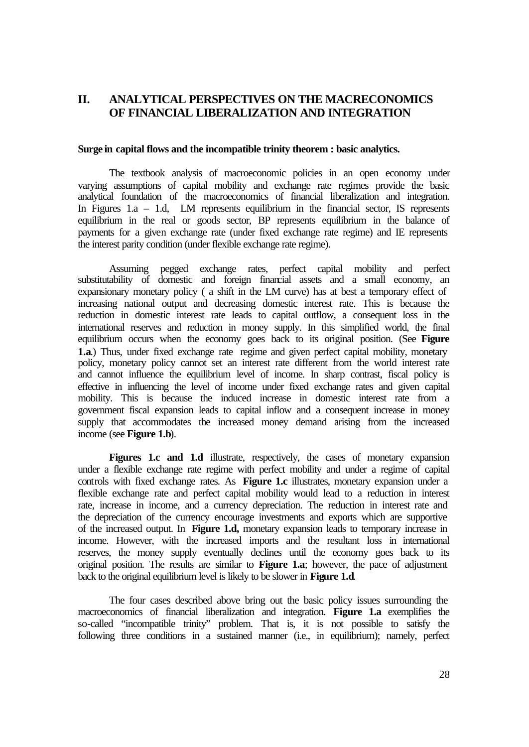## II. ANALYTICAL PERSPECTIVES ON THE MACRECONOMICS OF FINANCIAL LIBERALIZATION AND INTEGRATION

**Surge in capital flows and the incompatible trinity theorem : basic analytics.**

The textbook analysis of macroeconomic policies in an open economy under varying assumptions of capital mobility and exchange rate regimes provide the basic analytical foundation of the macroeconomics of financial liberalization and integration. In Figures 1.a – 1.d, LM represents equilibrium in the financial sector, IS represents equilibrium in the real or goods sector, BP represents equilibrium in the balance of payments for a given exchange rate (under fixed exchange rate regime) and IE represents the interest parity condition (under flexible exchange rate regime).

Assuming pegged exchange rates, perfect capital mobility and perfect substitutability of domestic and foreign financial assets and a small economy, an expansionary monetary policy ( a shift in the LM curve) has at best a temporary effect of increasing national output and decreasing domestic interest rate. This is because the reduction in domestic interest rate leads to capital outflow, a consequent loss in the international reserves and reduction in money supply. In this simplified world, the final equilibrium occurs when the economy goes back to its original position. (See **Figure 1.a**.) Thus, under fixed exchange rate regime and given perfect capital mobility, monetary policy, monetary policy cannot set an interest rate different from the world interest rate and cannot influence the equilibrium level of income. In sharp contrast, fiscal policy is effective in influencing the level of income under fixed exchange rates and given capital mobility. This is because the induced increase in domestic interest rate from a government fiscal expansion leads to capital inflow and a consequent increase in money supply that accommodates the increased money demand arising from the increased income (see **Figure 1.b**).

**Figures 1.c and 1.d** illustrate, respectively, the cases of monetary expansion under a flexible exchange rate regime with perfect mobility and under a regime of capital controls with fixed exchange rates. As **Figure 1.c** illustrates, monetary expansion under a flexible exchange rate and perfect capital mobility would lead to a reduction in interest rate, increase in income, and a currency depreciation. The reduction in interest rate and the depreciation of the currency encourage investments and exports which are supportive of the increased output. In **Figure 1.d,** monetary expansion leads to temporary increase in income. However, with the increased imports and the resultant loss in international reserves, the money supply eventually declines until the economy goes back to its original position. The results are similar to **Figure 1.a**; however, the pace of adjustment back to the original equilibrium level is likely to be slower in **Figure 1.d**.

The four cases described above bring out the basic policy issues surrounding the macroeconomics of financial liberalization and integration. **Figure 1.a** exemplifies the so-called "incompatible trinity" problem. That is, it is not possible to satisfy the following three conditions in a sustained manner (i.e., in equilibrium); namely, perfect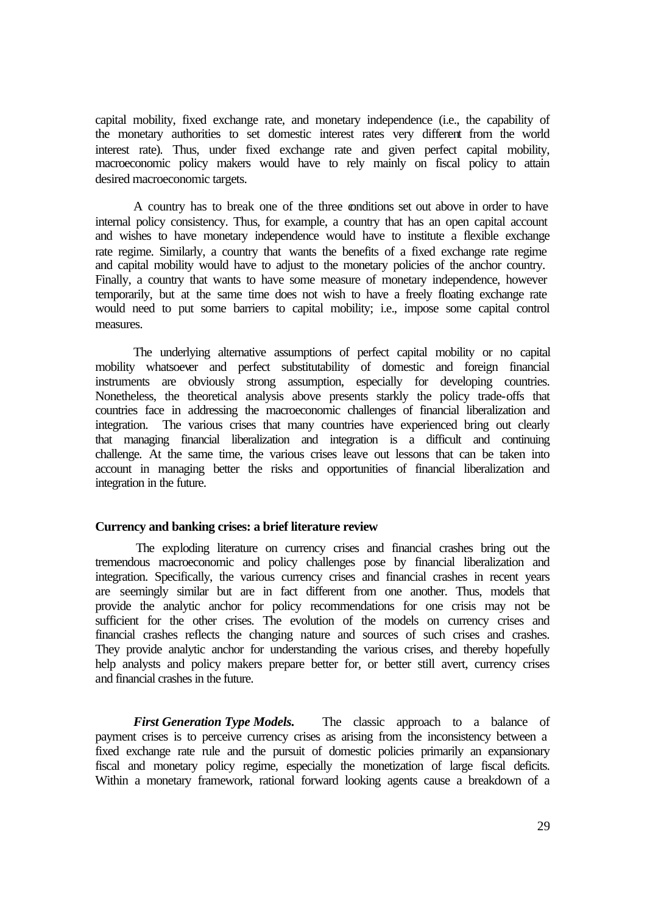capital mobility, fixed exchange rate, and monetary independence (i.e., the capability of the monetary authorities to set domestic interest rates very different from the world interest rate). Thus, under fixed exchange rate and given perfect capital mobility, macroeconomic policy makers would have to rely mainly on fiscal policy to attain desired macroeconomic targets.

A country has to break one of the three conditions set out above in order to have internal policy consistency. Thus, for example, a country that has an open capital account and wishes to have monetary independence would have to institute a flexible exchange rate regime. Similarly, a country that wants the benefits of a fixed exchange rate regime and capital mobility would have to adjust to the monetary policies of the anchor country. Finally, a country that wants to have some measure of monetary independence, however temporarily, but at the same time does not wish to have a freely floating exchange rate would need to put some barriers to capital mobility; i.e., impose some capital control measures.

The underlying alternative assumptions of perfect capital mobility or no capital mobility whatsoever and perfect substitutability of domestic and foreign financial instruments are obviously strong assumption, especially for developing countries. Nonetheless, the theoretical analysis above presents starkly the policy trade-offs that countries face in addressing the macroeconomic challenges of financial liberalization and integration. The various crises that many countries have experienced bring out clearly that managing financial liberalization and integration is a difficult and continuing challenge. At the same time, the various crises leave out lessons that can be taken into account in managing better the risks and opportunities of financial liberalization and integration in the future.

**Currency and banking crises: a brief literature review**

The exploding literature on currency crises and financial crashes bring out the tremendous macroeconomic and policy challenges pose by financial liberalization and integration. Specifically, the various currency crises and financial crashes in recent years are seemingly similar but are in fact different from one another. Thus, models that provide the analytic anchor for policy recommendations for one crisis may not be sufficient for the other crises. The evolution of the models on currency crises and financial crashes reflects the changing nature and sources of such crises and crashes. They provide analytic anchor for understanding the various crises, and thereby hopefully help analysts and policy makers prepare better for, or better still avert, currency crises and financial crashes in the future.

***First Generation Type Models.*** The classic approach to a balance of payment crises is to perceive currency crises as arising from the inconsistency between a fixed exchange rate rule and the pursuit of domestic policies primarily an expansionary fiscal and monetary policy regime, especially the monetization of large fiscal deficits. Within a monetary framework, rational forward looking agents cause a breakdown of a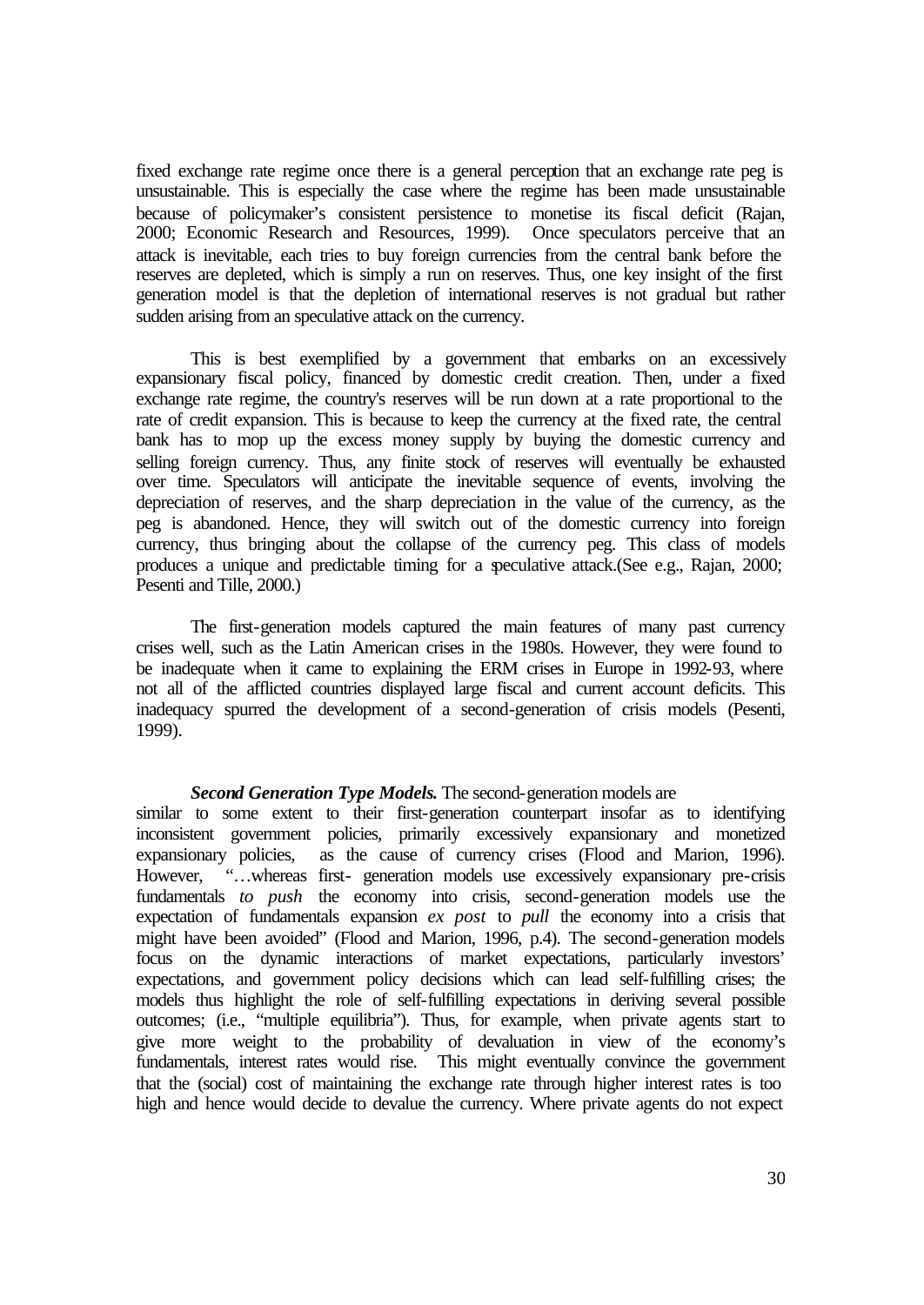fixed exchange rate regime once there is a general perception that an exchange rate peg is unsustainable. This is especially the case where the regime has been made unsustainable because of policymaker's consistent persistence to monetise its fiscal deficit (Rajan, 2000; Economic Research and Resources, 1999). Once speculators perceive that an attack is inevitable, each tries to buy foreign currencies from the central bank before the reserves are depleted, which is simply a run on reserves. Thus, one key insight of the first generation model is that the depletion of international reserves is not gradual but rather sudden arising from an speculative attack on the currency.

This is best exemplified by a government that embarks on an excessively expansionary fiscal policy, financed by domestic credit creation. Then, under a fixed exchange rate regime, the country's reserves will be run down at a rate proportional to the rate of credit expansion. This is because to keep the currency at the fixed rate, the central bank has to mop up the excess money supply by buying the domestic currency and selling foreign currency. Thus, any finite stock of reserves will eventually be exhausted over time. Speculators will anticipate the inevitable sequence of events, involving the depreciation of reserves, and the sharp depreciation in the value of the currency, as the peg is abandoned. Hence, they will switch out of the domestic currency into foreign currency, thus bringing about the collapse of the currency peg. This class of models produces a unique and predictable timing for a speculative attack.(See e.g., Rajan, 2000; Pesenti and Tille, 2000.)

The first-generation models captured the main features of many past currency crises well, such as the Latin American crises in the 1980s. However, they were found to be inadequate when it came to explaining the ERM crises in Europe in 1992-93, where not all of the afflicted countries displayed large fiscal and current account deficits. This inadequacy spurred the development of a second-generation of crisis models (Pesenti, 1999).

***Second Generation Type Models.*** The second-generation models are similar to some extent to their first-generation counterpart insofar as to identifying inconsistent government policies, primarily excessively expansionary and monetized expansionary policies, as the cause of currency crises (Flood and Marion, 1996). However, "…whereas first- generation models use excessively expansionary pre-crisis fundamentals *to push* the economy into crisis, second-generation models use the expectation of fundamentals expansion *ex post* to *pull* the economy into a crisis that might have been avoided" (Flood and Marion, 1996, p.4). The second-generation models focus on the dynamic interactions of market expectations, particularly investors' expectations, and government policy decisions which can lead self-fulfilling crises; the models thus highlight the role of self-fulfilling expectations in deriving several possible outcomes; (i.e., "multiple equilibria"). Thus, for example, when private agents start to give more weight to the probability of devaluation in view of the economy's fundamentals, interest rates would rise. This might eventually convince the government that the (social) cost of maintaining the exchange rate through higher interest rates is too high and hence would decide to devalue the currency. Where private agents do not expect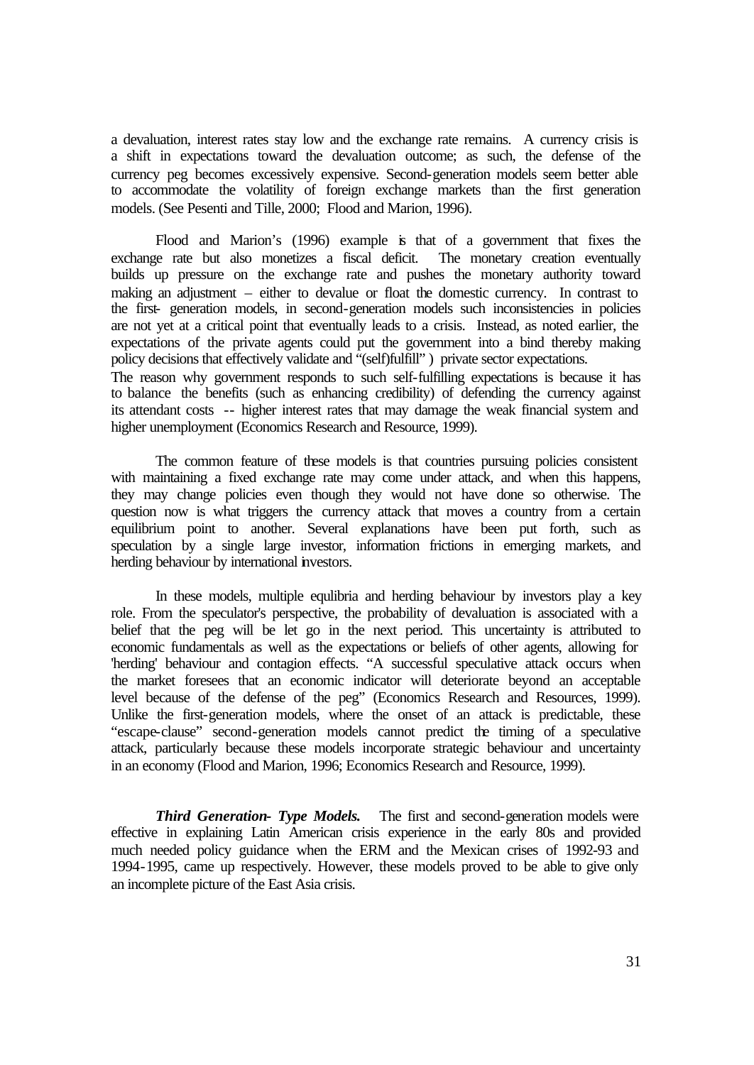a devaluation, interest rates stay low and the exchange rate remains. A currency crisis is a shift in expectations toward the devaluation outcome; as such, the defense of the currency peg becomes excessively expensive. Second-generation models seem better able to accommodate the volatility of foreign exchange markets than the first generation models. (See Pesenti and Tille, 2000; Flood and Marion, 1996).

Flood and Marion's (1996) example is that of a government that fixes the exchange rate but also monetizes a fiscal deficit. The monetary creation eventually builds up pressure on the exchange rate and pushes the monetary authority toward making an adjustment – either to devalue or float the domestic currency. In contrast to the first- generation models, in second-generation models such inconsistencies in policies are not yet at a critical point that eventually leads to a crisis. Instead, as noted earlier, the expectations of the private agents could put the government into a bind thereby making policy decisions that effectively validate and "(self)fulfill" ) private sector expectations. The reason why government responds to such self-fulfilling expectations is because it has to balance the benefits (such as enhancing credibility) of defending the currency against its attendant costs -- higher interest rates that may damage the weak financial system and higher unemployment (Economics Research and Resource, 1999).

The common feature of these models is that countries pursuing policies consistent with maintaining a fixed exchange rate may come under attack, and when this happens, they may change policies even though they would not have done so otherwise. The question now is what triggers the currency attack that moves a country from a certain equilibrium point to another. Several explanations have been put forth, such as speculation by a single large investor, information frictions in emerging markets, and herding behaviour by international investors.

In these models, multiple equlibria and herding behaviour by investors play a key role. From the speculator's perspective, the probability of devaluation is associated with a belief that the peg will be let go in the next period. This uncertainty is attributed to economic fundamentals as well as the expectations or beliefs of other agents, allowing for 'herding' behaviour and contagion effects. "A successful speculative attack occurs when the market foresees that an economic indicator will deteriorate beyond an acceptable level because of the defense of the peg" (Economics Research and Resources, 1999). Unlike the first-generation models, where the onset of an attack is predictable, these "escape-clause" second-generation models cannot predict the timing of a speculative attack, particularly because these models incorporate strategic behaviour and uncertainty in an economy (Flood and Marion, 1996; Economics Research and Resource, 1999).

***Third Generation- Type Models.*** The first and second-generation models were effective in explaining Latin American crisis experience in the early 80s and provided much needed policy guidance when the ERM and the Mexican crises of 1992-93 and 1994-1995, came up respectively. However, these models proved to be able to give only an incomplete picture of the East Asia crisis.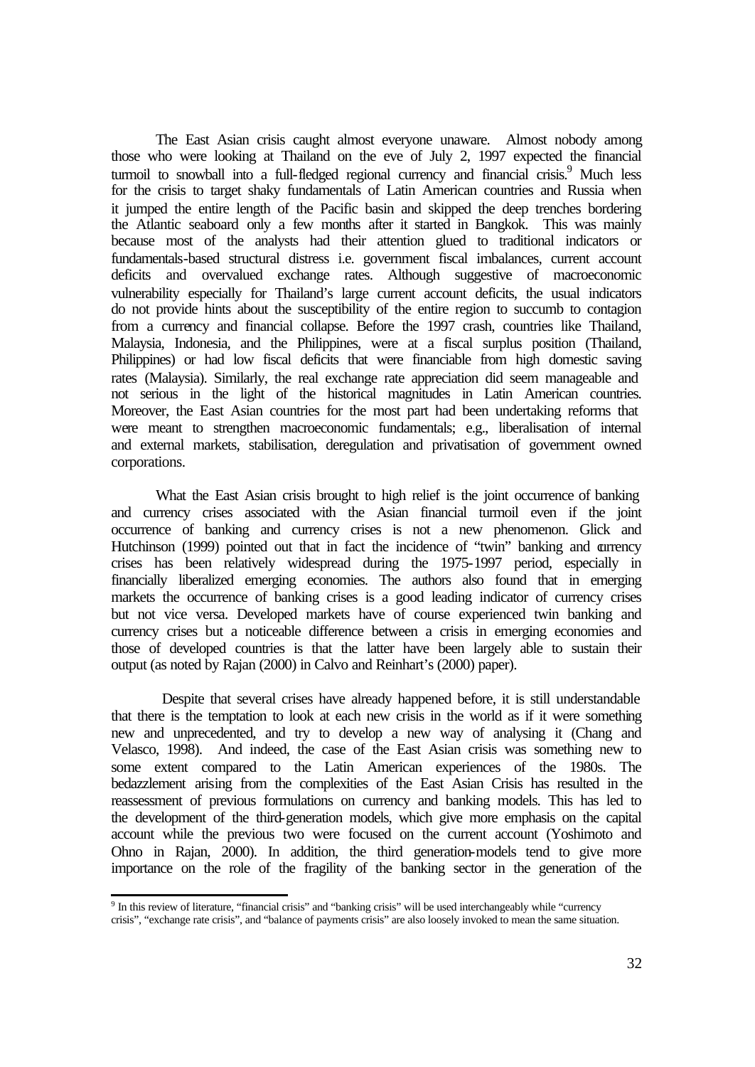The East Asian crisis caught almost everyone unaware. Almost nobody among those who were looking at Thailand on the eve of July 2, 1997 expected the financial turmoil to snowball into a full-fledged regional currency and financial crisis.[9] Much less for the crisis to target shaky fundamentals of Latin American countries and Russia when it jumped the entire length of the Pacific basin and skipped the deep trenches bordering the Atlantic seaboard only a few months after it started in Bangkok. This was mainly because most of the analysts had their attention glued to traditional indicators or fundamentals-based structural distress i.e. government fiscal imbalances, current account deficits and overvalued exchange rates. Although suggestive of macroeconomic vulnerability especially for Thailand's large current account deficits, the usual indicators do not provide hints about the susceptibility of the entire region to succumb to contagion from a currency and financial collapse. Before the 1997 crash, countries like Thailand, Malaysia, Indonesia, and the Philippines, were at a fiscal surplus position (Thailand, Philippines) or had low fiscal deficits that were financiable from high domestic saving rates (Malaysia). Similarly, the real exchange rate appreciation did seem manageable and not serious in the light of the historical magnitudes in Latin American countries. Moreover, the East Asian countries for the most part had been undertaking reforms that were meant to strengthen macroeconomic fundamentals; e.g., liberalisation of internal and external markets, stabilisation, deregulation and privatisation of government owned corporations.

What the East Asian crisis brought to high relief is the joint occurrence of banking and currency crises associated with the Asian financial turmoil even if the joint occurrence of banking and currency crises is not a new phenomenon. Glick and Hutchinson (1999) pointed out that in fact the incidence of "twin" banking and currency crises has been relatively widespread during the 1975-1997 period, especially in financially liberalized emerging economies. The authors also found that in emerging markets the occurrence of banking crises is a good leading indicator of currency crises but not vice versa. Developed markets have of course experienced twin banking and currency crises but a noticeable difference between a crisis in emerging economies and those of developed countries is that the latter have been largely able to sustain their output (as noted by Rajan (2000) in Calvo and Reinhart's (2000) paper).

Despite that several crises have already happened before, it is still understandable that there is the temptation to look at each new crisis in the world as if it were something new and unprecedented, and try to develop a new way of analysing it (Chang and Velasco, 1998). And indeed, the case of the East Asian crisis was something new to some extent compared to the Latin American experiences of the 1980s. The bedazzlement arising from the complexities of the East Asian Crisis has resulted in the reassessment of previous formulations on currency and banking models. This has led to the development of the third-generation models, which give more emphasis on the capital account while the previous two were focused on the current account (Yoshimoto and Ohno in Rajan, 2000). In addition, the third generation-models tend to give more importance on the role of the fragility of the banking sector in the generation of the

[9] In this review of literature, "financial crisis" and "banking crisis" will be used interchangeably while "currency crisis", "exchange rate crisis", and "balance of payments crisis" are also loosely invoked to mean the same situation.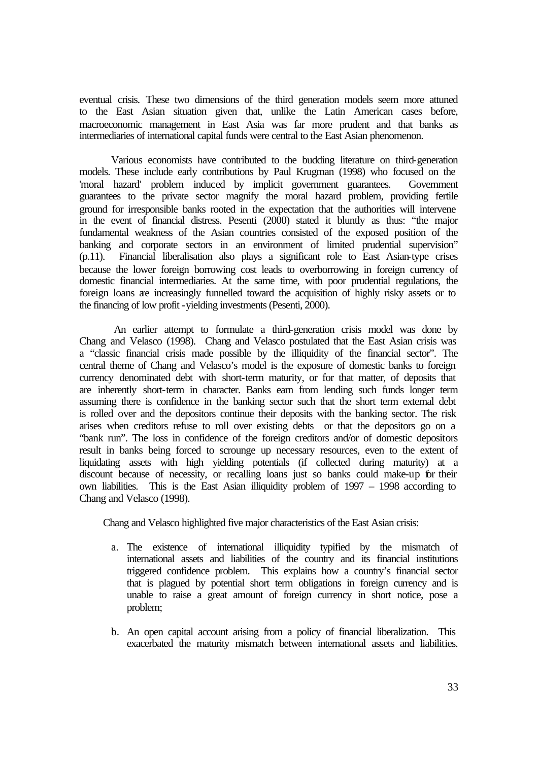eventual crisis. These two dimensions of the third generation models seem more attuned to the East Asian situation given that, unlike the Latin American cases before, macroeconomic management in East Asia was far more prudent and that banks as intermediaries of international capital funds were central to the East Asian phenomenon.

Various economists have contributed to the budding literature on third-generation models. These include early contributions by Paul Krugman (1998) who focused on the 'moral hazard' problem induced by implicit government guarantees. Government guarantees to the private sector magnify the moral hazard problem, providing fertile ground for irresponsible banks rooted in the expectation that the authorities will intervene in the event of financial distress. Pesenti (2000) stated it bluntly as thus: "the major fundamental weakness of the Asian countries consisted of the exposed position of the banking and corporate sectors in an environment of limited prudential supervision" (p.11). Financial liberalisation also plays a significant role to East Asian-type crises because the lower foreign borrowing cost leads to overborrowing in foreign currency of domestic financial intermediaries. At the same time, with poor prudential regulations, the foreign loans are increasingly funnelled toward the acquisition of highly risky assets or to the financing of low profit-yielding investments (Pesenti, 2000).

An earlier attempt to formulate a third-generation crisis model was done by Chang and Velasco (1998). Chang and Velasco postulated that the East Asian crisis was a "classic financial crisis made possible by the illiquidity of the financial sector". The central theme of Chang and Velasco's model is the exposure of domestic banks to foreign currency denominated debt with short-term maturity, or for that matter, of deposits that are inherently short-term in character. Banks earn from lending such funds longer term assuming there is confidence in the banking sector such that the short term external debt is rolled over and the depositors continue their deposits with the banking sector. The risk arises when creditors refuse to roll over existing debts or that the depositors go on a "bank run". The loss in confidence of the foreign creditors and/or of domestic depositors result in banks being forced to scrounge up necessary resources, even to the extent of liquidating assets with high yielding potentials (if collected during maturity) at a discount because of necessity, or recalling loans just so banks could make-up for their own liabilities. This is the East Asian illiquidity problem of 1997 – 1998 according to Chang and Velasco (1998).

Chang and Velasco highlighted five major characteristics of the East Asian crisis:

a. The existence of international illiquidity typified by the mismatch of international assets and liabilities of the country and its financial institutions triggered confidence problem. This explains how a country's financial sector that is plagued by potential short term obligations in foreign currency and is unable to raise a great amount of foreign currency in short notice, pose a problem;

b. An open capital account arising from a policy of financial liberalization. This exacerbated the maturity mismatch between international assets and liabilities.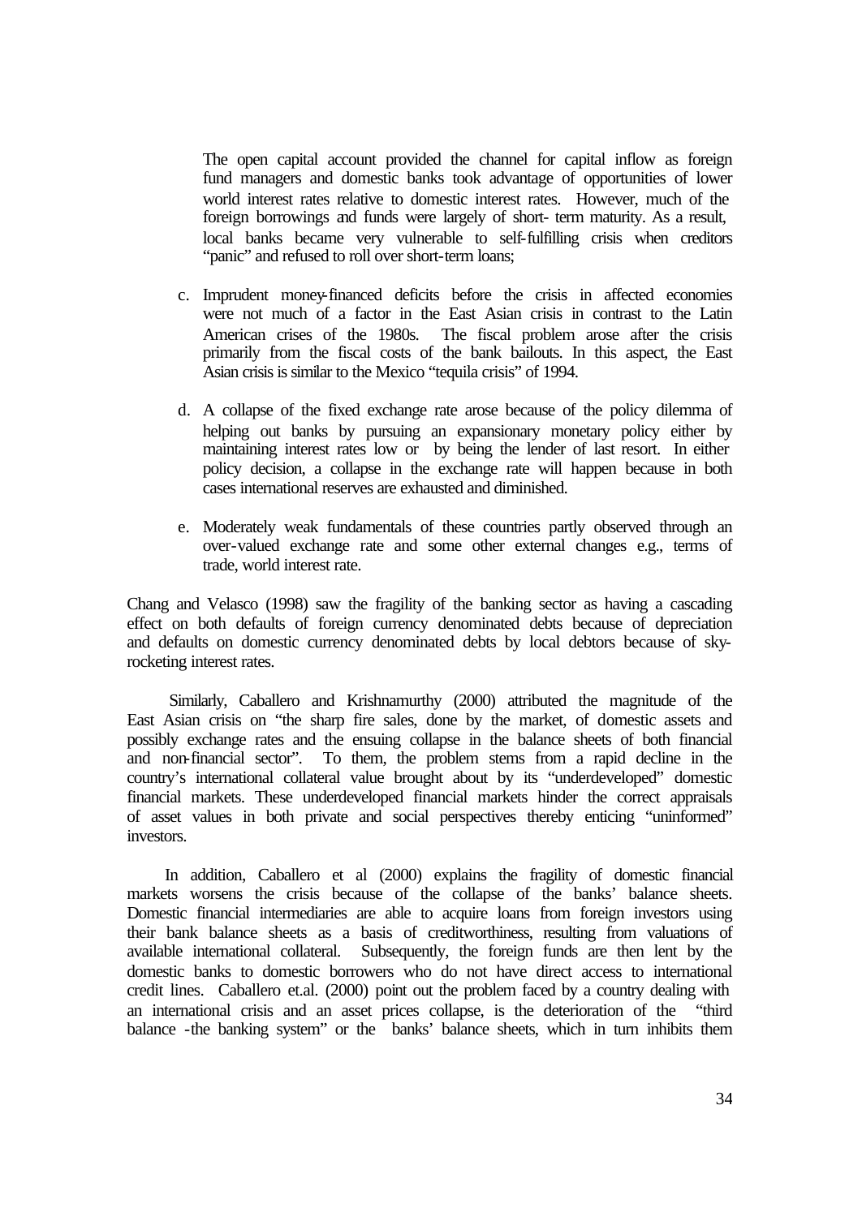The open capital account provided the channel for capital inflow as foreign fund managers and domestic banks took advantage of opportunities of lower world interest rates relative to domestic interest rates. However, much of the foreign borrowings and funds were largely of short- term maturity. As a result, local banks became very vulnerable to self-fulfilling crisis when creditors "panic" and refused to roll over short-term loans;

c. Imprudent money-financed deficits before the crisis in affected economies were not much of a factor in the East Asian crisis in contrast to the Latin American crises of the 1980s. The fiscal problem arose after the crisis primarily from the fiscal costs of the bank bailouts. In this aspect, the East Asian crisis is similar to the Mexico "tequila crisis" of 1994.

d. A collapse of the fixed exchange rate arose because of the policy dilemma of helping out banks by pursuing an expansionary monetary policy either by maintaining interest rates low or by being the lender of last resort. In either policy decision, a collapse in the exchange rate will happen because in both cases international reserves are exhausted and diminished.

e. Moderately weak fundamentals of these countries partly observed through an over-valued exchange rate and some other external changes e.g., terms of trade, world interest rate.

Chang and Velasco (1998) saw the fragility of the banking sector as having a cascading effect on both defaults of foreign currency denominated debts because of depreciation and defaults on domestic currency denominated debts by local debtors because of sky-rocketing interest rates.

Similarly, Caballero and Krishnamurthy (2000) attributed the magnitude of the East Asian crisis on "the sharp fire sales, done by the market, of domestic assets and possibly exchange rates and the ensuing collapse in the balance sheets of both financial and non-financial sector". To them, the problem stems from a rapid decline in the country's international collateral value brought about by its "underdeveloped" domestic financial markets. These underdeveloped financial markets hinder the correct appraisals of asset values in both private and social perspectives thereby enticing "uninformed" investors.

In addition, Caballero et al (2000) explains the fragility of domestic financial markets worsens the crisis because of the collapse of the banks' balance sheets. Domestic financial intermediaries are able to acquire loans from foreign investors using their bank balance sheets as a basis of creditworthiness, resulting from valuations of available international collateral. Subsequently, the foreign funds are then lent by the domestic banks to domestic borrowers who do not have direct access to international credit lines. Caballero et.al. (2000) point out the problem faced by a country dealing with an international crisis and an asset prices collapse, is the deterioration of the "third balance -the banking system" or the banks' balance sheets, which in turn inhibits them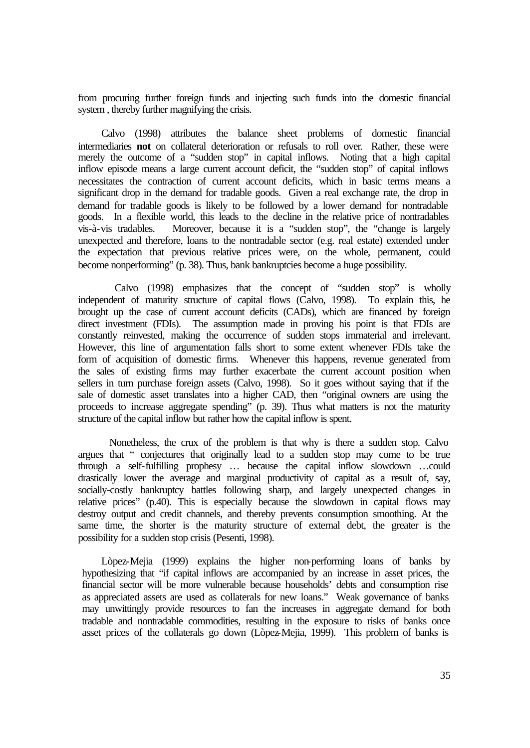from procuring further foreign funds and injecting such funds into the domestic financial system , thereby further magnifying the crisis.

Calvo (1998) attributes the balance sheet problems of domestic financial intermediaries **not** on collateral deterioration or refusals to roll over. Rather, these were merely the outcome of a "sudden stop" in capital inflows. Noting that a high capital inflow episode means a large current account deficit, the "sudden stop" of capital inflows necessitates the contraction of current account deficits, which in basic terms means a significant drop in the demand for tradable goods. Given a real exchange rate, the drop in demand for tradable goods is likely to be followed by a lower demand for nontradable goods. In a flexible world, this leads to the decline in the relative price of nontradables vis-à-vis tradables. Moreover, because it is a "sudden stop", the "change is largely unexpected and therefore, loans to the nontradable sector (e.g. real estate) extended under the expectation that previous relative prices were, on the whole, permanent, could become nonperforming" (p. 38). Thus, bank bankruptcies become a huge possibility.

Calvo (1998) emphasizes that the concept of "sudden stop" is wholly independent of maturity structure of capital flows (Calvo, 1998). To explain this, he brought up the case of current account deficits (CADs), which are financed by foreign direct investment (FDIs). The assumption made in proving his point is that FDIs are constantly reinvested, making the occurrence of sudden stops immaterial and irrelevant. However, this line of argumentation falls short to some extent whenever FDIs take the form of acquisition of domestic firms. Whenever this happens, revenue generated from the sales of existing firms may further exacerbate the current account position when sellers in turn purchase foreign assets (Calvo, 1998). So it goes without saying that if the sale of domestic asset translates into a higher CAD, then "original owners are using the proceeds to increase aggregate spending" (p. 39). Thus what matters is not the maturity structure of the capital inflow but rather how the capital inflow is spent.

Nonetheless, the crux of the problem is that why is there a sudden stop. Calvo argues that " conjectures that originally lead to a sudden stop may come to be true through a self-fulfilling prophesy … because the capital inflow slowdown …could drastically lower the average and marginal productivity of capital as a result of, say, socially-costly bankruptcy battles following sharp, and largely unexpected changes in relative prices" (p.40). This is especially because the slowdown in capital flows may destroy output and credit channels, and thereby prevents consumption smoothing. At the same time, the shorter is the maturity structure of external debt, the greater is the possibility for a sudden stop crisis (Pesenti, 1998).

Lòpez-Mejia (1999) explains the higher non-performing loans of banks by hypothesizing that "if capital inflows are accompanied by an increase in asset prices, the financial sector will be more vulnerable because households' debts and consumption rise as appreciated assets are used as collaterals for new loans." Weak governance of banks may unwittingly provide resources to fan the increases in aggregate demand for both tradable and nontradable commodities, resulting in the exposure to risks of banks once asset prices of the collaterals go down (Lòpez-Mejia, 1999). This problem of banks is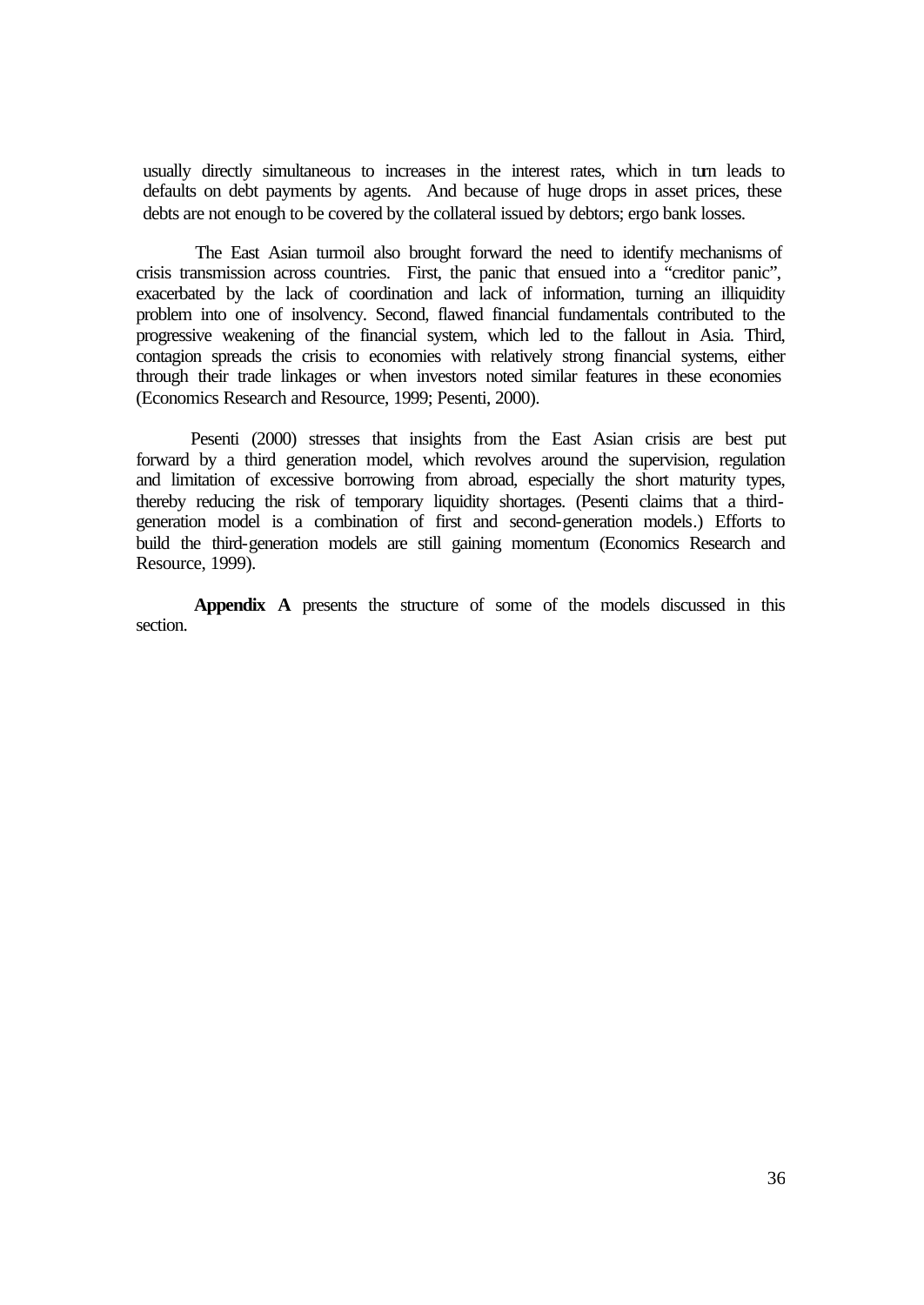usually directly simultaneous to increases in the interest rates, which in turn leads to defaults on debt payments by agents. And because of huge drops in asset prices, these debts are not enough to be covered by the collateral issued by debtors; ergo bank losses.

The East Asian turmoil also brought forward the need to identify mechanisms of crisis transmission across countries. First, the panic that ensued into a "creditor panic", exacerbated by the lack of coordination and lack of information, turning an illiquidity problem into one of insolvency. Second, flawed financial fundamentals contributed to the progressive weakening of the financial system, which led to the fallout in Asia. Third, contagion spreads the crisis to economies with relatively strong financial systems, either through their trade linkages or when investors noted similar features in these economies (Economics Research and Resource, 1999; Pesenti, 2000).

Pesenti (2000) stresses that insights from the East Asian crisis are best put forward by a third generation model, which revolves around the supervision, regulation and limitation of excessive borrowing from abroad, especially the short maturity types, thereby reducing the risk of temporary liquidity shortages. (Pesenti claims that a third-generation model is a combination of first and second-generation models.) Efforts to build the third-generation models are still gaining momentum (Economics Research and Resource, 1999).

**Appendix A** presents the structure of some of the models discussed in this section.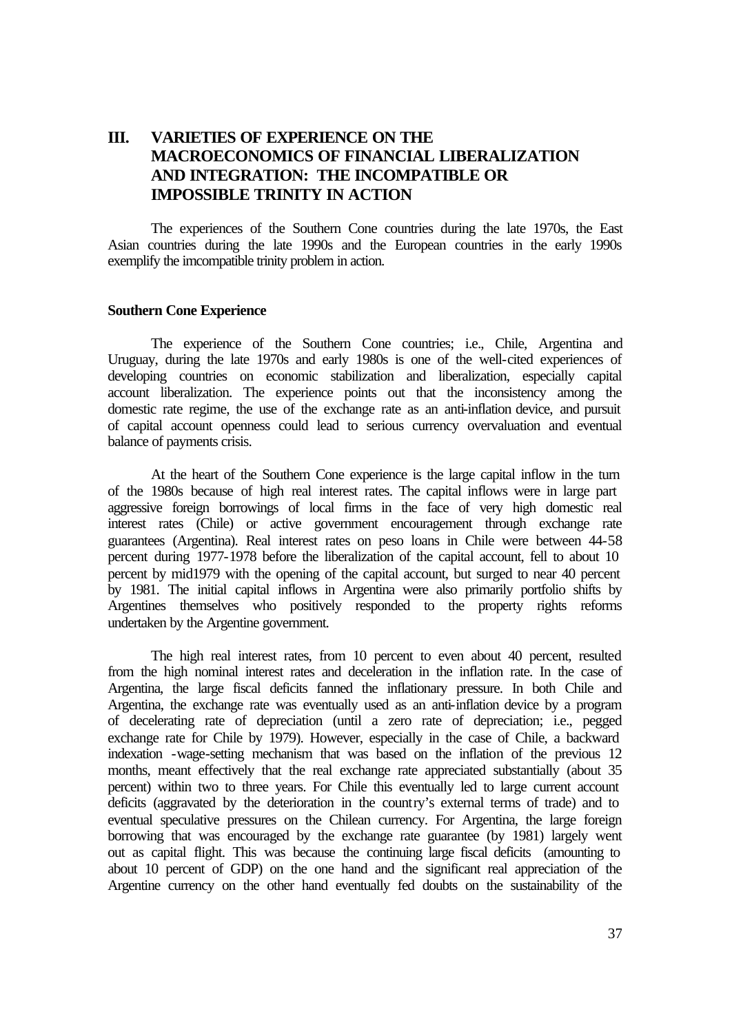# III. VARIETIES OF EXPERIENCE ON THE MACROECONOMICS OF FINANCIAL LIBERALIZATION AND INTEGRATION: THE INCOMPATIBLE OR IMPOSSIBLE TRINITY IN ACTION

The experiences of the Southern Cone countries during the late 1970s, the East Asian countries during the late 1990s and the European countries in the early 1990s exemplify the imcompatible trinity problem in action.

**Southern Cone Experience**

The experience of the Southern Cone countries; i.e., Chile, Argentina and Uruguay, during the late 1970s and early 1980s is one of the well-cited experiences of developing countries on economic stabilization and liberalization, especially capital account liberalization. The experience points out that the inconsistency among the domestic rate regime, the use of the exchange rate as an anti-inflation device, and pursuit of capital account openness could lead to serious currency overvaluation and eventual balance of payments crisis.

At the heart of the Southern Cone experience is the large capital inflow in the turn of the 1980s because of high real interest rates. The capital inflows were in large part aggressive foreign borrowings of local firms in the face of very high domestic real interest rates (Chile) or active government encouragement through exchange rate guarantees (Argentina). Real interest rates on peso loans in Chile were between 44-58 percent during 1977-1978 before the liberalization of the capital account, fell to about 10 percent by mid1979 with the opening of the capital account, but surged to near 40 percent by 1981. The initial capital inflows in Argentina were also primarily portfolio shifts by Argentines themselves who positively responded to the property rights reforms undertaken by the Argentine government.

The high real interest rates, from 10 percent to even about 40 percent, resulted from the high nominal interest rates and deceleration in the inflation rate. In the case of Argentina, the large fiscal deficits fanned the inflationary pressure. In both Chile and Argentina, the exchange rate was eventually used as an anti-inflation device by a program of decelerating rate of depreciation (until a zero rate of depreciation; i.e., pegged exchange rate for Chile by 1979). However, especially in the case of Chile, a backward indexation -wage-setting mechanism that was based on the inflation of the previous 12 months, meant effectively that the real exchange rate appreciated substantially (about 35 percent) within two to three years. For Chile this eventually led to large current account deficits (aggravated by the deterioration in the country's external terms of trade) and to eventual speculative pressures on the Chilean currency. For Argentina, the large foreign borrowing that was encouraged by the exchange rate guarantee (by 1981) largely went out as capital flight. This was because the continuing large fiscal deficits (amounting to about 10 percent of GDP) on the one hand and the significant real appreciation of the Argentine currency on the other hand eventually fed doubts on the sustainability of the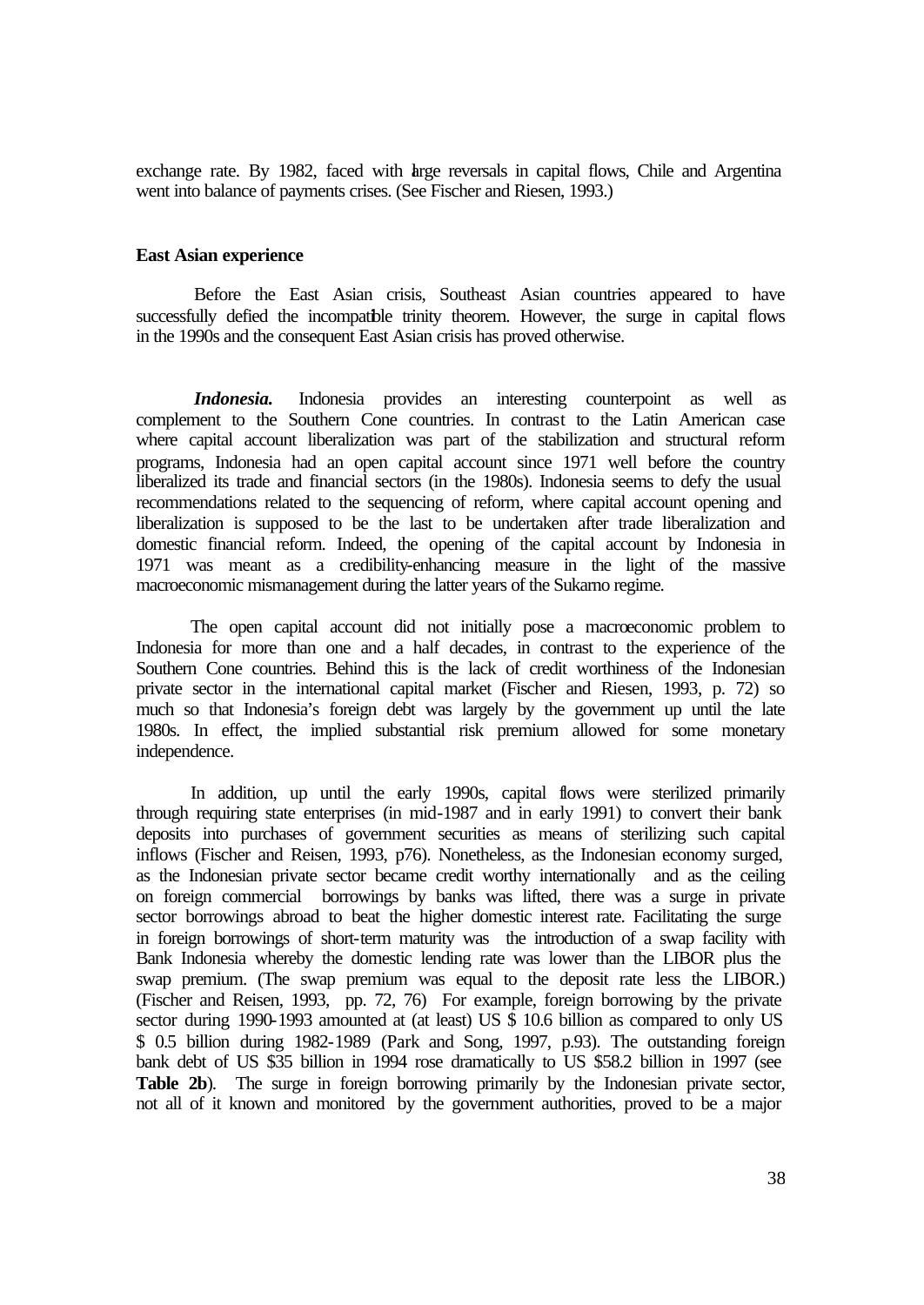exchange rate. By 1982, faced with large reversals in capital flows, Chile and Argentina went into balance of payments crises. (See Fischer and Riesen, 1993.)

### East Asian experience

Before the East Asian crisis, Southeast Asian countries appeared to have successfully defied the incompatible trinity theorem. However, the surge in capital flows in the 1990s and the consequent East Asian crisis has proved otherwise.

***Indonesia.*** Indonesia provides an interesting counterpoint as well as complement to the Southern Cone countries. In contrast to the Latin American case where capital account liberalization was part of the stabilization and structural reform programs, Indonesia had an open capital account since 1971 well before the country liberalized its trade and financial sectors (in the 1980s). Indonesia seems to defy the usual recommendations related to the sequencing of reform, where capital account opening and liberalization is supposed to be the last to be undertaken after trade liberalization and domestic financial reform. Indeed, the opening of the capital account by Indonesia in 1971 was meant as a credibility-enhancing measure in the light of the massive macroeconomic mismanagement during the latter years of the Sukarno regime.

The open capital account did not initially pose a macroeconomic problem to Indonesia for more than one and a half decades, in contrast to the experience of the Southern Cone countries. Behind this is the lack of credit worthiness of the Indonesian private sector in the international capital market (Fischer and Riesen, 1993, p. 72) so much so that Indonesia's foreign debt was largely by the government up until the late 1980s. In effect, the implied substantial risk premium allowed for some monetary independence.

In addition, up until the early 1990s, capital flows were sterilized primarily through requiring state enterprises (in mid-1987 and in early 1991) to convert their bank deposits into purchases of government securities as means of sterilizing such capital inflows (Fischer and Reisen, 1993, p76). Nonetheless, as the Indonesian economy surged, as the Indonesian private sector became credit worthy internationally and as the ceiling on foreign commercial borrowings by banks was lifted, there was a surge in private sector borrowings abroad to beat the higher domestic interest rate. Facilitating the surge in foreign borrowings of short-term maturity was the introduction of a swap facility with Bank Indonesia whereby the domestic lending rate was lower than the LIBOR plus the swap premium. (The swap premium was equal to the deposit rate less the LIBOR.) (Fischer and Reisen, 1993, pp. 72, 76) For example, foreign borrowing by the private sector during 1990-1993 amounted at (at least) US $ 10.6 billion as compared to only US $ 0.5 billion during 1982-1989 (Park and Song, 1997, p.93). The outstanding foreign bank debt of US $35 billion in 1994 rose dramatically to US $58.2 billion in 1997 (see **Table 2b**). The surge in foreign borrowing primarily by the Indonesian private sector, not all of it known and monitored by the government authorities, proved to be a major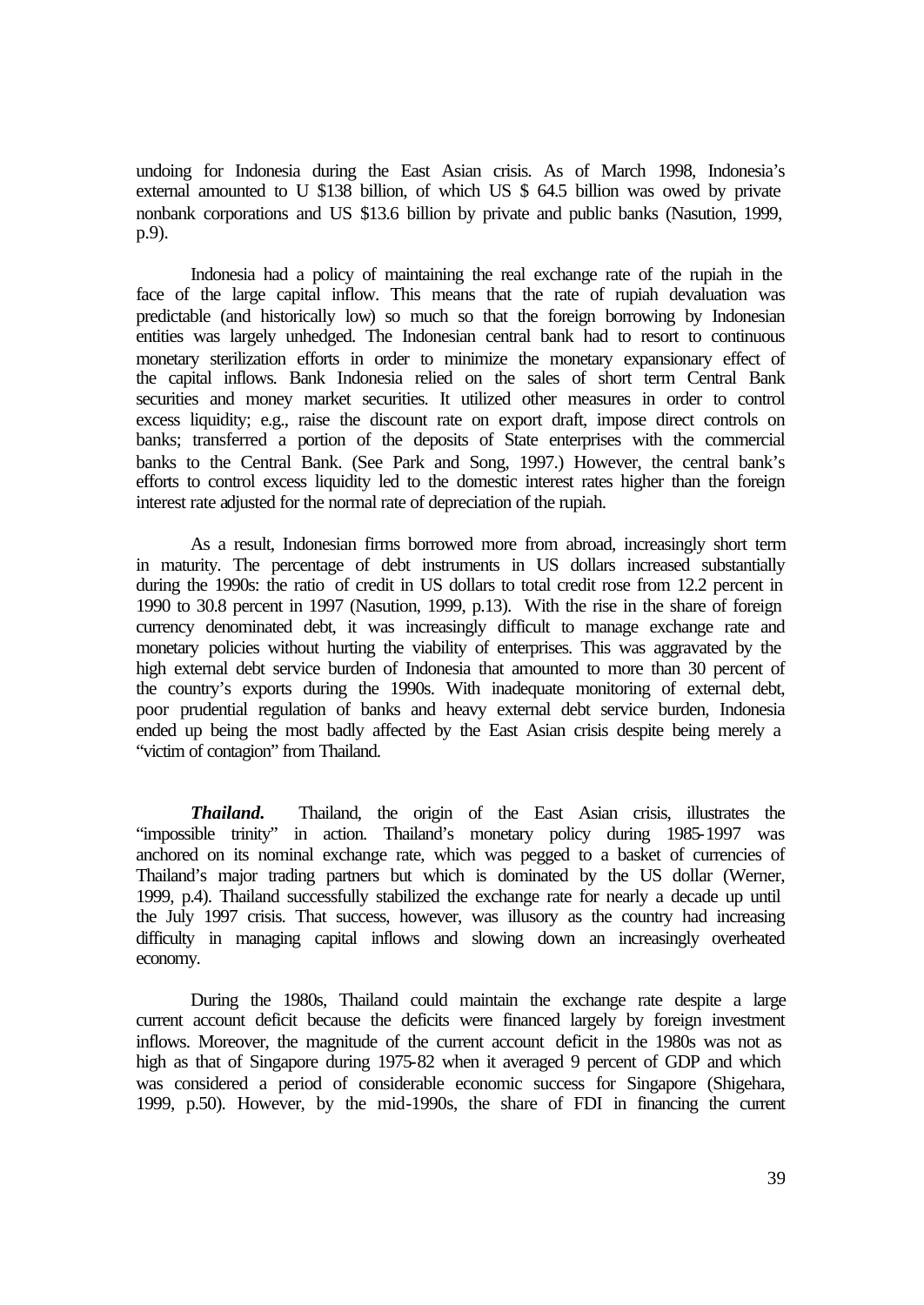undoing for Indonesia during the East Asian crisis. As of March 1998, Indonesia's external amounted to U $138 billion, of which US $ 64.5 billion was owed by private nonbank corporations and US $13.6 billion by private and public banks (Nasution, 1999, p.9).

Indonesia had a policy of maintaining the real exchange rate of the rupiah in the face of the large capital inflow. This means that the rate of rupiah devaluation was predictable (and historically low) so much so that the foreign borrowing by Indonesian entities was largely unhedged. The Indonesian central bank had to resort to continuous monetary sterilization efforts in order to minimize the monetary expansionary effect of the capital inflows. Bank Indonesia relied on the sales of short term Central Bank securities and money market securities. It utilized other measures in order to control excess liquidity; e.g., raise the discount rate on export draft, impose direct controls on banks; transferred a portion of the deposits of State enterprises with the commercial banks to the Central Bank. (See Park and Song, 1997.) However, the central bank's efforts to control excess liquidity led to the domestic interest rates higher than the foreign interest rate adjusted for the normal rate of depreciation of the rupiah.

As a result, Indonesian firms borrowed more from abroad, increasingly short term in maturity. The percentage of debt instruments in US dollars increased substantially during the 1990s: the ratio of credit in US dollars to total credit rose from 12.2 percent in 1990 to 30.8 percent in 1997 (Nasution, 1999, p.13). With the rise in the share of foreign currency denominated debt, it was increasingly difficult to manage exchange rate and monetary policies without hurting the viability of enterprises. This was aggravated by the high external debt service burden of Indonesia that amounted to more than 30 percent of the country's exports during the 1990s. With inadequate monitoring of external debt, poor prudential regulation of banks and heavy external debt service burden, Indonesia ended up being the most badly affected by the East Asian crisis despite being merely a "victim of contagion" from Thailand.

***Thailand.*** Thailand, the origin of the East Asian crisis, illustrates the "impossible trinity" in action. Thailand's monetary policy during 1985-1997 was anchored on its nominal exchange rate, which was pegged to a basket of currencies of Thailand's major trading partners but which is dominated by the US dollar (Werner, 1999, p.4). Thailand successfully stabilized the exchange rate for nearly a decade up until the July 1997 crisis. That success, however, was illusory as the country had increasing difficulty in managing capital inflows and slowing down an increasingly overheated economy.

During the 1980s, Thailand could maintain the exchange rate despite a large current account deficit because the deficits were financed largely by foreign investment inflows. Moreover, the magnitude of the current account deficit in the 1980s was not as high as that of Singapore during 1975-82 when it averaged 9 percent of GDP and which was considered a period of considerable economic success for Singapore (Shigehara, 1999, p.50). However, by the mid-1990s, the share of FDI in financing the current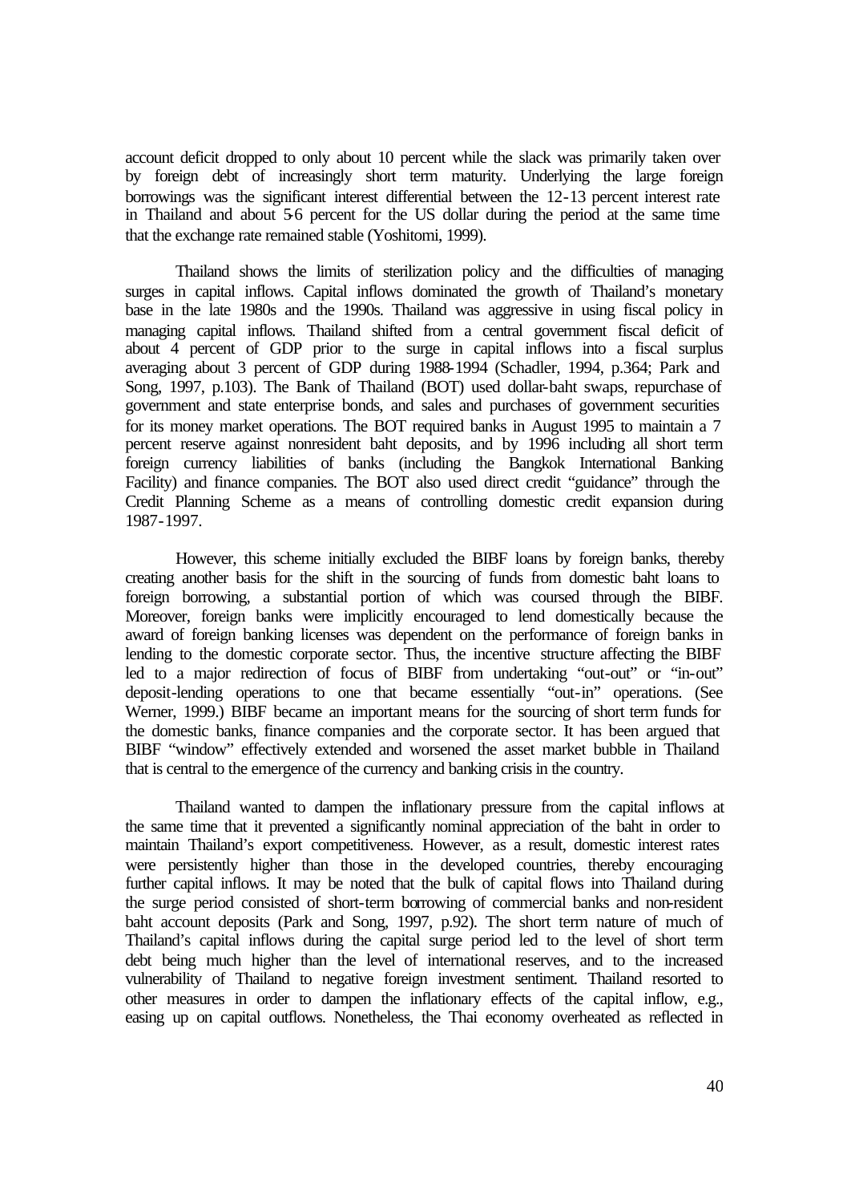account deficit dropped to only about 10 percent while the slack was primarily taken over by foreign debt of increasingly short term maturity. Underlying the large foreign borrowings was the significant interest differential between the 12-13 percent interest rate in Thailand and about 5-6 percent for the US dollar during the period at the same time that the exchange rate remained stable (Yoshitomi, 1999).

Thailand shows the limits of sterilization policy and the difficulties of managing surges in capital inflows. Capital inflows dominated the growth of Thailand's monetary base in the late 1980s and the 1990s. Thailand was aggressive in using fiscal policy in managing capital inflows. Thailand shifted from a central government fiscal deficit of about 4 percent of GDP prior to the surge in capital inflows into a fiscal surplus averaging about 3 percent of GDP during 1988-1994 (Schadler, 1994, p.364; Park and Song, 1997, p.103). The Bank of Thailand (BOT) used dollar-baht swaps, repurchase of government and state enterprise bonds, and sales and purchases of government securities for its money market operations. The BOT required banks in August 1995 to maintain a 7 percent reserve against nonresident baht deposits, and by 1996 including all short term foreign currency liabilities of banks (including the Bangkok International Banking Facility) and finance companies. The BOT also used direct credit "guidance" through the Credit Planning Scheme as a means of controlling domestic credit expansion during 1987-1997.

However, this scheme initially excluded the BIBF loans by foreign banks, thereby creating another basis for the shift in the sourcing of funds from domestic baht loans to foreign borrowing, a substantial portion of which was coursed through the BIBF. Moreover, foreign banks were implicitly encouraged to lend domestically because the award of foreign banking licenses was dependent on the performance of foreign banks in lending to the domestic corporate sector. Thus, the incentive structure affecting the BIBF led to a major redirection of focus of BIBF from undertaking "out-out" or "in-out" deposit-lending operations to one that became essentially "out-in" operations. (See Werner, 1999.) BIBF became an important means for the sourcing of short term funds for the domestic banks, finance companies and the corporate sector. It has been argued that BIBF "window" effectively extended and worsened the asset market bubble in Thailand that is central to the emergence of the currency and banking crisis in the country.

Thailand wanted to dampen the inflationary pressure from the capital inflows at the same time that it prevented a significantly nominal appreciation of the baht in order to maintain Thailand's export competitiveness. However, as a result, domestic interest rates were persistently higher than those in the developed countries, thereby encouraging further capital inflows. It may be noted that the bulk of capital flows into Thailand during the surge period consisted of short-term borrowing of commercial banks and non-resident baht account deposits (Park and Song, 1997, p.92). The short term nature of much of Thailand's capital inflows during the capital surge period led to the level of short term debt being much higher than the level of international reserves, and to the increased vulnerability of Thailand to negative foreign investment sentiment. Thailand resorted to other measures in order to dampen the inflationary effects of the capital inflow, e.g., easing up on capital outflows. Nonetheless, the Thai economy overheated as reflected in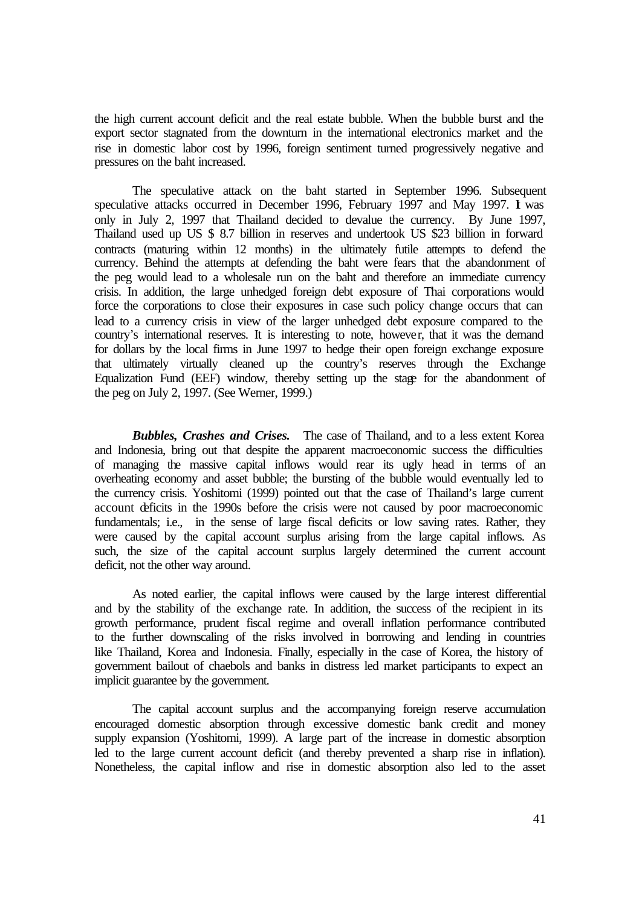the high current account deficit and the real estate bubble. When the bubble burst and the export sector stagnated from the downturn in the international electronics market and the rise in domestic labor cost by 1996, foreign sentiment turned progressively negative and pressures on the baht increased.

The speculative attack on the baht started in September 1996. Subsequent speculative attacks occurred in December 1996, February 1997 and May 1997. It was only in July 2, 1997 that Thailand decided to devalue the currency. By June 1997, Thailand used up US $ 8.7 billion in reserves and undertook US $23 billion in forward contracts (maturing within 12 months) in the ultimately futile attempts to defend the currency. Behind the attempts at defending the baht were fears that the abandonment of the peg would lead to a wholesale run on the baht and therefore an immediate currency crisis. In addition, the large unhedged foreign debt exposure of Thai corporations would force the corporations to close their exposures in case such policy change occurs that can lead to a currency crisis in view of the larger unhedged debt exposure compared to the country's international reserves. It is interesting to note, however, that it was the demand for dollars by the local firms in June 1997 to hedge their open foreign exchange exposure that ultimately virtually cleaned up the country's reserves through the Exchange Equalization Fund (EEF) window, thereby setting up the stage for the abandonment of the peg on July 2, 1997. (See Werner, 1999.)

***Bubbles, Crashes and Crises.*** The case of Thailand, and to a less extent Korea and Indonesia, bring out that despite the apparent macroeconomic success the difficulties of managing the massive capital inflows would rear its ugly head in terms of an overheating economy and asset bubble; the bursting of the bubble would eventually led to the currency crisis. Yoshitomi (1999) pointed out that the case of Thailand's large current account deficits in the 1990s before the crisis were not caused by poor macroeconomic fundamentals; i.e., in the sense of large fiscal deficits or low saving rates. Rather, they were caused by the capital account surplus arising from the large capital inflows. As such, the size of the capital account surplus largely determined the current account deficit, not the other way around.

As noted earlier, the capital inflows were caused by the large interest differential and by the stability of the exchange rate. In addition, the success of the recipient in its growth performance, prudent fiscal regime and overall inflation performance contributed to the further downscaling of the risks involved in borrowing and lending in countries like Thailand, Korea and Indonesia. Finally, especially in the case of Korea, the history of government bailout of chaebols and banks in distress led market participants to expect an implicit guarantee by the government.

The capital account surplus and the accompanying foreign reserve accumulation encouraged domestic absorption through excessive domestic bank credit and money supply expansion (Yoshitomi, 1999). A large part of the increase in domestic absorption led to the large current account deficit (and thereby prevented a sharp rise in inflation). Nonetheless, the capital inflow and rise in domestic absorption also led to the asset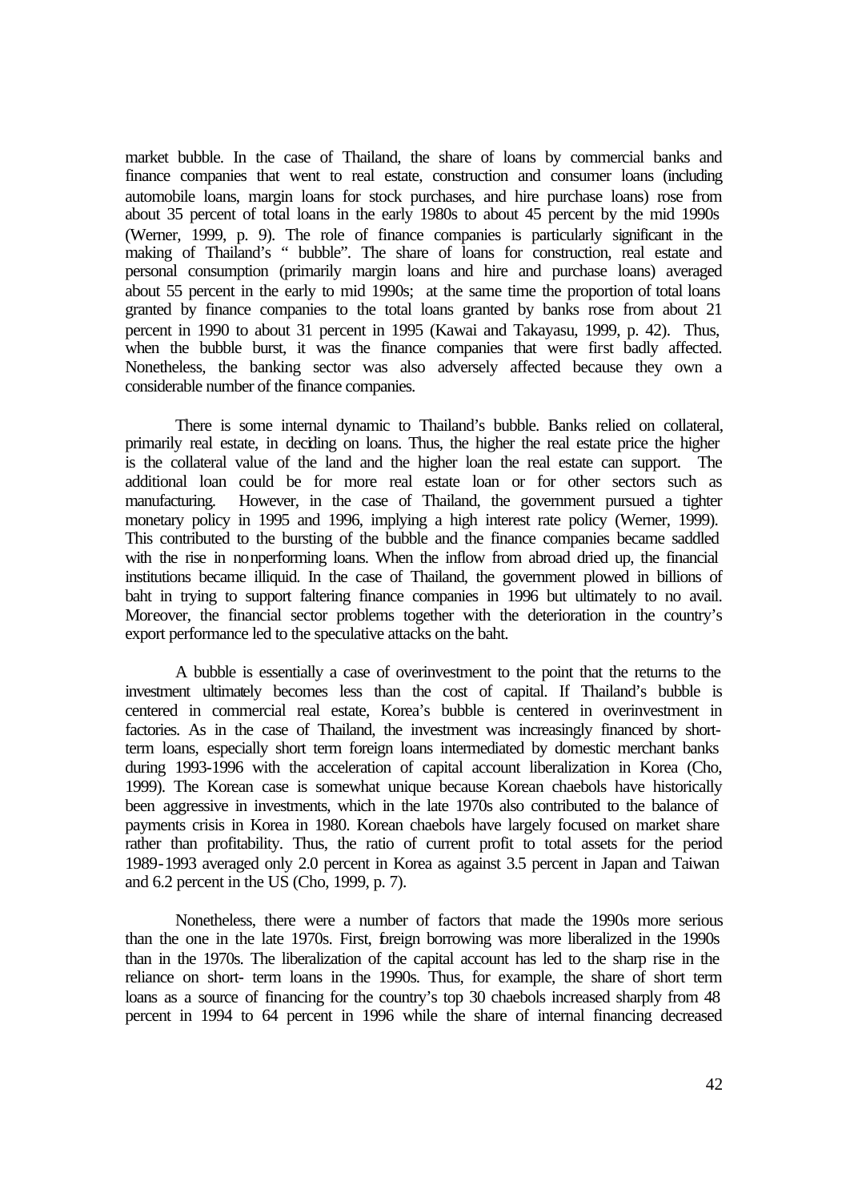market bubble. In the case of Thailand, the share of loans by commercial banks and finance companies that went to real estate, construction and consumer loans (including automobile loans, margin loans for stock purchases, and hire purchase loans) rose from about 35 percent of total loans in the early 1980s to about 45 percent by the mid 1990s (Werner, 1999, p. 9). The role of finance companies is particularly significant in the making of Thailand's " bubble". The share of loans for construction, real estate and personal consumption (primarily margin loans and hire and purchase loans) averaged about 55 percent in the early to mid 1990s; at the same time the proportion of total loans granted by finance companies to the total loans granted by banks rose from about 21 percent in 1990 to about 31 percent in 1995 (Kawai and Takayasu, 1999, p. 42). Thus, when the bubble burst, it was the finance companies that were first badly affected. Nonetheless, the banking sector was also adversely affected because they own a considerable number of the finance companies.

There is some internal dynamic to Thailand's bubble. Banks relied on collateral, primarily real estate, in deciding on loans. Thus, the higher the real estate price the higher is the collateral value of the land and the higher loan the real estate can support. The additional loan could be for more real estate loan or for other sectors such as manufacturing. However, in the case of Thailand, the government pursued a tighter monetary policy in 1995 and 1996, implying a high interest rate policy (Werner, 1999). This contributed to the bursting of the bubble and the finance companies became saddled with the rise in nonperforming loans. When the inflow from abroad dried up, the financial institutions became illiquid. In the case of Thailand, the government plowed in billions of baht in trying to support faltering finance companies in 1996 but ultimately to no avail. Moreover, the financial sector problems together with the deterioration in the country's export performance led to the speculative attacks on the baht.

A bubble is essentially a case of overinvestment to the point that the returns to the investment ultimately becomes less than the cost of capital. If Thailand's bubble is centered in commercial real estate, Korea's bubble is centered in overinvestment in factories. As in the case of Thailand, the investment was increasingly financed by short-term loans, especially short term foreign loans intermediated by domestic merchant banks during 1993-1996 with the acceleration of capital account liberalization in Korea (Cho, 1999). The Korean case is somewhat unique because Korean chaebols have historically been aggressive in investments, which in the late 1970s also contributed to the balance of payments crisis in Korea in 1980. Korean chaebols have largely focused on market share rather than profitability. Thus, the ratio of current profit to total assets for the period 1989-1993 averaged only 2.0 percent in Korea as against 3.5 percent in Japan and Taiwan and 6.2 percent in the US (Cho, 1999, p. 7).

Nonetheless, there were a number of factors that made the 1990s more serious than the one in the late 1970s. First, foreign borrowing was more liberalized in the 1990s than in the 1970s. The liberalization of the capital account has led to the sharp rise in the reliance on short- term loans in the 1990s. Thus, for example, the share of short term loans as a source of financing for the country's top 30 chaebols increased sharply from 48 percent in 1994 to 64 percent in 1996 while the share of internal financing decreased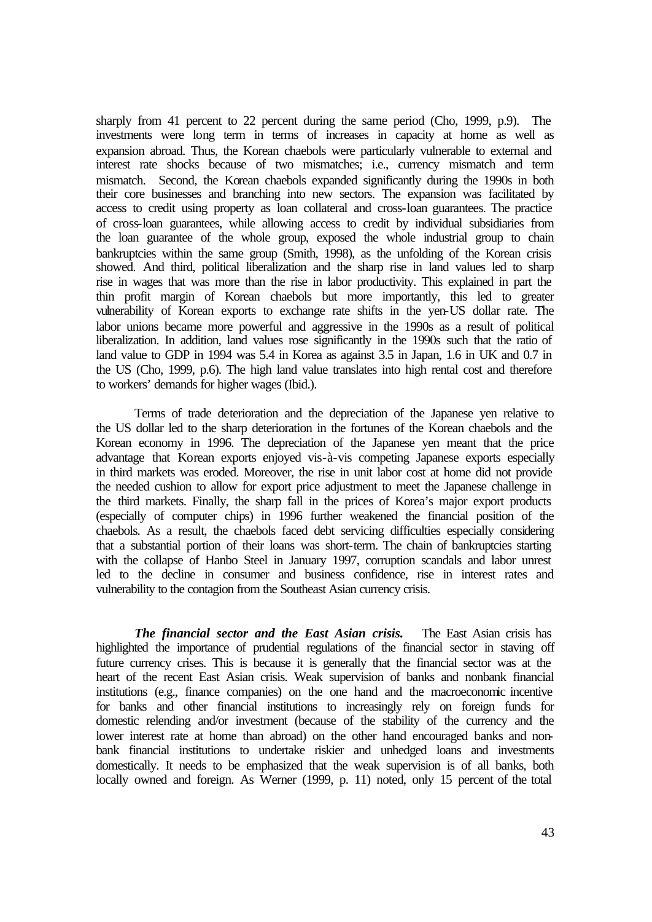sharply from 41 percent to 22 percent during the same period (Cho, 1999, p.9). The investments were long term in terms of increases in capacity at home as well as expansion abroad. Thus, the Korean chaebols were particularly vulnerable to external and interest rate shocks because of two mismatches; i.e., currency mismatch and term mismatch. Second, the Korean chaebols expanded significantly during the 1990s in both their core businesses and branching into new sectors. The expansion was facilitated by access to credit using property as loan collateral and cross-loan guarantees. The practice of cross-loan guarantees, while allowing access to credit by individual subsidiaries from the loan guarantee of the whole group, exposed the whole industrial group to chain bankruptcies within the same group (Smith, 1998), as the unfolding of the Korean crisis showed. And third, political liberalization and the sharp rise in land values led to sharp rise in wages that was more than the rise in labor productivity. This explained in part the thin profit margin of Korean chaebols but more importantly, this led to greater vulnerability of Korean exports to exchange rate shifts in the yen-US dollar rate. The labor unions became more powerful and aggressive in the 1990s as a result of political liberalization. In addition, land values rose significantly in the 1990s such that the ratio of land value to GDP in 1994 was 5.4 in Korea as against 3.5 in Japan, 1.6 in UK and 0.7 in the US (Cho, 1999, p.6). The high land value translates into high rental cost and therefore to workers' demands for higher wages (Ibid.).

Terms of trade deterioration and the depreciation of the Japanese yen relative to the US dollar led to the sharp deterioration in the fortunes of the Korean chaebols and the Korean economy in 1996. The depreciation of the Japanese yen meant that the price advantage that Korean exports enjoyed vis-à-vis competing Japanese exports especially in third markets was eroded. Moreover, the rise in unit labor cost at home did not provide the needed cushion to allow for export price adjustment to meet the Japanese challenge in the third markets. Finally, the sharp fall in the prices of Korea's major export products (especially of computer chips) in 1996 further weakened the financial position of the chaebols. As a result, the chaebols faced debt servicing difficulties especially considering that a substantial portion of their loans was short-term. The chain of bankruptcies starting with the collapse of Hanbo Steel in January 1997, corruption scandals and labor unrest led to the decline in consumer and business confidence, rise in interest rates and vulnerability to the contagion from the Southeast Asian currency crisis.

***The financial sector and the East Asian crisis.*** The East Asian crisis has highlighted the importance of prudential regulations of the financial sector in staving off future currency crises. This is because it is generally that the financial sector was at the heart of the recent East Asian crisis. Weak supervision of banks and nonbank financial institutions (e.g., finance companies) on the one hand and the macroeconomic incentive for banks and other financial institutions to increasingly rely on foreign funds for domestic relending and/or investment (because of the stability of the currency and the lower interest rate at home than abroad) on the other hand encouraged banks and non-bank financial institutions to undertake riskier and unhedged loans and investments domestically. It needs to be emphasized that the weak supervision is of all banks, both locally owned and foreign. As Werner (1999, p. 11) noted, only 15 percent of the total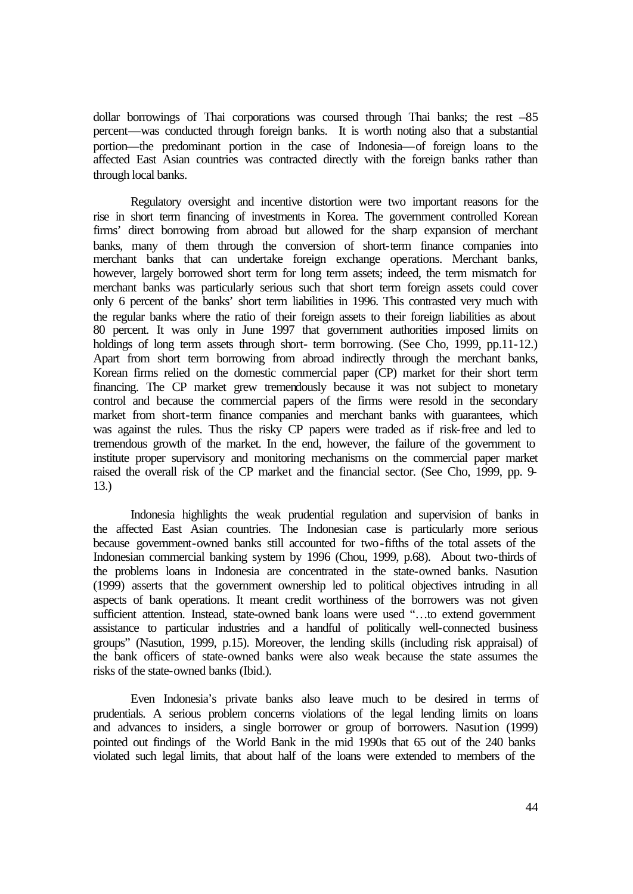dollar borrowings of Thai corporations was coursed through Thai banks; the rest –85 percent—was conducted through foreign banks. It is worth noting also that a substantial portion—the predominant portion in the case of Indonesia—of foreign loans to the affected East Asian countries was contracted directly with the foreign banks rather than through local banks.

Regulatory oversight and incentive distortion were two important reasons for the rise in short term financing of investments in Korea. The government controlled Korean firms' direct borrowing from abroad but allowed for the sharp expansion of merchant banks, many of them through the conversion of short-term finance companies into merchant banks that can undertake foreign exchange operations. Merchant banks, however, largely borrowed short term for long term assets; indeed, the term mismatch for merchant banks was particularly serious such that short term foreign assets could cover only 6 percent of the banks' short term liabilities in 1996. This contrasted very much with the regular banks where the ratio of their foreign assets to their foreign liabilities as about 80 percent. It was only in June 1997 that government authorities imposed limits on holdings of long term assets through short- term borrowing. (See Cho, 1999, pp.11-12.) Apart from short term borrowing from abroad indirectly through the merchant banks, Korean firms relied on the domestic commercial paper (CP) market for their short term financing. The CP market grew tremendously because it was not subject to monetary control and because the commercial papers of the firms were resold in the secondary market from short-term finance companies and merchant banks with guarantees, which was against the rules. Thus the risky CP papers were traded as if risk-free and led to tremendous growth of the market. In the end, however, the failure of the government to institute proper supervisory and monitoring mechanisms on the commercial paper market raised the overall risk of the CP market and the financial sector. (See Cho, 1999, pp. 9-13.)

Indonesia highlights the weak prudential regulation and supervision of banks in the affected East Asian countries. The Indonesian case is particularly more serious because government-owned banks still accounted for two-fifths of the total assets of the Indonesian commercial banking system by 1996 (Chou, 1999, p.68). About two-thirds of the problems loans in Indonesia are concentrated in the state-owned banks. Nasution (1999) asserts that the government ownership led to political objectives intruding in all aspects of bank operations. It meant credit worthiness of the borrowers was not given sufficient attention. Instead, state-owned bank loans were used "…to extend government assistance to particular industries and a handful of politically well-connected business groups" (Nasution, 1999, p.15). Moreover, the lending skills (including risk appraisal) of the bank officers of state-owned banks were also weak because the state assumes the risks of the state-owned banks (Ibid.).

Even Indonesia's private banks also leave much to be desired in terms of prudentials. A serious problem concerns violations of the legal lending limits on loans and advances to insiders, a single borrower or group of borrowers. Nasution (1999) pointed out findings of the World Bank in the mid 1990s that 65 out of the 240 banks violated such legal limits, that about half of the loans were extended to members of the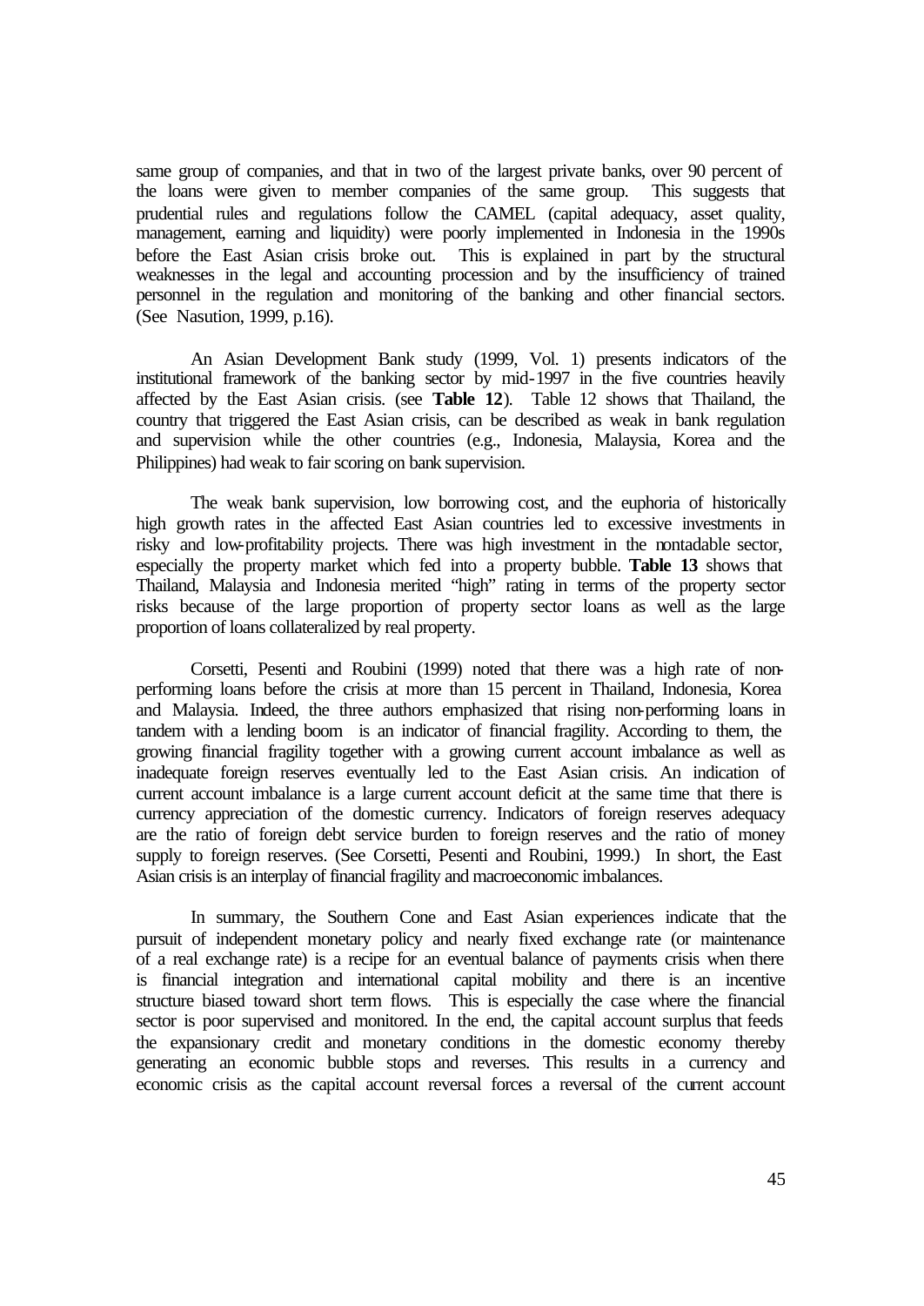same group of companies, and that in two of the largest private banks, over 90 percent of the loans were given to member companies of the same group. This suggests that prudential rules and regulations follow the CAMEL (capital adequacy, asset quality, management, earning and liquidity) were poorly implemented in Indonesia in the 1990s before the East Asian crisis broke out. This is explained in part by the structural weaknesses in the legal and accounting procession and by the insufficiency of trained personnel in the regulation and monitoring of the banking and other financial sectors. (See Nasution, 1999, p.16).

An Asian Development Bank study (1999, Vol. 1) presents indicators of the institutional framework of the banking sector by mid-1997 in the five countries heavily affected by the East Asian crisis. (see **Table 12**). Table 12 shows that Thailand, the country that triggered the East Asian crisis, can be described as weak in bank regulation and supervision while the other countries (e.g., Indonesia, Malaysia, Korea and the Philippines) had weak to fair scoring on bank supervision.

The weak bank supervision, low borrowing cost, and the euphoria of historically high growth rates in the affected East Asian countries led to excessive investments in risky and low-profitability projects. There was high investment in the nontadable sector, especially the property market which fed into a property bubble. **Table 13** shows that Thailand, Malaysia and Indonesia merited "high" rating in terms of the property sector risks because of the large proportion of property sector loans as well as the large proportion of loans collateralized by real property.

Corsetti, Pesenti and Roubini (1999) noted that there was a high rate of non-performing loans before the crisis at more than 15 percent in Thailand, Indonesia, Korea and Malaysia. Indeed, the three authors emphasized that rising non-performing loans in tandem with a lending boom is an indicator of financial fragility. According to them, the growing financial fragility together with a growing current account imbalance as well as inadequate foreign reserves eventually led to the East Asian crisis. An indication of current account imbalance is a large current account deficit at the same time that there is currency appreciation of the domestic currency. Indicators of foreign reserves adequacy are the ratio of foreign debt service burden to foreign reserves and the ratio of money supply to foreign reserves. (See Corsetti, Pesenti and Roubini, 1999.) In short, the East Asian crisis is an interplay of financial fragility and macroeconomic imbalances.

In summary, the Southern Cone and East Asian experiences indicate that the pursuit of independent monetary policy and nearly fixed exchange rate (or maintenance of a real exchange rate) is a recipe for an eventual balance of payments crisis when there is financial integration and international capital mobility and there is an incentive structure biased toward short term flows. This is especially the case where the financial sector is poor supervised and monitored. In the end, the capital account surplus that feeds the expansionary credit and monetary conditions in the domestic economy thereby generating an economic bubble stops and reverses. This results in a currency and economic crisis as the capital account reversal forces a reversal of the current account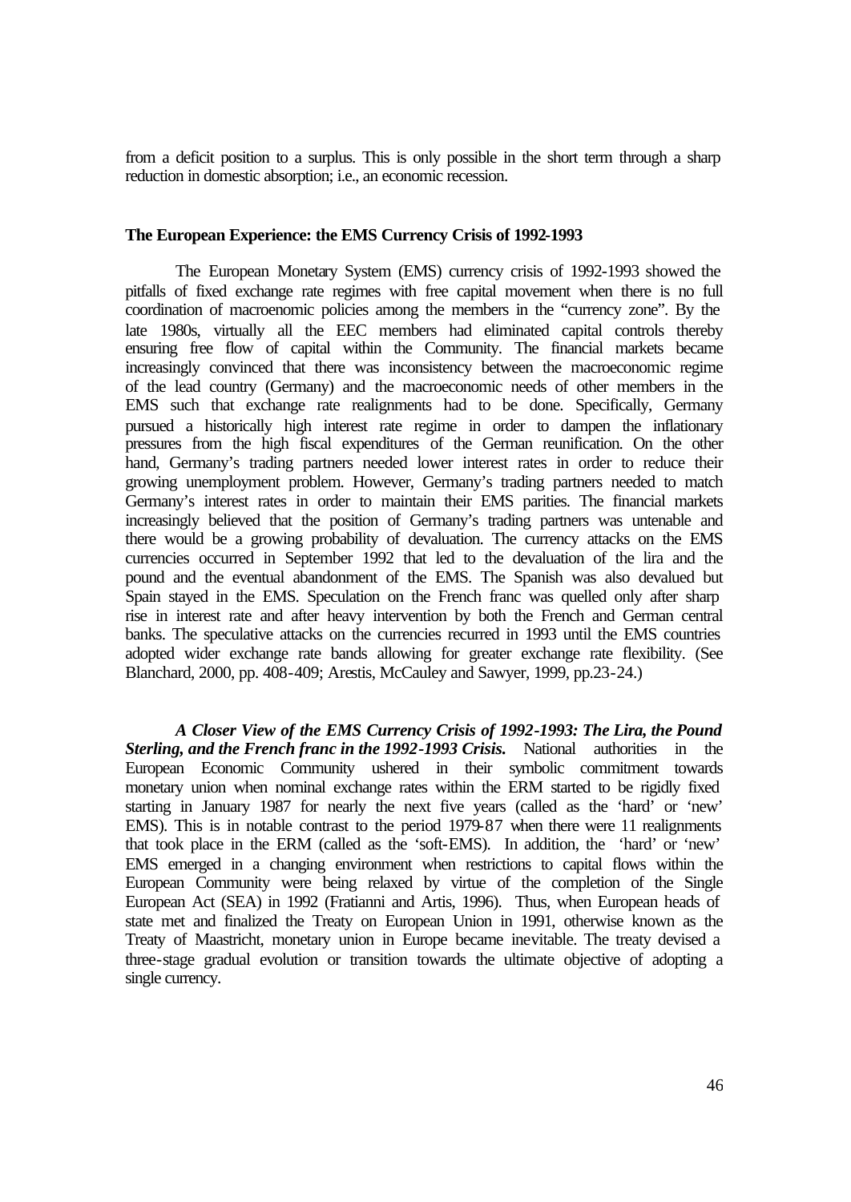from a deficit position to a surplus. This is only possible in the short term through a sharp reduction in domestic absorption; i.e., an economic recession.

**The European Experience: the EMS Currency Crisis of 1992-1993**

The European Monetary System (EMS) currency crisis of 1992-1993 showed the pitfalls of fixed exchange rate regimes with free capital movement when there is no full coordination of macroenomic policies among the members in the "currency zone". By the late 1980s, virtually all the EEC members had eliminated capital controls thereby ensuring free flow of capital within the Community. The financial markets became increasingly convinced that there was inconsistency between the macroeconomic regime of the lead country (Germany) and the macroeconomic needs of other members in the EMS such that exchange rate realignments had to be done. Specifically, Germany pursued a historically high interest rate regime in order to dampen the inflationary pressures from the high fiscal expenditures of the German reunification. On the other hand, Germany's trading partners needed lower interest rates in order to reduce their growing unemployment problem. However, Germany's trading partners needed to match Germany's interest rates in order to maintain their EMS parities. The financial markets increasingly believed that the position of Germany's trading partners was untenable and there would be a growing probability of devaluation. The currency attacks on the EMS currencies occurred in September 1992 that led to the devaluation of the lira and the pound and the eventual abandonment of the EMS. The Spanish was also devalued but Spain stayed in the EMS. Speculation on the French franc was quelled only after sharp rise in interest rate and after heavy intervention by both the French and German central banks. The speculative attacks on the currencies recurred in 1993 until the EMS countries adopted wider exchange rate bands allowing for greater exchange rate flexibility. (See Blanchard, 2000, pp. 408-409; Arestis, McCauley and Sawyer, 1999, pp.23-24.)

***A Closer View of the EMS Currency Crisis of 1992-1993: The Lira, the Pound Sterling, and the French franc in the 1992-1993 Crisis.*** National authorities in the European Economic Community ushered in their symbolic commitment towards monetary union when nominal exchange rates within the ERM started to be rigidly fixed starting in January 1987 for nearly the next five years (called as the 'hard' or 'new' EMS). This is in notable contrast to the period 1979-87 when there were 11 realignments that took place in the ERM (called as the 'soft-EMS). In addition, the 'hard' or 'new' EMS emerged in a changing environment when restrictions to capital flows within the European Community were being relaxed by virtue of the completion of the Single European Act (SEA) in 1992 (Fratianni and Artis, 1996). Thus, when European heads of state met and finalized the Treaty on European Union in 1991, otherwise known as the Treaty of Maastricht, monetary union in Europe became inevitable. The treaty devised a three-stage gradual evolution or transition towards the ultimate objective of adopting a single currency.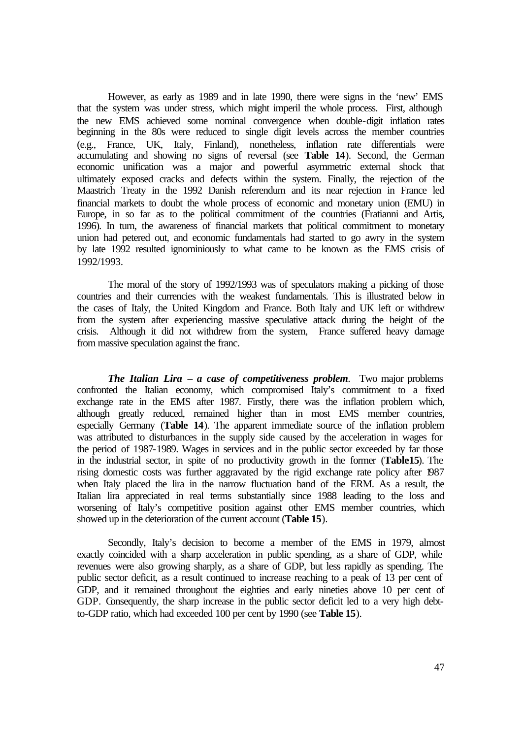However, as early as 1989 and in late 1990, there were signs in the 'new' EMS that the system was under stress, which might imperil the whole process. First, although the new EMS achieved some nominal convergence when double-digit inflation rates beginning in the 80s were reduced to single digit levels across the member countries (e.g., France, UK, Italy, Finland), nonetheless, inflation rate differentials were accumulating and showing no signs of reversal (see **Table 14**). Second, the German economic unification was a major and powerful asymmetric external shock that ultimately exposed cracks and defects within the system. Finally, the rejection of the Maastrich Treaty in the 1992 Danish referendum and its near rejection in France led financial markets to doubt the whole process of economic and monetary union (EMU) in Europe, in so far as to the political commitment of the countries (Fratianni and Artis, 1996). In turn, the awareness of financial markets that political commitment to monetary union had petered out, and economic fundamentals had started to go awry in the system by late 1992 resulted ignominiously to what came to be known as the EMS crisis of 1992/1993.

The moral of the story of 1992/1993 was of speculators making a picking of those countries and their currencies with the weakest fundamentals. This is illustrated below in the cases of Italy, the United Kingdom and France. Both Italy and UK left or withdrew from the system after experiencing massive speculative attack during the height of the crisis. Although it did not withdrew from the system, France suffered heavy damage from massive speculation against the franc.

***The Italian Lira – a case of competitiveness problem***. Two major problems confronted the Italian economy, which compromised Italy's commitment to a fixed exchange rate in the EMS after 1987. Firstly, there was the inflation problem which, although greatly reduced, remained higher than in most EMS member countries, especially Germany (**Table 14**). The apparent immediate source of the inflation problem was attributed to disturbances in the supply side caused by the acceleration in wages for the period of 1987-1989. Wages in services and in the public sector exceeded by far those in the industrial sector, in spite of no productivity growth in the former (**Table15**). The rising domestic costs was further aggravated by the rigid exchange rate policy after 1987 when Italy placed the lira in the narrow fluctuation band of the ERM. As a result, the Italian lira appreciated in real terms substantially since 1988 leading to the loss and worsening of Italy's competitive position against other EMS member countries, which showed up in the deterioration of the current account (**Table 15**).

Secondly, Italy's decision to become a member of the EMS in 1979, almost exactly coincided with a sharp acceleration in public spending, as a share of GDP, while revenues were also growing sharply, as a share of GDP, but less rapidly as spending. The public sector deficit, as a result continued to increase reaching to a peak of 13 per cent of GDP, and it remained throughout the eighties and early nineties above 10 per cent of GDP. Consequently, the sharp increase in the public sector deficit led to a very high debt-to-GDP ratio, which had exceeded 100 per cent by 1990 (see **Table 15**).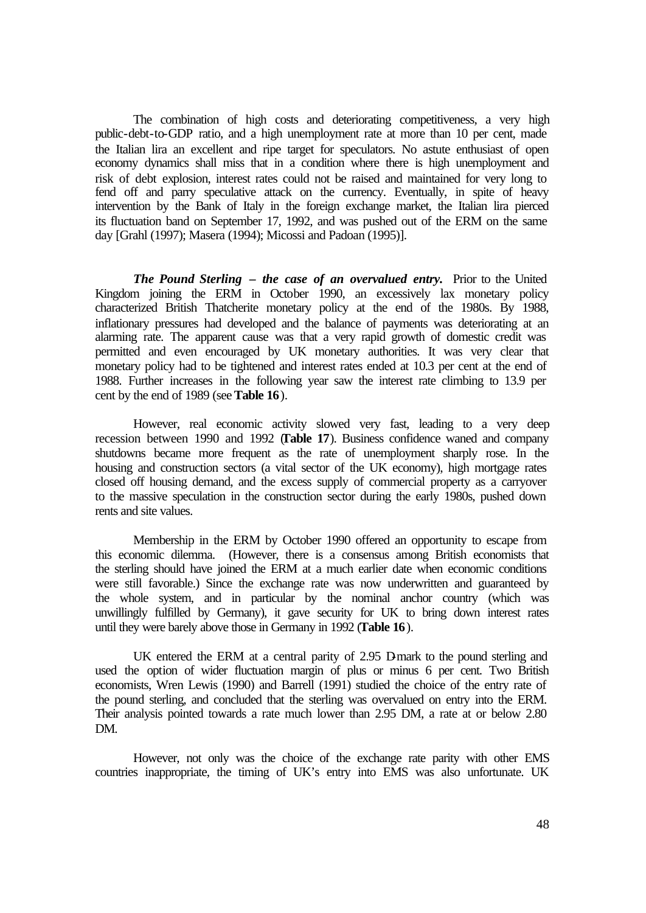The combination of high costs and deteriorating competitiveness, a very high public-debt-to-GDP ratio, and a high unemployment rate at more than 10 per cent, made the Italian lira an excellent and ripe target for speculators. No astute enthusiast of open economy dynamics shall miss that in a condition where there is high unemployment and risk of debt explosion, interest rates could not be raised and maintained for very long to fend off and parry speculative attack on the currency. Eventually, in spite of heavy intervention by the Bank of Italy in the foreign exchange market, the Italian lira pierced its fluctuation band on September 17, 1992, and was pushed out of the ERM on the same day [Grahl (1997); Masera (1994); Micossi and Padoan (1995)].

***The Pound Sterling – the case of an overvalued entry.*** Prior to the United Kingdom joining the ERM in October 1990, an excessively lax monetary policy characterized British Thatcherite monetary policy at the end of the 1980s. By 1988, inflationary pressures had developed and the balance of payments was deteriorating at an alarming rate. The apparent cause was that a very rapid growth of domestic credit was permitted and even encouraged by UK monetary authorities. It was very clear that monetary policy had to be tightened and interest rates ended at 10.3 per cent at the end of 1988. Further increases in the following year saw the interest rate climbing to 13.9 per cent by the end of 1989 (see **Table 16**).

However, real economic activity slowed very fast, leading to a very deep recession between 1990 and 1992 (**Table 17**). Business confidence waned and company shutdowns became more frequent as the rate of unemployment sharply rose. In the housing and construction sectors (a vital sector of the UK economy), high mortgage rates closed off housing demand, and the excess supply of commercial property as a carryover to the massive speculation in the construction sector during the early 1980s, pushed down rents and site values.

Membership in the ERM by October 1990 offered an opportunity to escape from this economic dilemma. (However, there is a consensus among British economists that the sterling should have joined the ERM at a much earlier date when economic conditions were still favorable.) Since the exchange rate was now underwritten and guaranteed by the whole system, and in particular by the nominal anchor country (which was unwillingly fulfilled by Germany), it gave security for UK to bring down interest rates until they were barely above those in Germany in 1992 (**Table 16**).

UK entered the ERM at a central parity of 2.95 D-mark to the pound sterling and used the option of wider fluctuation margin of plus or minus 6 per cent. Two British economists, Wren Lewis (1990) and Barrell (1991) studied the choice of the entry rate of the pound sterling, and concluded that the sterling was overvalued on entry into the ERM. Their analysis pointed towards a rate much lower than 2.95 DM, a rate at or below 2.80 DM.

However, not only was the choice of the exchange rate parity with other EMS countries inappropriate, the timing of UK's entry into EMS was also unfortunate. UK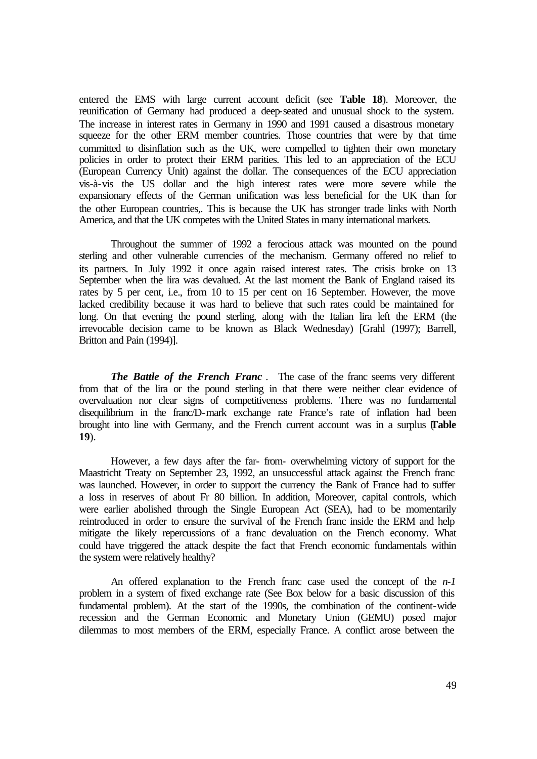entered the EMS with large current account deficit (see **Table 18**). Moreover, the reunification of Germany had produced a deep-seated and unusual shock to the system. The increase in interest rates in Germany in 1990 and 1991 caused a disastrous monetary squeeze for the other ERM member countries. Those countries that were by that time committed to disinflation such as the UK, were compelled to tighten their own monetary policies in order to protect their ERM parities. This led to an appreciation of the ECU (European Currency Unit) against the dollar. The consequences of the ECU appreciation vis-à-vis the US dollar and the high interest rates were more severe while the expansionary effects of the German unification was less beneficial for the UK than for the other European countries,. This is because the UK has stronger trade links with North America, and that the UK competes with the United States in many international markets.

Throughout the summer of 1992 a ferocious attack was mounted on the pound sterling and other vulnerable currencies of the mechanism. Germany offered no relief to its partners. In July 1992 it once again raised interest rates. The crisis broke on 13 September when the lira was devalued. At the last moment the Bank of England raised its rates by 5 per cent, i.e., from 10 to 15 per cent on 16 September. However, the move lacked credibility because it was hard to believe that such rates could be maintained for long. On that evening the pound sterling, along with the Italian lira left the ERM (the irrevocable decision came to be known as Black Wednesday) [Grahl (1997); Barrell, Britton and Pain (1994)].

***The Battle of the French Franc*** . The case of the franc seems very different from that of the lira or the pound sterling in that there were neither clear evidence of overvaluation nor clear signs of competitiveness problems. There was no fundamental disequilibrium in the franc/D-mark exchange rate France's rate of inflation had been brought into line with Germany, and the French current account was in a surplus (**Table 19**).

However, a few days after the far- from- overwhelming victory of support for the Maastricht Treaty on September 23, 1992, an unsuccessful attack against the French franc was launched. However, in order to support the currency the Bank of France had to suffer a loss in reserves of about Fr 80 billion. In addition, Moreover, capital controls, which were earlier abolished through the Single European Act (SEA), had to be momentarily reintroduced in order to ensure the survival of the French franc inside the ERM and help mitigate the likely repercussions of a franc devaluation on the French economy. What could have triggered the attack despite the fact that French economic fundamentals within the system were relatively healthy?

An offered explanation to the French franc case used the concept of the *n-1* problem in a system of fixed exchange rate (See Box below for a basic discussion of this fundamental problem). At the start of the 1990s, the combination of the continent-wide recession and the German Economic and Monetary Union (GEMU) posed major dilemmas to most members of the ERM, especially France. A conflict arose between the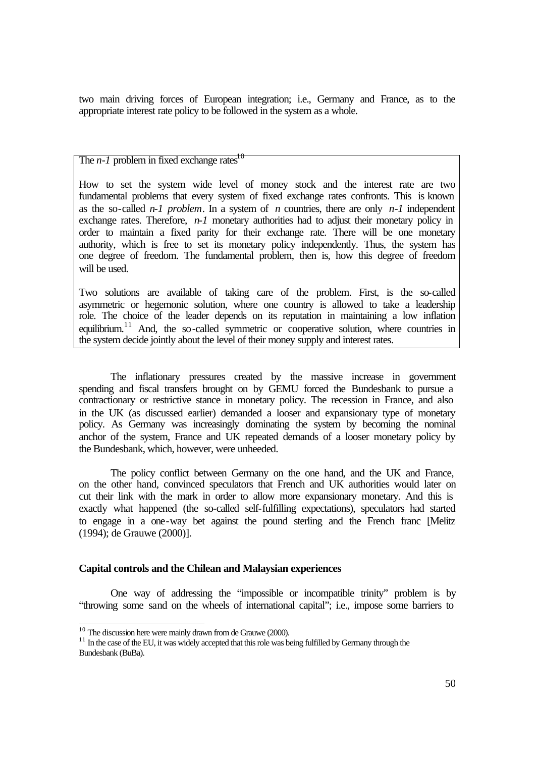two main driving forces of European integration; i.e., Germany and France, as to the appropriate interest rate policy to be followed in the system as a whole.

> The *n-1* problem in fixed exchange rates[10]
>
> How to set the system wide level of money stock and the interest rate are two fundamental problems that every system of fixed exchange rates confronts. This is known as the so-called *n-1 problem*. In a system of *n* countries, there are only *n-1* independent exchange rates. Therefore, *n-1* monetary authorities had to adjust their monetary policy in order to maintain a fixed parity for their exchange rate. There will be one monetary authority, which is free to set its monetary policy independently. Thus, the system has one degree of freedom. The fundamental problem, then is, how this degree of freedom will be used.
>
> Two solutions are available of taking care of the problem. First, is the so-called asymmetric or hegemonic solution, where one country is allowed to take a leadership role. The choice of the leader depends on its reputation in maintaining a low inflation equilibrium.[11] And, the so-called symmetric or cooperative solution, where countries in the system decide jointly about the level of their money supply and interest rates.

The inflationary pressures created by the massive increase in government spending and fiscal transfers brought on by GEMU forced the Bundesbank to pursue a contractionary or restrictive stance in monetary policy. The recession in France, and also in the UK (as discussed earlier) demanded a looser and expansionary type of monetary policy. As Germany was increasingly dominating the system by becoming the nominal anchor of the system, France and UK repeated demands of a looser monetary policy by the Bundesbank, which, however, were unheeded.

The policy conflict between Germany on the one hand, and the UK and France, on the other hand, convinced speculators that French and UK authorities would later on cut their link with the mark in order to allow more expansionary monetary. And this is exactly what happened (the so-called self-fulfilling expectations), speculators had started to engage in a one-way bet against the pound sterling and the French franc [Melitz (1994); de Grauwe (2000)].

**Capital controls and the Chilean and Malaysian experiences**

One way of addressing the "impossible or incompatible trinity" problem is by "throwing some sand on the wheels of international capital"; i.e., impose some barriers to

---

[10] The discussion here were mainly drawn from de Grauwe (2000).

[11] In the case of the EU, it was widely accepted that this role was being fulfilled by Germany through the Bundesbank (BuBa).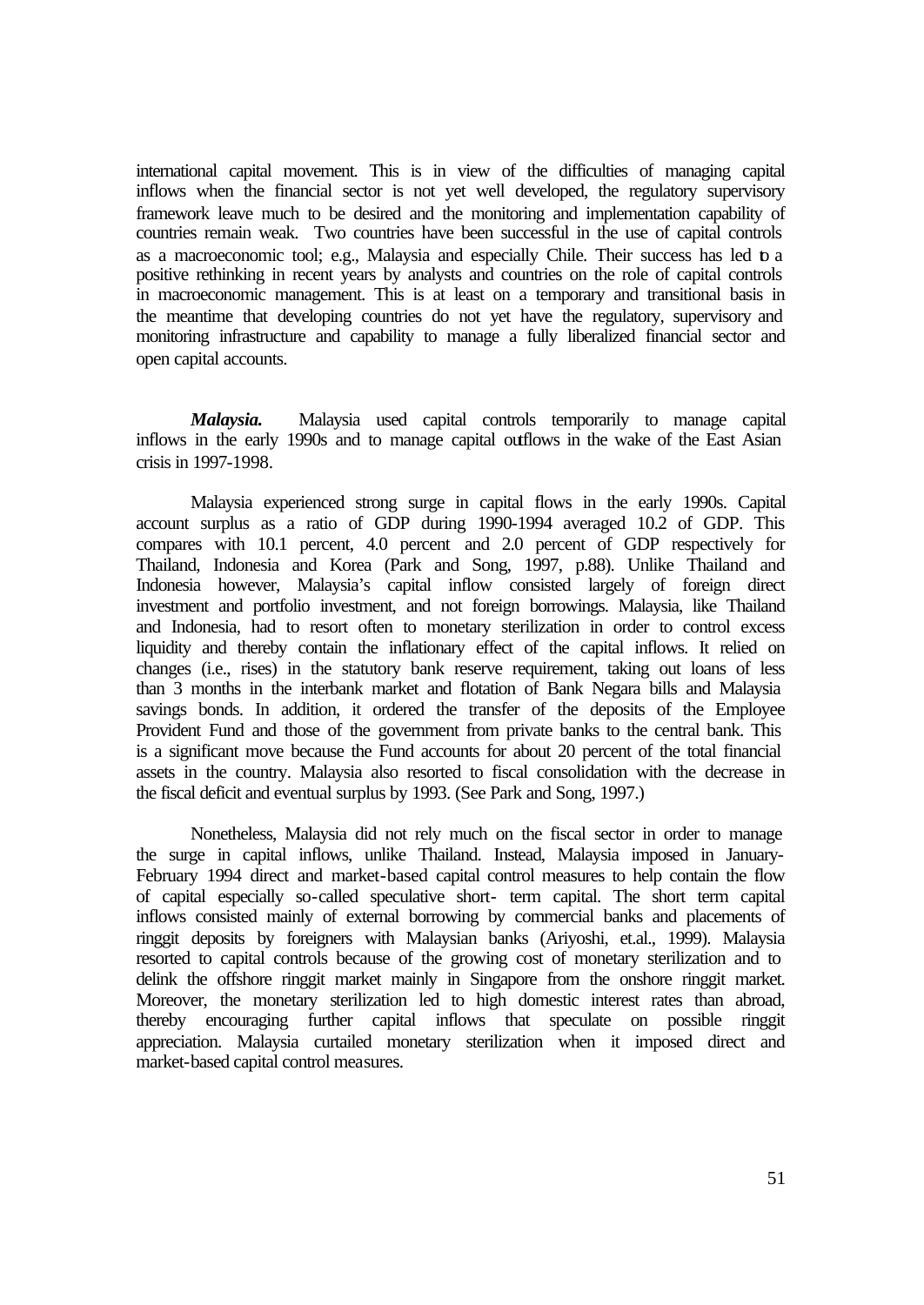international capital movement. This is in view of the difficulties of managing capital inflows when the financial sector is not yet well developed, the regulatory supervisory framework leave much to be desired and the monitoring and implementation capability of countries remain weak. Two countries have been successful in the use of capital controls as a macroeconomic tool; e.g., Malaysia and especially Chile. Their success has led to a positive rethinking in recent years by analysts and countries on the role of capital controls in macroeconomic management. This is at least on a temporary and transitional basis in the meantime that developing countries do not yet have the regulatory, supervisory and monitoring infrastructure and capability to manage a fully liberalized financial sector and open capital accounts.

***Malaysia.*** Malaysia used capital controls temporarily to manage capital inflows in the early 1990s and to manage capital outflows in the wake of the East Asian crisis in 1997-1998.

Malaysia experienced strong surge in capital flows in the early 1990s. Capital account surplus as a ratio of GDP during 1990-1994 averaged 10.2 of GDP. This compares with 10.1 percent, 4.0 percent and 2.0 percent of GDP respectively for Thailand, Indonesia and Korea (Park and Song, 1997, p.88). Unlike Thailand and Indonesia however, Malaysia's capital inflow consisted largely of foreign direct investment and portfolio investment, and not foreign borrowings. Malaysia, like Thailand and Indonesia, had to resort often to monetary sterilization in order to control excess liquidity and thereby contain the inflationary effect of the capital inflows. It relied on changes (i.e., rises) in the statutory bank reserve requirement, taking out loans of less than 3 months in the interbank market and flotation of Bank Negara bills and Malaysia savings bonds. In addition, it ordered the transfer of the deposits of the Employee Provident Fund and those of the government from private banks to the central bank. This is a significant move because the Fund accounts for about 20 percent of the total financial assets in the country. Malaysia also resorted to fiscal consolidation with the decrease in the fiscal deficit and eventual surplus by 1993. (See Park and Song, 1997.)

Nonetheless, Malaysia did not rely much on the fiscal sector in order to manage the surge in capital inflows, unlike Thailand. Instead, Malaysia imposed in January-February 1994 direct and market-based capital control measures to help contain the flow of capital especially so-called speculative short- term capital. The short term capital inflows consisted mainly of external borrowing by commercial banks and placements of ringgit deposits by foreigners with Malaysian banks (Ariyoshi, et.al., 1999). Malaysia resorted to capital controls because of the growing cost of monetary sterilization and to delink the offshore ringgit market mainly in Singapore from the onshore ringgit market. Moreover, the monetary sterilization led to high domestic interest rates than abroad, thereby encouraging further capital inflows that speculate on possible ringgit appreciation. Malaysia curtailed monetary sterilization when it imposed direct and market-based capital control measures.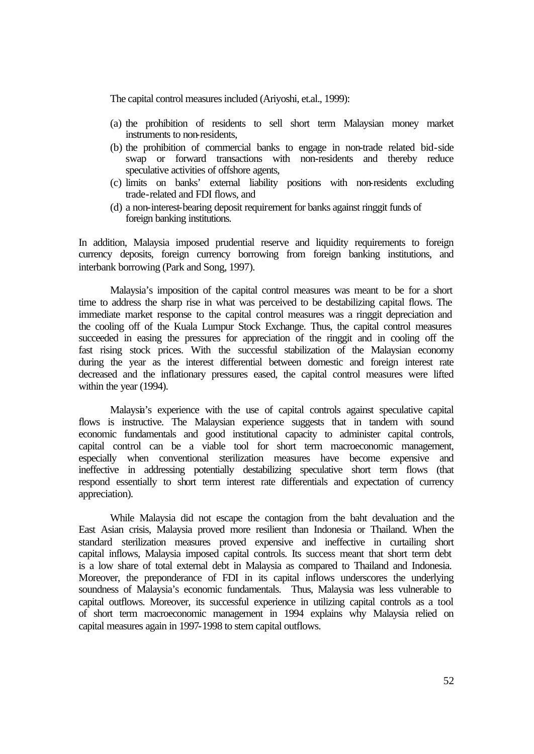The capital control measures included (Ariyoshi, et.al., 1999):

(a) the prohibition of residents to sell short term Malaysian money market instruments to non-residents,
(b) the prohibition of commercial banks to engage in non-trade related bid-side swap or forward transactions with non-residents and thereby reduce speculative activities of offshore agents,
(c) limits on banks' external liability positions with non-residents excluding trade-related and FDI flows, and
(d) a non-interest-bearing deposit requirement for banks against ringgit funds of foreign banking institutions.

In addition, Malaysia imposed prudential reserve and liquidity requirements to foreign currency deposits, foreign currency borrowing from foreign banking institutions, and interbank borrowing (Park and Song, 1997).

Malaysia's imposition of the capital control measures was meant to be for a short time to address the sharp rise in what was perceived to be destabilizing capital flows. The immediate market response to the capital control measures was a ringgit depreciation and the cooling off of the Kuala Lumpur Stock Exchange. Thus, the capital control measures succeeded in easing the pressures for appreciation of the ringgit and in cooling off the fast rising stock prices. With the successful stabilization of the Malaysian economy during the year as the interest differential between domestic and foreign interest rate decreased and the inflationary pressures eased, the capital control measures were lifted within the year (1994).

Malaysia's experience with the use of capital controls against speculative capital flows is instructive. The Malaysian experience suggests that in tandem with sound economic fundamentals and good institutional capacity to administer capital controls, capital control can be a viable tool for short term macroeconomic management, especially when conventional sterilization measures have become expensive and ineffective in addressing potentially destabilizing speculative short term flows (that respond essentially to short term interest rate differentials and expectation of currency appreciation).

While Malaysia did not escape the contagion from the baht devaluation and the East Asian crisis, Malaysia proved more resilient than Indonesia or Thailand. When the standard sterilization measures proved expensive and ineffective in curtailing short capital inflows, Malaysia imposed capital controls. Its success meant that short term debt is a low share of total external debt in Malaysia as compared to Thailand and Indonesia. Moreover, the preponderance of FDI in its capital inflows underscores the underlying soundness of Malaysia's economic fundamentals. Thus, Malaysia was less vulnerable to capital outflows. Moreover, its successful experience in utilizing capital controls as a tool of short term macroeconomic management in 1994 explains why Malaysia relied on capital measures again in 1997-1998 to stem capital outflows.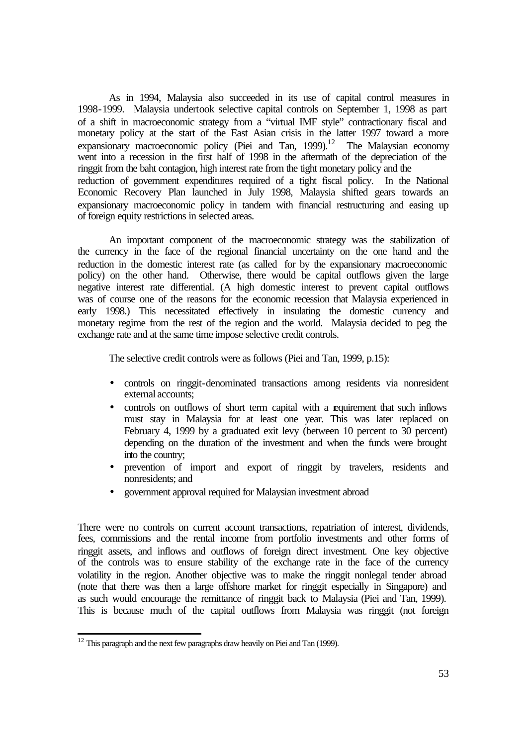As in 1994, Malaysia also succeeded in its use of capital control measures in 1998-1999. Malaysia undertook selective capital controls on September 1, 1998 as part of a shift in macroeconomic strategy from a "virtual IMF style" contractionary fiscal and monetary policy at the start of the East Asian crisis in the latter 1997 toward a more expansionary macroeconomic policy (Piei and Tan, 1999).[12] The Malaysian economy went into a recession in the first half of 1998 in the aftermath of the depreciation of the ringgit from the baht contagion, high interest rate from the tight monetary policy and the reduction of government expenditures required of a tight fiscal policy. In the National Economic Recovery Plan launched in July 1998, Malaysia shifted gears towards an expansionary macroeconomic policy in tandem with financial restructuring and easing up of foreign equity restrictions in selected areas.

An important component of the macroeconomic strategy was the stabilization of the currency in the face of the regional financial uncertainty on the one hand and the reduction in the domestic interest rate (as called for by the expansionary macroeconomic policy) on the other hand. Otherwise, there would be capital outflows given the large negative interest rate differential. (A high domestic interest to prevent capital outflows was of course one of the reasons for the economic recession that Malaysia experienced in early 1998.) This necessitated effectively in insulating the domestic currency and monetary regime from the rest of the region and the world. Malaysia decided to peg the exchange rate and at the same time impose selective credit controls.

The selective credit controls were as follows (Piei and Tan, 1999, p.15):

- controls on ringgit-denominated transactions among residents via nonresident external accounts;
- controls on outflows of short term capital with a requirement that such inflows must stay in Malaysia for at least one year. This was later replaced on February 4, 1999 by a graduated exit levy (between 10 percent to 30 percent) depending on the duration of the investment and when the funds were brought into the country;
- prevention of import and export of ringgit by travelers, residents and nonresidents; and
- government approval required for Malaysian investment abroad

There were no controls on current account transactions, repatriation of interest, dividends, fees, commissions and the rental income from portfolio investments and other forms of ringgit assets, and inflows and outflows of foreign direct investment. One key objective of the controls was to ensure stability of the exchange rate in the face of the currency volatility in the region. Another objective was to make the ringgit nonlegal tender abroad (note that there was then a large offshore market for ringgit especially in Singapore) and as such would encourage the remittance of ringgit back to Malaysia (Piei and Tan, 1999). This is because much of the capital outflows from Malaysia was ringgit (not foreign

[12] This paragraph and the next few paragraphs draw heavily on Piei and Tan (1999).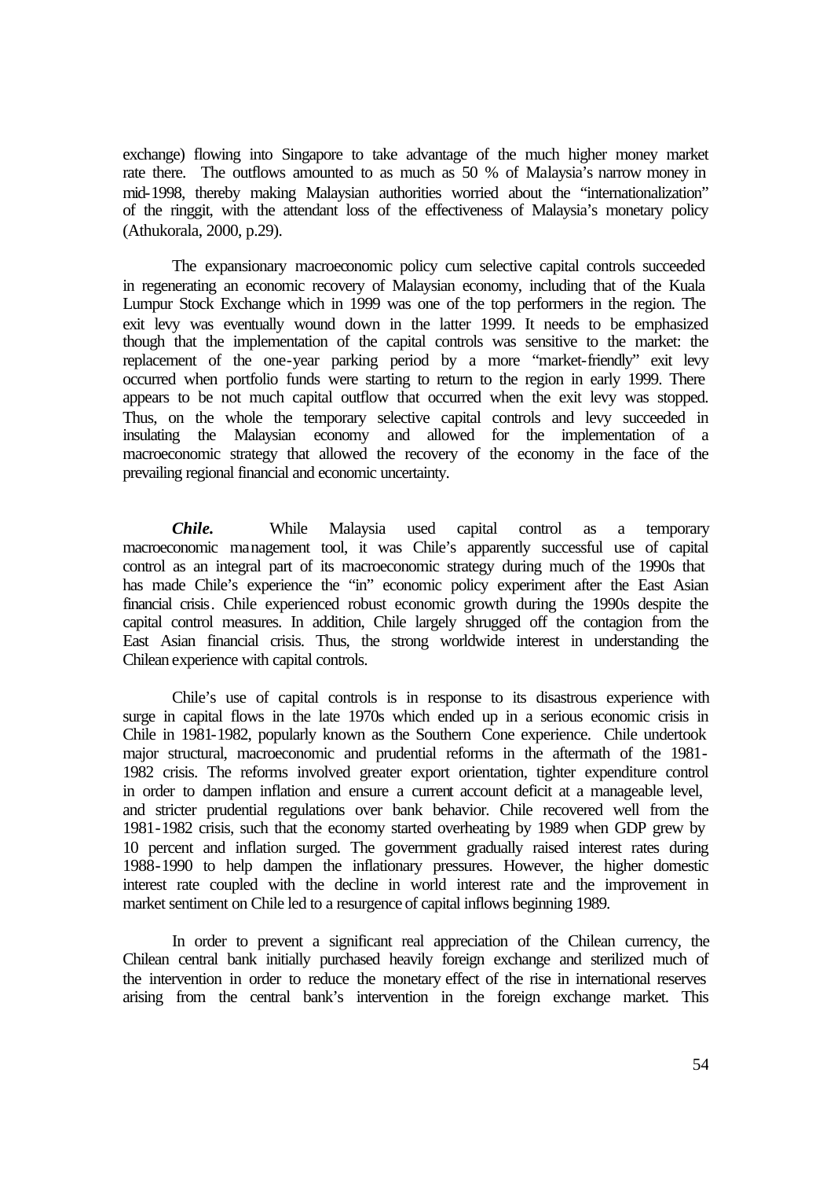exchange) flowing into Singapore to take advantage of the much higher money market rate there. The outflows amounted to as much as 50 % of Malaysia's narrow money in mid-1998, thereby making Malaysian authorities worried about the "internationalization" of the ringgit, with the attendant loss of the effectiveness of Malaysia's monetary policy (Athukorala, 2000, p.29).

The expansionary macroeconomic policy cum selective capital controls succeeded in regenerating an economic recovery of Malaysian economy, including that of the Kuala Lumpur Stock Exchange which in 1999 was one of the top performers in the region. The exit levy was eventually wound down in the latter 1999. It needs to be emphasized though that the implementation of the capital controls was sensitive to the market: the replacement of the one-year parking period by a more "market-friendly" exit levy occurred when portfolio funds were starting to return to the region in early 1999. There appears to be not much capital outflow that occurred when the exit levy was stopped. Thus, on the whole the temporary selective capital controls and levy succeeded in insulating the Malaysian economy and allowed for the implementation of a macroeconomic strategy that allowed the recovery of the economy in the face of the prevailing regional financial and economic uncertainty.

***Chile.*** While Malaysia used capital control as a temporary macroeconomic management tool, it was Chile's apparently successful use of capital control as an integral part of its macroeconomic strategy during much of the 1990s that has made Chile's experience the "in" economic policy experiment after the East Asian financial crisis. Chile experienced robust economic growth during the 1990s despite the capital control measures. In addition, Chile largely shrugged off the contagion from the East Asian financial crisis. Thus, the strong worldwide interest in understanding the Chilean experience with capital controls.

Chile's use of capital controls is in response to its disastrous experience with surge in capital flows in the late 1970s which ended up in a serious economic crisis in Chile in 1981-1982, popularly known as the Southern Cone experience. Chile undertook major structural, macroeconomic and prudential reforms in the aftermath of the 1981-1982 crisis. The reforms involved greater export orientation, tighter expenditure control in order to dampen inflation and ensure a current account deficit at a manageable level, and stricter prudential regulations over bank behavior. Chile recovered well from the 1981-1982 crisis, such that the economy started overheating by 1989 when GDP grew by 10 percent and inflation surged. The government gradually raised interest rates during 1988-1990 to help dampen the inflationary pressures. However, the higher domestic interest rate coupled with the decline in world interest rate and the improvement in market sentiment on Chile led to a resurgence of capital inflows beginning 1989.

In order to prevent a significant real appreciation of the Chilean currency, the Chilean central bank initially purchased heavily foreign exchange and sterilized much of the intervention in order to reduce the monetary effect of the rise in international reserves arising from the central bank's intervention in the foreign exchange market. This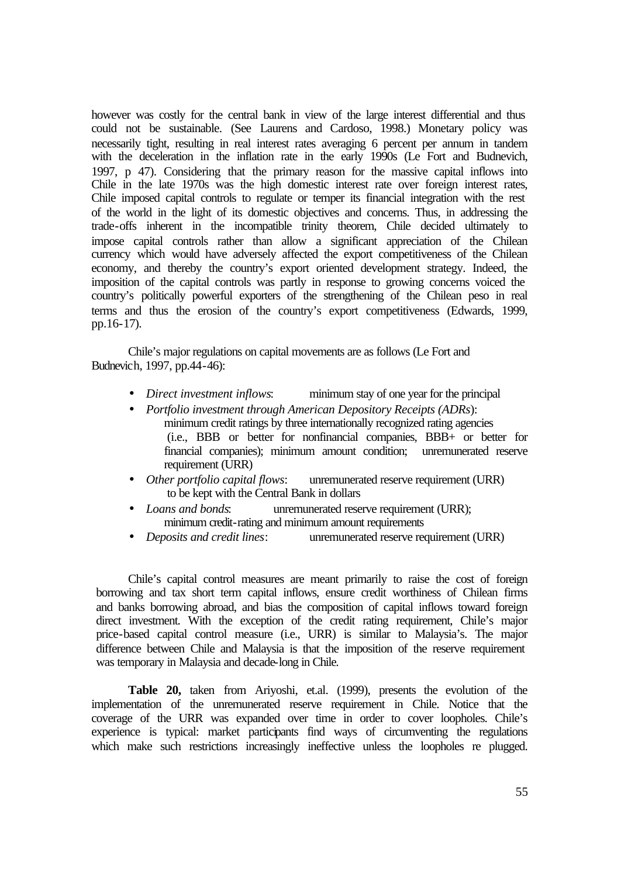however was costly for the central bank in view of the large interest differential and thus could not be sustainable. (See Laurens and Cardoso, 1998.) Monetary policy was necessarily tight, resulting in real interest rates averaging 6 percent per annum in tandem with the deceleration in the inflation rate in the early 1990s (Le Fort and Budnevich, 1997, p 47). Considering that the primary reason for the massive capital inflows into Chile in the late 1970s was the high domestic interest rate over foreign interest rates, Chile imposed capital controls to regulate or temper its financial integration with the rest of the world in the light of its domestic objectives and concerns. Thus, in addressing the trade-offs inherent in the incompatible trinity theorem, Chile decided ultimately to impose capital controls rather than allow a significant appreciation of the Chilean currency which would have adversely affected the export competitiveness of the Chilean economy, and thereby the country's export oriented development strategy. Indeed, the imposition of the capital controls was partly in response to growing concerns voiced the country's politically powerful exporters of the strengthening of the Chilean peso in real terms and thus the erosion of the country's export competitiveness (Edwards, 1999, pp.16-17).

Chile's major regulations on capital movements are as follows (Le Fort and Budnevich, 1997, pp.44-46):

- *Direct investment inflows*: minimum stay of one year for the principal
- *Portfolio investment through American Depository Receipts (ADRs)*: minimum credit ratings by three internationally recognized rating agencies (i.e., BBB or better for nonfinancial companies, BBB+ or better for financial companies); minimum amount condition; unremunerated reserve requirement (URR)
- *Other portfolio capital flows*: unremunerated reserve requirement (URR) to be kept with the Central Bank in dollars
- *Loans and bonds*: unremunerated reserve requirement (URR); minimum credit-rating and minimum amount requirements
- *Deposits and credit lines*: unremunerated reserve requirement (URR)

Chile's capital control measures are meant primarily to raise the cost of foreign borrowing and tax short term capital inflows, ensure credit worthiness of Chilean firms and banks borrowing abroad, and bias the composition of capital inflows toward foreign direct investment. With the exception of the credit rating requirement, Chile's major price-based capital control measure (i.e., URR) is similar to Malaysia's. The major difference between Chile and Malaysia is that the imposition of the reserve requirement was temporary in Malaysia and decade-long in Chile.

**Table 20,** taken from Ariyoshi, et.al. (1999), presents the evolution of the implementation of the unremunerated reserve requirement in Chile. Notice that the coverage of the URR was expanded over time in order to cover loopholes. Chile's experience is typical: market participants find ways of circumventing the regulations which make such restrictions increasingly ineffective unless the loopholes re plugged.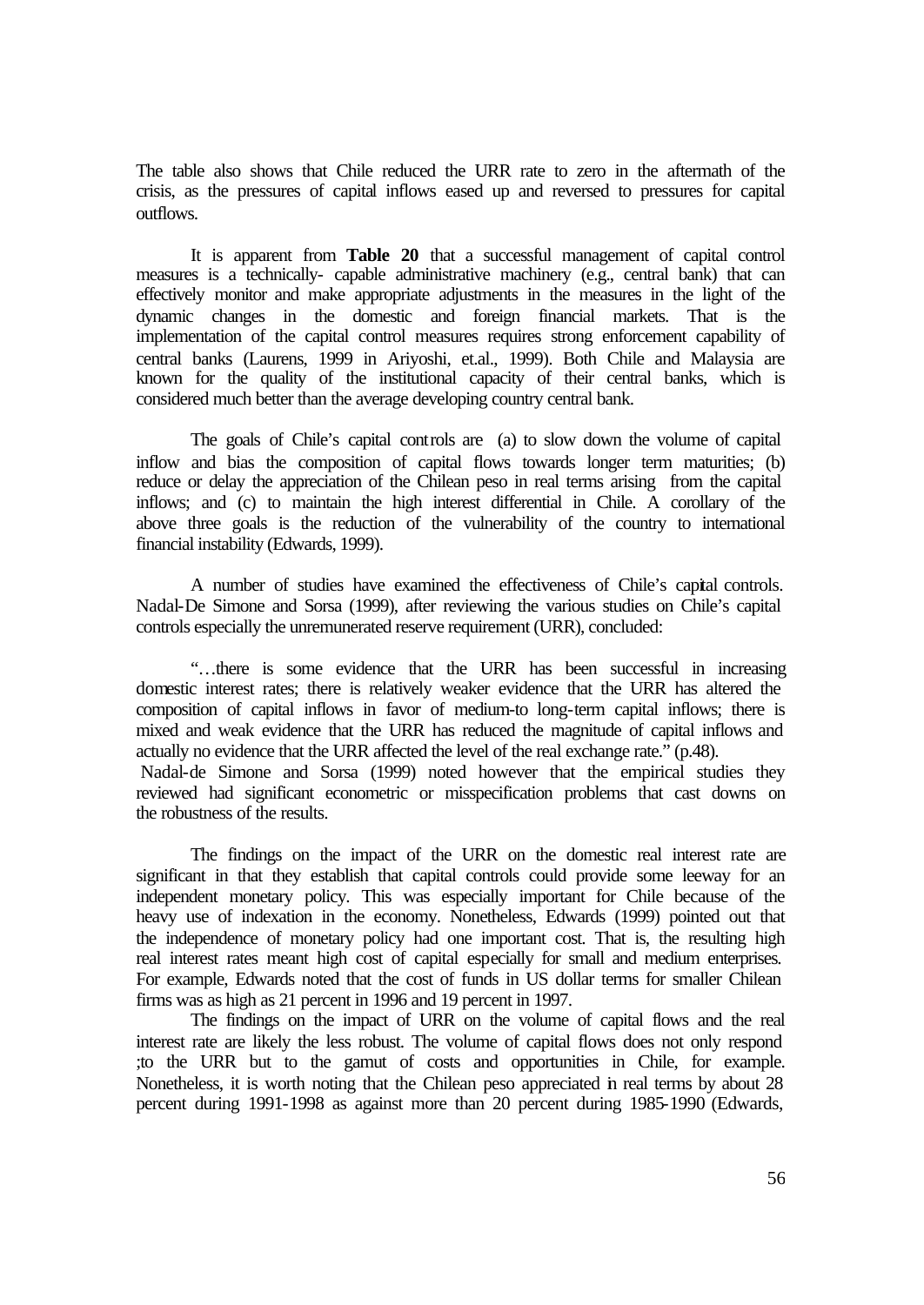The table also shows that Chile reduced the URR rate to zero in the aftermath of the crisis, as the pressures of capital inflows eased up and reversed to pressures for capital outflows.

It is apparent from **Table 20** that a successful management of capital control measures is a technically- capable administrative machinery (e.g., central bank) that can effectively monitor and make appropriate adjustments in the measures in the light of the dynamic changes in the domestic and foreign financial markets. That is the implementation of the capital control measures requires strong enforcement capability of central banks (Laurens, 1999 in Ariyoshi, et.al., 1999). Both Chile and Malaysia are known for the quality of the institutional capacity of their central banks, which is considered much better than the average developing country central bank.

The goals of Chile's capital controls are (a) to slow down the volume of capital inflow and bias the composition of capital flows towards longer term maturities; (b) reduce or delay the appreciation of the Chilean peso in real terms arising from the capital inflows; and (c) to maintain the high interest differential in Chile. A corollary of the above three goals is the reduction of the vulnerability of the country to international financial instability (Edwards, 1999).

A number of studies have examined the effectiveness of Chile's capital controls. Nadal-De Simone and Sorsa (1999), after reviewing the various studies on Chile's capital controls especially the unremunerated reserve requirement (URR), concluded:

"…there is some evidence that the URR has been successful in increasing domestic interest rates; there is relatively weaker evidence that the URR has altered the composition of capital inflows in favor of medium-to long-term capital inflows; there is mixed and weak evidence that the URR has reduced the magnitude of capital inflows and actually no evidence that the URR affected the level of the real exchange rate." (p.48).

Nadal-de Simone and Sorsa (1999) noted however that the empirical studies they reviewed had significant econometric or misspecification problems that cast downs on the robustness of the results.

The findings on the impact of the URR on the domestic real interest rate are significant in that they establish that capital controls could provide some leeway for an independent monetary policy. This was especially important for Chile because of the heavy use of indexation in the economy. Nonetheless, Edwards (1999) pointed out that the independence of monetary policy had one important cost. That is, the resulting high real interest rates meant high cost of capital especially for small and medium enterprises. For example, Edwards noted that the cost of funds in US dollar terms for smaller Chilean firms was as high as 21 percent in 1996 and 19 percent in 1997.

The findings on the impact of URR on the volume of capital flows and the real interest rate are likely the less robust. The volume of capital flows does not only respond ;to the URR but to the gamut of costs and opportunities in Chile, for example. Nonetheless, it is worth noting that the Chilean peso appreciated in real terms by about 28 percent during 1991-1998 as against more than 20 percent during 1985-1990 (Edwards,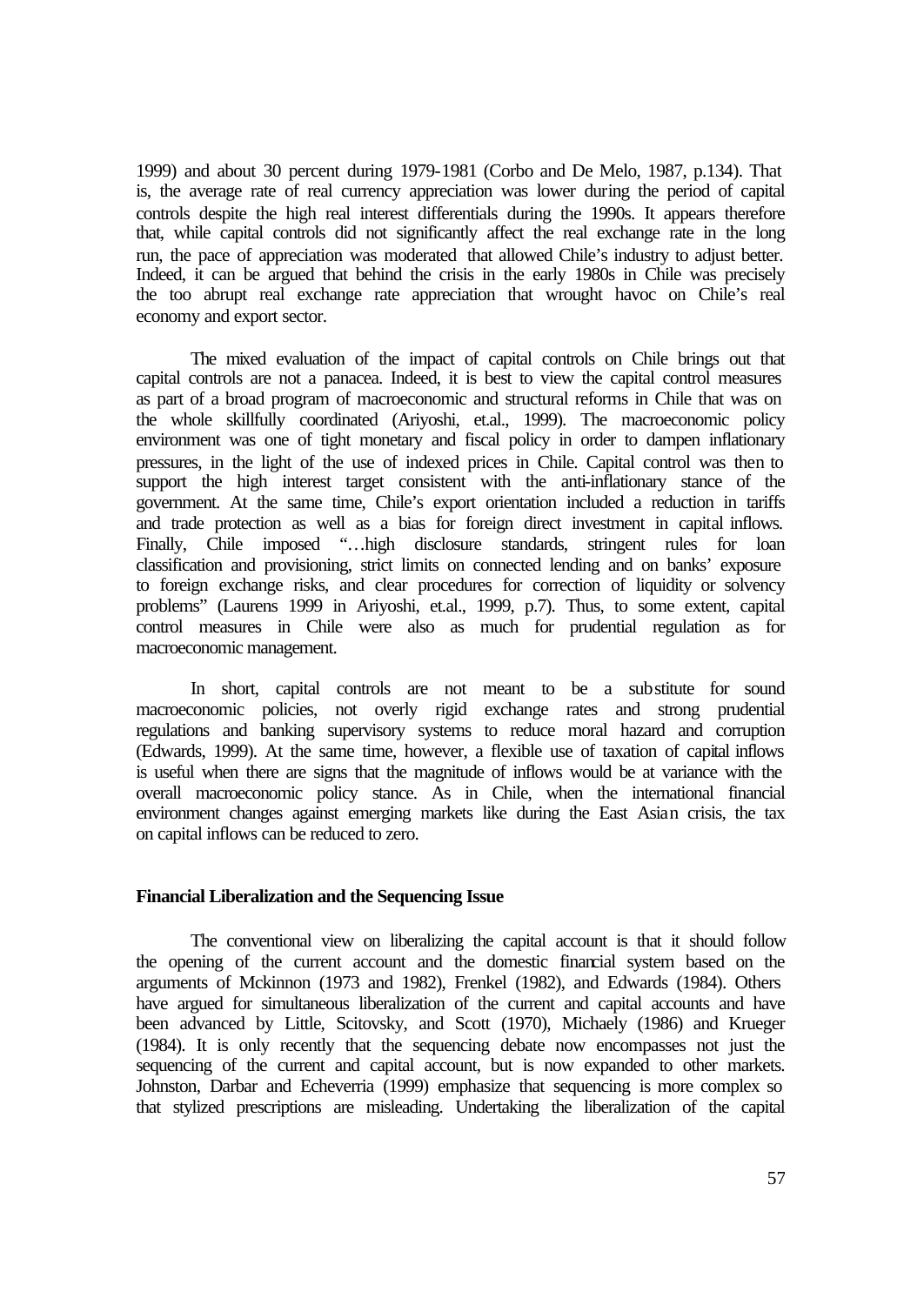1999) and about 30 percent during 1979-1981 (Corbo and De Melo, 1987, p.134). That is, the average rate of real currency appreciation was lower during the period of capital controls despite the high real interest differentials during the 1990s. It appears therefore that, while capital controls did not significantly affect the real exchange rate in the long run, the pace of appreciation was moderated that allowed Chile's industry to adjust better. Indeed, it can be argued that behind the crisis in the early 1980s in Chile was precisely the too abrupt real exchange rate appreciation that wrought havoc on Chile's real economy and export sector.

The mixed evaluation of the impact of capital controls on Chile brings out that capital controls are not a panacea. Indeed, it is best to view the capital control measures as part of a broad program of macroeconomic and structural reforms in Chile that was on the whole skillfully coordinated (Ariyoshi, et.al., 1999). The macroeconomic policy environment was one of tight monetary and fiscal policy in order to dampen inflationary pressures, in the light of the use of indexed prices in Chile. Capital control was then to support the high interest target consistent with the anti-inflationary stance of the government. At the same time, Chile's export orientation included a reduction in tariffs and trade protection as well as a bias for foreign direct investment in capital inflows. Finally, Chile imposed "…high disclosure standards, stringent rules for loan classification and provisioning, strict limits on connected lending and on banks' exposure to foreign exchange risks, and clear procedures for correction of liquidity or solvency problems" (Laurens 1999 in Ariyoshi, et.al., 1999, p.7). Thus, to some extent, capital control measures in Chile were also as much for prudential regulation as for macroeconomic management.

In short, capital controls are not meant to be a substitute for sound macroeconomic policies, not overly rigid exchange rates and strong prudential regulations and banking supervisory systems to reduce moral hazard and corruption (Edwards, 1999). At the same time, however, a flexible use of taxation of capital inflows is useful when there are signs that the magnitude of inflows would be at variance with the overall macroeconomic policy stance. As in Chile, when the international financial environment changes against emerging markets like during the East Asian crisis, the tax on capital inflows can be reduced to zero.

**Financial Liberalization and the Sequencing Issue**

The conventional view on liberalizing the capital account is that it should follow the opening of the current account and the domestic financial system based on the arguments of Mckinnon (1973 and 1982), Frenkel (1982), and Edwards (1984). Others have argued for simultaneous liberalization of the current and capital accounts and have been advanced by Little, Scitovsky, and Scott (1970), Michaely (1986) and Krueger (1984). It is only recently that the sequencing debate now encompasses not just the sequencing of the current and capital account, but is now expanded to other markets. Johnston, Darbar and Echeverria (1999) emphasize that sequencing is more complex so that stylized prescriptions are misleading. Undertaking the liberalization of the capital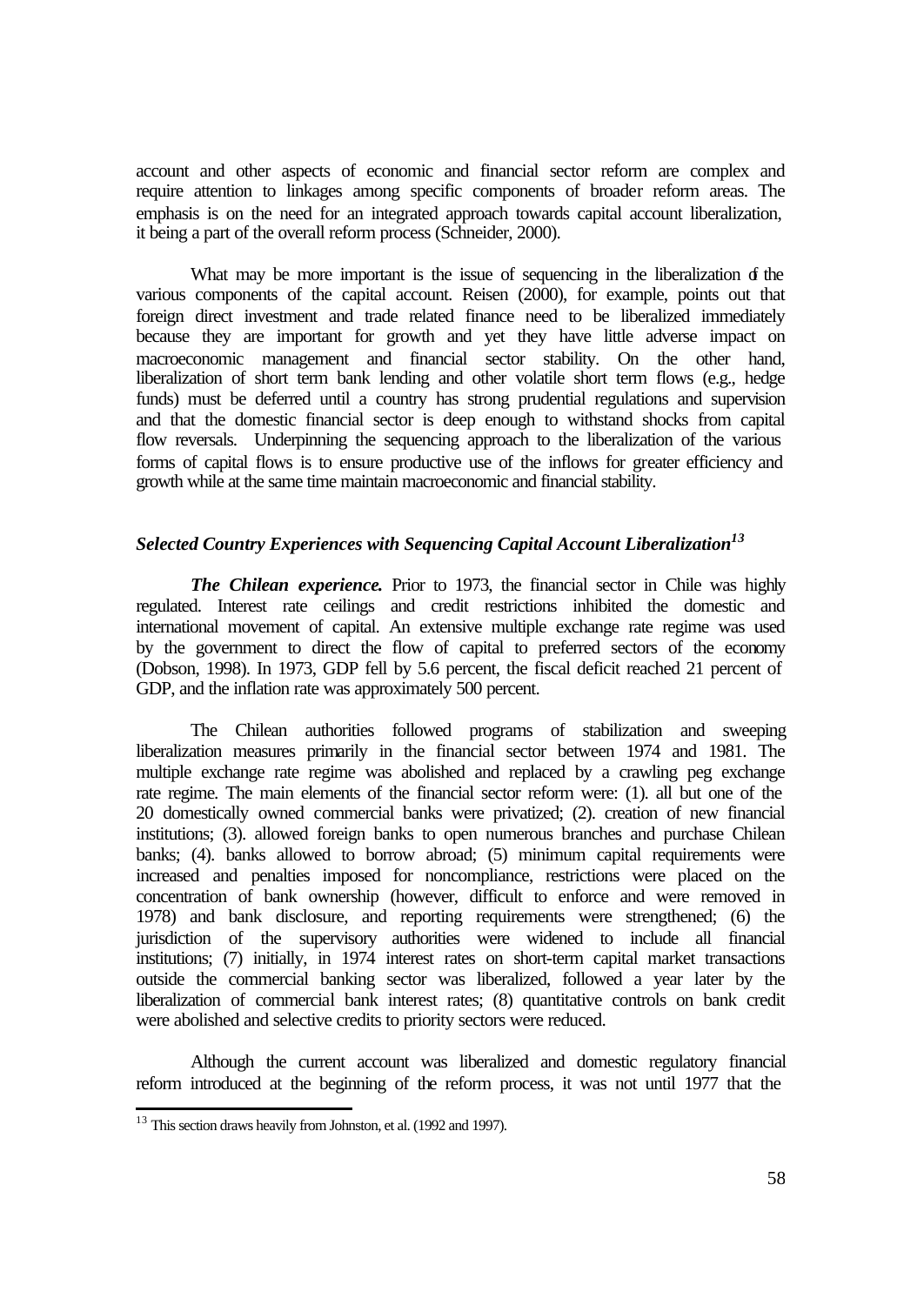account and other aspects of economic and financial sector reform are complex and require attention to linkages among specific components of broader reform areas. The emphasis is on the need for an integrated approach towards capital account liberalization, it being a part of the overall reform process (Schneider, 2000).

What may be more important is the issue of sequencing in the liberalization of the various components of the capital account. Reisen (2000), for example, points out that foreign direct investment and trade related finance need to be liberalized immediately because they are important for growth and yet they have little adverse impact on macroeconomic management and financial sector stability. On the other hand, liberalization of short term bank lending and other volatile short term flows (e.g., hedge funds) must be deferred until a country has strong prudential regulations and supervision and that the domestic financial sector is deep enough to withstand shocks from capital flow reversals. Underpinning the sequencing approach to the liberalization of the various forms of capital flows is to ensure productive use of the inflows for greater efficiency and growth while at the same time maintain macroeconomic and financial stability.

### *Selected Country Experiences with Sequencing Capital Account Liberalization*[13]

***The Chilean experience.*** Prior to 1973, the financial sector in Chile was highly regulated. Interest rate ceilings and credit restrictions inhibited the domestic and international movement of capital. An extensive multiple exchange rate regime was used by the government to direct the flow of capital to preferred sectors of the economy (Dobson, 1998). In 1973, GDP fell by 5.6 percent, the fiscal deficit reached 21 percent of GDP, and the inflation rate was approximately 500 percent.

The Chilean authorities followed programs of stabilization and sweeping liberalization measures primarily in the financial sector between 1974 and 1981. The multiple exchange rate regime was abolished and replaced by a crawling peg exchange rate regime. The main elements of the financial sector reform were: (1). all but one of the 20 domestically owned commercial banks were privatized; (2). creation of new financial institutions; (3). allowed foreign banks to open numerous branches and purchase Chilean banks; (4). banks allowed to borrow abroad; (5) minimum capital requirements were increased and penalties imposed for noncompliance, restrictions were placed on the concentration of bank ownership (however, difficult to enforce and were removed in 1978) and bank disclosure, and reporting requirements were strengthened; (6) the jurisdiction of the supervisory authorities were widened to include all financial institutions; (7) initially, in 1974 interest rates on short-term capital market transactions outside the commercial banking sector was liberalized, followed a year later by the liberalization of commercial bank interest rates; (8) quantitative controls on bank credit were abolished and selective credits to priority sectors were reduced.

Although the current account was liberalized and domestic regulatory financial reform introduced at the beginning of the reform process, it was not until 1977 that the

---

[13] This section draws heavily from Johnston, et al. (1992 and 1997).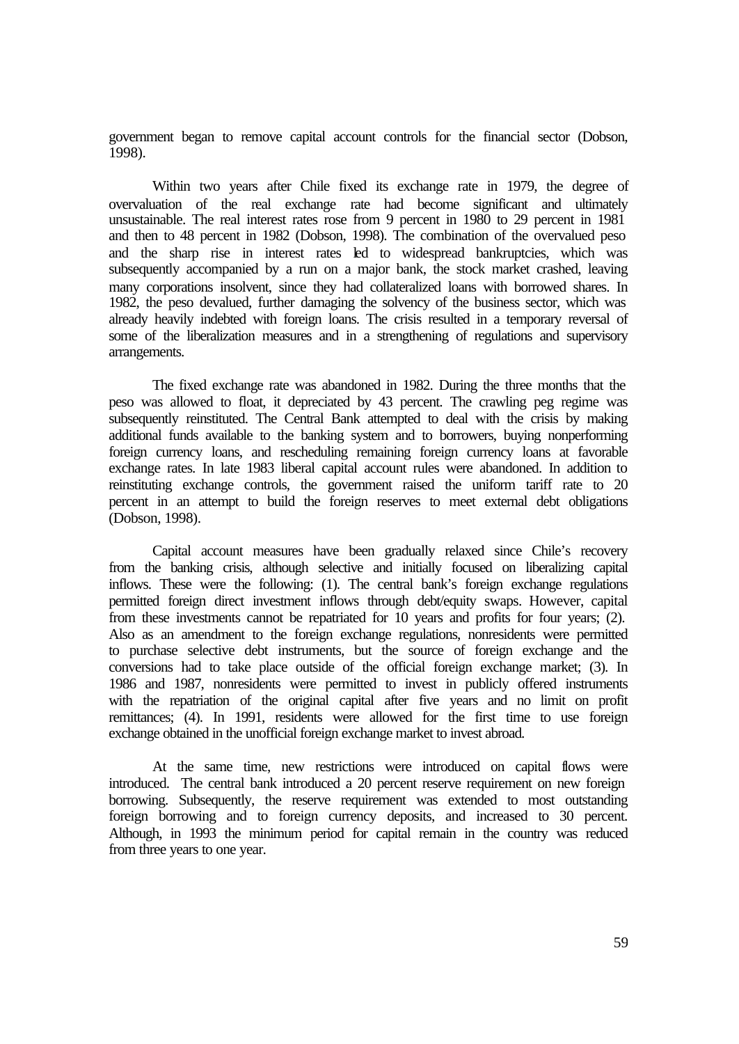government began to remove capital account controls for the financial sector (Dobson, 1998).

Within two years after Chile fixed its exchange rate in 1979, the degree of overvaluation of the real exchange rate had become significant and ultimately unsustainable. The real interest rates rose from 9 percent in 1980 to 29 percent in 1981 and then to 48 percent in 1982 (Dobson, 1998). The combination of the overvalued peso and the sharp rise in interest rates led to widespread bankruptcies, which was subsequently accompanied by a run on a major bank, the stock market crashed, leaving many corporations insolvent, since they had collateralized loans with borrowed shares. In 1982, the peso devalued, further damaging the solvency of the business sector, which was already heavily indebted with foreign loans. The crisis resulted in a temporary reversal of some of the liberalization measures and in a strengthening of regulations and supervisory arrangements.

The fixed exchange rate was abandoned in 1982. During the three months that the peso was allowed to float, it depreciated by 43 percent. The crawling peg regime was subsequently reinstituted. The Central Bank attempted to deal with the crisis by making additional funds available to the banking system and to borrowers, buying nonperforming foreign currency loans, and rescheduling remaining foreign currency loans at favorable exchange rates. In late 1983 liberal capital account rules were abandoned. In addition to reinstituting exchange controls, the government raised the uniform tariff rate to 20 percent in an attempt to build the foreign reserves to meet external debt obligations (Dobson, 1998).

Capital account measures have been gradually relaxed since Chile's recovery from the banking crisis, although selective and initially focused on liberalizing capital inflows. These were the following: (1). The central bank's foreign exchange regulations permitted foreign direct investment inflows through debt/equity swaps. However, capital from these investments cannot be repatriated for 10 years and profits for four years; (2). Also as an amendment to the foreign exchange regulations, nonresidents were permitted to purchase selective debt instruments, but the source of foreign exchange and the conversions had to take place outside of the official foreign exchange market; (3). In 1986 and 1987, nonresidents were permitted to invest in publicly offered instruments with the repatriation of the original capital after five years and no limit on profit remittances; (4). In 1991, residents were allowed for the first time to use foreign exchange obtained in the unofficial foreign exchange market to invest abroad.

At the same time, new restrictions were introduced on capital flows were introduced. The central bank introduced a 20 percent reserve requirement on new foreign borrowing. Subsequently, the reserve requirement was extended to most outstanding foreign borrowing and to foreign currency deposits, and increased to 30 percent. Although, in 1993 the minimum period for capital remain in the country was reduced from three years to one year.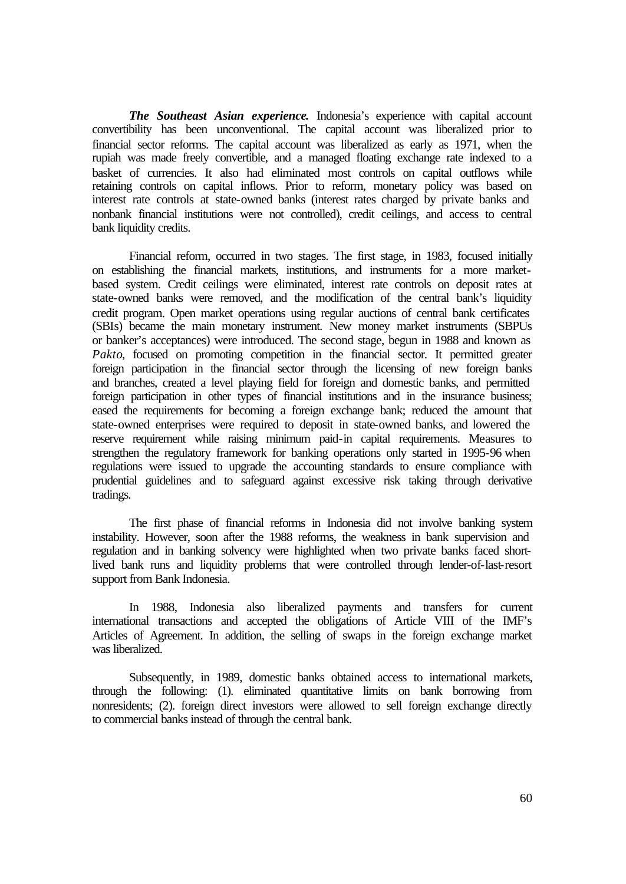***The Southeast Asian experience.*** Indonesia's experience with capital account convertibility has been unconventional. The capital account was liberalized prior to financial sector reforms. The capital account was liberalized as early as 1971, when the rupiah was made freely convertible, and a managed floating exchange rate indexed to a basket of currencies. It also had eliminated most controls on capital outflows while retaining controls on capital inflows. Prior to reform, monetary policy was based on interest rate controls at state-owned banks (interest rates charged by private banks and nonbank financial institutions were not controlled), credit ceilings, and access to central bank liquidity credits.

Financial reform, occurred in two stages. The first stage, in 1983, focused initially on establishing the financial markets, institutions, and instruments for a more market-based system. Credit ceilings were eliminated, interest rate controls on deposit rates at state-owned banks were removed, and the modification of the central bank's liquidity credit program. Open market operations using regular auctions of central bank certificates (SBIs) became the main monetary instrument. New money market instruments (SBPUs or banker's acceptances) were introduced. The second stage, begun in 1988 and known as *Pakto*, focused on promoting competition in the financial sector. It permitted greater foreign participation in the financial sector through the licensing of new foreign banks and branches, created a level playing field for foreign and domestic banks, and permitted foreign participation in other types of financial institutions and in the insurance business; eased the requirements for becoming a foreign exchange bank; reduced the amount that state-owned enterprises were required to deposit in state-owned banks, and lowered the reserve requirement while raising minimum paid-in capital requirements. Measures to strengthen the regulatory framework for banking operations only started in 1995-96 when regulations were issued to upgrade the accounting standards to ensure compliance with prudential guidelines and to safeguard against excessive risk taking through derivative tradings.

The first phase of financial reforms in Indonesia did not involve banking system instability. However, soon after the 1988 reforms, the weakness in bank supervision and regulation and in banking solvency were highlighted when two private banks faced short-lived bank runs and liquidity problems that were controlled through lender-of-last-resort support from Bank Indonesia.

In 1988, Indonesia also liberalized payments and transfers for current international transactions and accepted the obligations of Article VIII of the IMF's Articles of Agreement. In addition, the selling of swaps in the foreign exchange market was liberalized.

Subsequently, in 1989, domestic banks obtained access to international markets, through the following: (1). eliminated quantitative limits on bank borrowing from nonresidents; (2). foreign direct investors were allowed to sell foreign exchange directly to commercial banks instead of through the central bank.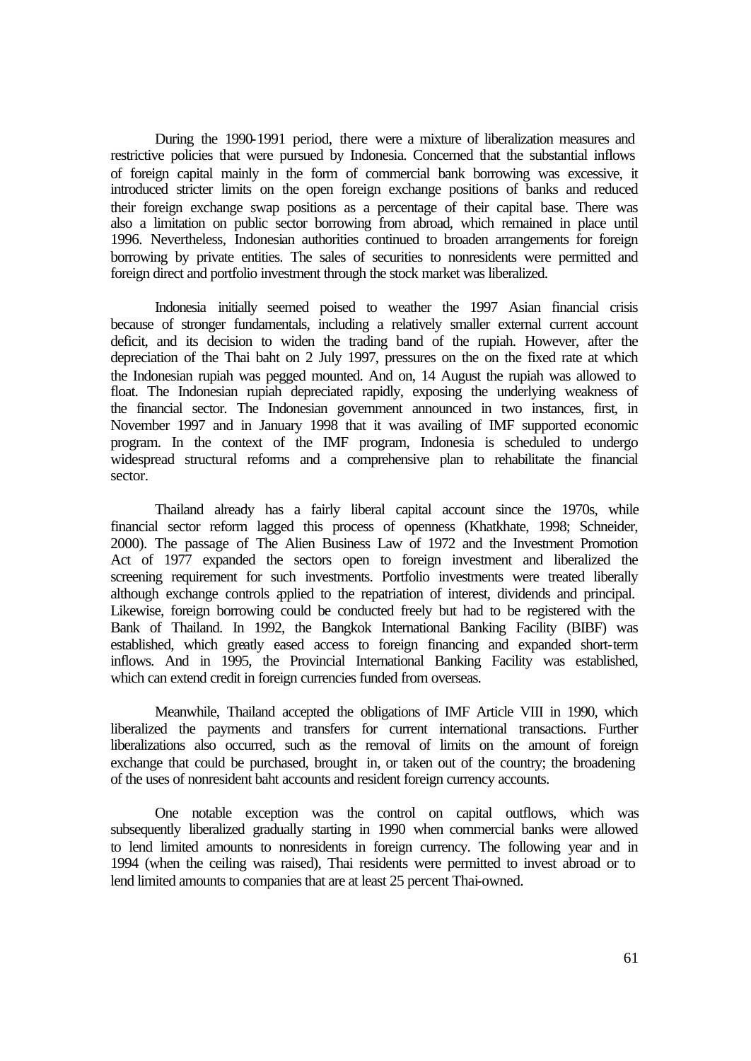During the 1990-1991 period, there were a mixture of liberalization measures and restrictive policies that were pursued by Indonesia. Concerned that the substantial inflows of foreign capital mainly in the form of commercial bank borrowing was excessive, it introduced stricter limits on the open foreign exchange positions of banks and reduced their foreign exchange swap positions as a percentage of their capital base. There was also a limitation on public sector borrowing from abroad, which remained in place until 1996. Nevertheless, Indonesian authorities continued to broaden arrangements for foreign borrowing by private entities. The sales of securities to nonresidents were permitted and foreign direct and portfolio investment through the stock market was liberalized.

Indonesia initially seemed poised to weather the 1997 Asian financial crisis because of stronger fundamentals, including a relatively smaller external current account deficit, and its decision to widen the trading band of the rupiah. However, after the depreciation of the Thai baht on 2 July 1997, pressures on the on the fixed rate at which the Indonesian rupiah was pegged mounted. And on, 14 August the rupiah was allowed to float. The Indonesian rupiah depreciated rapidly, exposing the underlying weakness of the financial sector. The Indonesian government announced in two instances, first, in November 1997 and in January 1998 that it was availing of IMF supported economic program. In the context of the IMF program, Indonesia is scheduled to undergo widespread structural reforms and a comprehensive plan to rehabilitate the financial sector.

Thailand already has a fairly liberal capital account since the 1970s, while financial sector reform lagged this process of openness (Khatkhate, 1998; Schneider, 2000). The passage of The Alien Business Law of 1972 and the Investment Promotion Act of 1977 expanded the sectors open to foreign investment and liberalized the screening requirement for such investments. Portfolio investments were treated liberally although exchange controls applied to the repatriation of interest, dividends and principal. Likewise, foreign borrowing could be conducted freely but had to be registered with the Bank of Thailand. In 1992, the Bangkok International Banking Facility (BIBF) was established, which greatly eased access to foreign financing and expanded short-term inflows. And in 1995, the Provincial International Banking Facility was established, which can extend credit in foreign currencies funded from overseas.

Meanwhile, Thailand accepted the obligations of IMF Article VIII in 1990, which liberalized the payments and transfers for current international transactions. Further liberalizations also occurred, such as the removal of limits on the amount of foreign exchange that could be purchased, brought in, or taken out of the country; the broadening of the uses of nonresident baht accounts and resident foreign currency accounts.

One notable exception was the control on capital outflows, which was subsequently liberalized gradually starting in 1990 when commercial banks were allowed to lend limited amounts to nonresidents in foreign currency. The following year and in 1994 (when the ceiling was raised), Thai residents were permitted to invest abroad or to lend limited amounts to companies that are at least 25 percent Thai-owned.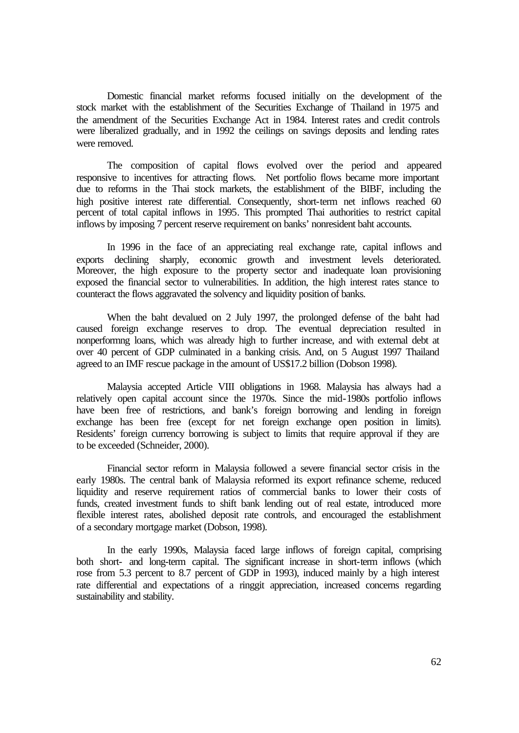Domestic financial market reforms focused initially on the development of the stock market with the establishment of the Securities Exchange of Thailand in 1975 and the amendment of the Securities Exchange Act in 1984. Interest rates and credit controls were liberalized gradually, and in 1992 the ceilings on savings deposits and lending rates were removed.

The composition of capital flows evolved over the period and appeared responsive to incentives for attracting flows. Net portfolio flows became more important due to reforms in the Thai stock markets, the establishment of the BIBF, including the high positive interest rate differential. Consequently, short-term net inflows reached 60 percent of total capital inflows in 1995. This prompted Thai authorities to restrict capital inflows by imposing 7 percent reserve requirement on banks' nonresident baht accounts.

In 1996 in the face of an appreciating real exchange rate, capital inflows and exports declining sharply, economic growth and investment levels deteriorated. Moreover, the high exposure to the property sector and inadequate loan provisioning exposed the financial sector to vulnerabilities. In addition, the high interest rates stance to counteract the flows aggravated the solvency and liquidity position of banks.

When the baht devalued on 2 July 1997, the prolonged defense of the baht had caused foreign exchange reserves to drop. The eventual depreciation resulted in nonperformng loans, which was already high to further increase, and with external debt at over 40 percent of GDP culminated in a banking crisis. And, on 5 August 1997 Thailand agreed to an IMF rescue package in the amount of US$17.2 billion (Dobson 1998).

Malaysia accepted Article VIII obligations in 1968. Malaysia has always had a relatively open capital account since the 1970s. Since the mid-1980s portfolio inflows have been free of restrictions, and bank's foreign borrowing and lending in foreign exchange has been free (except for net foreign exchange open position in limits). Residents' foreign currency borrowing is subject to limits that require approval if they are to be exceeded (Schneider, 2000).

Financial sector reform in Malaysia followed a severe financial sector crisis in the early 1980s. The central bank of Malaysia reformed its export refinance scheme, reduced liquidity and reserve requirement ratios of commercial banks to lower their costs of funds, created investment funds to shift bank lending out of real estate, introduced more flexible interest rates, abolished deposit rate controls, and encouraged the establishment of a secondary mortgage market (Dobson, 1998).

In the early 1990s, Malaysia faced large inflows of foreign capital, comprising both short- and long-term capital. The significant increase in short-term inflows (which rose from 5.3 percent to 8.7 percent of GDP in 1993), induced mainly by a high interest rate differential and expectations of a ringgit appreciation, increased concerns regarding sustainability and stability.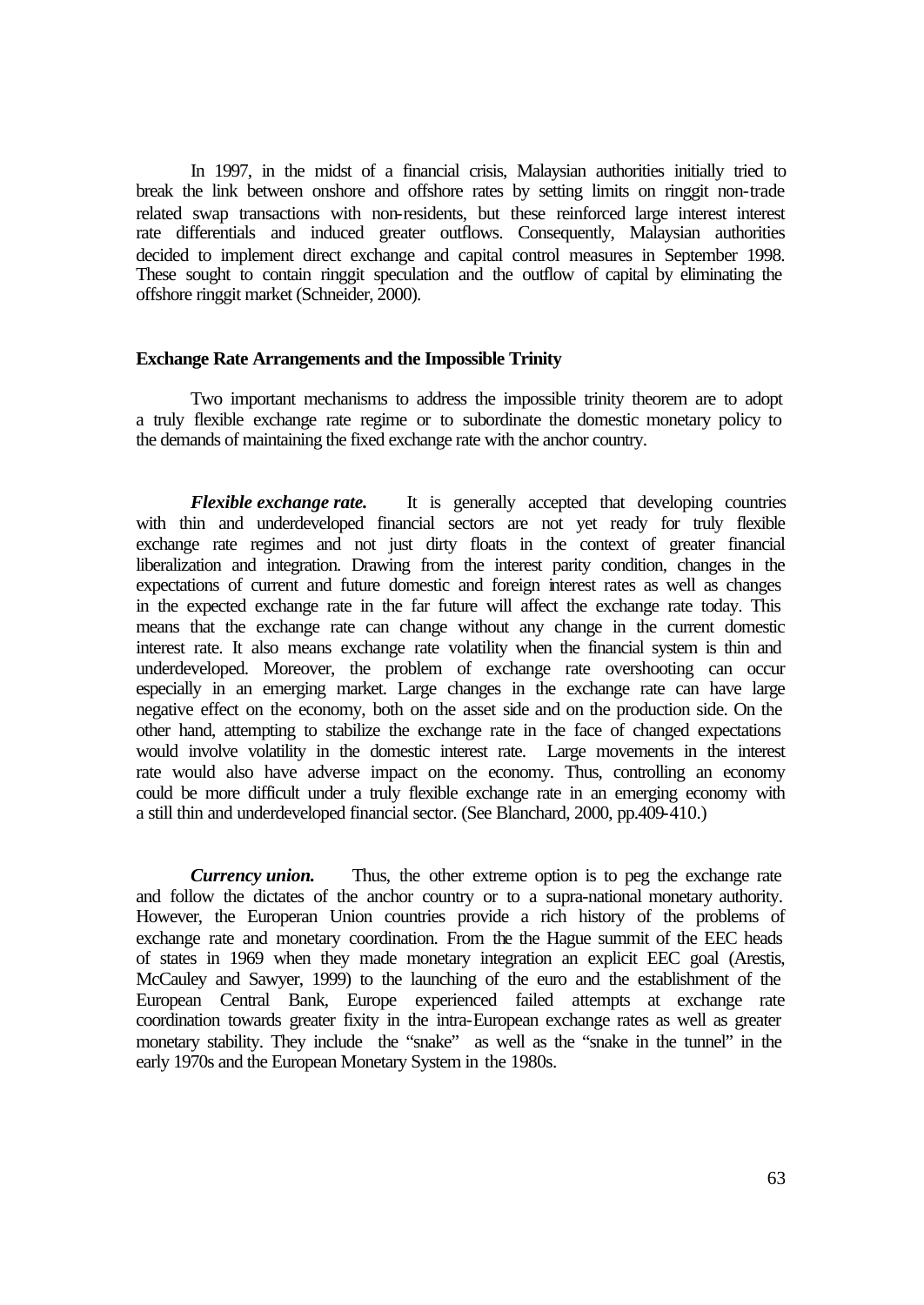In 1997, in the midst of a financial crisis, Malaysian authorities initially tried to break the link between onshore and offshore rates by setting limits on ringgit non-trade related swap transactions with non-residents, but these reinforced large interest interest rate differentials and induced greater outflows. Consequently, Malaysian authorities decided to implement direct exchange and capital control measures in September 1998. These sought to contain ringgit speculation and the outflow of capital by eliminating the offshore ringgit market (Schneider, 2000).

**Exchange Rate Arrangements and the Impossible Trinity**

Two important mechanisms to address the impossible trinity theorem are to adopt a truly flexible exchange rate regime or to subordinate the domestic monetary policy to the demands of maintaining the fixed exchange rate with the anchor country.

***Flexible exchange rate.*** It is generally accepted that developing countries with thin and underdeveloped financial sectors are not yet ready for truly flexible exchange rate regimes and not just dirty floats in the context of greater financial liberalization and integration. Drawing from the interest parity condition, changes in the expectations of current and future domestic and foreign interest rates as well as changes in the expected exchange rate in the far future will affect the exchange rate today. This means that the exchange rate can change without any change in the current domestic interest rate. It also means exchange rate volatility when the financial system is thin and underdeveloped. Moreover, the problem of exchange rate overshooting can occur especially in an emerging market. Large changes in the exchange rate can have large negative effect on the economy, both on the asset side and on the production side. On the other hand, attempting to stabilize the exchange rate in the face of changed expectations would involve volatility in the domestic interest rate. Large movements in the interest rate would also have adverse impact on the economy. Thus, controlling an economy could be more difficult under a truly flexible exchange rate in an emerging economy with a still thin and underdeveloped financial sector. (See Blanchard, 2000, pp.409-410.)

***Currency union.*** Thus, the other extreme option is to peg the exchange rate and follow the dictates of the anchor country or to a supra-national monetary authority. However, the Europeran Union countries provide a rich history of the problems of exchange rate and monetary coordination. From the the Hague summit of the EEC heads of states in 1969 when they made monetary integration an explicit EEC goal (Arestis, McCauley and Sawyer, 1999) to the launching of the euro and the establishment of the European Central Bank, Europe experienced failed attempts at exchange rate coordination towards greater fixity in the intra-European exchange rates as well as greater monetary stability. They include the "snake" as well as the "snake in the tunnel" in the early 1970s and the European Monetary System in the 1980s.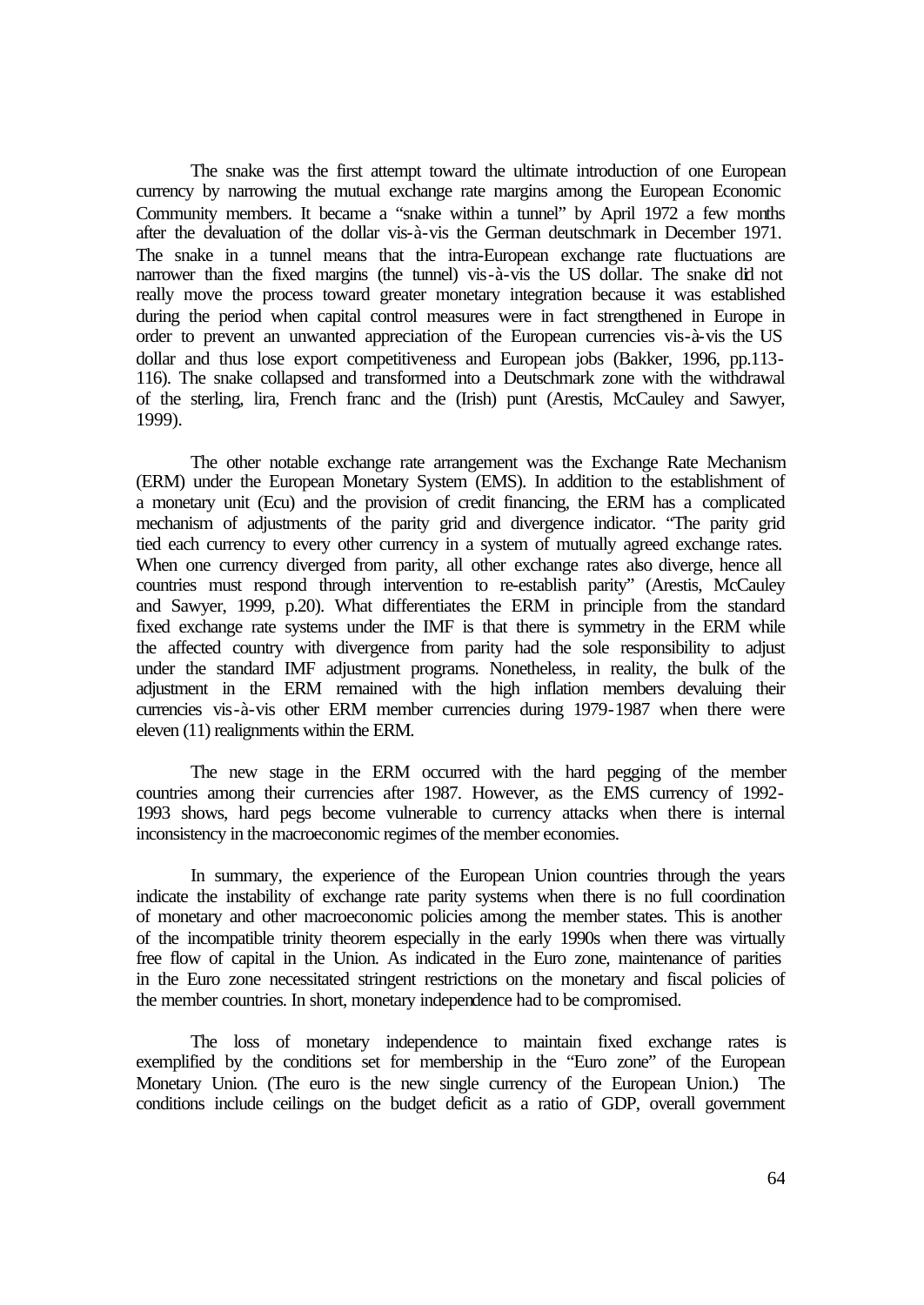The snake was the first attempt toward the ultimate introduction of one European currency by narrowing the mutual exchange rate margins among the European Economic Community members. It became a "snake within a tunnel" by April 1972 a few months after the devaluation of the dollar vis-à-vis the German deutschmark in December 1971. The snake in a tunnel means that the intra-European exchange rate fluctuations are narrower than the fixed margins (the tunnel) vis-à-vis the US dollar. The snake did not really move the process toward greater monetary integration because it was established during the period when capital control measures were in fact strengthened in Europe in order to prevent an unwanted appreciation of the European currencies vis-à-vis the US dollar and thus lose export competitiveness and European jobs (Bakker, 1996, pp.113-116). The snake collapsed and transformed into a Deutschmark zone with the withdrawal of the sterling, lira, French franc and the (Irish) punt (Arestis, McCauley and Sawyer, 1999).

The other notable exchange rate arrangement was the Exchange Rate Mechanism (ERM) under the European Monetary System (EMS). In addition to the establishment of a monetary unit (Ecu) and the provision of credit financing, the ERM has a complicated mechanism of adjustments of the parity grid and divergence indicator. "The parity grid tied each currency to every other currency in a system of mutually agreed exchange rates. When one currency diverged from parity, all other exchange rates also diverge, hence all countries must respond through intervention to re-establish parity" (Arestis, McCauley and Sawyer, 1999, p.20). What differentiates the ERM in principle from the standard fixed exchange rate systems under the IMF is that there is symmetry in the ERM while the affected country with divergence from parity had the sole responsibility to adjust under the standard IMF adjustment programs. Nonetheless, in reality, the bulk of the adjustment in the ERM remained with the high inflation members devaluing their currencies vis-à-vis other ERM member currencies during 1979-1987 when there were eleven (11) realignments within the ERM.

The new stage in the ERM occurred with the hard pegging of the member countries among their currencies after 1987. However, as the EMS currency of 1992-1993 shows, hard pegs become vulnerable to currency attacks when there is internal inconsistency in the macroeconomic regimes of the member economies.

In summary, the experience of the European Union countries through the years indicate the instability of exchange rate parity systems when there is no full coordination of monetary and other macroeconomic policies among the member states. This is another of the incompatible trinity theorem especially in the early 1990s when there was virtually free flow of capital in the Union. As indicated in the Euro zone, maintenance of parities in the Euro zone necessitated stringent restrictions on the monetary and fiscal policies of the member countries. In short, monetary independence had to be compromised.

The loss of monetary independence to maintain fixed exchange rates is exemplified by the conditions set for membership in the "Euro zone" of the European Monetary Union. (The euro is the new single currency of the European Union.) The conditions include ceilings on the budget deficit as a ratio of GDP, overall government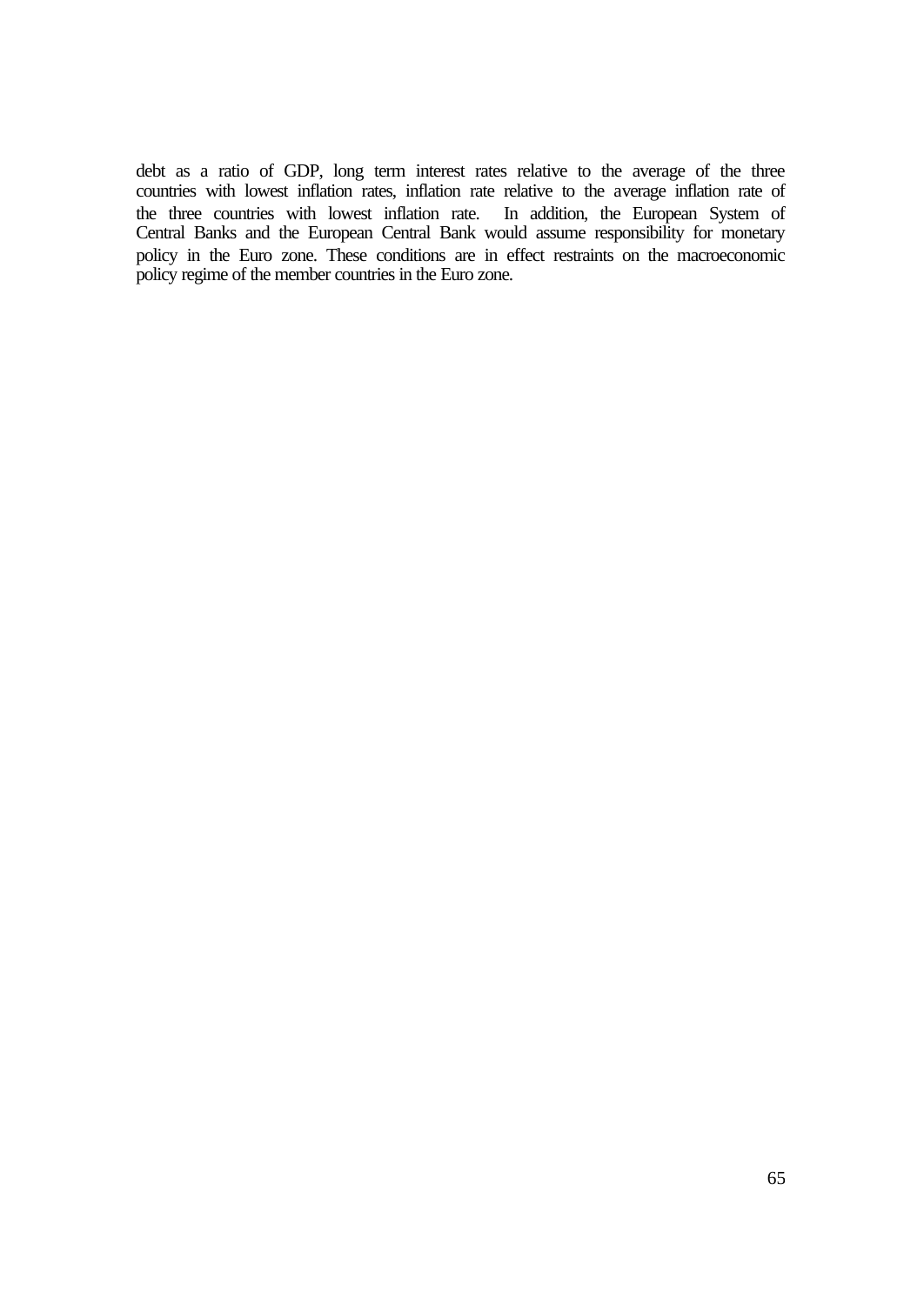debt as a ratio of GDP, long term interest rates relative to the average of the three countries with lowest inflation rates, inflation rate relative to the average inflation rate of the three countries with lowest inflation rate. In addition, the European System of Central Banks and the European Central Bank would assume responsibility for monetary policy in the Euro zone. These conditions are in effect restraints on the macroeconomic policy regime of the member countries in the Euro zone.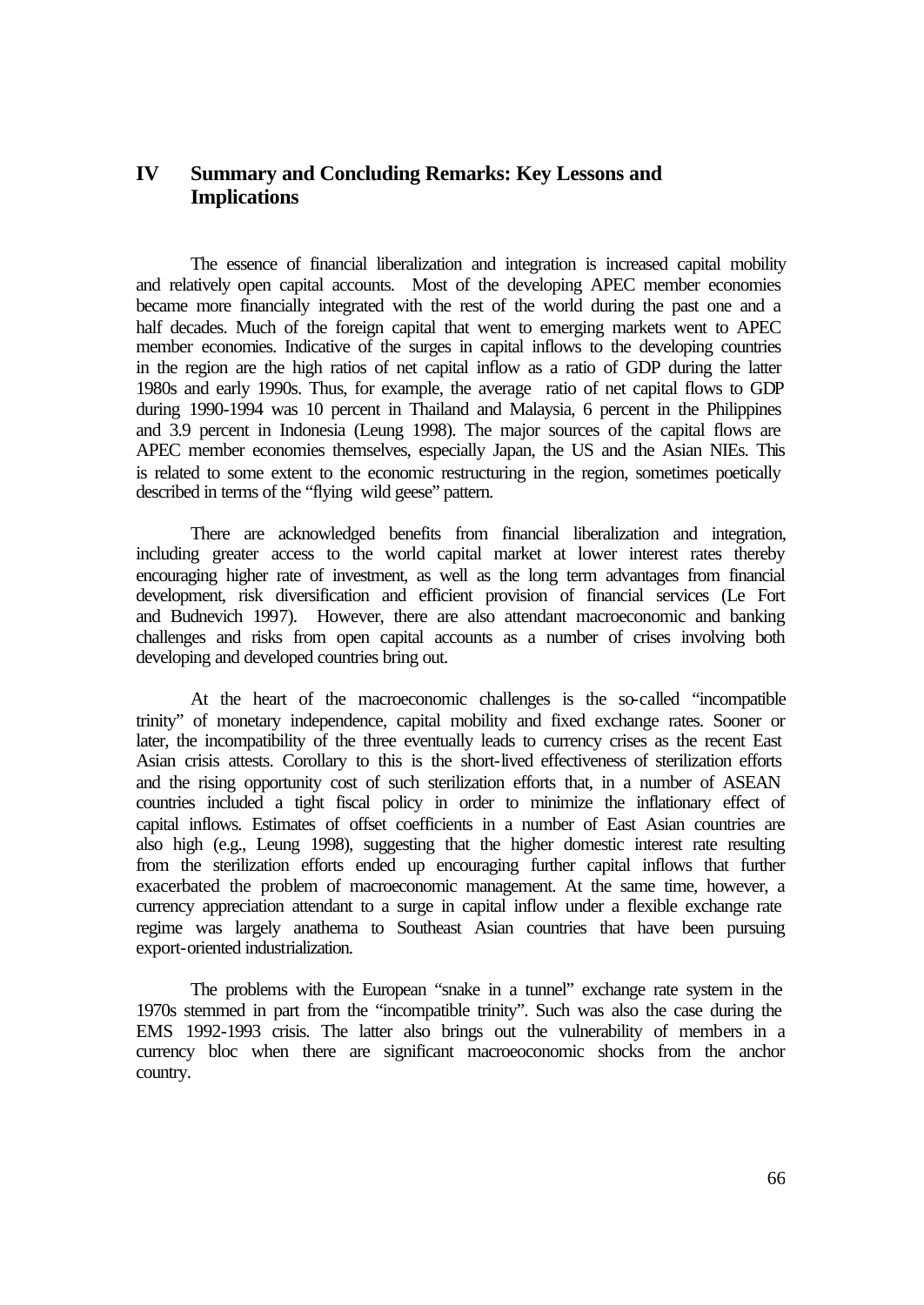# IV Summary and Concluding Remarks: Key Lessons and Implications

The essence of financial liberalization and integration is increased capital mobility and relatively open capital accounts. Most of the developing APEC member economies became more financially integrated with the rest of the world during the past one and a half decades. Much of the foreign capital that went to emerging markets went to APEC member economies. Indicative of the surges in capital inflows to the developing countries in the region are the high ratios of net capital inflow as a ratio of GDP during the latter 1980s and early 1990s. Thus, for example, the average ratio of net capital flows to GDP during 1990-1994 was 10 percent in Thailand and Malaysia, 6 percent in the Philippines and 3.9 percent in Indonesia (Leung 1998). The major sources of the capital flows are APEC member economies themselves, especially Japan, the US and the Asian NIEs. This is related to some extent to the economic restructuring in the region, sometimes poetically described in terms of the "flying wild geese" pattern.

There are acknowledged benefits from financial liberalization and integration, including greater access to the world capital market at lower interest rates thereby encouraging higher rate of investment, as well as the long term advantages from financial development, risk diversification and efficient provision of financial services (Le Fort and Budnevich 1997). However, there are also attendant macroeconomic and banking challenges and risks from open capital accounts as a number of crises involving both developing and developed countries bring out.

At the heart of the macroeconomic challenges is the so-called "incompatible trinity" of monetary independence, capital mobility and fixed exchange rates. Sooner or later, the incompatibility of the three eventually leads to currency crises as the recent East Asian crisis attests. Corollary to this is the short-lived effectiveness of sterilization efforts and the rising opportunity cost of such sterilization efforts that, in a number of ASEAN countries included a tight fiscal policy in order to minimize the inflationary effect of capital inflows. Estimates of offset coefficients in a number of East Asian countries are also high (e.g., Leung 1998), suggesting that the higher domestic interest rate resulting from the sterilization efforts ended up encouraging further capital inflows that further exacerbated the problem of macroeconomic management. At the same time, however, a currency appreciation attendant to a surge in capital inflow under a flexible exchange rate regime was largely anathema to Southeast Asian countries that have been pursuing export-oriented industrialization.

The problems with the European "snake in a tunnel" exchange rate system in the 1970s stemmed in part from the "incompatible trinity". Such was also the case during the EMS 1992-1993 crisis. The latter also brings out the vulnerability of members in a currency bloc when there are significant macroeoconomic shocks from the anchor country.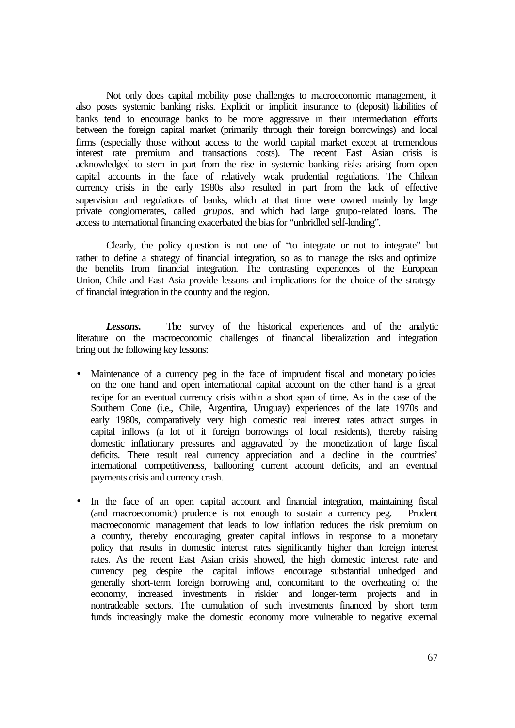Not only does capital mobility pose challenges to macroeconomic management, it also poses systemic banking risks. Explicit or implicit insurance to (deposit) liabilities of banks tend to encourage banks to be more aggressive in their intermediation efforts between the foreign capital market (primarily through their foreign borrowings) and local firms (especially those without access to the world capital market except at tremendous interest rate premium and transactions costs). The recent East Asian crisis is acknowledged to stem in part from the rise in systemic banking risks arising from open capital accounts in the face of relatively weak prudential regulations. The Chilean currency crisis in the early 1980s also resulted in part from the lack of effective supervision and regulations of banks, which at that time were owned mainly by large private conglomerates, called *grupos*, and which had large grupo-related loans. The access to international financing exacerbated the bias for "unbridled self-lending".

Clearly, the policy question is not one of "to integrate or not to integrate" but rather to define a strategy of financial integration, so as to manage the risks and optimize the benefits from financial integration. The contrasting experiences of the European Union, Chile and East Asia provide lessons and implications for the choice of the strategy of financial integration in the country and the region.

***Lessons.*** The survey of the historical experiences and of the analytic literature on the macroeconomic challenges of financial liberalization and integration bring out the following key lessons:

- Maintenance of a currency peg in the face of imprudent fiscal and monetary policies on the one hand and open international capital account on the other hand is a great recipe for an eventual currency crisis within a short span of time. As in the case of the Southern Cone (i.e., Chile, Argentina, Uruguay) experiences of the late 1970s and early 1980s, comparatively very high domestic real interest rates attract surges in capital inflows (a lot of it foreign borrowings of local residents), thereby raising domestic inflationary pressures and aggravated by the monetization of large fiscal deficits. There result real currency appreciation and a decline in the countries' international competitiveness, ballooning current account deficits, and an eventual payments crisis and currency crash.

- In the face of an open capital account and financial integration, maintaining fiscal (and macroeconomic) prudence is not enough to sustain a currency peg. Prudent macroeconomic management that leads to low inflation reduces the risk premium on a country, thereby encouraging greater capital inflows in response to a monetary policy that results in domestic interest rates significantly higher than foreign interest rates. As the recent East Asian crisis showed, the high domestic interest rate and currency peg despite the capital inflows encourage substantial unhedged and generally short-term foreign borrowing and, concomitant to the overheating of the economy, increased investments in riskier and longer-term projects and in nontradeable sectors. The cumulation of such investments financed by short term funds increasingly make the domestic economy more vulnerable to negative external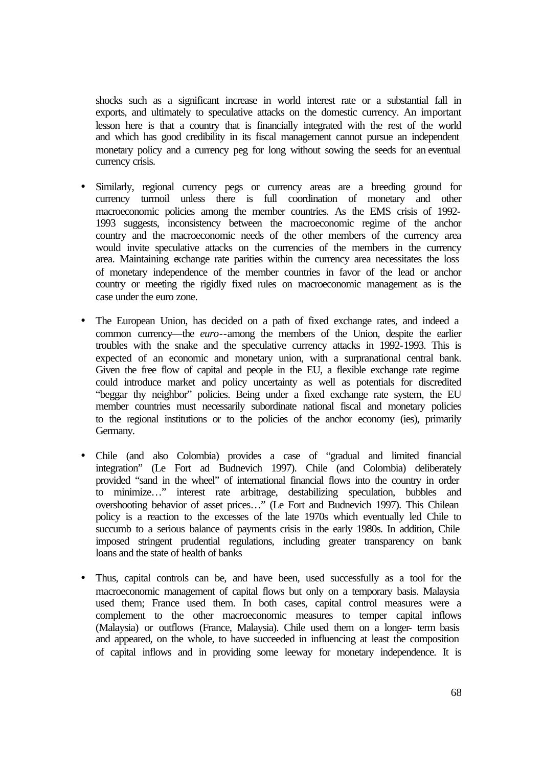shocks such as a significant increase in world interest rate or a substantial fall in exports, and ultimately to speculative attacks on the domestic currency. An important lesson here is that a country that is financially integrated with the rest of the world and which has good credibility in its fiscal management cannot pursue an independent monetary policy and a currency peg for long without sowing the seeds for an eventual currency crisis.

- Similarly, regional currency pegs or currency areas are a breeding ground for currency turmoil unless there is full coordination of monetary and other macroeconomic policies among the member countries. As the EMS crisis of 1992-1993 suggests, inconsistency between the macroeconomic regime of the anchor country and the macroeconomic needs of the other members of the currency area would invite speculative attacks on the currencies of the members in the currency area. Maintaining exchange rate parities within the currency area necessitates the loss of monetary independence of the member countries in favor of the lead or anchor country or meeting the rigidly fixed rules on macroeconomic management as is the case under the euro zone.

- The European Union, has decided on a path of fixed exchange rates, and indeed a common currency—the *euro*--among the members of the Union, despite the earlier troubles with the snake and the speculative currency attacks in 1992-1993. This is expected of an economic and monetary union, with a surpranational central bank. Given the free flow of capital and people in the EU, a flexible exchange rate regime could introduce market and policy uncertainty as well as potentials for discredited "beggar thy neighbor" policies. Being under a fixed exchange rate system, the EU member countries must necessarily subordinate national fiscal and monetary policies to the regional institutions or to the policies of the anchor economy (ies), primarily Germany.

- Chile (and also Colombia) provides a case of "gradual and limited financial integration" (Le Fort ad Budnevich 1997). Chile (and Colombia) deliberately provided "sand in the wheel" of international financial flows into the country in order to minimize…" interest rate arbitrage, destabilizing speculation, bubbles and overshooting behavior of asset prices…" (Le Fort and Budnevich 1997). This Chilean policy is a reaction to the excesses of the late 1970s which eventually led Chile to succumb to a serious balance of payments crisis in the early 1980s. In addition, Chile imposed stringent prudential regulations, including greater transparency on bank loans and the state of health of banks

- Thus, capital controls can be, and have been, used successfully as a tool for the macroeconomic management of capital flows but only on a temporary basis. Malaysia used them; France used them. In both cases, capital control measures were a complement to the other macroeconomic measures to temper capital inflows (Malaysia) or outflows (France, Malaysia). Chile used them on a longer- term basis and appeared, on the whole, to have succeeded in influencing at least the composition of capital inflows and in providing some leeway for monetary independence. It is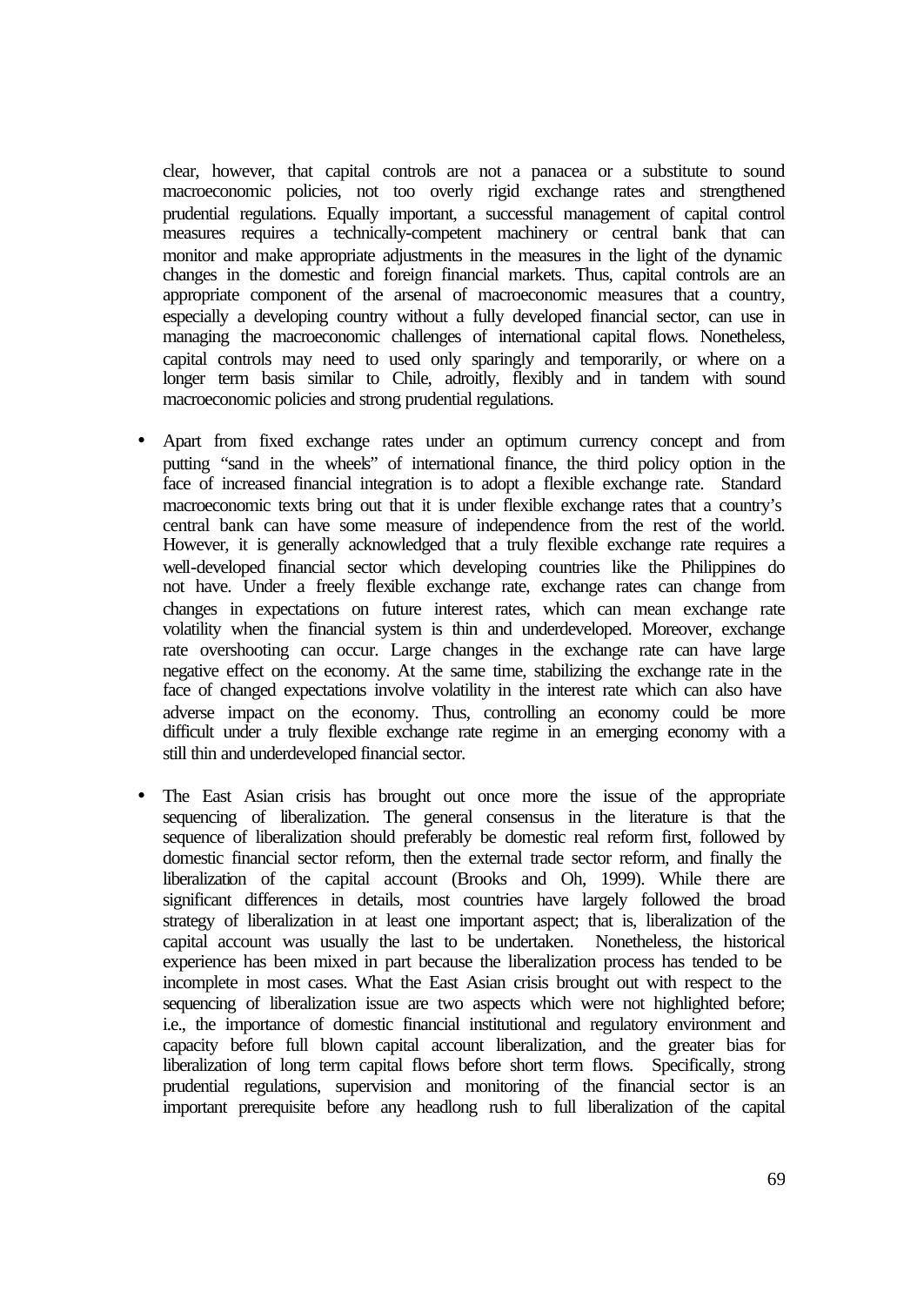clear, however, that capital controls are not a panacea or a substitute to sound macroeconomic policies, not too overly rigid exchange rates and strengthened prudential regulations. Equally important, a successful management of capital control measures requires a technically-competent machinery or central bank that can monitor and make appropriate adjustments in the measures in the light of the dynamic changes in the domestic and foreign financial markets. Thus, capital controls are an appropriate component of the arsenal of macroeconomic measures that a country, especially a developing country without a fully developed financial sector, can use in managing the macroeconomic challenges of international capital flows. Nonetheless, capital controls may need to used only sparingly and temporarily, or where on a longer term basis similar to Chile, adroitly, flexibly and in tandem with sound macroeconomic policies and strong prudential regulations.

- Apart from fixed exchange rates under an optimum currency concept and from putting "sand in the wheels" of international finance, the third policy option in the face of increased financial integration is to adopt a flexible exchange rate. Standard macroeconomic texts bring out that it is under flexible exchange rates that a country's central bank can have some measure of independence from the rest of the world. However, it is generally acknowledged that a truly flexible exchange rate requires a well-developed financial sector which developing countries like the Philippines do not have. Under a freely flexible exchange rate, exchange rates can change from changes in expectations on future interest rates, which can mean exchange rate volatility when the financial system is thin and underdeveloped. Moreover, exchange rate overshooting can occur. Large changes in the exchange rate can have large negative effect on the economy. At the same time, stabilizing the exchange rate in the face of changed expectations involve volatility in the interest rate which can also have adverse impact on the economy. Thus, controlling an economy could be more difficult under a truly flexible exchange rate regime in an emerging economy with a still thin and underdeveloped financial sector.

- The East Asian crisis has brought out once more the issue of the appropriate sequencing of liberalization. The general consensus in the literature is that the sequence of liberalization should preferably be domestic real reform first, followed by domestic financial sector reform, then the external trade sector reform, and finally the liberalization of the capital account (Brooks and Oh, 1999). While there are significant differences in details, most countries have largely followed the broad strategy of liberalization in at least one important aspect; that is, liberalization of the capital account was usually the last to be undertaken. Nonetheless, the historical experience has been mixed in part because the liberalization process has tended to be incomplete in most cases. What the East Asian crisis brought out with respect to the sequencing of liberalization issue are two aspects which were not highlighted before; i.e., the importance of domestic financial institutional and regulatory environment and capacity before full blown capital account liberalization, and the greater bias for liberalization of long term capital flows before short term flows. Specifically, strong prudential regulations, supervision and monitoring of the financial sector is an important prerequisite before any headlong rush to full liberalization of the capital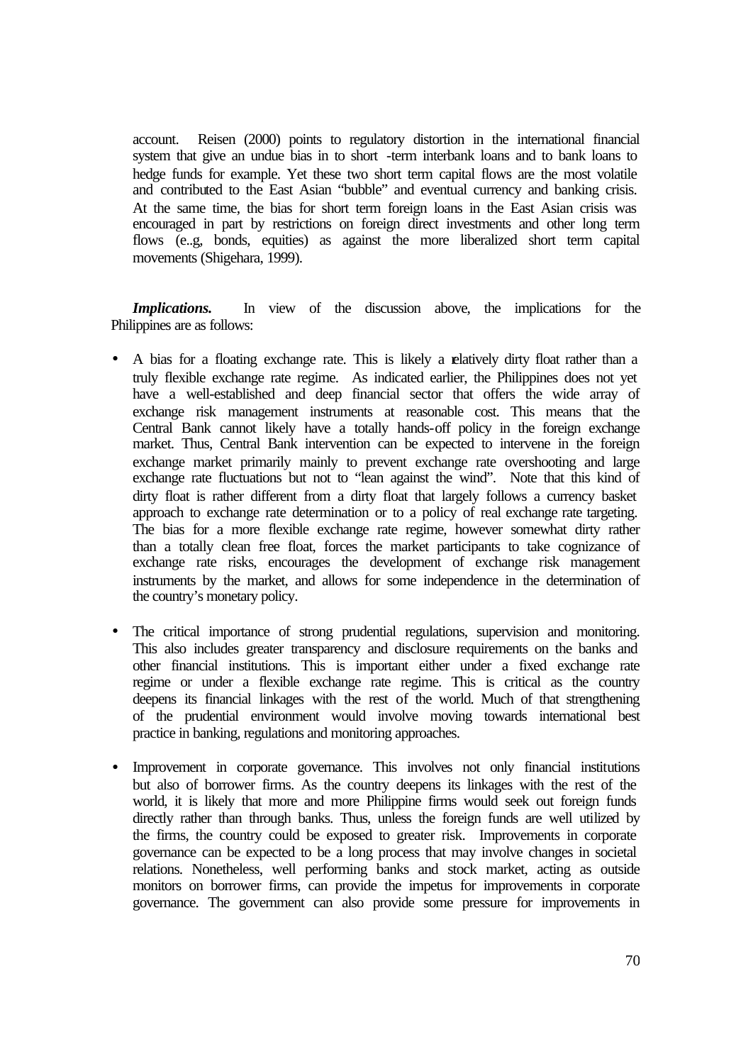account. Reisen (2000) points to regulatory distortion in the international financial system that give an undue bias in to short -term interbank loans and to bank loans to hedge funds for example. Yet these two short term capital flows are the most volatile and contributed to the East Asian "bubble" and eventual currency and banking crisis. At the same time, the bias for short term foreign loans in the East Asian crisis was encouraged in part by restrictions on foreign direct investments and other long term flows (e..g, bonds, equities) as against the more liberalized short term capital movements (Shigehara, 1999).

***Implications.*** In view of the discussion above, the implications for the Philippines are as follows:

- A bias for a floating exchange rate. This is likely a relatively dirty float rather than a truly flexible exchange rate regime. As indicated earlier, the Philippines does not yet have a well-established and deep financial sector that offers the wide array of exchange risk management instruments at reasonable cost. This means that the Central Bank cannot likely have a totally hands-off policy in the foreign exchange market. Thus, Central Bank intervention can be expected to intervene in the foreign exchange market primarily mainly to prevent exchange rate overshooting and large exchange rate fluctuations but not to "lean against the wind". Note that this kind of dirty float is rather different from a dirty float that largely follows a currency basket approach to exchange rate determination or to a policy of real exchange rate targeting. The bias for a more flexible exchange rate regime, however somewhat dirty rather than a totally clean free float, forces the market participants to take cognizance of exchange rate risks, encourages the development of exchange risk management instruments by the market, and allows for some independence in the determination of the country's monetary policy.

- The critical importance of strong prudential regulations, supervision and monitoring. This also includes greater transparency and disclosure requirements on the banks and other financial institutions. This is important either under a fixed exchange rate regime or under a flexible exchange rate regime. This is critical as the country deepens its financial linkages with the rest of the world. Much of that strengthening of the prudential environment would involve moving towards international best practice in banking, regulations and monitoring approaches.

- Improvement in corporate governance. This involves not only financial institutions but also of borrower firms. As the country deepens its linkages with the rest of the world, it is likely that more and more Philippine firms would seek out foreign funds directly rather than through banks. Thus, unless the foreign funds are well utilized by the firms, the country could be exposed to greater risk. Improvements in corporate governance can be expected to be a long process that may involve changes in societal relations. Nonetheless, well performing banks and stock market, acting as outside monitors on borrower firms, can provide the impetus for improvements in corporate governance. The government can also provide some pressure for improvements in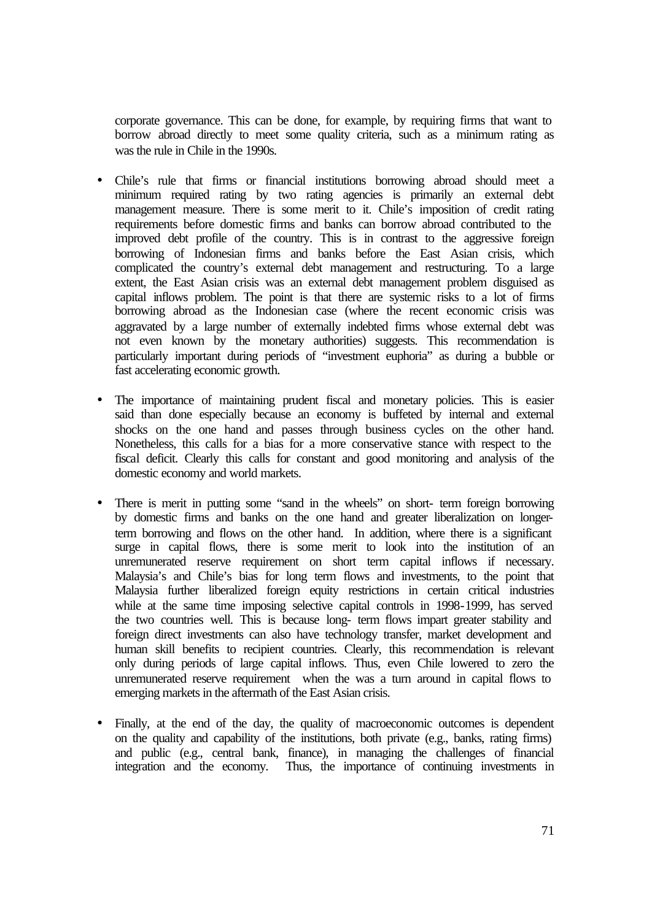corporate governance. This can be done, for example, by requiring firms that want to borrow abroad directly to meet some quality criteria, such as a minimum rating as was the rule in Chile in the 1990s.

- Chile's rule that firms or financial institutions borrowing abroad should meet a minimum required rating by two rating agencies is primarily an external debt management measure. There is some merit to it. Chile's imposition of credit rating requirements before domestic firms and banks can borrow abroad contributed to the improved debt profile of the country. This is in contrast to the aggressive foreign borrowing of Indonesian firms and banks before the East Asian crisis, which complicated the country's external debt management and restructuring. To a large extent, the East Asian crisis was an external debt management problem disguised as capital inflows problem. The point is that there are systemic risks to a lot of firms borrowing abroad as the Indonesian case (where the recent economic crisis was aggravated by a large number of externally indebted firms whose external debt was not even known by the monetary authorities) suggests. This recommendation is particularly important during periods of "investment euphoria" as during a bubble or fast accelerating economic growth.

- The importance of maintaining prudent fiscal and monetary policies. This is easier said than done especially because an economy is buffeted by internal and external shocks on the one hand and passes through business cycles on the other hand. Nonetheless, this calls for a bias for a more conservative stance with respect to the fiscal deficit. Clearly this calls for constant and good monitoring and analysis of the domestic economy and world markets.

- There is merit in putting some "sand in the wheels" on short- term foreign borrowing by domestic firms and banks on the one hand and greater liberalization on longer-term borrowing and flows on the other hand. In addition, where there is a significant surge in capital flows, there is some merit to look into the institution of an unremunerated reserve requirement on short term capital inflows if necessary. Malaysia's and Chile's bias for long term flows and investments, to the point that Malaysia further liberalized foreign equity restrictions in certain critical industries while at the same time imposing selective capital controls in 1998-1999, has served the two countries well. This is because long- term flows impart greater stability and foreign direct investments can also have technology transfer, market development and human skill benefits to recipient countries. Clearly, this recommendation is relevant only during periods of large capital inflows. Thus, even Chile lowered to zero the unremunerated reserve requirement when the was a turn around in capital flows to emerging markets in the aftermath of the East Asian crisis.

- Finally, at the end of the day, the quality of macroeconomic outcomes is dependent on the quality and capability of the institutions, both private (e.g., banks, rating firms) and public (e.g., central bank, finance), in managing the challenges of financial integration and the economy. Thus, the importance of continuing investments in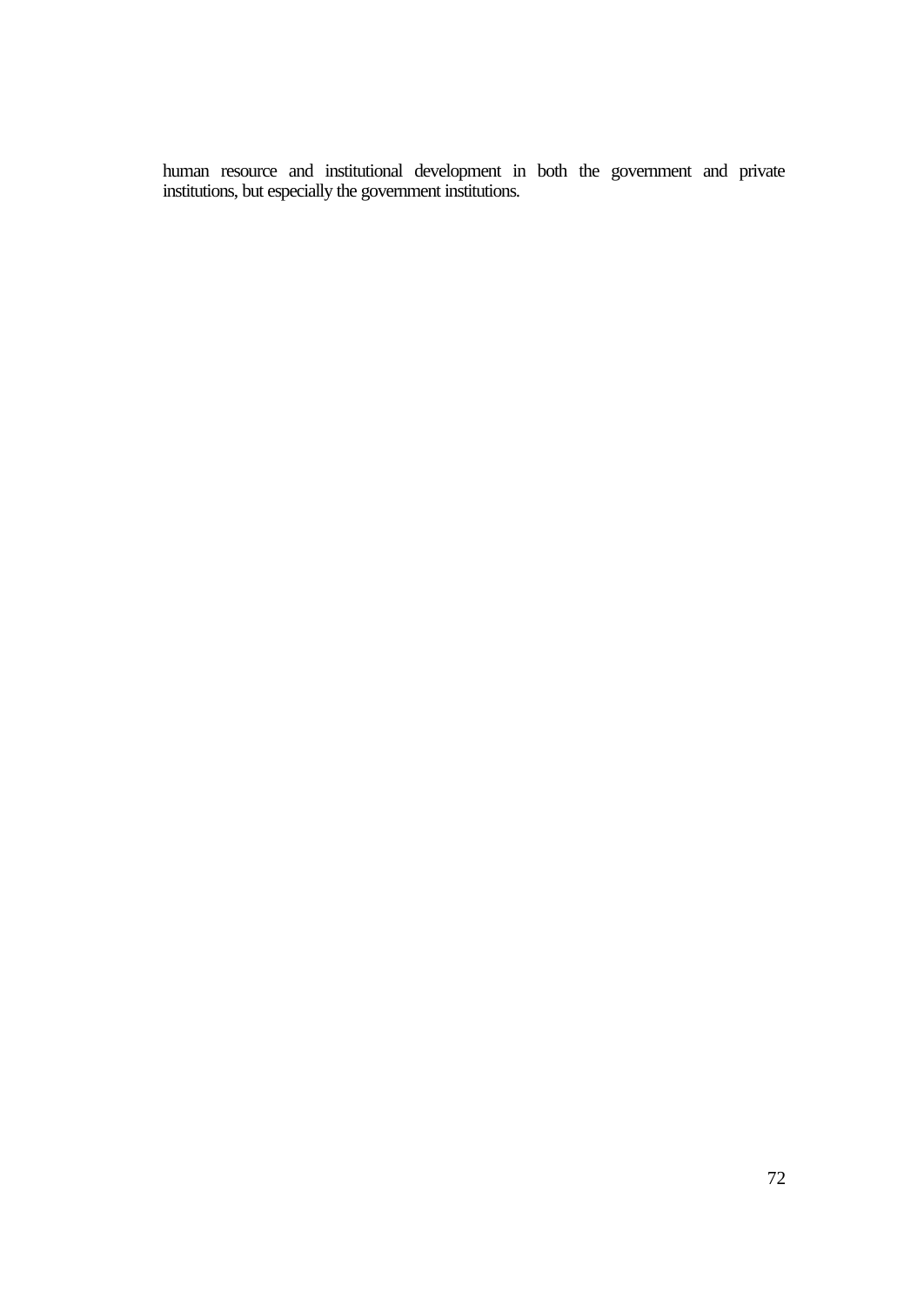human resource and institutional development in both the government and private institutions, but especially the government institutions.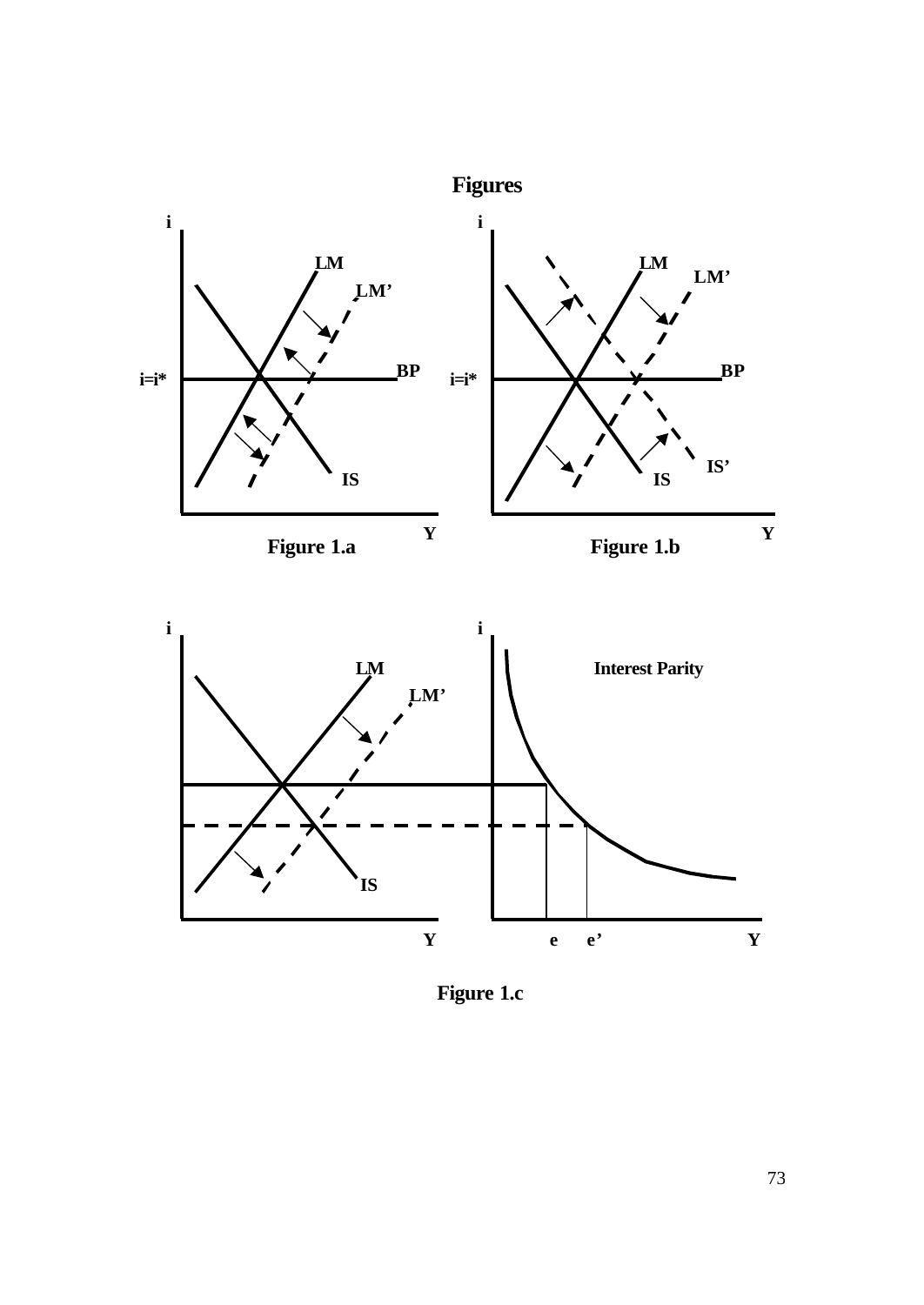# Figures

Figure 1.a

Figure 1.b

Figure 1.c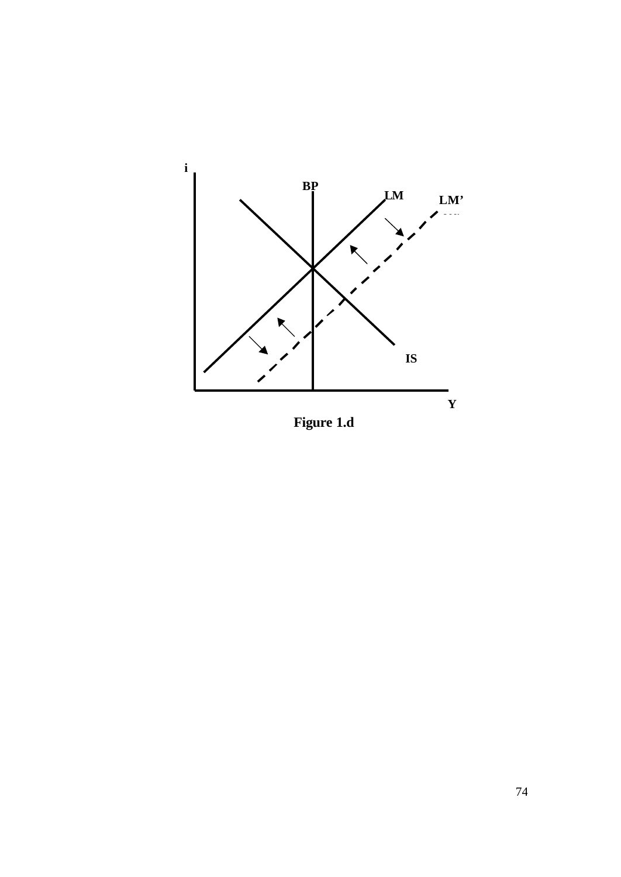Figure 1.d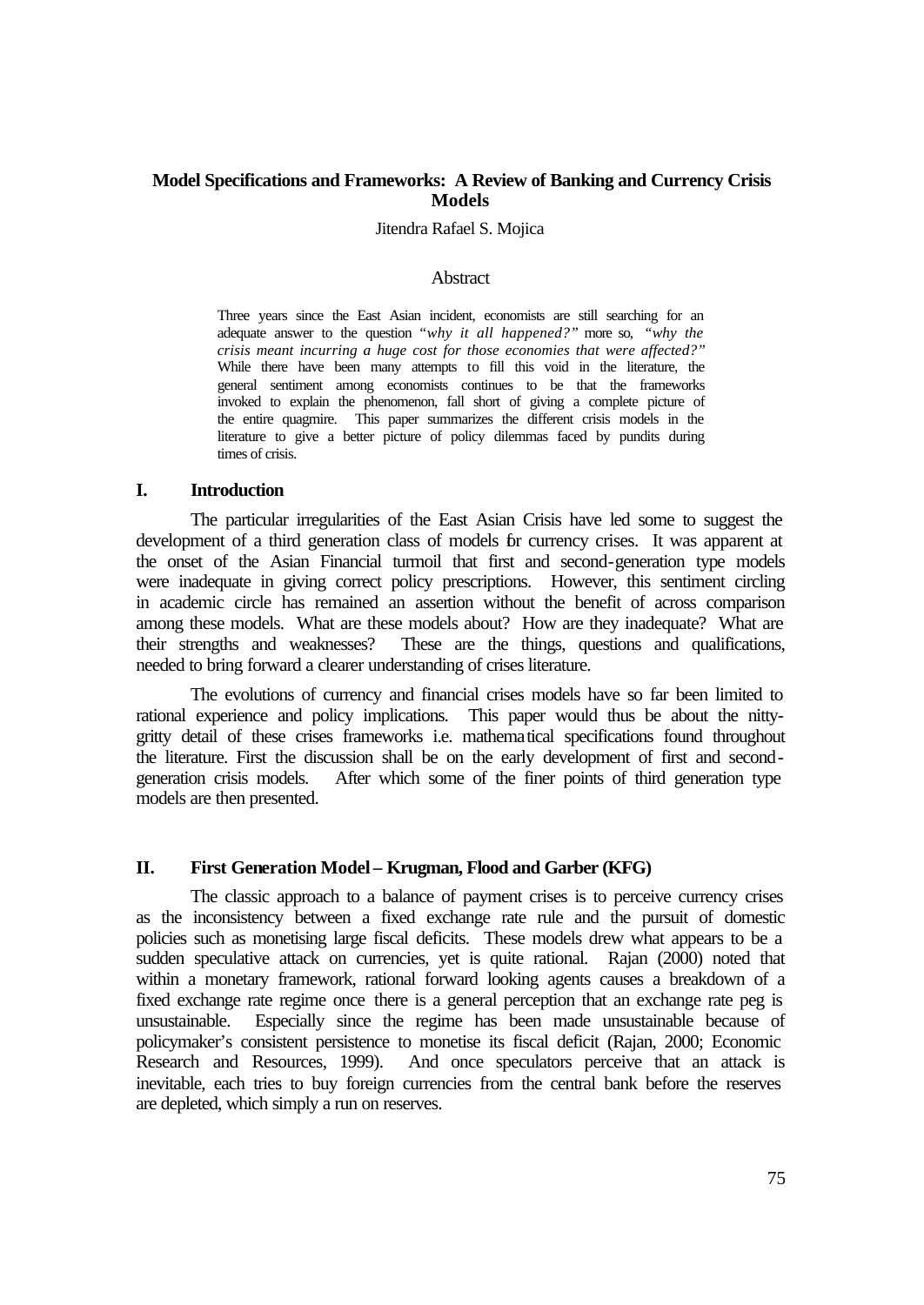**Model Specifications and Frameworks: A Review of Banking and Currency Crisis Models**

Jitendra Rafael S. Mojica

Abstract

Three years since the East Asian incident, economists are still searching for an adequate answer to the question *"why it all happened?"* more so, *"why the crisis meant incurring a huge cost for those economies that were affected?"* While there have been many attempts to fill this void in the literature, the general sentiment among economists continues to be that the frameworks invoked to explain the phenomenon, fall short of giving a complete picture of the entire quagmire. This paper summarizes the different crisis models in the literature to give a better picture of policy dilemmas faced by pundits during times of crisis.

## I. Introduction

The particular irregularities of the East Asian Crisis have led some to suggest the development of a third generation class of models for currency crises. It was apparent at the onset of the Asian Financial turmoil that first and second-generation type models were inadequate in giving correct policy prescriptions. However, this sentiment circling in academic circle has remained an assertion without the benefit of across comparison among these models. What are these models about? How are they inadequate? What are their strengths and weaknesses? These are the things, questions and qualifications, needed to bring forward a clearer understanding of crises literature.

The evolutions of currency and financial crises models have so far been limited to rational experience and policy implications. This paper would thus be about the nitty-gritty detail of these crises frameworks i.e. mathematical specifications found throughout the literature. First the discussion shall be on the early development of first and second-generation crisis models. After which some of the finer points of third generation type models are then presented.

## II. First Generation Model – Krugman, Flood and Garber (KFG)

The classic approach to a balance of payment crises is to perceive currency crises as the inconsistency between a fixed exchange rate rule and the pursuit of domestic policies such as monetising large fiscal deficits. These models drew what appears to be a sudden speculative attack on currencies, yet is quite rational. Rajan (2000) noted that within a monetary framework, rational forward looking agents causes a breakdown of a fixed exchange rate regime once there is a general perception that an exchange rate peg is unsustainable. Especially since the regime has been made unsustainable because of policymaker's consistent persistence to monetise its fiscal deficit (Rajan, 2000; Economic Research and Resources, 1999). And once speculators perceive that an attack is inevitable, each tries to buy foreign currencies from the central bank before the reserves are depleted, which simply a run on reserves.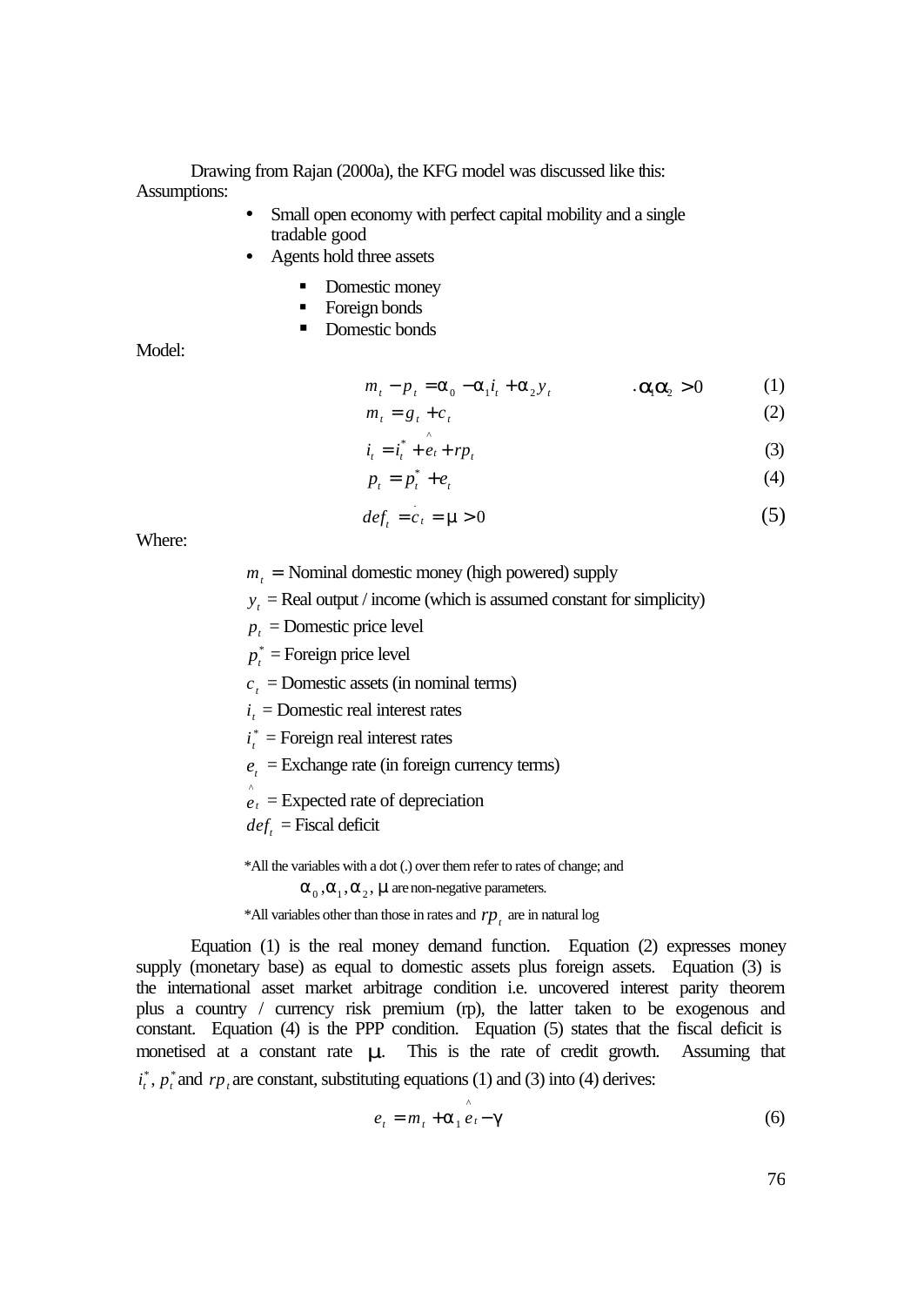Drawing from Rajan (2000a), the KFG model was discussed like this:

Assumptions:

- Small open economy with perfect capital mobility and a single tradable good
- Agents hold three assets
  - Domestic money
  - Foreign bonds
  - Domestic bonds

Model:

$$m_t - p_t = \alpha_0 - \alpha_1 i_t + \alpha_2 y_t \qquad .\alpha_1 \alpha_2 > 0 \tag{1}$$

$$m_t = g_t + c_t \tag{2}$$

$$i_t = i_t^* + \hat{e}_t + rp_t \tag{3}$$

$$p_t = p_t^* + e_t \tag{4}$$

$$def_t = \dot{c}_t = \mu > 0 \tag{5}$$

Where:

$m_t$ = Nominal domestic money (high powered) supply

$y_t$ = Real output / income (which is assumed constant for simplicity)

$p_t$ = Domestic price level

$p_t^*$ = Foreign price level

$c_t$ = Domestic assets (in nominal terms)

$i_t$ = Domestic real interest rates

$i_t^*$ = Foreign real interest rates

$e_t$ = Exchange rate (in foreign currency terms)

$\hat{e}_t$ = Expected rate of depreciation

$def_t$ = Fiscal deficit

*All the variables with a dot (.) over them refer to rates of change; and $\alpha_0, \alpha_1, \alpha_2, \mu$ are non-negative parameters.

*All variables other than those in rates and $rp_t$ are in natural log

Equation (1) is the real money demand function. Equation (2) expresses money supply (monetary base) as equal to domestic assets plus foreign assets. Equation (3) is the international asset market arbitrage condition i.e. uncovered interest parity theorem plus a country / currency risk premium (rp), the latter taken to be exogenous and constant. Equation (4) is the PPP condition. Equation (5) states that the fiscal deficit is monetised at a constant rate $\mu$. This is the rate of credit growth. Assuming that $i_t^*$, $p_t^*$ and $rp_t$ are constant, substituting equations (1) and (3) into (4) derives:

$$e_t = m_t + \alpha_1 \hat{e}_t - \gamma \tag{6}$$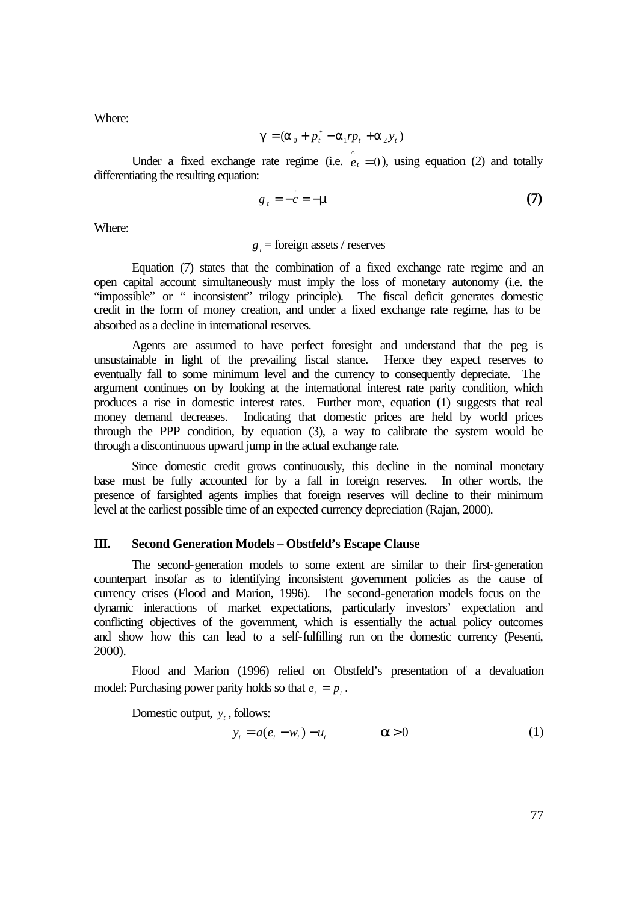Where:

$$\gamma = (\alpha_0 + p_t^* - \alpha_1 r p_t + \alpha_2 y_t)$$

Under a fixed exchange rate regime (i.e. $\hat{e}_t = 0$), using equation (2) and totally differentiating the resulting equation:

$$\dot{g}_t = -\dot{c} = -\mu \qquad \textbf{(7)}$$

Where:

$g_t$ = foreign assets / reserves

Equation (7) states that the combination of a fixed exchange rate regime and an open capital account simultaneously must imply the loss of monetary autonomy (i.e. the "impossible" or " inconsistent" trilogy principle). The fiscal deficit generates domestic credit in the form of money creation, and under a fixed exchange rate regime, has to be absorbed as a decline in international reserves.

Agents are assumed to have perfect foresight and understand that the peg is unsustainable in light of the prevailing fiscal stance. Hence they expect reserves to eventually fall to some minimum level and the currency to consequently depreciate. The argument continues on by looking at the international interest rate parity condition, which produces a rise in domestic interest rates. Further more, equation (1) suggests that real money demand decreases. Indicating that domestic prices are held by world prices through the PPP condition, by equation (3), a way to calibrate the system would be through a discontinuous upward jump in the actual exchange rate.

Since domestic credit grows continuously, this decline in the nominal monetary base must be fully accounted for by a fall in foreign reserves. In other words, the presence of farsighted agents implies that foreign reserves will decline to their minimum level at the earliest possible time of an expected currency depreciation (Rajan, 2000).

## III. Second Generation Models – Obstfeld's Escape Clause

The second-generation models to some extent are similar to their first-generation counterpart insofar as to identifying inconsistent government policies as the cause of currency crises (Flood and Marion, 1996). The second-generation models focus on the dynamic interactions of market expectations, particularly investors' expectation and conflicting objectives of the government, which is essentially the actual policy outcomes and show how this can lead to a self-fulfilling run on the domestic currency (Pesenti, 2000).

Flood and Marion (1996) relied on Obstfeld's presentation of a devaluation model: Purchasing power parity holds so that $e_t = p_t$.

Domestic output, $y_t$, follows:

$$y_t = a(e_t - w_t) - u_t \qquad \alpha > 0 \qquad (1)$$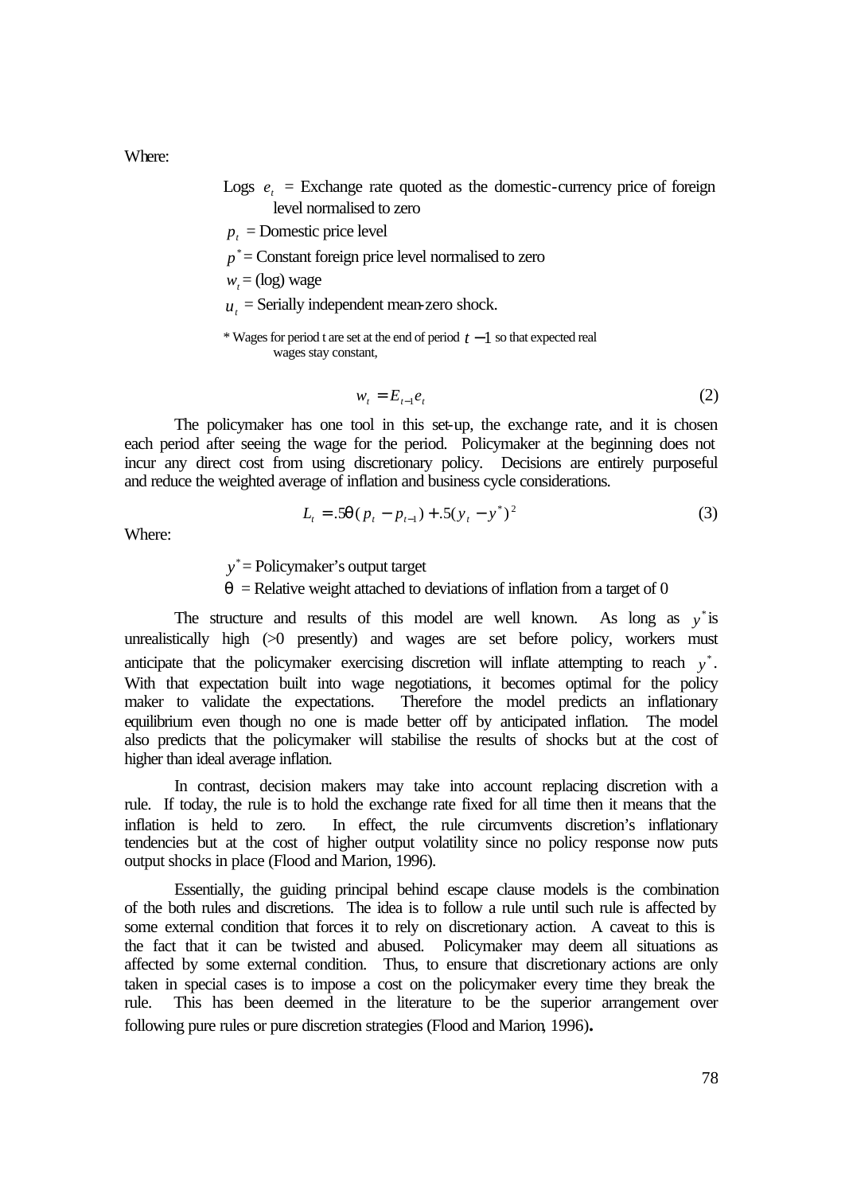Where:

Logs $e_t$ = Exchange rate quoted as the domestic-currency price of foreign level normalised to zero

$p_t$ = Domestic price level

$p^*$ = Constant foreign price level normalised to zero

$w_t$ = (log) wage

$u_t$ = Serially independent mean-zero shock.

\* Wages for period t are set at the end of period $t-1$ so that expected real wages stay constant,

$$w_t = E_{t-1}e_t \tag{2}$$

The policymaker has one tool in this set-up, the exchange rate, and it is chosen each period after seeing the wage for the period. Policymaker at the beginning does not incur any direct cost from using discretionary policy. Decisions are entirely purposeful and reduce the weighted average of inflation and business cycle considerations.

$$L_t = .5\theta(p_t - p_{t-1}) + .5(y_t - y^*)^2 \tag{3}$$

Where:

$y^*$ = Policymaker's output target

$\theta$ = Relative weight attached to deviations of inflation from a target of 0

The structure and results of this model are well known. As long as $y^*$ is unrealistically high (>0 presently) and wages are set before policy, workers must anticipate that the policymaker exercising discretion will inflate attempting to reach $y^*$. With that expectation built into wage negotiations, it becomes optimal for the policy maker to validate the expectations. Therefore the model predicts an inflationary equilibrium even though no one is made better off by anticipated inflation. The model also predicts that the policymaker will stabilise the results of shocks but at the cost of higher than ideal average inflation.

In contrast, decision makers may take into account replacing discretion with a rule. If today, the rule is to hold the exchange rate fixed for all time then it means that the inflation is held to zero. In effect, the rule circumvents discretion's inflationary tendencies but at the cost of higher output volatility since no policy response now puts output shocks in place (Flood and Marion, 1996).

Essentially, the guiding principal behind escape clause models is the combination of the both rules and discretions. The idea is to follow a rule until such rule is affected by some external condition that forces it to rely on discretionary action. A caveat to this is the fact that it can be twisted and abused. Policymaker may deem all situations as affected by some external condition. Thus, to ensure that discretionary actions are only taken in special cases is to impose a cost on the policymaker every time they break the rule. This has been deemed in the literature to be the superior arrangement over following pure rules or pure discretion strategies (Flood and Marion, 1996).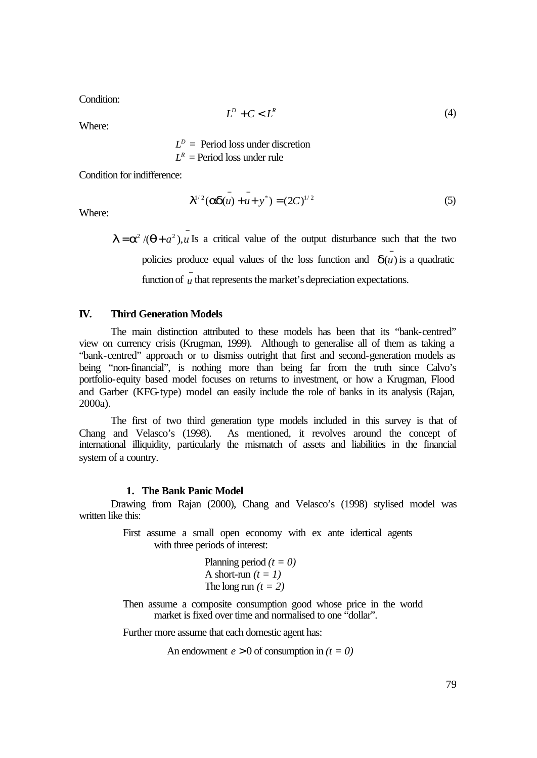Condition:

$$L^D + C < L^R \tag{4}$$

Where:

$L^D$ = Period loss under discretion
$L^R$ = Period loss under rule

Condition for indifference:

$$\lambda^{1/2}(\alpha\delta(\bar{u}) + \bar{u} + y^*) = (2C)^{1/2} \tag{5}$$

Where:

$\lambda = \alpha^2/(\theta + a^2)$, $\bar{u}$ Is a critical value of the output disturbance such that the two policies produce equal values of the loss function and $\delta(\bar{u})$ is a quadratic function of $\bar{u}$ that represents the market's depreciation expectations.

## IV. Third Generation Models

The main distinction attributed to these models has been that its "bank-centred" view on currency crisis (Krugman, 1999). Although to generalise all of them as taking a "bank-centred" approach or to dismiss outright that first and second-generation models as being "non-financial", is nothing more than being far from the truth since Calvo's portfolio-equity based model focuses on returns to investment, or how a Krugman, Flood and Garber (KFG-type) model can easily include the role of banks in its analysis (Rajan, 2000a).

The first of two third generation type models included in this survey is that of Chang and Velasco's (1998). As mentioned, it revolves around the concept of international illiquidity, particularly the mismatch of assets and liabilities in the financial system of a country.

### 1. The Bank Panic Model

Drawing from Rajan (2000), Chang and Velasco's (1998) stylised model was written like this:

First assume a small open economy with ex ante identical agents with three periods of interest:

Planning period *(t = 0)*
A short-run *(t = 1)*
The long run *(t = 2)*

Then assume a composite consumption good whose price in the world market is fixed over time and normalised to one "dollar".

Further more assume that each domestic agent has:

An endowment $e > 0$ of consumption in *(t = 0)*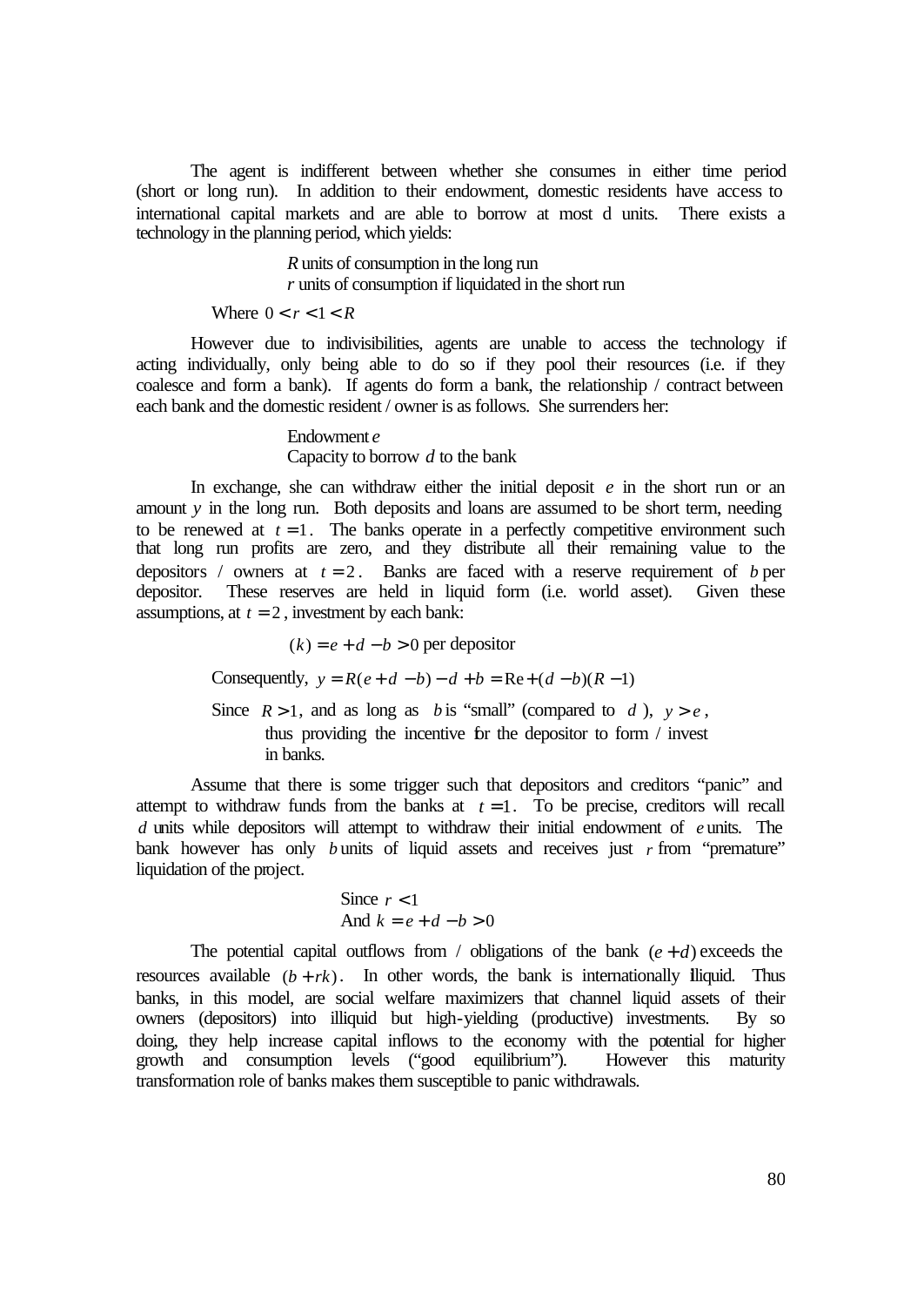The agent is indifferent between whether she consumes in either time period (short or long run). In addition to their endowment, domestic residents have access to international capital markets and are able to borrow at most d units. There exists a technology in the planning period, which yields:

> $R$ units of consumption in the long run
> $r$ units of consumption if liquidated in the short run

Where $0 < r < 1 < R$

However due to indivisibilities, agents are unable to access the technology if acting individually, only being able to do so if they pool their resources (i.e. if they coalesce and form a bank). If agents do form a bank, the relationship / contract between each bank and the domestic resident / owner is as follows. She surrenders her:

> Endowment $e$
> Capacity to borrow $d$ to the bank

In exchange, she can withdraw either the initial deposit $e$ in the short run or an amount $y$ in the long run. Both deposits and loans are assumed to be short term, needing to be renewed at $t = 1$. The banks operate in a perfectly competitive environment such that long run profits are zero, and they distribute all their remaining value to the depositors / owners at $t = 2$. Banks are faced with a reserve requirement of $b$ per depositor. These reserves are held in liquid form (i.e. world asset). Given these assumptions, at $t = 2$, investment by each bank:

$$(k) = e + d - b > 0 \text{ per depositor}$$

Consequently, $y = R(e + d - b) - d + b = \text{Re} + (d - b)(R - 1)$

Since $R > 1$, and as long as $b$ is "small" (compared to $d$), $y > e$, thus providing the incentive for the depositor to form / invest in banks.

Assume that there is some trigger such that depositors and creditors "panic" and attempt to withdraw funds from the banks at $t = 1$. To be precise, creditors will recall $d$ units while depositors will attempt to withdraw their initial endowment of $e$ units. The bank however has only $b$ units of liquid assets and receives just $r$ from "premature" liquidation of the project.

> Since $r < 1$
> And $k = e + d - b > 0$

The potential capital outflows from / obligations of the bank $(e + d)$ exceeds the resources available $(b + rk)$. In other words, the bank is internationally illiquid. Thus banks, in this model, are social welfare maximizers that channel liquid assets of their owners (depositors) into illiquid but high-yielding (productive) investments. By so doing, they help increase capital inflows to the economy with the potential for higher growth and consumption levels ("good equilibrium"). However this maturity transformation role of banks makes them susceptible to panic withdrawals.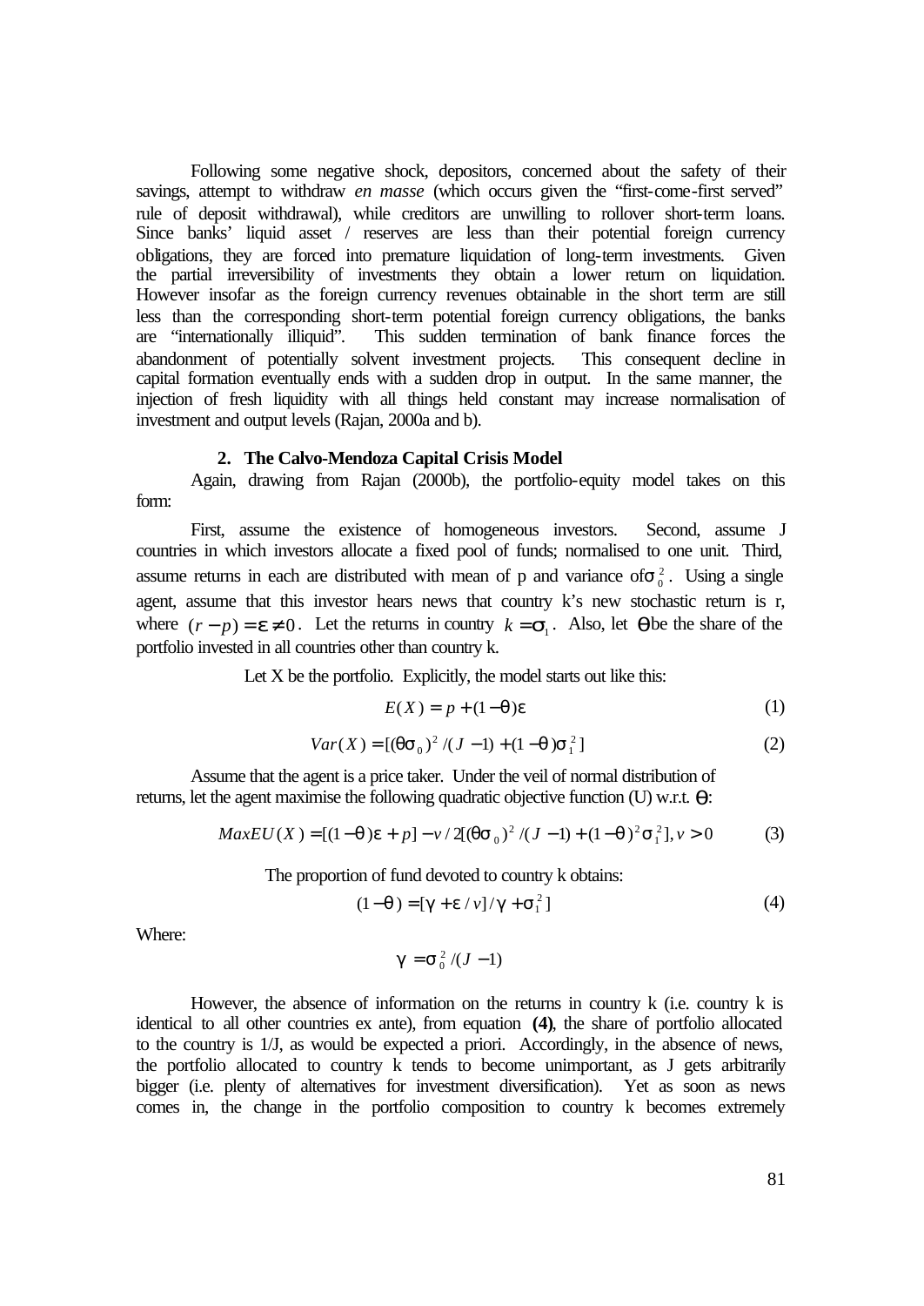Following some negative shock, depositors, concerned about the safety of their savings, attempt to withdraw *en masse* (which occurs given the "first-come-first served" rule of deposit withdrawal), while creditors are unwilling to rollover short-term loans. Since banks' liquid asset / reserves are less than their potential foreign currency obligations, they are forced into premature liquidation of long-term investments. Given the partial irreversibility of investments they obtain a lower return on liquidation. However insofar as the foreign currency revenues obtainable in the short term are still less than the corresponding short-term potential foreign currency obligations, the banks are "internationally illiquid". This sudden termination of bank finance forces the abandonment of potentially solvent investment projects. This consequent decline in capital formation eventually ends with a sudden drop in output. In the same manner, the injection of fresh liquidity with all things held constant may increase normalisation of investment and output levels (Rajan, 2000a and b).

## 2. The Calvo-Mendoza Capital Crisis Model

Again, drawing from Rajan (2000b), the portfolio-equity model takes on this form:

First, assume the existence of homogeneous investors. Second, assume J countries in which investors allocate a fixed pool of funds; normalised to one unit. Third, assume returns in each are distributed with mean of p and variance of $\sigma_0^2$. Using a single agent, assume that this investor hears news that country k's new stochastic return is r, where $(r-p)=\varepsilon \neq 0$. Let the returns in country $k=\sigma_1$. Also, let $\theta$ be the share of the portfolio invested in all countries other than country k.

Let X be the portfolio. Explicitly, the model starts out like this:

$$E(X) = p + (1-\theta)\varepsilon \tag{1}$$

$$Var(X) = [(\theta\sigma_0)^2/(J-1) + (1-\theta)\sigma_1^2] \tag{2}$$

Assume that the agent is a price taker. Under the veil of normal distribution of returns, let the agent maximise the following quadratic objective function (U) w.r.t. $\theta$:

$$MaxEU(X) = [(1-\theta)\varepsilon + p] - v/2[(\theta\sigma_0)^2/(J-1) + (1-\theta)^2\sigma_1^2], v > 0 \tag{3}$$

The proportion of fund devoted to country k obtains:

$$(1-\theta) = [\gamma + \varepsilon/v]/\gamma + \sigma_1^2] \tag{4}$$

Where:

$$\gamma = \sigma_0^2/(J-1)$$

However, the absence of information on the returns in country k (i.e. country k is identical to all other countries ex ante), from equation **(4)**, the share of portfolio allocated to the country is 1/J, as would be expected a priori. Accordingly, in the absence of news, the portfolio allocated to country k tends to become unimportant, as J gets arbitrarily bigger (i.e. plenty of alternatives for investment diversification). Yet as soon as news comes in, the change in the portfolio composition to country k becomes extremely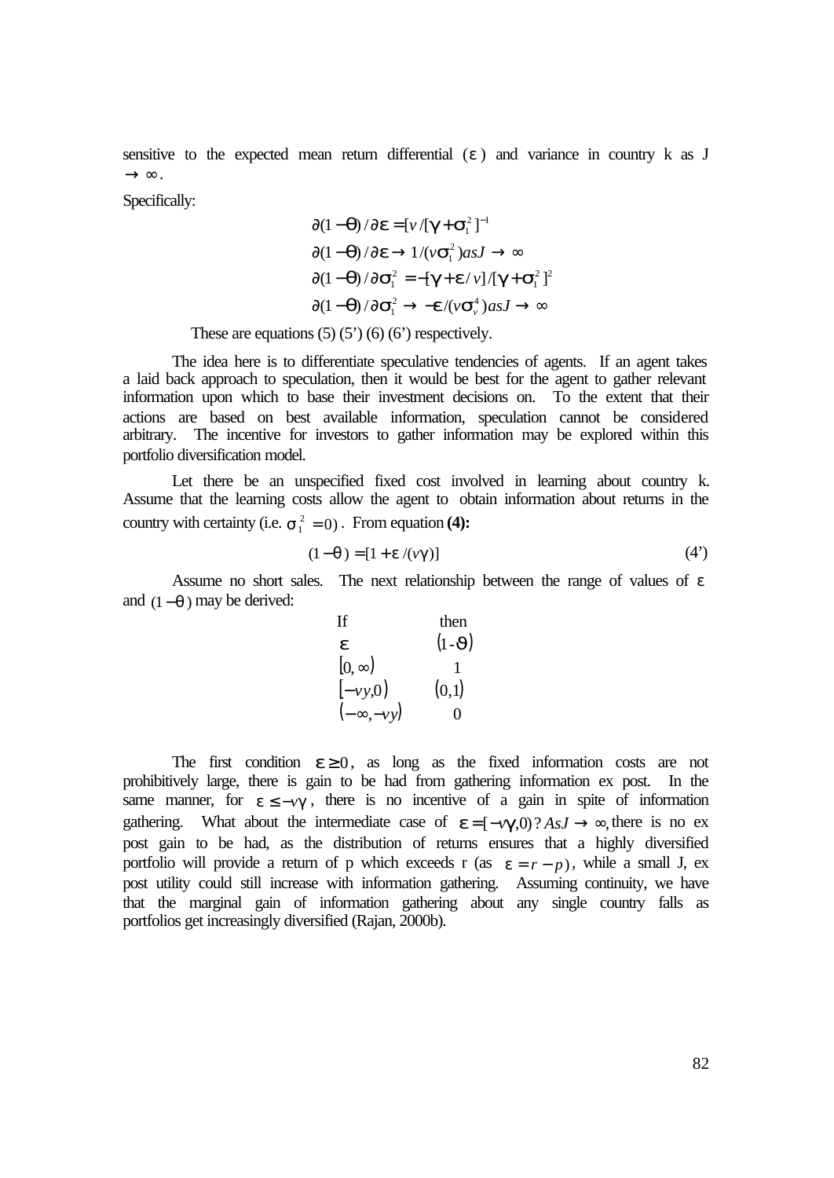sensitive to the expected mean return differential ($\varepsilon$) and variance in country k as J $\rightarrow \infty$.

Specifically:

$$\partial(1-\theta)/\partial\varepsilon = [v/[\gamma + \sigma_1^2]^{-1}$$

$$\partial(1-\theta)/\partial\varepsilon \rightarrow 1/(v\sigma_1^2) asJ \rightarrow \infty$$

$$\partial(1-\theta)/\partial\sigma_1^2 = -[\gamma + \varepsilon/v]/[\gamma + \sigma_1^2]^2$$

$$\partial(1-\theta)/\partial\sigma_1^2 \rightarrow -\varepsilon/(v\sigma_v^4) asJ \rightarrow \infty$$

These are equations (5) (5') (6) (6') respectively.

The idea here is to differentiate speculative tendencies of agents. If an agent takes a laid back approach to speculation, then it would be best for the agent to gather relevant information upon which to base their investment decisions on. To the extent that their actions are based on best available information, speculation cannot be considered arbitrary. The incentive for investors to gather information may be explored within this portfolio diversification model.

Let there be an unspecified fixed cost involved in learning about country k. Assume that the learning costs allow the agent to obtain information about returns in the country with certainty (i.e. $\sigma_1^2 = 0$). From equation **(4):**

$$(1-\theta) = [1 + \varepsilon/(v\gamma)] \tag{4'}$$

Assume no short sales. The next relationship between the range of values of $\varepsilon$ and $(1-\theta)$ may be derived:

| If | then |
|---|---|
| $\varepsilon$ | $(1\text{-}\vartheta)$ |
| $[0, \infty)$ | 1 |
| $[-vy, 0)$ | $(0,1)$ |
| $(-\infty, -vy)$ | 0 |

The first condition $\varepsilon \geq 0$, as long as the fixed information costs are not prohibitively large, there is gain to be had from gathering information ex post. In the same manner, for $\varepsilon \leq -v\gamma$, there is no incentive of a gain in spite of information gathering. What about the intermediate case of $\varepsilon = [-v\gamma, 0)$? $AsJ \rightarrow \infty$, there is no ex post gain to be had, as the distribution of returns ensures that a highly diversified portfolio will provide a return of p which exceeds r (as $\varepsilon = r - p$), while a small J, ex post utility could still increase with information gathering. Assuming continuity, we have that the marginal gain of information gathering about any single country falls as portfolios get increasingly diversified (Rajan, 2000b).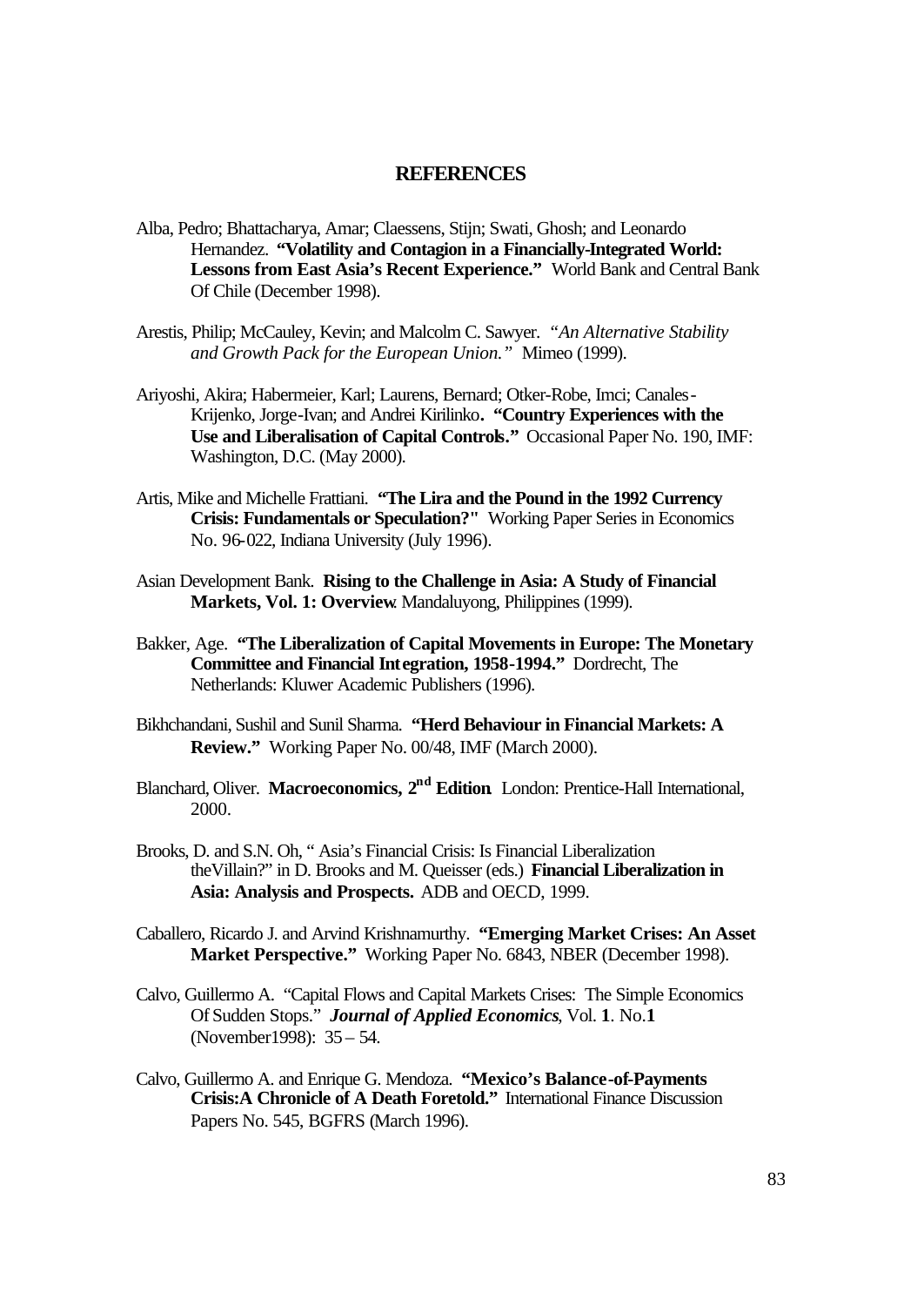# REFERENCES

Alba, Pedro; Bhattacharya, Amar; Claessens, Stijn; Swati, Ghosh; and Leonardo Hernandez. **"Volatility and Contagion in a Financially-Integrated World: Lessons from East Asia's Recent Experience."** World Bank and Central Bank Of Chile (December 1998).

Arestis, Philip; McCauley, Kevin; and Malcolm C. Sawyer. *"An Alternative Stability and Growth Pack for the European Union."* Mimeo (1999).

Ariyoshi, Akira; Habermeier, Karl; Laurens, Bernard; Otker-Robe, Imci; Canales-Krijenko, Jorge-Ivan; and Andrei Kirilinko**. "Country Experiences with the Use and Liberalisation of Capital Controls."** Occasional Paper No. 190, IMF: Washington, D.C. (May 2000).

Artis, Mike and Michelle Frattiani. **"The Lira and the Pound in the 1992 Currency Crisis: Fundamentals or Speculation?"** Working Paper Series in Economics No. 96-022, Indiana University (July 1996).

Asian Development Bank. **Rising to the Challenge in Asia: A Study of Financial Markets, Vol. 1: Overview**. Mandaluyong, Philippines (1999).

Bakker, Age. **"The Liberalization of Capital Movements in Europe: The Monetary Committee and Financial Integration, 1958-1994."** Dordrecht, The Netherlands: Kluwer Academic Publishers (1996).

Bikhchandani, Sushil and Sunil Sharma. **"Herd Behaviour in Financial Markets: A Review."** Working Paper No. 00/48, IMF (March 2000).

Blanchard, Oliver. **Macroeconomics, 2nd Edition**. London: Prentice-Hall International, 2000.

Brooks, D. and S.N. Oh, " Asia's Financial Crisis: Is Financial Liberalization theVillain?" in D. Brooks and M. Queisser (eds.) **Financial Liberalization in Asia: Analysis and Prospects.** ADB and OECD, 1999.

Caballero, Ricardo J. and Arvind Krishnamurthy. **"Emerging Market Crises: An Asset Market Perspective."** Working Paper No. 6843, NBER (December 1998).

Calvo, Guillermo A. "Capital Flows and Capital Markets Crises: The Simple Economics Of Sudden Stops." ***Journal of Applied Economics***, Vol. **1**. No.**1** (November1998): 35 – 54.

Calvo, Guillermo A. and Enrique G. Mendoza. **"Mexico's Balance-of-Payments Crisis:A Chronicle of A Death Foretold."** International Finance Discussion Papers No. 545, BGFRS (March 1996).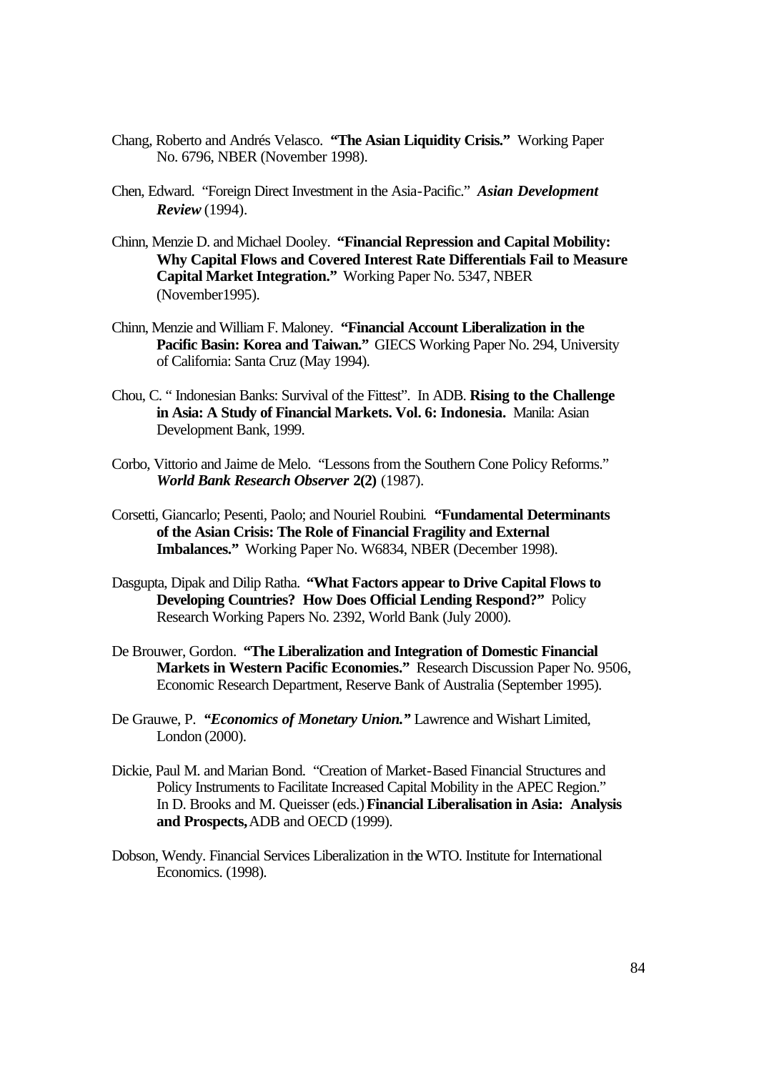Chang, Roberto and Andrés Velasco. **"The Asian Liquidity Crisis."** Working Paper No. 6796, NBER (November 1998).

Chen, Edward. "Foreign Direct Investment in the Asia-Pacific." ***Asian Development Review*** (1994).

Chinn, Menzie D. and Michael Dooley. **"Financial Repression and Capital Mobility: Why Capital Flows and Covered Interest Rate Differentials Fail to Measure Capital Market Integration."** Working Paper No. 5347, NBER (November1995).

Chinn, Menzie and William F. Maloney. **"Financial Account Liberalization in the Pacific Basin: Korea and Taiwan."** GIECS Working Paper No. 294, University of California: Santa Cruz (May 1994).

Chou, C. " Indonesian Banks: Survival of the Fittest". In ADB. **Rising to the Challenge in Asia: A Study of Financial Markets. Vol. 6: Indonesia.** Manila: Asian Development Bank, 1999.

Corbo, Vittorio and Jaime de Melo. "Lessons from the Southern Cone Policy Reforms." ***World Bank Research Observer*** **2(2)** (1987).

Corsetti, Giancarlo; Pesenti, Paolo; and Nouriel Roubini. **"Fundamental Determinants of the Asian Crisis: The Role of Financial Fragility and External Imbalances."** Working Paper No. W6834, NBER (December 1998).

Dasgupta, Dipak and Dilip Ratha. **"What Factors appear to Drive Capital Flows to Developing Countries? How Does Official Lending Respond?"** Policy Research Working Papers No. 2392, World Bank (July 2000).

De Brouwer, Gordon. **"The Liberalization and Integration of Domestic Financial Markets in Western Pacific Economies."** Research Discussion Paper No. 9506, Economic Research Department, Reserve Bank of Australia (September 1995).

De Grauwe, P. ***"Economics of Monetary Union."*** Lawrence and Wishart Limited, London (2000).

Dickie, Paul M. and Marian Bond. "Creation of Market-Based Financial Structures and Policy Instruments to Facilitate Increased Capital Mobility in the APEC Region." In D. Brooks and M. Queisser (eds.) **Financial Liberalisation in Asia: Analysis and Prospects,** ADB and OECD (1999).

Dobson, Wendy. Financial Services Liberalization in the WTO. Institute for International Economics. (1998).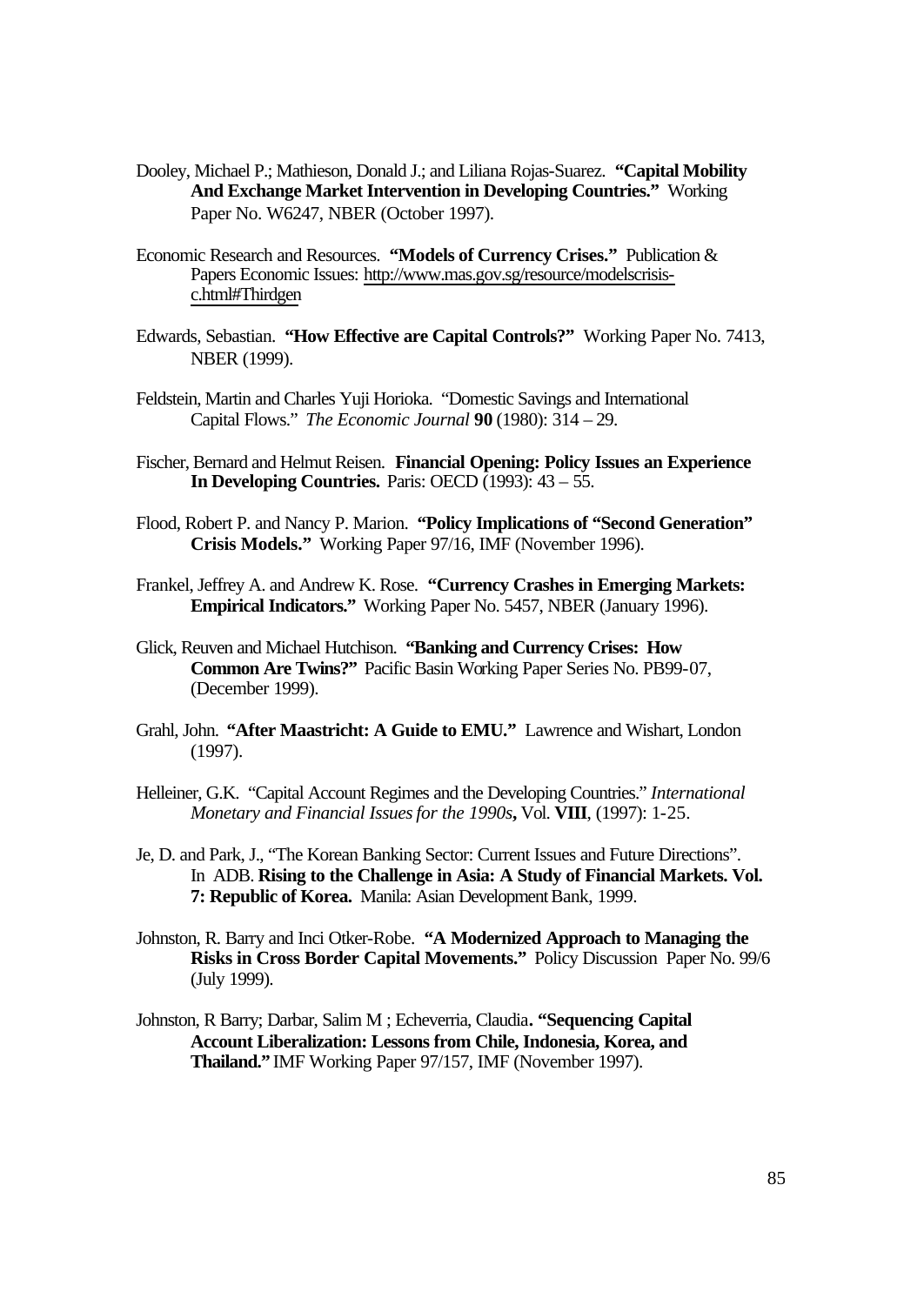Dooley, Michael P.; Mathieson, Donald J.; and Liliana Rojas-Suarez. **"Capital Mobility And Exchange Market Intervention in Developing Countries."** Working Paper No. W6247, NBER (October 1997).

Economic Research and Resources. **"Models of Currency Crises."** Publication & Papers Economic Issues: http://www.mas.gov.sg/resource/modelscrisis-c.html#Thirdgen

Edwards, Sebastian. **"How Effective are Capital Controls?"** Working Paper No. 7413, NBER (1999).

Feldstein, Martin and Charles Yuji Horioka. "Domestic Savings and International Capital Flows." *The Economic Journal* **90** (1980): 314 – 29.

Fischer, Bernard and Helmut Reisen. **Financial Opening: Policy Issues an Experience In Developing Countries.** Paris: OECD (1993): 43 – 55.

Flood, Robert P. and Nancy P. Marion. **"Policy Implications of "Second Generation" Crisis Models."** Working Paper 97/16, IMF (November 1996).

Frankel, Jeffrey A. and Andrew K. Rose. **"Currency Crashes in Emerging Markets: Empirical Indicators."** Working Paper No. 5457, NBER (January 1996).

Glick, Reuven and Michael Hutchison. **"Banking and Currency Crises: How Common Are Twins?"** Pacific Basin Working Paper Series No. PB99-07, (December 1999).

Grahl, John. **"After Maastricht: A Guide to EMU."** Lawrence and Wishart, London (1997).

Helleiner, G.K. "Capital Account Regimes and the Developing Countries." *International Monetary and Financial Issues for the 1990s***,** Vol. **VIII**, (1997): 1-25.

Je, D. and Park, J., "The Korean Banking Sector: Current Issues and Future Directions". In ADB. **Rising to the Challenge in Asia: A Study of Financial Markets. Vol. 7: Republic of Korea.** Manila: Asian Development Bank, 1999.

Johnston, R. Barry and Inci Otker-Robe. **"A Modernized Approach to Managing the Risks in Cross Border Capital Movements."** Policy Discussion Paper No. 99/6 (July 1999).

Johnston, R Barry; Darbar, Salim M ; Echeverria, Claudia**. "Sequencing Capital Account Liberalization: Lessons from Chile, Indonesia, Korea, and Thailand."** IMF Working Paper 97/157, IMF (November 1997).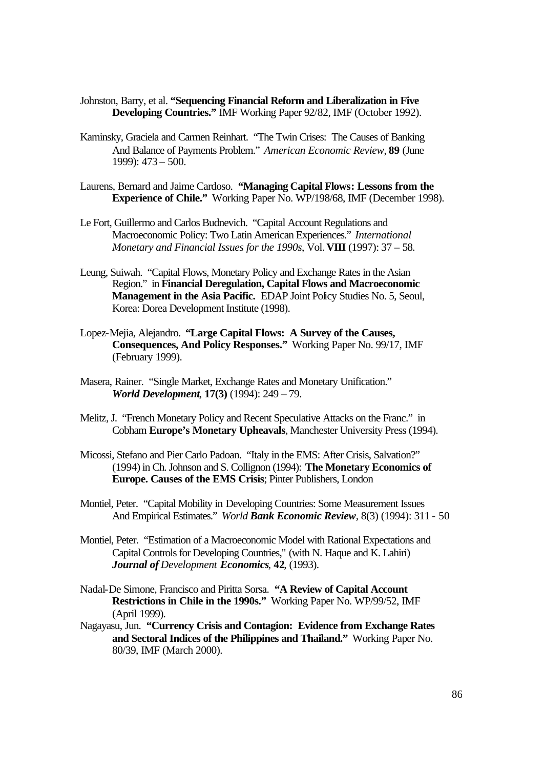Johnston, Barry, et al. **"Sequencing Financial Reform and Liberalization in Five Developing Countries."** IMF Working Paper 92/82, IMF (October 1992).

Kaminsky, Graciela and Carmen Reinhart. "The Twin Crises: The Causes of Banking And Balance of Payments Problem." *American Economic Review*, **89** (June 1999): 473 – 500.

Laurens, Bernard and Jaime Cardoso. **"Managing Capital Flows: Lessons from the Experience of Chile."** Working Paper No. WP/198/68, IMF (December 1998).

Le Fort, Guillermo and Carlos Budnevich. "Capital Account Regulations and Macroeconomic Policy: Two Latin American Experiences." *International Monetary and Financial Issues for the 1990s*, Vol. **VIII** (1997): 37 – 58.

Leung, Suiwah. "Capital Flows, Monetary Policy and Exchange Rates in the Asian Region." in **Financial Deregulation, Capital Flows and Macroeconomic Management in the Asia Pacific.** EDAP Joint Policy Studies No. 5, Seoul, Korea: Dorea Development Institute (1998).

Lopez-Mejia, Alejandro. **"Large Capital Flows: A Survey of the Causes, Consequences, And Policy Responses."** Working Paper No. 99/17, IMF (February 1999).

Masera, Rainer. "Single Market, Exchange Rates and Monetary Unification." ***World Development***, **17(3)** (1994): 249 – 79.

Melitz, J. "French Monetary Policy and Recent Speculative Attacks on the Franc." in Cobham **Europe's Monetary Upheavals**, Manchester University Press (1994).

Micossi, Stefano and Pier Carlo Padoan. "Italy in the EMS: After Crisis, Salvation?" (1994) in Ch. Johnson and S. Collignon (1994): **The Monetary Economics of Europe. Causes of the EMS Crisis**; Pinter Publishers, London

Montiel, Peter. "Capital Mobility in Developing Countries: Some Measurement Issues And Empirical Estimates." *World* ***Bank Economic Review***, 8(3) (1994): 311 - 50

Montiel, Peter. "Estimation of a Macroeconomic Model with Rational Expectations and Capital Controls for Developing Countries," (with N. Haque and K. Lahiri) ***Journal of*** *Development* ***Economics***, **42**, (1993).

Nadal-De Simone, Francisco and Piritta Sorsa. **"A Review of Capital Account Restrictions in Chile in the 1990s."** Working Paper No. WP/99/52, IMF (April 1999).

Nagayasu, Jun. **"Currency Crisis and Contagion: Evidence from Exchange Rates and Sectoral Indices of the Philippines and Thailand."** Working Paper No. 80/39, IMF (March 2000).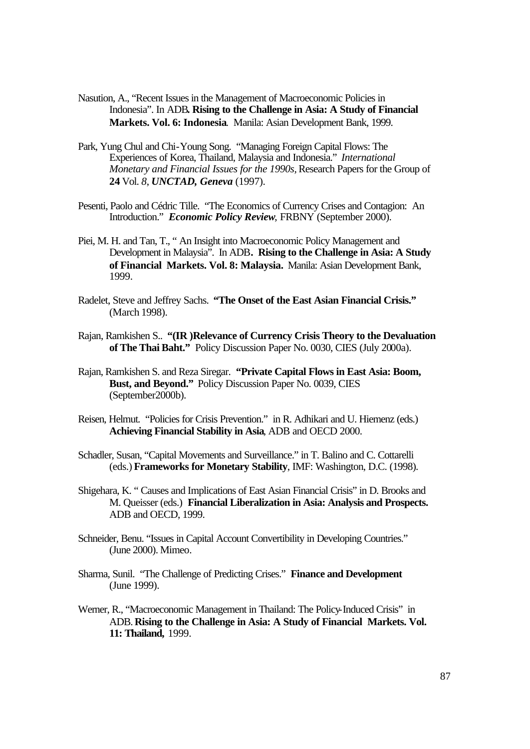Nasution, A., "Recent Issues in the Management of Macroeconomic Policies in Indonesia". In ADB**. Rising to the Challenge in Asia: A Study of Financial Markets. Vol. 6: Indonesia**. Manila: Asian Development Bank, 1999.

Park, Yung Chul and Chi-Young Song. "Managing Foreign Capital Flows: The Experiences of Korea, Thailand, Malaysia and Indonesia." *International Monetary and Financial Issues for the 1990s*, Research Papers for the Group of **24** Vol. *8*, ***UNCTAD, Geneva*** (1997).

Pesenti, Paolo and Cédric Tille. "The Economics of Currency Crises and Contagion: An Introduction." ***Economic Policy Review***, FRBNY (September 2000).

Piei, M. H. and Tan, T., " An Insight into Macroeconomic Policy Management and Development in Malaysia". In ADB**. Rising to the Challenge in Asia: A Study of Financial Markets. Vol. 8: Malaysia.** Manila: Asian Development Bank, 1999.

Radelet, Steve and Jeffrey Sachs. **"The Onset of the East Asian Financial Crisis."** (March 1998).

Rajan, Ramkishen S.. **"(IR )Relevance of Currency Crisis Theory to the Devaluation of The Thai Baht."** Policy Discussion Paper No. 0030, CIES (July 2000a).

Rajan, Ramkishen S. and Reza Siregar. **"Private Capital Flows in East Asia: Boom, Bust, and Beyond."** Policy Discussion Paper No. 0039, CIES (September2000b).

Reisen, Helmut. "Policies for Crisis Prevention." in R. Adhikari and U. Hiemenz (eds.) **Achieving Financial Stability in Asia**, ADB and OECD 2000.

Schadler, Susan, "Capital Movements and Surveillance." in T. Balino and C. Cottarelli (eds.) **Frameworks for Monetary Stability**, IMF: Washington, D.C. (1998).

Shigehara, K. " Causes and Implications of East Asian Financial Crisis" in D. Brooks and M. Queisser (eds.) **Financial Liberalization in Asia: Analysis and Prospects.** ADB and OECD, 1999.

Schneider, Benu. "Issues in Capital Account Convertibility in Developing Countries." (June 2000). Mimeo.

Sharma, Sunil. "The Challenge of Predicting Crises." **Finance and Development** (June 1999).

Werner, R., "Macroeconomic Management in Thailand: The Policy-Induced Crisis" in ADB. **Rising to the Challenge in Asia: A Study of Financial Markets. Vol. 11: Thailand,** 1999.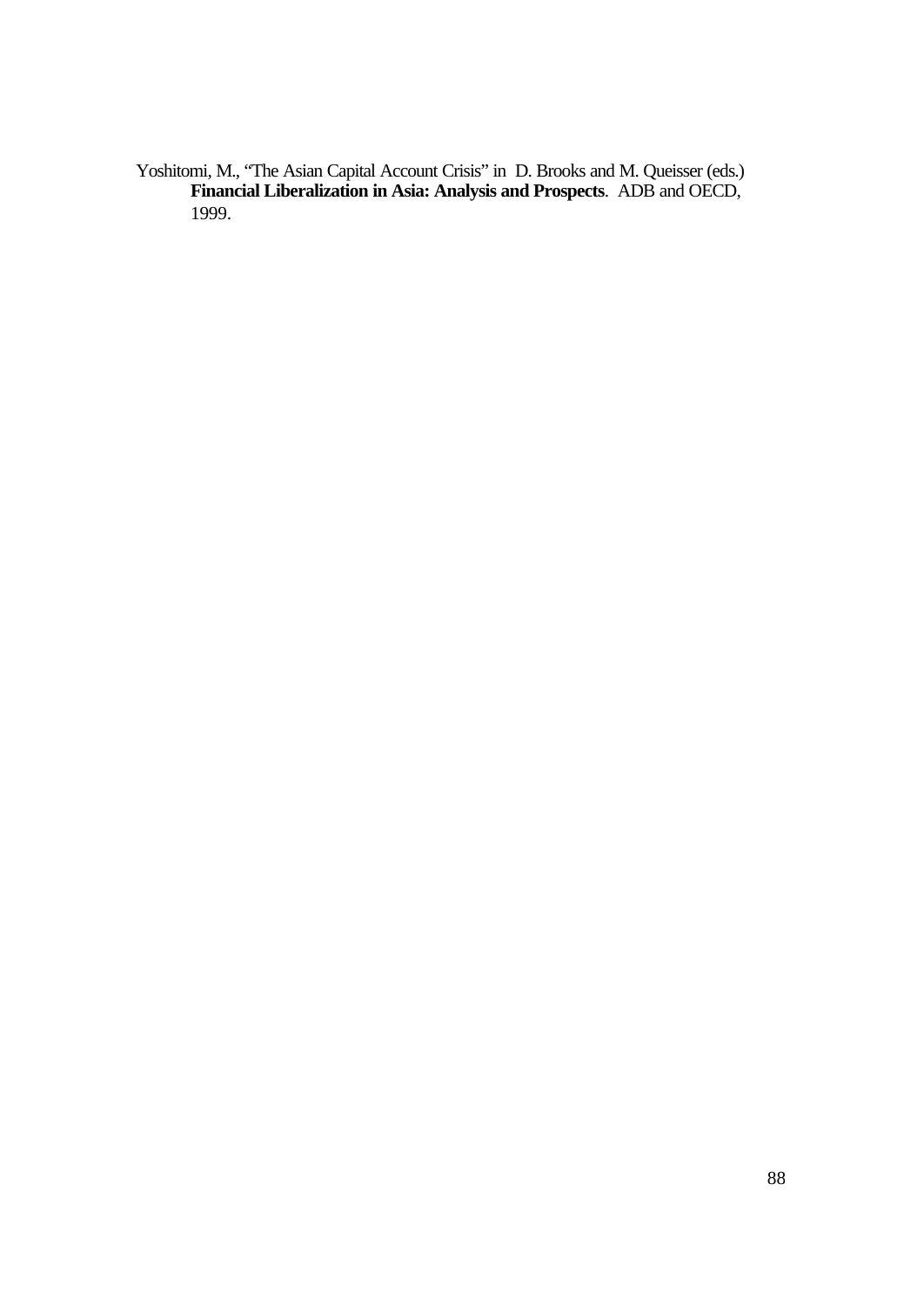Yoshitomi, M., "The Asian Capital Account Crisis" in D. Brooks and M. Queisser (eds.) **Financial Liberalization in Asia: Analysis and Prospects**. ADB and OECD, 1999.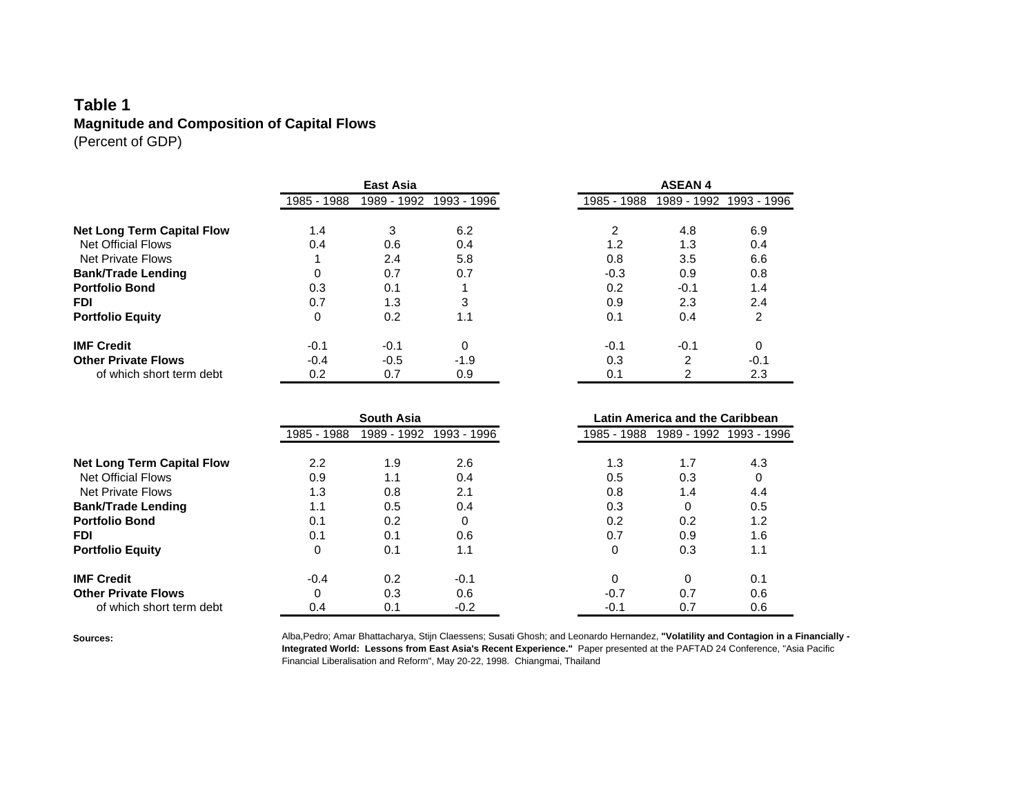## Table 1

**Magnitude and Composition of Capital Flows**

(Percent of GDP)

| | East Asia | | | ASEAN 4 | | |
|---|---|---|---|---|---|---|
| | 1985 - 1988 | 1989 - 1992 | 1993 - 1996 | 1985 - 1988 | 1989 - 1992 | 1993 - 1996 |
| **Net Long Term Capital Flow** | 1.4 | 3 | 6.2 | 2 | 4.8 | 6.9 |
| Net Official Flows | 0.4 | 0.6 | 0.4 | 1.2 | 1.3 | 0.4 |
| Net Private Flows | 1 | 2.4 | 5.8 | 0.8 | 3.5 | 6.6 |
| **Bank/Trade Lending** | 0 | 0.7 | 0.7 | -0.3 | 0.9 | 0.8 |
| **Portfolio Bond** | 0.3 | 0.1 | 1 | 0.2 | -0.1 | 1.4 |
| **FDI** | 0.7 | 1.3 | 3 | 0.9 | 2.3 | 2.4 |
| **Portfolio Equity** | 0 | 0.2 | 1.1 | 0.1 | 0.4 | 2 |
| **IMF Credit** | -0.1 | -0.1 | 0 | -0.1 | -0.1 | 0 |
| **Other Private Flows** | -0.4 | -0.5 | -1.9 | 0.3 | 2 | -0.1 |
| of which short term debt | 0.2 | 0.7 | 0.9 | 0.1 | 2 | 2.3 |

| | South Asia | | | Latin America and the Caribbean | | |
|---|---|---|---|---|---|---|
| | 1985 - 1988 | 1989 - 1992 | 1993 - 1996 | 1985 - 1988 | 1989 - 1992 | 1993 - 1996 |
| **Net Long Term Capital Flow** | 2.2 | 1.9 | 2.6 | 1.3 | 1.7 | 4.3 |
| Net Official Flows | 0.9 | 1.1 | 0.4 | 0.5 | 0.3 | 0 |
| Net Private Flows | 1.3 | 0.8 | 2.1 | 0.8 | 1.4 | 4.4 |
| **Bank/Trade Lending** | 1.1 | 0.5 | 0.4 | 0.3 | 0 | 0.5 |
| **Portfolio Bond** | 0.1 | 0.2 | 0 | 0.2 | 0.2 | 1.2 |
| **FDI** | 0.1 | 0.1 | 0.6 | 0.7 | 0.9 | 1.6 |
| **Portfolio Equity** | 0 | 0.1 | 1.1 | 0 | 0.3 | 1.1 |
| **IMF Credit** | -0.4 | 0.2 | -0.1 | 0 | 0 | 0.1 |
| **Other Private Flows** | 0 | 0.3 | 0.6 | -0.7 | 0.7 | 0.6 |
| of which short term debt | 0.4 | 0.1 | -0.2 | -0.1 | 0.7 | 0.6 |

**Sources:** Alba,Pedro; Amar Bhattacharya, Stijn Claessens; Susati Ghosh; and Leonardo Hernandez, **"Volatility and Contagion in a Financially - Integrated World: Lessons from East Asia's Recent Experience."** Paper presented at the PAFTAD 24 Conference, "Asia Pacific Financial Liberalisation and Reform", May 20-22, 1998. Chiangmai, Thailand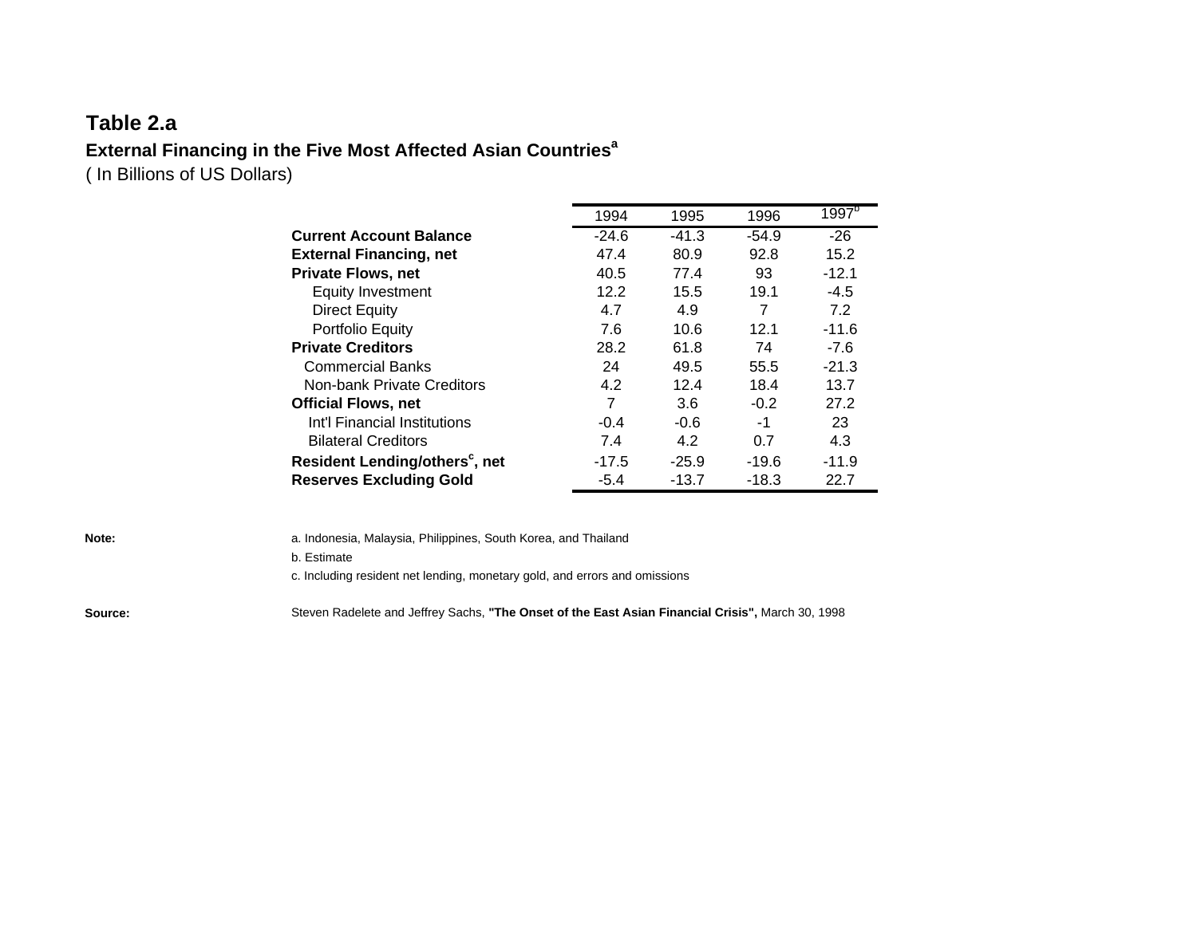## Table 2.a

### External Financing in the Five Most Affected Asian Countries[a]

( In Billions of US Dollars)

| | 1994 | 1995 | 1996 | 1997[b] |
|---|---|---|---|---|
| **Current Account Balance** | -24.6 | -41.3 | -54.9 | -26 |
| **External Financing, net** | 47.4 | 80.9 | 92.8 | 15.2 |
| **Private Flows, net** | 40.5 | 77.4 | 93 | -12.1 |
| Equity Investment | 12.2 | 15.5 | 19.1 | -4.5 |
| Direct Equity | 4.7 | 4.9 | 7 | 7.2 |
| Portfolio Equity | 7.6 | 10.6 | 12.1 | -11.6 |
| **Private Creditors** | 28.2 | 61.8 | 74 | -7.6 |
| Commercial Banks | 24 | 49.5 | 55.5 | -21.3 |
| Non-bank Private Creditors | 4.2 | 12.4 | 18.4 | 13.7 |
| **Official Flows, net** | 7 | 3.6 | -0.2 | 27.2 |
| Int'l Financial Institutions | -0.4 | -0.6 | -1 | 23 |
| Bilateral Creditors | 7.4 | 4.2 | 0.7 | 4.3 |
| **Resident Lending/others[c], net** | -17.5 | -25.9 | -19.6 | -11.9 |
| **Reserves Excluding Gold** | -5.4 | -13.7 | -18.3 | 22.7 |

**Note:**
a. Indonesia, Malaysia, Philippines, South Korea, and Thailand
b. Estimate
c. Including resident net lending, monetary gold, and errors and omissions

**Source:** Steven Radelete and Jeffrey Sachs, **"The Onset of the East Asian Financial Crisis",** March 30, 1998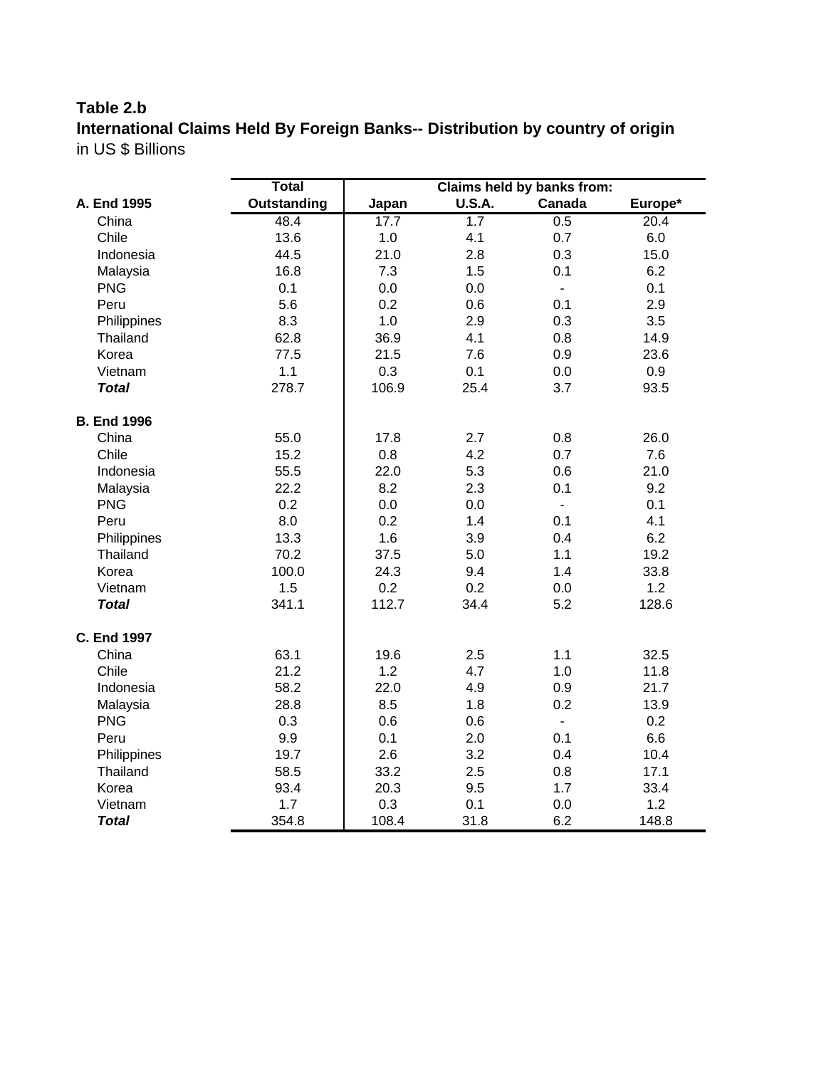**Table 2.b**

**International Claims Held By Foreign Banks-- Distribution by country of origin**

in US $ Billions

| | Total | Claims held by banks from: | | | |
|---|---|---|---|---|---|
| **A. End 1995** | **Outstanding** | **Japan** | **U.S.A.** | **Canada** | **Europe*** |
| China | 48.4 | 17.7 | 1.7 | 0.5 | 20.4 |
| Chile | 13.6 | 1.0 | 4.1 | 0.7 | 6.0 |
| Indonesia | 44.5 | 21.0 | 2.8 | 0.3 | 15.0 |
| Malaysia | 16.8 | 7.3 | 1.5 | 0.1 | 6.2 |
| PNG | 0.1 | 0.0 | 0.0 | - | 0.1 |
| Peru | 5.6 | 0.2 | 0.6 | 0.1 | 2.9 |
| Philippines | 8.3 | 1.0 | 2.9 | 0.3 | 3.5 |
| Thailand | 62.8 | 36.9 | 4.1 | 0.8 | 14.9 |
| Korea | 77.5 | 21.5 | 7.6 | 0.9 | 23.6 |
| Vietnam | 1.1 | 0.3 | 0.1 | 0.0 | 0.9 |
| ***Total*** | 278.7 | 106.9 | 25.4 | 3.7 | 93.5 |
| **B. End 1996** | | | | | |
| China | 55.0 | 17.8 | 2.7 | 0.8 | 26.0 |
| Chile | 15.2 | 0.8 | 4.2 | 0.7 | 7.6 |
| Indonesia | 55.5 | 22.0 | 5.3 | 0.6 | 21.0 |
| Malaysia | 22.2 | 8.2 | 2.3 | 0.1 | 9.2 |
| PNG | 0.2 | 0.0 | 0.0 | - | 0.1 |
| Peru | 8.0 | 0.2 | 1.4 | 0.1 | 4.1 |
| Philippines | 13.3 | 1.6 | 3.9 | 0.4 | 6.2 |
| Thailand | 70.2 | 37.5 | 5.0 | 1.1 | 19.2 |
| Korea | 100.0 | 24.3 | 9.4 | 1.4 | 33.8 |
| Vietnam | 1.5 | 0.2 | 0.2 | 0.0 | 1.2 |
| ***Total*** | 341.1 | 112.7 | 34.4 | 5.2 | 128.6 |
| **C. End 1997** | | | | | |
| China | 63.1 | 19.6 | 2.5 | 1.1 | 32.5 |
| Chile | 21.2 | 1.2 | 4.7 | 1.0 | 11.8 |
| Indonesia | 58.2 | 22.0 | 4.9 | 0.9 | 21.7 |
| Malaysia | 28.8 | 8.5 | 1.8 | 0.2 | 13.9 |
| PNG | 0.3 | 0.6 | 0.6 | - | 0.2 |
| Peru | 9.9 | 0.1 | 2.0 | 0.1 | 6.6 |
| Philippines | 19.7 | 2.6 | 3.2 | 0.4 | 10.4 |
| Thailand | 58.5 | 33.2 | 2.5 | 0.8 | 17.1 |
| Korea | 93.4 | 20.3 | 9.5 | 1.7 | 33.4 |
| Vietnam | 1.7 | 0.3 | 0.1 | 0.0 | 1.2 |
| ***Total*** | 354.8 | 108.4 | 31.8 | 6.2 | 148.8 |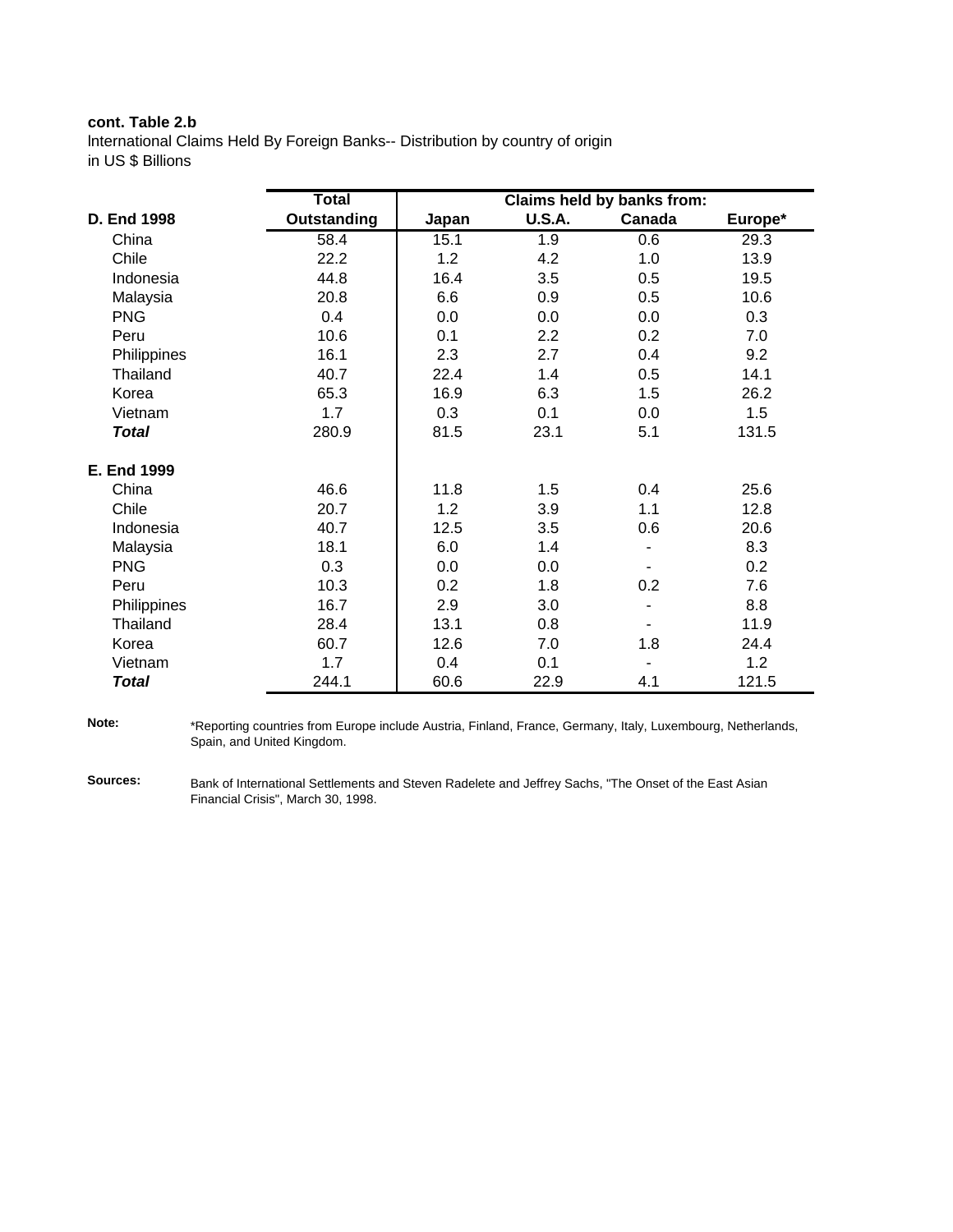**cont. Table 2.b**

International Claims Held By Foreign Banks-- Distribution by country of origin
in US $ Billions

| | Total | Claims held by banks from: | | | |
|---|---|---|---|---|---|
| **D. End 1998** | **Outstanding** | **Japan** | **U.S.A.** | **Canada** | **Europe*** |
| China | 58.4 | 15.1 | 1.9 | 0.6 | 29.3 |
| Chile | 22.2 | 1.2 | 4.2 | 1.0 | 13.9 |
| Indonesia | 44.8 | 16.4 | 3.5 | 0.5 | 19.5 |
| Malaysia | 20.8 | 6.6 | 0.9 | 0.5 | 10.6 |
| PNG | 0.4 | 0.0 | 0.0 | 0.0 | 0.3 |
| Peru | 10.6 | 0.1 | 2.2 | 0.2 | 7.0 |
| Philippines | 16.1 | 2.3 | 2.7 | 0.4 | 9.2 |
| Thailand | 40.7 | 22.4 | 1.4 | 0.5 | 14.1 |
| Korea | 65.3 | 16.9 | 6.3 | 1.5 | 26.2 |
| Vietnam | 1.7 | 0.3 | 0.1 | 0.0 | 1.5 |
| ***Total*** | 280.9 | 81.5 | 23.1 | 5.1 | 131.5 |
| **E. End 1999** | | | | | |
| China | 46.6 | 11.8 | 1.5 | 0.4 | 25.6 |
| Chile | 20.7 | 1.2 | 3.9 | 1.1 | 12.8 |
| Indonesia | 40.7 | 12.5 | 3.5 | 0.6 | 20.6 |
| Malaysia | 18.1 | 6.0 | 1.4 | - | 8.3 |
| PNG | 0.3 | 0.0 | 0.0 | - | 0.2 |
| Peru | 10.3 | 0.2 | 1.8 | 0.2 | 7.6 |
| Philippines | 16.7 | 2.9 | 3.0 | - | 8.8 |
| Thailand | 28.4 | 13.1 | 0.8 | - | 11.9 |
| Korea | 60.7 | 12.6 | 7.0 | 1.8 | 24.4 |
| Vietnam | 1.7 | 0.4 | 0.1 | - | 1.2 |
| ***Total*** | 244.1 | 60.6 | 22.9 | 4.1 | 121.5 |

**Note:** *Reporting countries from Europe include Austria, Finland, France, Germany, Italy, Luxembourg, Netherlands, Spain, and United Kingdom.

**Sources:** Bank of International Settlements and Steven Radelete and Jeffrey Sachs, "The Onset of the East Asian Financial Crisis", March 30, 1998.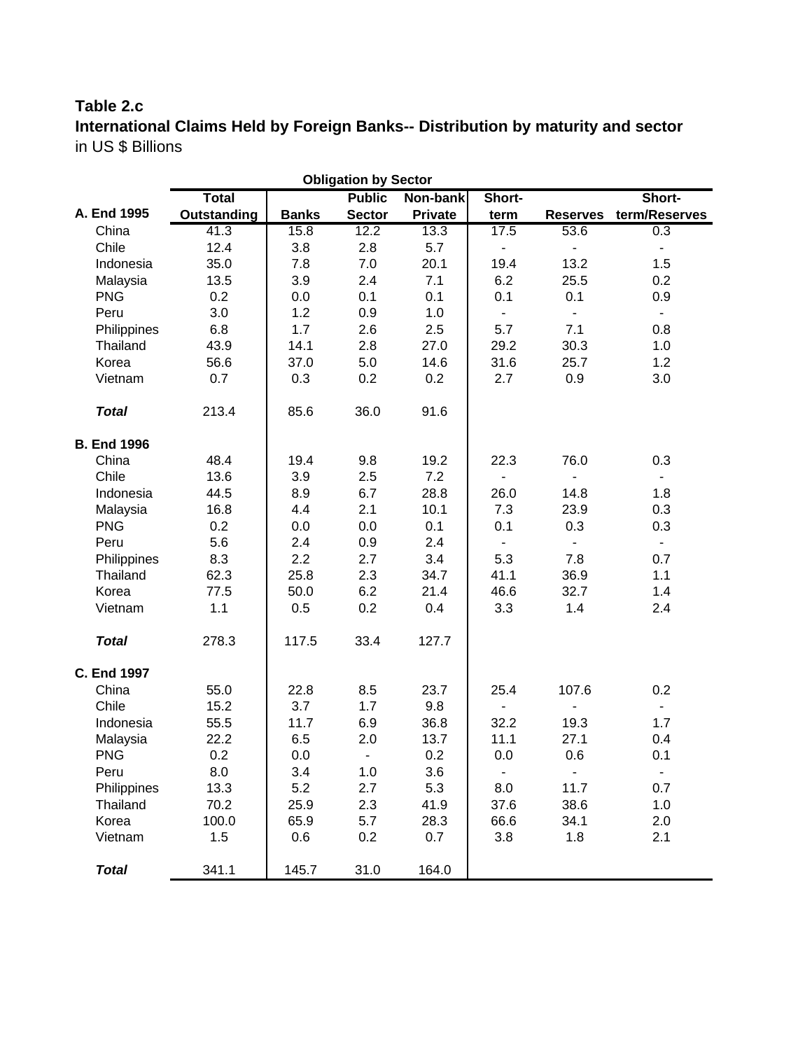**Table 2.c**

**International Claims Held by Foreign Banks-- Distribution by maturity and sector**

in US $ Billions

| | Total Outstanding | Obligation by Sector: Banks | Public Sector | Non-bank Private | Short-term | Reserves | Short-term/Reserves |
|---|---|---|---|---|---|---|---|
| **A. End 1995** | | | | | | | |
| China | 41.3 | 15.8 | 12.2 | 13.3 | 17.5 | 53.6 | 0.3 |
| Chile | 12.4 | 3.8 | 2.8 | 5.7 | - | - | - |
| Indonesia | 35.0 | 7.8 | 7.0 | 20.1 | 19.4 | 13.2 | 1.5 |
| Malaysia | 13.5 | 3.9 | 2.4 | 7.1 | 6.2 | 25.5 | 0.2 |
| PNG | 0.2 | 0.0 | 0.1 | 0.1 | 0.1 | 0.1 | 0.9 |
| Peru | 3.0 | 1.2 | 0.9 | 1.0 | - | - | - |
| Philippines | 6.8 | 1.7 | 2.6 | 2.5 | 5.7 | 7.1 | 0.8 |
| Thailand | 43.9 | 14.1 | 2.8 | 27.0 | 29.2 | 30.3 | 1.0 |
| Korea | 56.6 | 37.0 | 5.0 | 14.6 | 31.6 | 25.7 | 1.2 |
| Vietnam | 0.7 | 0.3 | 0.2 | 0.2 | 2.7 | 0.9 | 3.0 |
| ***Total*** | 213.4 | 85.6 | 36.0 | 91.6 | | | |
| **B. End 1996** | | | | | | | |
| China | 48.4 | 19.4 | 9.8 | 19.2 | 22.3 | 76.0 | 0.3 |
| Chile | 13.6 | 3.9 | 2.5 | 7.2 | - | - | - |
| Indonesia | 44.5 | 8.9 | 6.7 | 28.8 | 26.0 | 14.8 | 1.8 |
| Malaysia | 16.8 | 4.4 | 2.1 | 10.1 | 7.3 | 23.9 | 0.3 |
| PNG | 0.2 | 0.0 | 0.0 | 0.1 | 0.1 | 0.3 | 0.3 |
| Peru | 5.6 | 2.4 | 0.9 | 2.4 | - | - | - |
| Philippines | 8.3 | 2.2 | 2.7 | 3.4 | 5.3 | 7.8 | 0.7 |
| Thailand | 62.3 | 25.8 | 2.3 | 34.7 | 41.1 | 36.9 | 1.1 |
| Korea | 77.5 | 50.0 | 6.2 | 21.4 | 46.6 | 32.7 | 1.4 |
| Vietnam | 1.1 | 0.5 | 0.2 | 0.4 | 3.3 | 1.4 | 2.4 |
| ***Total*** | 278.3 | 117.5 | 33.4 | 127.7 | | | |
| **C. End 1997** | | | | | | | |
| China | 55.0 | 22.8 | 8.5 | 23.7 | 25.4 | 107.6 | 0.2 |
| Chile | 15.2 | 3.7 | 1.7 | 9.8 | - | - | - |
| Indonesia | 55.5 | 11.7 | 6.9 | 36.8 | 32.2 | 19.3 | 1.7 |
| Malaysia | 22.2 | 6.5 | 2.0 | 13.7 | 11.1 | 27.1 | 0.4 |
| PNG | 0.2 | 0.0 | - | 0.2 | 0.0 | 0.6 | 0.1 |
| Peru | 8.0 | 3.4 | 1.0 | 3.6 | - | - | - |
| Philippines | 13.3 | 5.2 | 2.7 | 5.3 | 8.0 | 11.7 | 0.7 |
| Thailand | 70.2 | 25.9 | 2.3 | 41.9 | 37.6 | 38.6 | 1.0 |
| Korea | 100.0 | 65.9 | 5.7 | 28.3 | 66.6 | 34.1 | 2.0 |
| Vietnam | 1.5 | 0.6 | 0.2 | 0.7 | 3.8 | 1.8 | 2.1 |
| ***Total*** | 341.1 | 145.7 | 31.0 | 164.0 | | | |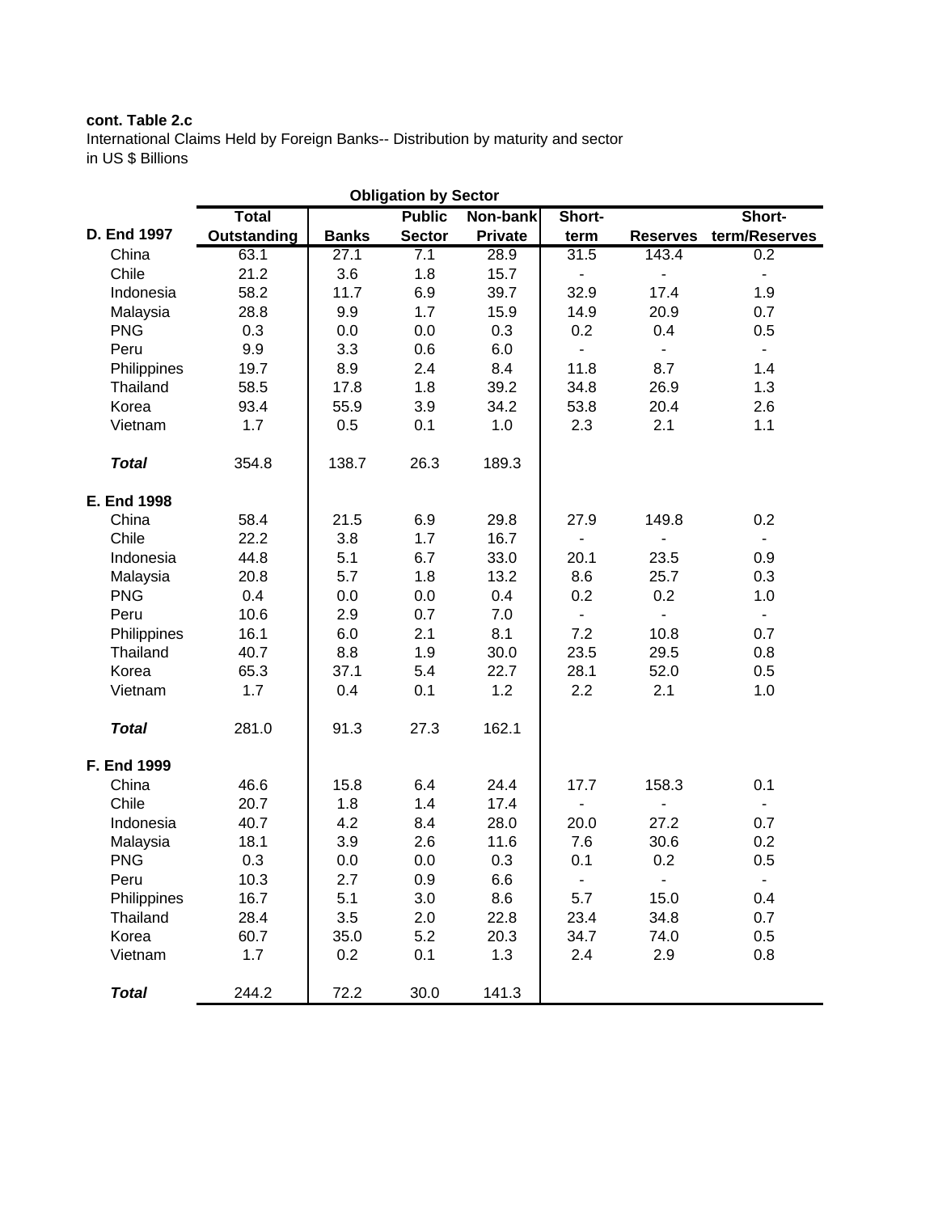**cont. Table 2.c**

International Claims Held by Foreign Banks-- Distribution by maturity and sector

in US $ Billions

| | | Obligation by Sector | | | | | |
|---|---|---|---|---|---|---|---|
| **D. End 1997** | **Total Outstanding** | **Banks** | **Public Sector** | **Non-bank Private** | **Short-term** | **Reserves** | **Short-term/Reserves** |
| China | 63.1 | 27.1 | 7.1 | 28.9 | 31.5 | 143.4 | 0.2 |
| Chile | 21.2 | 3.6 | 1.8 | 15.7 | - | - | - |
| Indonesia | 58.2 | 11.7 | 6.9 | 39.7 | 32.9 | 17.4 | 1.9 |
| Malaysia | 28.8 | 9.9 | 1.7 | 15.9 | 14.9 | 20.9 | 0.7 |
| PNG | 0.3 | 0.0 | 0.0 | 0.3 | 0.2 | 0.4 | 0.5 |
| Peru | 9.9 | 3.3 | 0.6 | 6.0 | - | - | - |
| Philippines | 19.7 | 8.9 | 2.4 | 8.4 | 11.8 | 8.7 | 1.4 |
| Thailand | 58.5 | 17.8 | 1.8 | 39.2 | 34.8 | 26.9 | 1.3 |
| Korea | 93.4 | 55.9 | 3.9 | 34.2 | 53.8 | 20.4 | 2.6 |
| Vietnam | 1.7 | 0.5 | 0.1 | 1.0 | 2.3 | 2.1 | 1.1 |
| ***Total*** | 354.8 | 138.7 | 26.3 | 189.3 | | | |
| **E. End 1998** | | | | | | | |
| China | 58.4 | 21.5 | 6.9 | 29.8 | 27.9 | 149.8 | 0.2 |
| Chile | 22.2 | 3.8 | 1.7 | 16.7 | - | - | - |
| Indonesia | 44.8 | 5.1 | 6.7 | 33.0 | 20.1 | 23.5 | 0.9 |
| Malaysia | 20.8 | 5.7 | 1.8 | 13.2 | 8.6 | 25.7 | 0.3 |
| PNG | 0.4 | 0.0 | 0.0 | 0.4 | 0.2 | 0.2 | 1.0 |
| Peru | 10.6 | 2.9 | 0.7 | 7.0 | - | - | - |
| Philippines | 16.1 | 6.0 | 2.1 | 8.1 | 7.2 | 10.8 | 0.7 |
| Thailand | 40.7 | 8.8 | 1.9 | 30.0 | 23.5 | 29.5 | 0.8 |
| Korea | 65.3 | 37.1 | 5.4 | 22.7 | 28.1 | 52.0 | 0.5 |
| Vietnam | 1.7 | 0.4 | 0.1 | 1.2 | 2.2 | 2.1 | 1.0 |
| ***Total*** | 281.0 | 91.3 | 27.3 | 162.1 | | | |
| **F. End 1999** | | | | | | | |
| China | 46.6 | 15.8 | 6.4 | 24.4 | 17.7 | 158.3 | 0.1 |
| Chile | 20.7 | 1.8 | 1.4 | 17.4 | - | - | - |
| Indonesia | 40.7 | 4.2 | 8.4 | 28.0 | 20.0 | 27.2 | 0.7 |
| Malaysia | 18.1 | 3.9 | 2.6 | 11.6 | 7.6 | 30.6 | 0.2 |
| PNG | 0.3 | 0.0 | 0.0 | 0.3 | 0.1 | 0.2 | 0.5 |
| Peru | 10.3 | 2.7 | 0.9 | 6.6 | - | - | - |
| Philippines | 16.7 | 5.1 | 3.0 | 8.6 | 5.7 | 15.0 | 0.4 |
| Thailand | 28.4 | 3.5 | 2.0 | 22.8 | 23.4 | 34.8 | 0.7 |
| Korea | 60.7 | 35.0 | 5.2 | 20.3 | 34.7 | 74.0 | 0.5 |
| Vietnam | 1.7 | 0.2 | 0.1 | 1.3 | 2.4 | 2.9 | 0.8 |
| ***Total*** | 244.2 | 72.2 | 30.0 | 141.3 | | | |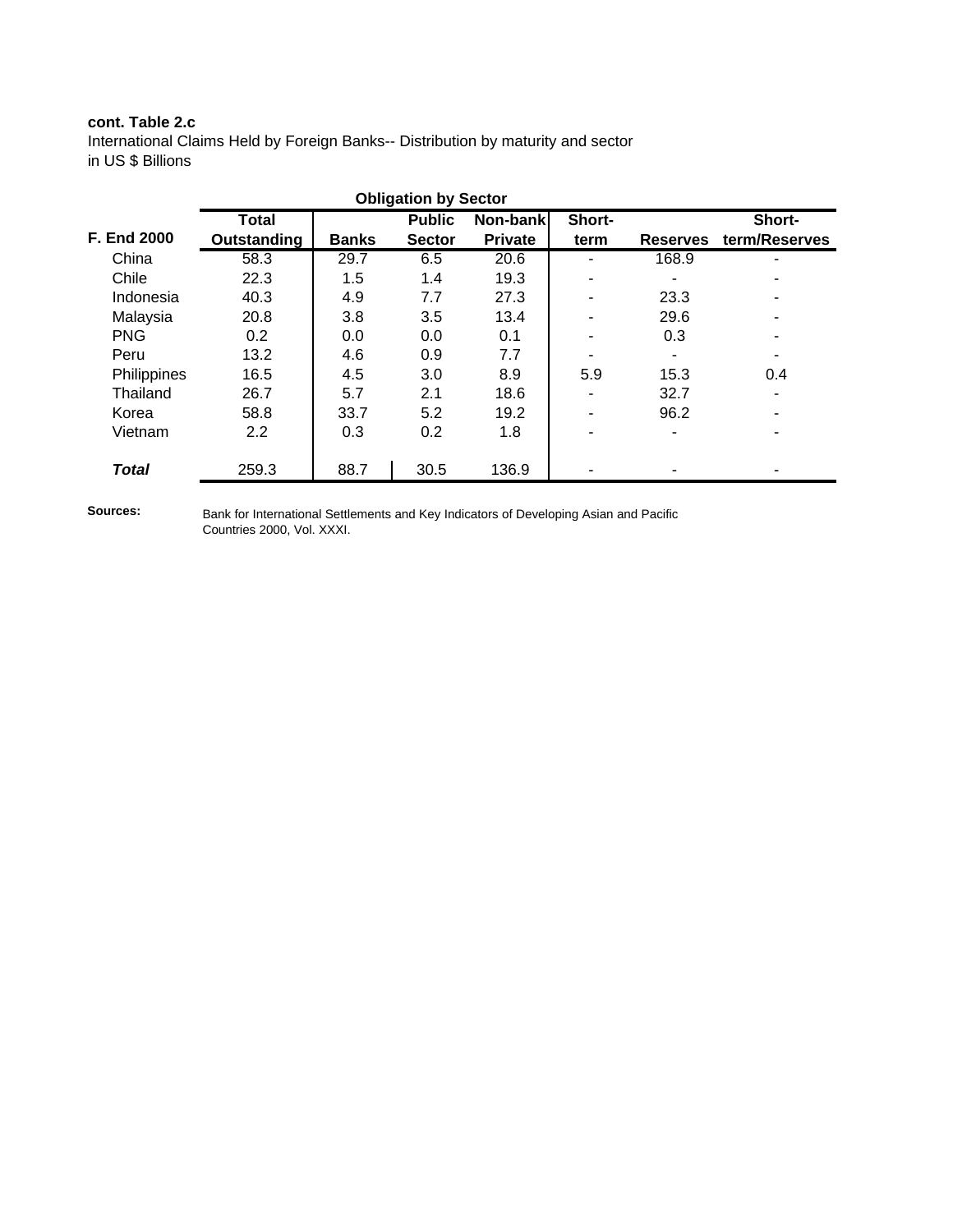**cont. Table 2.c**

International Claims Held by Foreign Banks-- Distribution by maturity and sector

in US $ Billions

| | | Obligation by Sector | | | | | |
|---|---|---|---|---|---|---|---|
| **F. End 2000** | **Total Outstanding** | **Banks** | **Public Sector** | **Non-bank Private** | **Short-term** | **Reserves** | **Short-term/Reserves** |
| China | 58.3 | 29.7 | 6.5 | 20.6 | - | 168.9 | - |
| Chile | 22.3 | 1.5 | 1.4 | 19.3 | - | - | - |
| Indonesia | 40.3 | 4.9 | 7.7 | 27.3 | - | 23.3 | - |
| Malaysia | 20.8 | 3.8 | 3.5 | 13.4 | - | 29.6 | - |
| PNG | 0.2 | 0.0 | 0.0 | 0.1 | - | 0.3 | - |
| Peru | 13.2 | 4.6 | 0.9 | 7.7 | - | - | - |
| Philippines | 16.5 | 4.5 | 3.0 | 8.9 | 5.9 | 15.3 | 0.4 |
| Thailand | 26.7 | 5.7 | 2.1 | 18.6 | - | 32.7 | - |
| Korea | 58.8 | 33.7 | 5.2 | 19.2 | - | 96.2 | - |
| Vietnam | 2.2 | 0.3 | 0.2 | 1.8 | - | - | - |
| ***Total*** | 259.3 | 88.7 | 30.5 | 136.9 | - | - | - |

**Sources:** Bank for International Settlements and Key Indicators of Developing Asian and Pacific Countries 2000, Vol. XXXI.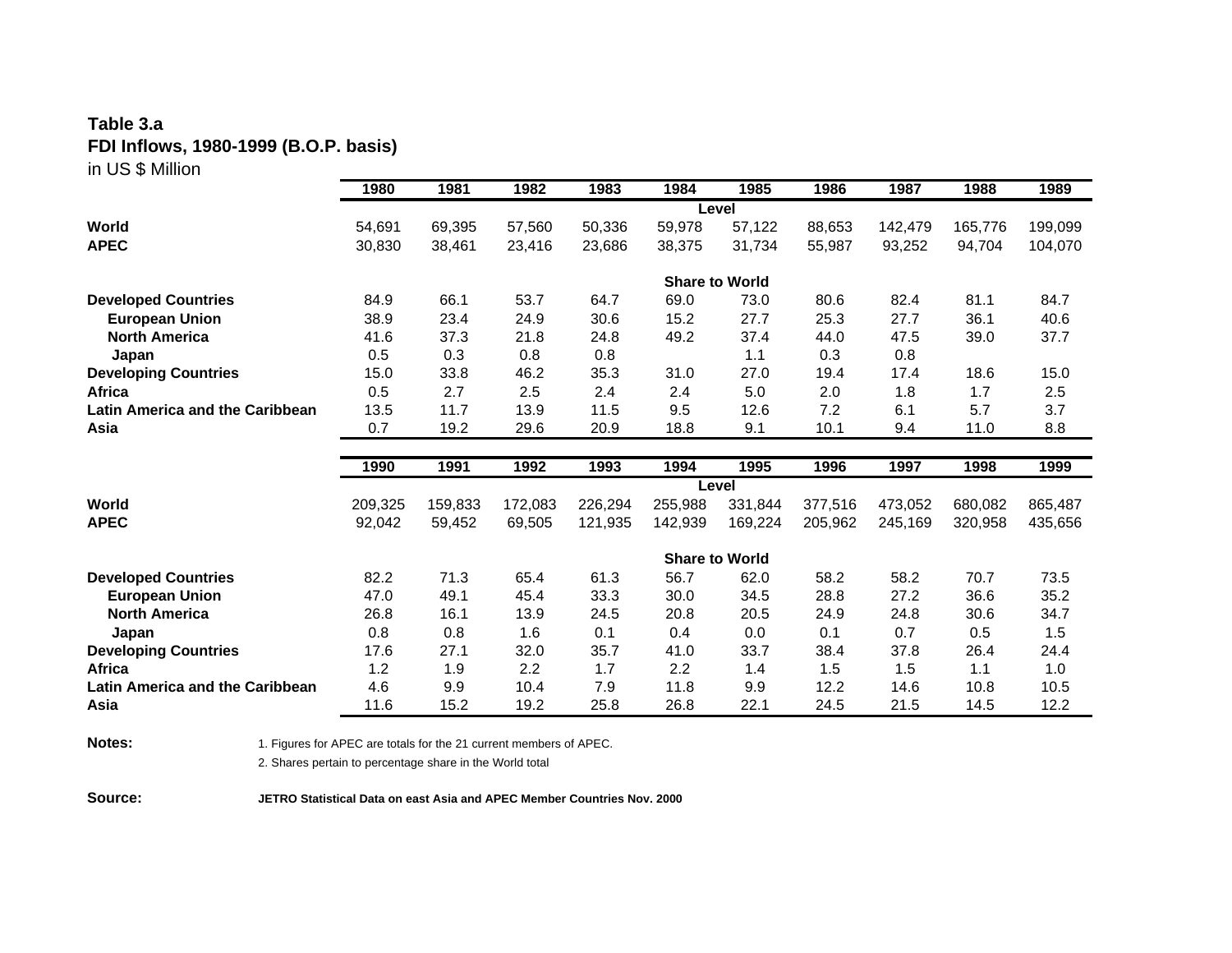**Table 3.a**
**FDI Inflows, 1980-1999 (B.O.P. basis)**
in US $ Million

| | 1980 | 1981 | 1982 | 1983 | 1984 | 1985 | 1986 | 1987 | 1988 | 1989 |
|---|---|---|---|---|---|---|---|---|---|---|
| | | | | | Level | | | | | |
| **World** | 54,691 | 69,395 | 57,560 | 50,336 | 59,978 | 57,122 | 88,653 | 142,479 | 165,776 | 199,099 |
| **APEC** | 30,830 | 38,461 | 23,416 | 23,686 | 38,375 | 31,734 | 55,987 | 93,252 | 94,704 | 104,070 |
| | | | | | Share to World | | | | | |
| **Developed Countries** | 84.9 | 66.1 | 53.7 | 64.7 | 69.0 | 73.0 | 80.6 | 82.4 | 81.1 | 84.7 |
| **European Union** | 38.9 | 23.4 | 24.9 | 30.6 | 15.2 | 27.7 | 25.3 | 27.7 | 36.1 | 40.6 |
| **North America** | 41.6 | 37.3 | 21.8 | 24.8 | 49.2 | 37.4 | 44.0 | 47.5 | 39.0 | 37.7 |
| **Japan** | 0.5 | 0.3 | 0.8 | 0.8 | | 1.1 | 0.3 | 0.8 | | |
| **Developing Countries** | 15.0 | 33.8 | 46.2 | 35.3 | 31.0 | 27.0 | 19.4 | 17.4 | 18.6 | 15.0 |
| **Africa** | 0.5 | 2.7 | 2.5 | 2.4 | 2.4 | 5.0 | 2.0 | 1.8 | 1.7 | 2.5 |
| **Latin America and the Caribbean** | 13.5 | 11.7 | 13.9 | 11.5 | 9.5 | 12.6 | 7.2 | 6.1 | 5.7 | 3.7 |
| **Asia** | 0.7 | 19.2 | 29.6 | 20.9 | 18.8 | 9.1 | 10.1 | 9.4 | 11.0 | 8.8 |

| | 1990 | 1991 | 1992 | 1993 | 1994 | 1995 | 1996 | 1997 | 1998 | 1999 |
|---|---|---|---|---|---|---|---|---|---|---|
| | | | | | Level | | | | | |
| **World** | 209,325 | 159,833 | 172,083 | 226,294 | 255,988 | 331,844 | 377,516 | 473,052 | 680,082 | 865,487 |
| **APEC** | 92,042 | 59,452 | 69,505 | 121,935 | 142,939 | 169,224 | 205,962 | 245,169 | 320,958 | 435,656 |
| | | | | | Share to World | | | | | |
| **Developed Countries** | 82.2 | 71.3 | 65.4 | 61.3 | 56.7 | 62.0 | 58.2 | 58.2 | 70.7 | 73.5 |
| **European Union** | 47.0 | 49.1 | 45.4 | 33.3 | 30.0 | 34.5 | 28.8 | 27.2 | 36.6 | 35.2 |
| **North America** | 26.8 | 16.1 | 13.9 | 24.5 | 20.8 | 20.5 | 24.9 | 24.8 | 30.6 | 34.7 |
| **Japan** | 0.8 | 0.8 | 1.6 | 0.1 | 0.4 | 0.0 | 0.1 | 0.7 | 0.5 | 1.5 |
| **Developing Countries** | 17.6 | 27.1 | 32.0 | 35.7 | 41.0 | 33.7 | 38.4 | 37.8 | 26.4 | 24.4 |
| **Africa** | 1.2 | 1.9 | 2.2 | 1.7 | 2.2 | 1.4 | 1.5 | 1.5 | 1.1 | 1.0 |
| **Latin America and the Caribbean** | 4.6 | 9.9 | 10.4 | 7.9 | 11.8 | 9.9 | 12.2 | 14.6 | 10.8 | 10.5 |
| **Asia** | 11.6 | 15.2 | 19.2 | 25.8 | 26.8 | 22.1 | 24.5 | 21.5 | 14.5 | 12.2 |

**Notes:**
1. Figures for APEC are totals for the 21 current members of APEC.
2. Shares pertain to percentage share in the World total

**Source:** **JETRO Statistical Data on east Asia and APEC Member Countries Nov. 2000**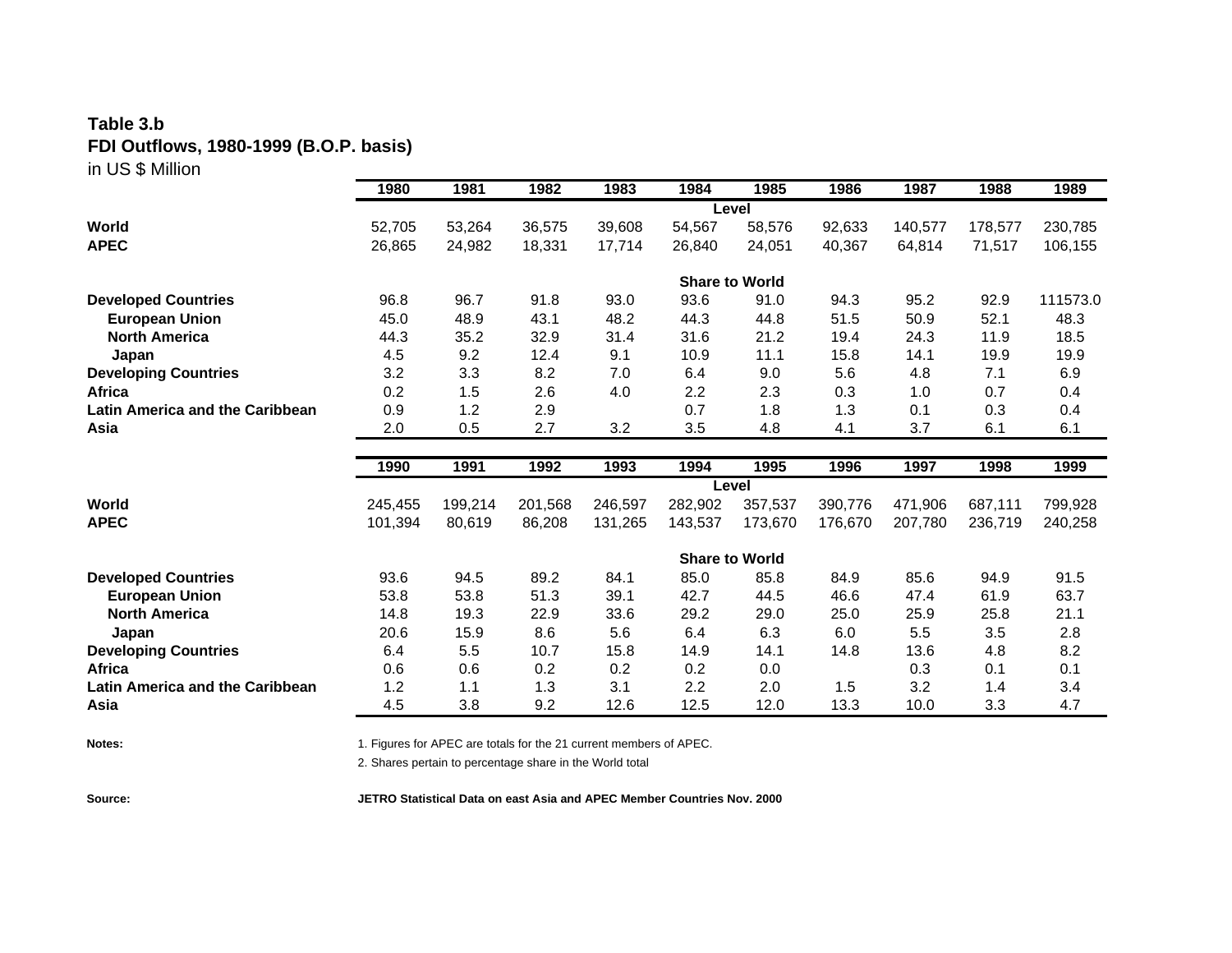**Table 3.b**
**FDI Outflows, 1980-1999 (B.O.P. basis)**
in US $ Million

| | 1980 | 1981 | 1982 | 1983 | 1984 | 1985 | 1986 | 1987 | 1988 | 1989 |
|---|---|---|---|---|---|---|---|---|---|---|
| | | | | | Level | | | | | |
| **World** | 52,705 | 53,264 | 36,575 | 39,608 | 54,567 | 58,576 | 92,633 | 140,577 | 178,577 | 230,785 |
| **APEC** | 26,865 | 24,982 | 18,331 | 17,714 | 26,840 | 24,051 | 40,367 | 64,814 | 71,517 | 106,155 |
| | | | | | Share to World | | | | | |
| **Developed Countries** | 96.8 | 96.7 | 91.8 | 93.0 | 93.6 | 91.0 | 94.3 | 95.2 | 92.9 | 111573.0 |
| **European Union** | 45.0 | 48.9 | 43.1 | 48.2 | 44.3 | 44.8 | 51.5 | 50.9 | 52.1 | 48.3 |
| **North America** | 44.3 | 35.2 | 32.9 | 31.4 | 31.6 | 21.2 | 19.4 | 24.3 | 11.9 | 18.5 |
| **Japan** | 4.5 | 9.2 | 12.4 | 9.1 | 10.9 | 11.1 | 15.8 | 14.1 | 19.9 | 19.9 |
| **Developing Countries** | 3.2 | 3.3 | 8.2 | 7.0 | 6.4 | 9.0 | 5.6 | 4.8 | 7.1 | 6.9 |
| **Africa** | 0.2 | 1.5 | 2.6 | 4.0 | 2.2 | 2.3 | 0.3 | 1.0 | 0.7 | 0.4 |
| **Latin America and the Caribbean** | 0.9 | 1.2 | 2.9 | | 0.7 | 1.8 | 1.3 | 0.1 | 0.3 | 0.4 |
| **Asia** | 2.0 | 0.5 | 2.7 | 3.2 | 3.5 | 4.8 | 4.1 | 3.7 | 6.1 | 6.1 |

| | 1990 | 1991 | 1992 | 1993 | 1994 | 1995 | 1996 | 1997 | 1998 | 1999 |
|---|---|---|---|---|---|---|---|---|---|---|
| | | | | | Level | | | | | |
| **World** | 245,455 | 199,214 | 201,568 | 246,597 | 282,902 | 357,537 | 390,776 | 471,906 | 687,111 | 799,928 |
| **APEC** | 101,394 | 80,619 | 86,208 | 131,265 | 143,537 | 173,670 | 176,670 | 207,780 | 236,719 | 240,258 |
| | | | | | Share to World | | | | | |
| **Developed Countries** | 93.6 | 94.5 | 89.2 | 84.1 | 85.0 | 85.8 | 84.9 | 85.6 | 94.9 | 91.5 |
| **European Union** | 53.8 | 53.8 | 51.3 | 39.1 | 42.7 | 44.5 | 46.6 | 47.4 | 61.9 | 63.7 |
| **North America** | 14.8 | 19.3 | 22.9 | 33.6 | 29.2 | 29.0 | 25.0 | 25.9 | 25.8 | 21.1 |
| **Japan** | 20.6 | 15.9 | 8.6 | 5.6 | 6.4 | 6.3 | 6.0 | 5.5 | 3.5 | 2.8 |
| **Developing Countries** | 6.4 | 5.5 | 10.7 | 15.8 | 14.9 | 14.1 | 14.8 | 13.6 | 4.8 | 8.2 |
| **Africa** | 0.6 | 0.6 | 0.2 | 0.2 | 0.2 | 0.0 | | 0.3 | 0.1 | 0.1 |
| **Latin America and the Caribbean** | 1.2 | 1.1 | 1.3 | 3.1 | 2.2 | 2.0 | 1.5 | 3.2 | 1.4 | 3.4 |
| **Asia** | 4.5 | 3.8 | 9.2 | 12.6 | 12.5 | 12.0 | 13.3 | 10.0 | 3.3 | 4.7 |

**Notes:**
1. Figures for APEC are totals for the 21 current members of APEC.
2. Shares pertain to percentage share in the World total

**Source:** **JETRO Statistical Data on east Asia and APEC Member Countries Nov. 2000**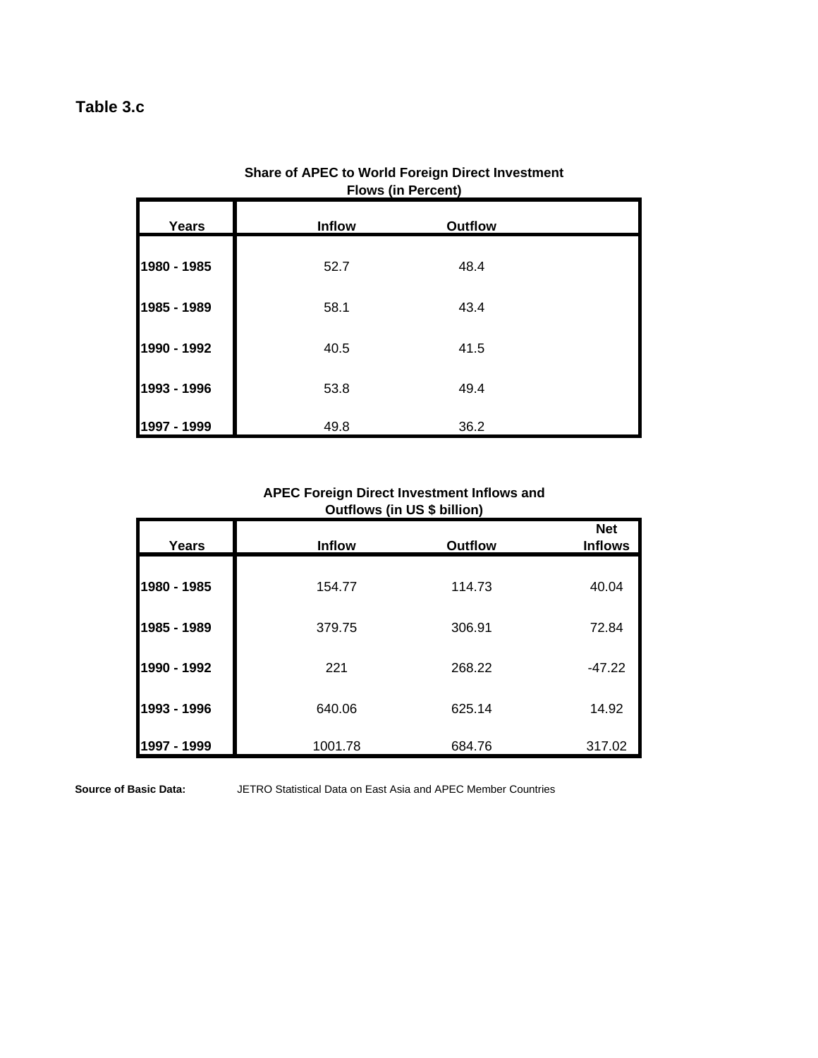**Table 3.c**

**Share of APEC to World Foreign Direct Investment Flows (in Percent)**

| Years | Inflow | Outflow |
|---|---|---|
| 1980 - 1985 | 52.7 | 48.4 |
| 1985 - 1989 | 58.1 | 43.4 |
| 1990 - 1992 | 40.5 | 41.5 |
| 1993 - 1996 | 53.8 | 49.4 |
| 1997 - 1999 | 49.8 | 36.2 |

**APEC Foreign Direct Investment Inflows and Outflows (in US $ billion)**

| Years | Inflow | Outflow | Net Inflows |
|---|---|---|---|
| 1980 - 1985 | 154.77 | 114.73 | 40.04 |
| 1985 - 1989 | 379.75 | 306.91 | 72.84 |
| 1990 - 1992 | 221 | 268.22 | -47.22 |
| 1993 - 1996 | 640.06 | 625.14 | 14.92 |
| 1997 - 1999 | 1001.78 | 684.76 | 317.02 |

**Source of Basic Data:** JETRO Statistical Data on East Asia and APEC Member Countries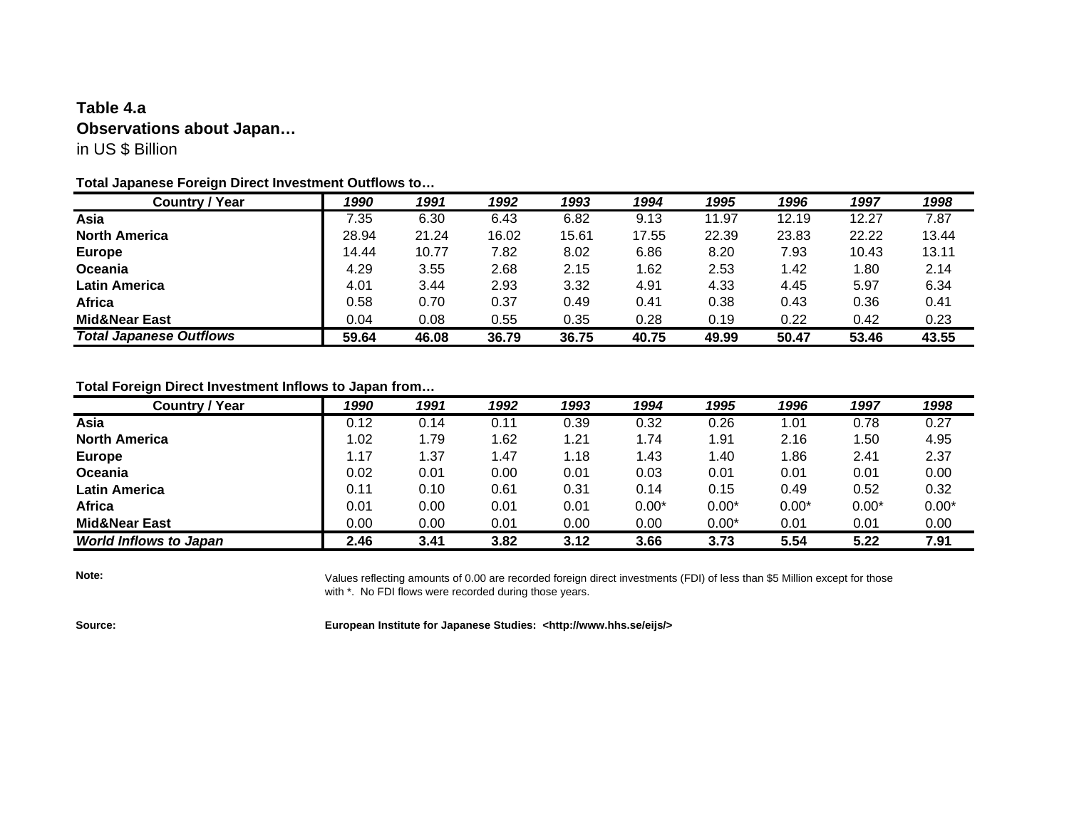**Table 4.a**

**Observations about Japan…**

in US $ Billion

**Total Japanese Foreign Direct Investment Outflows to…**

| Country / Year | *1990* | *1991* | *1992* | *1993* | *1994* | *1995* | *1996* | *1997* | *1998* |
|---|---|---|---|---|---|---|---|---|---|
| **Asia** | 7.35 | 6.30 | 6.43 | 6.82 | 9.13 | 11.97 | 12.19 | 12.27 | 7.87 |
| **North America** | 28.94 | 21.24 | 16.02 | 15.61 | 17.55 | 22.39 | 23.83 | 22.22 | 13.44 |
| **Europe** | 14.44 | 10.77 | 7.82 | 8.02 | 6.86 | 8.20 | 7.93 | 10.43 | 13.11 |
| **Oceania** | 4.29 | 3.55 | 2.68 | 2.15 | 1.62 | 2.53 | 1.42 | 1.80 | 2.14 |
| **Latin America** | 4.01 | 3.44 | 2.93 | 3.32 | 4.91 | 4.33 | 4.45 | 5.97 | 6.34 |
| **Africa** | 0.58 | 0.70 | 0.37 | 0.49 | 0.41 | 0.38 | 0.43 | 0.36 | 0.41 |
| **Mid&Near East** | 0.04 | 0.08 | 0.55 | 0.35 | 0.28 | 0.19 | 0.22 | 0.42 | 0.23 |
| ***Total Japanese Outflows*** | **59.64** | **46.08** | **36.79** | **36.75** | **40.75** | **49.99** | **50.47** | **53.46** | **43.55** |

**Total Foreign Direct Investment Inflows to Japan from…**

| Country / Year | *1990* | *1991* | *1992* | *1993* | *1994* | *1995* | *1996* | *1997* | *1998* |
|---|---|---|---|---|---|---|---|---|---|
| **Asia** | 0.12 | 0.14 | 0.11 | 0.39 | 0.32 | 0.26 | 1.01 | 0.78 | 0.27 |
| **North America** | 1.02 | 1.79 | 1.62 | 1.21 | 1.74 | 1.91 | 2.16 | 1.50 | 4.95 |
| **Europe** | 1.17 | 1.37 | 1.47 | 1.18 | 1.43 | 1.40 | 1.86 | 2.41 | 2.37 |
| **Oceania** | 0.02 | 0.01 | 0.00 | 0.01 | 0.03 | 0.01 | 0.01 | 0.01 | 0.00 |
| **Latin America** | 0.11 | 0.10 | 0.61 | 0.31 | 0.14 | 0.15 | 0.49 | 0.52 | 0.32 |
| **Africa** | 0.01 | 0.00 | 0.01 | 0.01 | 0.00* | 0.00* | 0.00* | 0.00* | 0.00* |
| **Mid&Near East** | 0.00 | 0.00 | 0.01 | 0.00 | 0.00 | 0.00* | 0.01 | 0.01 | 0.00 |
| ***World Inflows to Japan*** | **2.46** | **3.41** | **3.82** | **3.12** | **3.66** | **3.73** | **5.54** | **5.22** | **7.91** |

**Note:** Values reflecting amounts of 0.00 are recorded foreign direct investments (FDI) of less than $5 Million except for those with *. No FDI flows were recorded during those years.

**Source:** **European Institute for Japanese Studies: <http://www.hhs.se/eijs/>**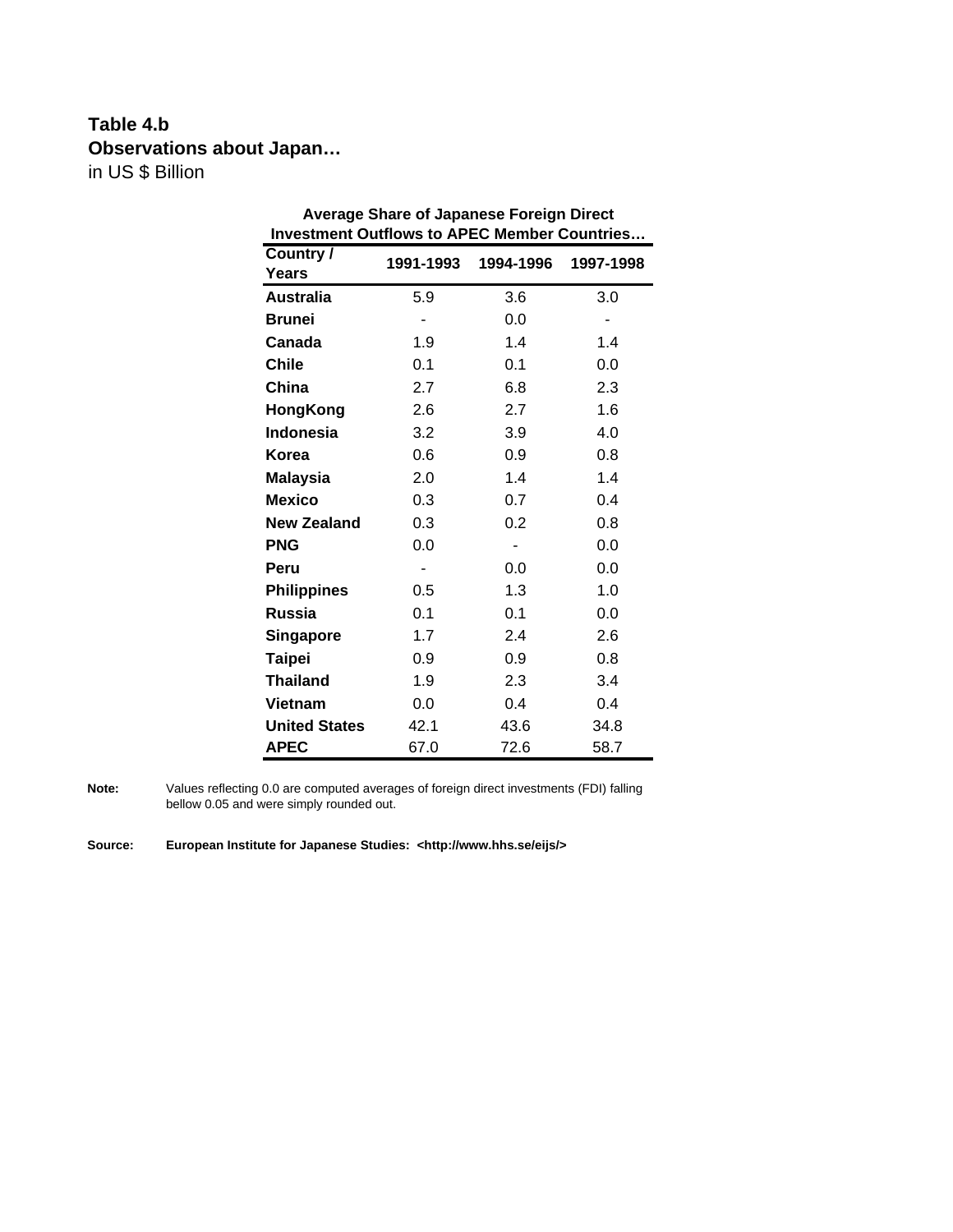**Table 4.b**
**Observations about Japan…**
in US $ Billion

**Average Share of Japanese Foreign Direct Investment Outflows to APEC Member Countries…**

| Country / Years | 1991-1993 | 1994-1996 | 1997-1998 |
|---|---|---|---|
| **Australia** | 5.9 | 3.6 | 3.0 |
| **Brunei** | - | 0.0 | - |
| **Canada** | 1.9 | 1.4 | 1.4 |
| **Chile** | 0.1 | 0.1 | 0.0 |
| **China** | 2.7 | 6.8 | 2.3 |
| **HongKong** | 2.6 | 2.7 | 1.6 |
| **Indonesia** | 3.2 | 3.9 | 4.0 |
| **Korea** | 0.6 | 0.9 | 0.8 |
| **Malaysia** | 2.0 | 1.4 | 1.4 |
| **Mexico** | 0.3 | 0.7 | 0.4 |
| **New Zealand** | 0.3 | 0.2 | 0.8 |
| **PNG** | 0.0 | - | 0.0 |
| **Peru** | - | 0.0 | 0.0 |
| **Philippines** | 0.5 | 1.3 | 1.0 |
| **Russia** | 0.1 | 0.1 | 0.0 |
| **Singapore** | 1.7 | 2.4 | 2.6 |
| **Taipei** | 0.9 | 0.9 | 0.8 |
| **Thailand** | 1.9 | 2.3 | 3.4 |
| **Vietnam** | 0.0 | 0.4 | 0.4 |
| **United States** | 42.1 | 43.6 | 34.8 |
| **APEC** | 67.0 | 72.6 | 58.7 |

**Note:** Values reflecting 0.0 are computed averages of foreign direct investments (FDI) falling bellow 0.05 and were simply rounded out.

**Source:** **European Institute for Japanese Studies: <http://www.hhs.se/eijs/>**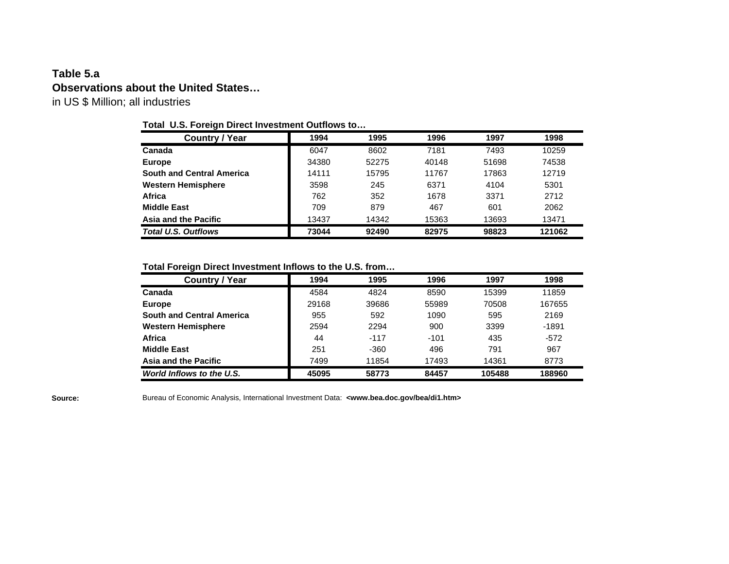**Table 5.a**

**Observations about the United States…**

in US $ Million; all industries

**Total U.S. Foreign Direct Investment Outflows to…**

| Country / Year | 1994 | 1995 | 1996 | 1997 | 1998 |
|---|---|---|---|---|---|
| **Canada** | 6047 | 8602 | 7181 | 7493 | 10259 |
| **Europe** | 34380 | 52275 | 40148 | 51698 | 74538 |
| **South and Central America** | 14111 | 15795 | 11767 | 17863 | 12719 |
| **Western Hemisphere** | 3598 | 245 | 6371 | 4104 | 5301 |
| **Africa** | 762 | 352 | 1678 | 3371 | 2712 |
| **Middle East** | 709 | 879 | 467 | 601 | 2062 |
| **Asia and the Pacific** | 13437 | 14342 | 15363 | 13693 | 13471 |
| ***Total U.S. Outflows*** | **73044** | **92490** | **82975** | **98823** | **121062** |

**Total Foreign Direct Investment Inflows to the U.S. from…**

| Country / Year | 1994 | 1995 | 1996 | 1997 | 1998 |
|---|---|---|---|---|---|
| **Canada** | 4584 | 4824 | 8590 | 15399 | 11859 |
| **Europe** | 29168 | 39686 | 55989 | 70508 | 167655 |
| **South and Central America** | 955 | 592 | 1090 | 595 | 2169 |
| **Western Hemisphere** | 2594 | 2294 | 900 | 3399 | -1891 |
| **Africa** | 44 | -117 | -101 | 435 | -572 |
| **Middle East** | 251 | -360 | 496 | 791 | 967 |
| **Asia and the Pacific** | 7499 | 11854 | 17493 | 14361 | 8773 |
| ***World Inflows to the U.S.*** | **45095** | **58773** | **84457** | **105488** | **188960** |

**Source:** Bureau of Economic Analysis, International Investment Data: **<www.bea.doc.gov/bea/di1.htm>**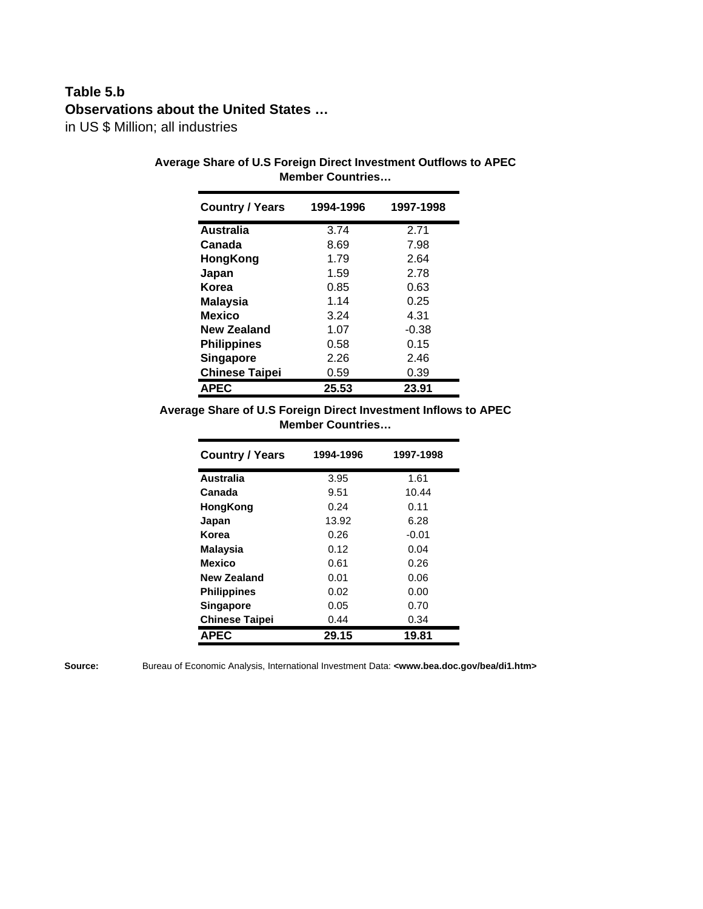**Table 5.b**

**Observations about the United States …**

in US $ Million; all industries

**Average Share of U.S Foreign Direct Investment Outflows to APEC Member Countries…**

| Country / Years | 1994-1996 | 1997-1998 |
|---|---|---|
| **Australia** | 3.74 | 2.71 |
| **Canada** | 8.69 | 7.98 |
| **HongKong** | 1.79 | 2.64 |
| **Japan** | 1.59 | 2.78 |
| **Korea** | 0.85 | 0.63 |
| **Malaysia** | 1.14 | 0.25 |
| **Mexico** | 3.24 | 4.31 |
| **New Zealand** | 1.07 | -0.38 |
| **Philippines** | 0.58 | 0.15 |
| **Singapore** | 2.26 | 2.46 |
| **Chinese Taipei** | 0.59 | 0.39 |
| **APEC** | **25.53** | **23.91** |

**Average Share of U.S Foreign Direct Investment Inflows to APEC Member Countries…**

| Country / Years | 1994-1996 | 1997-1998 |
|---|---|---|
| **Australia** | 3.95 | 1.61 |
| **Canada** | 9.51 | 10.44 |
| **HongKong** | 0.24 | 0.11 |
| **Japan** | 13.92 | 6.28 |
| **Korea** | 0.26 | -0.01 |
| **Malaysia** | 0.12 | 0.04 |
| **Mexico** | 0.61 | 0.26 |
| **New Zealand** | 0.01 | 0.06 |
| **Philippines** | 0.02 | 0.00 |
| **Singapore** | 0.05 | 0.70 |
| **Chinese Taipei** | 0.44 | 0.34 |
| **APEC** | **29.15** | **19.81** |

**Source:** Bureau of Economic Analysis, International Investment Data: **<www.bea.doc.gov/bea/di1.htm>**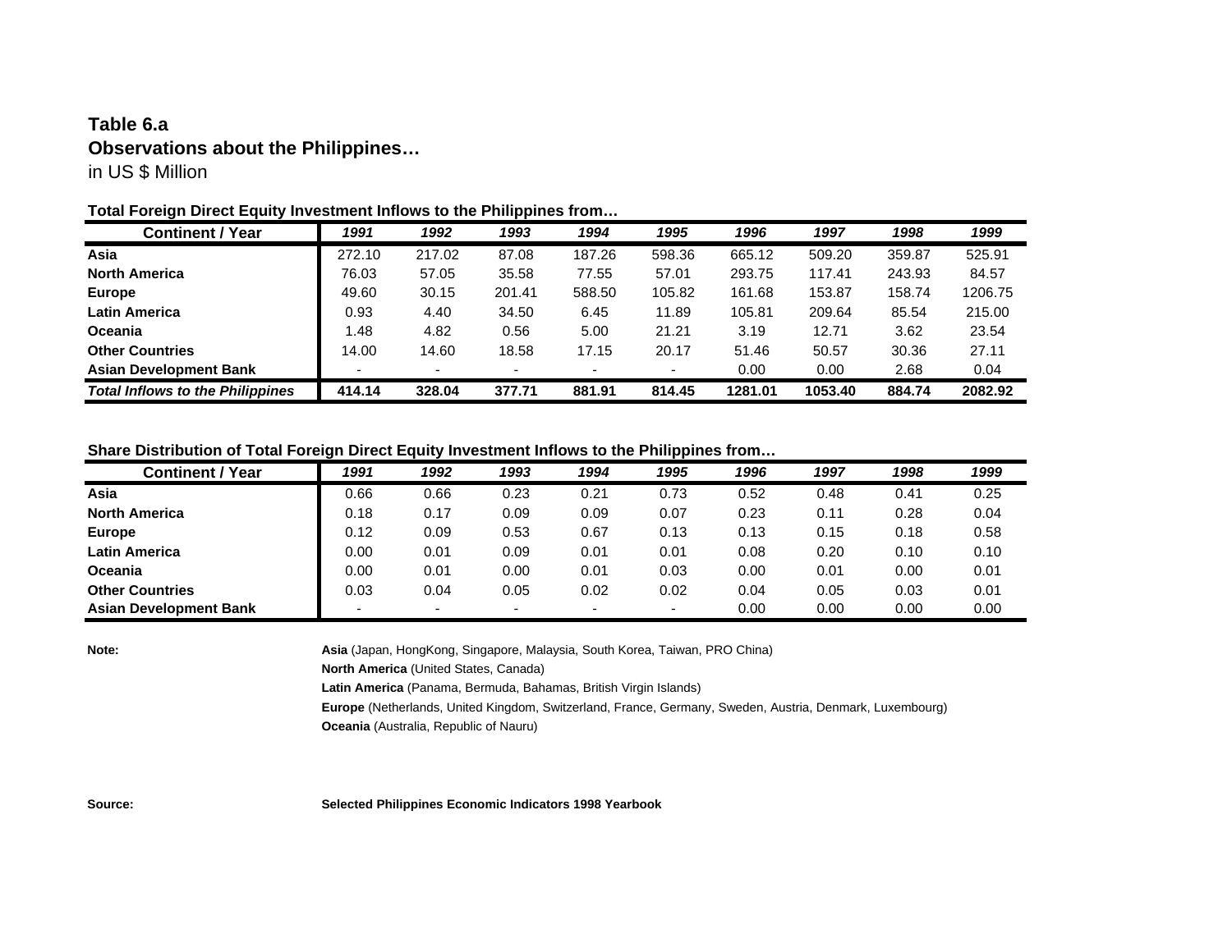**Table 6.a**

**Observations about the Philippines…**

in US $ Million

**Total Foreign Direct Equity Investment Inflows to the Philippines from…**

| Continent / Year | 1991 | 1992 | 1993 | 1994 | 1995 | 1996 | 1997 | 1998 | 1999 |
|---|---|---|---|---|---|---|---|---|---|
| **Asia** | 272.10 | 217.02 | 87.08 | 187.26 | 598.36 | 665.12 | 509.20 | 359.87 | 525.91 |
| **North America** | 76.03 | 57.05 | 35.58 | 77.55 | 57.01 | 293.75 | 117.41 | 243.93 | 84.57 |
| **Europe** | 49.60 | 30.15 | 201.41 | 588.50 | 105.82 | 161.68 | 153.87 | 158.74 | 1206.75 |
| **Latin America** | 0.93 | 4.40 | 34.50 | 6.45 | 11.89 | 105.81 | 209.64 | 85.54 | 215.00 |
| **Oceania** | 1.48 | 4.82 | 0.56 | 5.00 | 21.21 | 3.19 | 12.71 | 3.62 | 23.54 |
| **Other Countries** | 14.00 | 14.60 | 18.58 | 17.15 | 20.17 | 51.46 | 50.57 | 30.36 | 27.11 |
| **Asian Development Bank** | - | - | - | - | - | 0.00 | 0.00 | 2.68 | 0.04 |
| ***Total Inflows to the Philippines*** | **414.14** | **328.04** | **377.71** | **881.91** | **814.45** | **1281.01** | **1053.40** | **884.74** | **2082.92** |

**Share Distribution of Total Foreign Direct Equity Investment Inflows to the Philippines from…**

| Continent / Year | 1991 | 1992 | 1993 | 1994 | 1995 | 1996 | 1997 | 1998 | 1999 |
|---|---|---|---|---|---|---|---|---|---|
| **Asia** | 0.66 | 0.66 | 0.23 | 0.21 | 0.73 | 0.52 | 0.48 | 0.41 | 0.25 |
| **North America** | 0.18 | 0.17 | 0.09 | 0.09 | 0.07 | 0.23 | 0.11 | 0.28 | 0.04 |
| **Europe** | 0.12 | 0.09 | 0.53 | 0.67 | 0.13 | 0.13 | 0.15 | 0.18 | 0.58 |
| **Latin America** | 0.00 | 0.01 | 0.09 | 0.01 | 0.01 | 0.08 | 0.20 | 0.10 | 0.10 |
| **Oceania** | 0.00 | 0.01 | 0.00 | 0.01 | 0.03 | 0.00 | 0.01 | 0.00 | 0.01 |
| **Other Countries** | 0.03 | 0.04 | 0.05 | 0.02 | 0.02 | 0.04 | 0.05 | 0.03 | 0.01 |
| **Asian Development Bank** | - | - | - | - | - | 0.00 | 0.00 | 0.00 | 0.00 |

**Note:**

**Asia** (Japan, HongKong, Singapore, Malaysia, South Korea, Taiwan, PRO China)

**North America** (United States, Canada)

**Latin America** (Panama, Bermuda, Bahamas, British Virgin Islands)

**Europe** (Netherlands, United Kingdom, Switzerland, France, Germany, Sweden, Austria, Denmark, Luxembourg)

**Oceania** (Australia, Republic of Nauru)

**Source:** **Selected Philippines Economic Indicators 1998 Yearbook**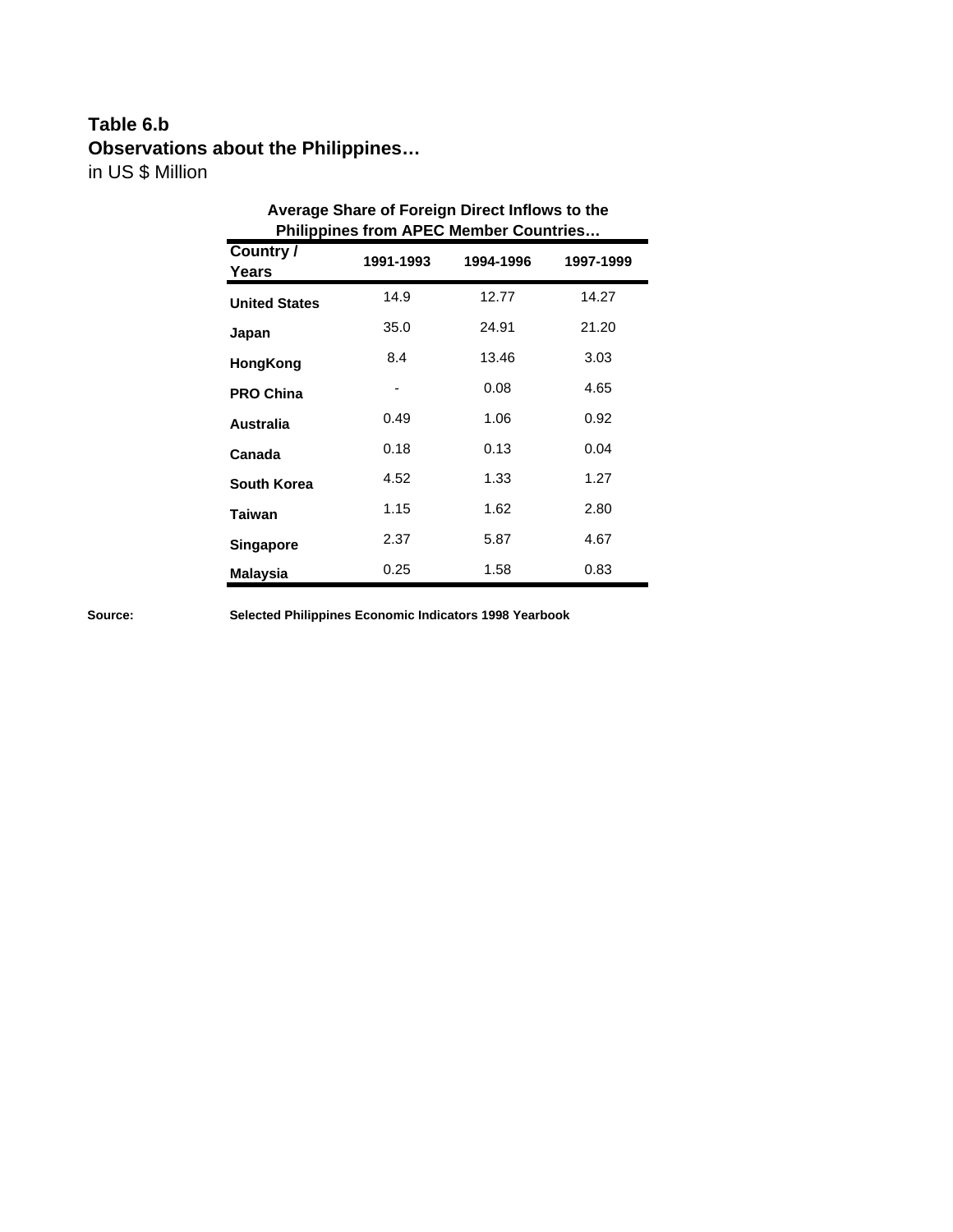**Table 6.b**
**Observations about the Philippines…**
in US $ Million

**Average Share of Foreign Direct Inflows to the Philippines from APEC Member Countries…**

| Country / Years | 1991-1993 | 1994-1996 | 1997-1999 |
|---|---|---|---|
| **United States** | 14.9 | 12.77 | 14.27 |
| **Japan** | 35.0 | 24.91 | 21.20 |
| **HongKong** | 8.4 | 13.46 | 3.03 |
| **PRO China** | - | 0.08 | 4.65 |
| **Australia** | 0.49 | 1.06 | 0.92 |
| **Canada** | 0.18 | 0.13 | 0.04 |
| **South Korea** | 4.52 | 1.33 | 1.27 |
| **Taiwan** | 1.15 | 1.62 | 2.80 |
| **Singapore** | 2.37 | 5.87 | 4.67 |
| **Malaysia** | 0.25 | 1.58 | 0.83 |

**Source:** **Selected Philippines Economic Indicators 1998 Yearbook**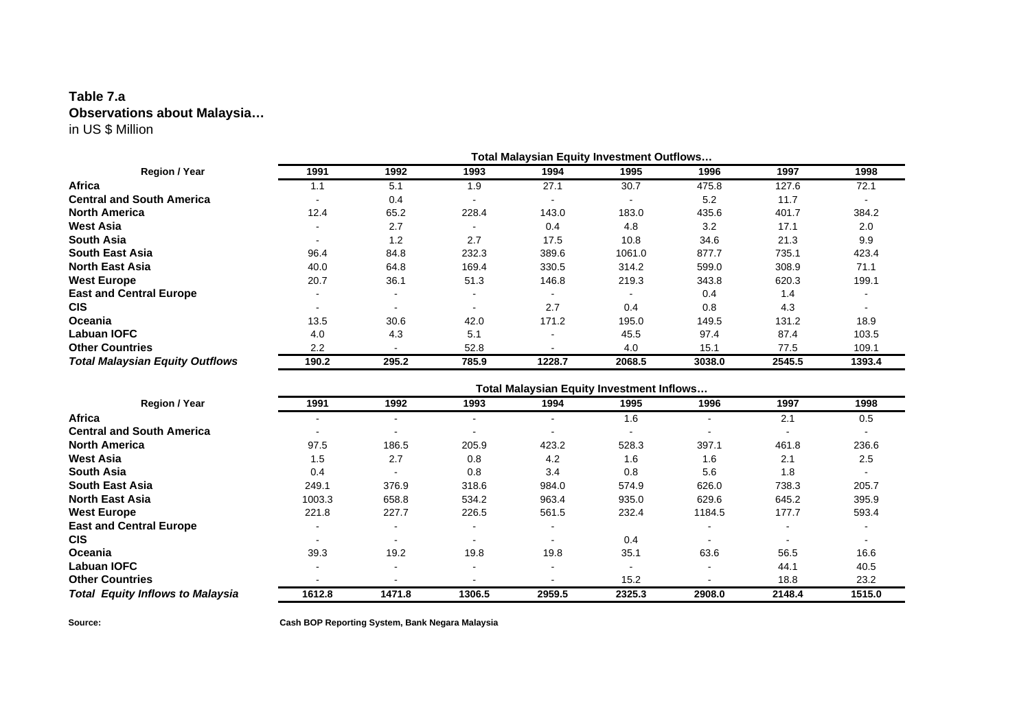**Table 7.a**
**Observations about Malaysia…**
in US $ Million

| Region / Year | 1991 | 1992 | 1993 | 1994 | 1995 | 1996 | 1997 | 1998 |
|---|---|---|---|---|---|---|---|---|
| | **Total Malaysian Equity Investment Outflows…** | | | | | | | |
| **Africa** | 1.1 | 5.1 | 1.9 | 27.1 | 30.7 | 475.8 | 127.6 | 72.1 |
| **Central and South America** | - | 0.4 | - | - | - | 5.2 | 11.7 | - |
| **North America** | 12.4 | 65.2 | 228.4 | 143.0 | 183.0 | 435.6 | 401.7 | 384.2 |
| **West Asia** | - | 2.7 | - | 0.4 | 4.8 | 3.2 | 17.1 | 2.0 |
| **South Asia** | - | 1.2 | 2.7 | 17.5 | 10.8 | 34.6 | 21.3 | 9.9 |
| **South East Asia** | 96.4 | 84.8 | 232.3 | 389.6 | 1061.0 | 877.7 | 735.1 | 423.4 |
| **North East Asia** | 40.0 | 64.8 | 169.4 | 330.5 | 314.2 | 599.0 | 308.9 | 71.1 |
| **West Europe** | 20.7 | 36.1 | 51.3 | 146.8 | 219.3 | 343.8 | 620.3 | 199.1 |
| **East and Central Europe** | - | - | - | - | - | 0.4 | 1.4 | - |
| **CIS** | - | - | - | 2.7 | 0.4 | 0.8 | 4.3 | - |
| **Oceania** | 13.5 | 30.6 | 42.0 | 171.2 | 195.0 | 149.5 | 131.2 | 18.9 |
| **Labuan IOFC** | 4.0 | 4.3 | 5.1 | - | 45.5 | 97.4 | 87.4 | 103.5 |
| **Other Countries** | 2.2 | - | 52.8 | - | 4.0 | 15.1 | 77.5 | 109.1 |
| ***Total Malaysian Equity Outflows*** | **190.2** | **295.2** | **785.9** | **1228.7** | **2068.5** | **3038.0** | **2545.5** | **1393.4** |

| Region / Year | 1991 | 1992 | 1993 | 1994 | 1995 | 1996 | 1997 | 1998 |
|---|---|---|---|---|---|---|---|---|
| | **Total Malaysian Equity Investment Inflows…** | | | | | | | |
| **Africa** | - | - | - | - | 1.6 | - | 2.1 | 0.5 |
| **Central and South America** | - | - | - | - | - | - | - | - |
| **North America** | 97.5 | 186.5 | 205.9 | 423.2 | 528.3 | 397.1 | 461.8 | 236.6 |
| **West Asia** | 1.5 | 2.7 | 0.8 | 4.2 | 1.6 | 1.6 | 2.1 | 2.5 |
| **South Asia** | 0.4 | - | 0.8 | 3.4 | 0.8 | 5.6 | 1.8 | - |
| **South East Asia** | 249.1 | 376.9 | 318.6 | 984.0 | 574.9 | 626.0 | 738.3 | 205.7 |
| **North East Asia** | 1003.3 | 658.8 | 534.2 | 963.4 | 935.0 | 629.6 | 645.2 | 395.9 |
| **West Europe** | 221.8 | 227.7 | 226.5 | 561.5 | 232.4 | 1184.5 | 177.7 | 593.4 |
| **East and Central Europe** | - | - | - | - | - | - | - | - |
| **CIS** | - | - | - | - | 0.4 | - | - | - |
| **Oceania** | 39.3 | 19.2 | 19.8 | 19.8 | 35.1 | 63.6 | 56.5 | 16.6 |
| **Labuan IOFC** | - | - | - | - | - | - | 44.1 | 40.5 |
| **Other Countries** | - | - | - | - | 15.2 | - | 18.8 | 23.2 |
| ***Total Equity Inflows to Malaysia*** | **1612.8** | **1471.8** | **1306.5** | **2959.5** | **2325.3** | **2908.0** | **2148.4** | **1515.0** |

**Source:** **Cash BOP Reporting System, Bank Negara Malaysia**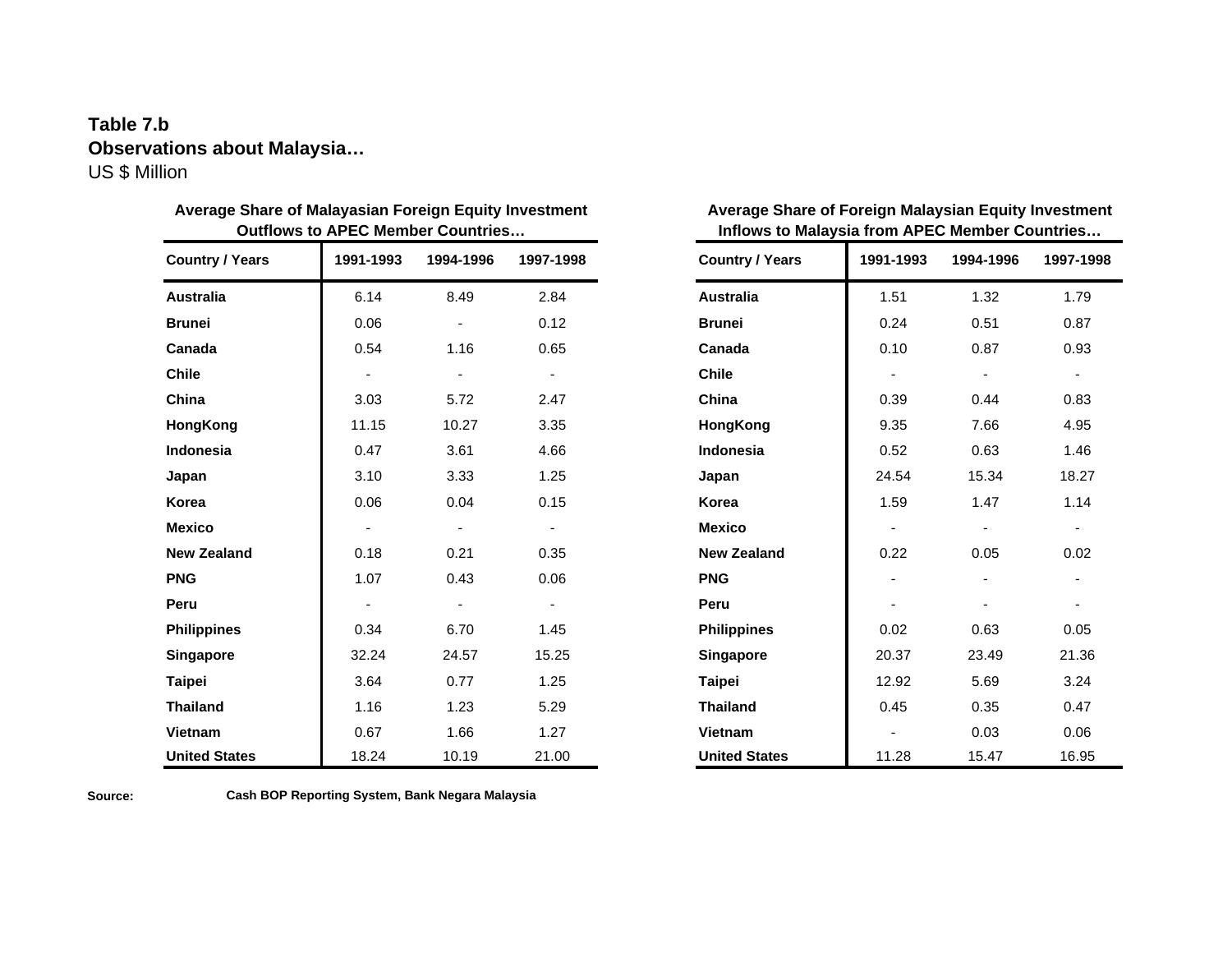**Table 7.b**
**Observations about Malaysia…**
US $ Million

**Average Share of Malayasian Foreign Equity Investment Outflows to APEC Member Countries…**

| Country / Years | 1991-1993 | 1994-1996 | 1997-1998 |
|---|---|---|---|
| **Australia** | 6.14 | 8.49 | 2.84 |
| **Brunei** | 0.06 | - | 0.12 |
| **Canada** | 0.54 | 1.16 | 0.65 |
| **Chile** | - | - | - |
| **China** | 3.03 | 5.72 | 2.47 |
| **HongKong** | 11.15 | 10.27 | 3.35 |
| **Indonesia** | 0.47 | 3.61 | 4.66 |
| **Japan** | 3.10 | 3.33 | 1.25 |
| **Korea** | 0.06 | 0.04 | 0.15 |
| **Mexico** | - | - | - |
| **New Zealand** | 0.18 | 0.21 | 0.35 |
| **PNG** | 1.07 | 0.43 | 0.06 |
| **Peru** | - | - | - |
| **Philippines** | 0.34 | 6.70 | 1.45 |
| **Singapore** | 32.24 | 24.57 | 15.25 |
| **Taipei** | 3.64 | 0.77 | 1.25 |
| **Thailand** | 1.16 | 1.23 | 5.29 |
| **Vietnam** | 0.67 | 1.66 | 1.27 |
| **United States** | 18.24 | 10.19 | 21.00 |

**Average Share of Foreign Malaysian Equity Investment Inflows to Malaysia from APEC Member Countries…**

| Country / Years | 1991-1993 | 1994-1996 | 1997-1998 |
|---|---|---|---|
| **Australia** | 1.51 | 1.32 | 1.79 |
| **Brunei** | 0.24 | 0.51 | 0.87 |
| **Canada** | 0.10 | 0.87 | 0.93 |
| **Chile** | - | - | - |
| **China** | 0.39 | 0.44 | 0.83 |
| **HongKong** | 9.35 | 7.66 | 4.95 |
| **Indonesia** | 0.52 | 0.63 | 1.46 |
| **Japan** | 24.54 | 15.34 | 18.27 |
| **Korea** | 1.59 | 1.47 | 1.14 |
| **Mexico** | - | - | - |
| **New Zealand** | 0.22 | 0.05 | 0.02 |
| **PNG** | - | - | - |
| **Peru** | - | - | - |
| **Philippines** | 0.02 | 0.63 | 0.05 |
| **Singapore** | 20.37 | 23.49 | 21.36 |
| **Taipei** | 12.92 | 5.69 | 3.24 |
| **Thailand** | 0.45 | 0.35 | 0.47 |
| **Vietnam** | - | 0.03 | 0.06 |
| **United States** | 11.28 | 15.47 | 16.95 |

**Source:** **Cash BOP Reporting System, Bank Negara Malaysia**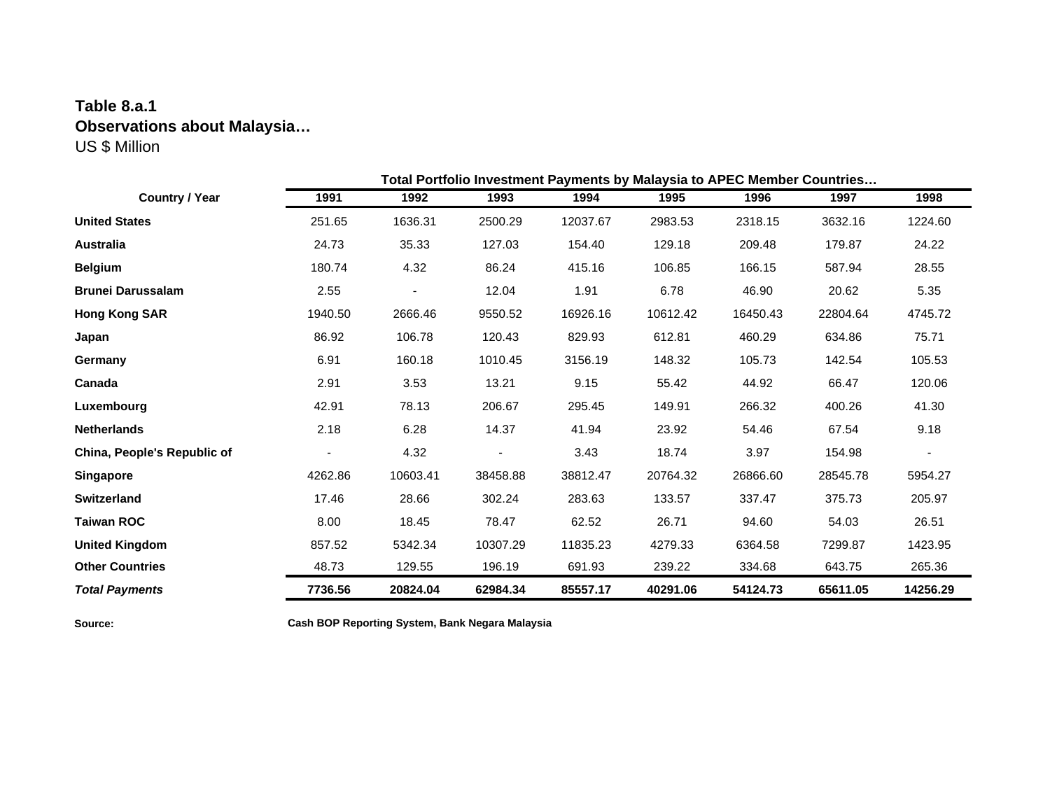**Table 8.a.1**
**Observations about Malaysia…**
US $ Million

| Country / Year | Total Portfolio Investment Payments by Malaysia to APEC Member Countries… | | | | | | | |
|---|---|---|---|---|---|---|---|---|
| | **1991** | **1992** | **1993** | **1994** | **1995** | **1996** | **1997** | **1998** |
| **United States** | 251.65 | 1636.31 | 2500.29 | 12037.67 | 2983.53 | 2318.15 | 3632.16 | 1224.60 |
| **Australia** | 24.73 | 35.33 | 127.03 | 154.40 | 129.18 | 209.48 | 179.87 | 24.22 |
| **Belgium** | 180.74 | 4.32 | 86.24 | 415.16 | 106.85 | 166.15 | 587.94 | 28.55 |
| **Brunei Darussalam** | 2.55 | - | 12.04 | 1.91 | 6.78 | 46.90 | 20.62 | 5.35 |
| **Hong Kong SAR** | 1940.50 | 2666.46 | 9550.52 | 16926.16 | 10612.42 | 16450.43 | 22804.64 | 4745.72 |
| **Japan** | 86.92 | 106.78 | 120.43 | 829.93 | 612.81 | 460.29 | 634.86 | 75.71 |
| **Germany** | 6.91 | 160.18 | 1010.45 | 3156.19 | 148.32 | 105.73 | 142.54 | 105.53 |
| **Canada** | 2.91 | 3.53 | 13.21 | 9.15 | 55.42 | 44.92 | 66.47 | 120.06 |
| **Luxembourg** | 42.91 | 78.13 | 206.67 | 295.45 | 149.91 | 266.32 | 400.26 | 41.30 |
| **Netherlands** | 2.18 | 6.28 | 14.37 | 41.94 | 23.92 | 54.46 | 67.54 | 9.18 |
| **China, People's Republic of** | - | 4.32 | - | 3.43 | 18.74 | 3.97 | 154.98 | - |
| **Singapore** | 4262.86 | 10603.41 | 38458.88 | 38812.47 | 20764.32 | 26866.60 | 28545.78 | 5954.27 |
| **Switzerland** | 17.46 | 28.66 | 302.24 | 283.63 | 133.57 | 337.47 | 375.73 | 205.97 |
| **Taiwan ROC** | 8.00 | 18.45 | 78.47 | 62.52 | 26.71 | 94.60 | 54.03 | 26.51 |
| **United Kingdom** | 857.52 | 5342.34 | 10307.29 | 11835.23 | 4279.33 | 6364.58 | 7299.87 | 1423.95 |
| **Other Countries** | 48.73 | 129.55 | 196.19 | 691.93 | 239.22 | 334.68 | 643.75 | 265.36 |
| ***Total Payments*** | **7736.56** | **20824.04** | **62984.34** | **85557.17** | **40291.06** | **54124.73** | **65611.05** | **14256.29** |

**Source:** **Cash BOP Reporting System, Bank Negara Malaysia**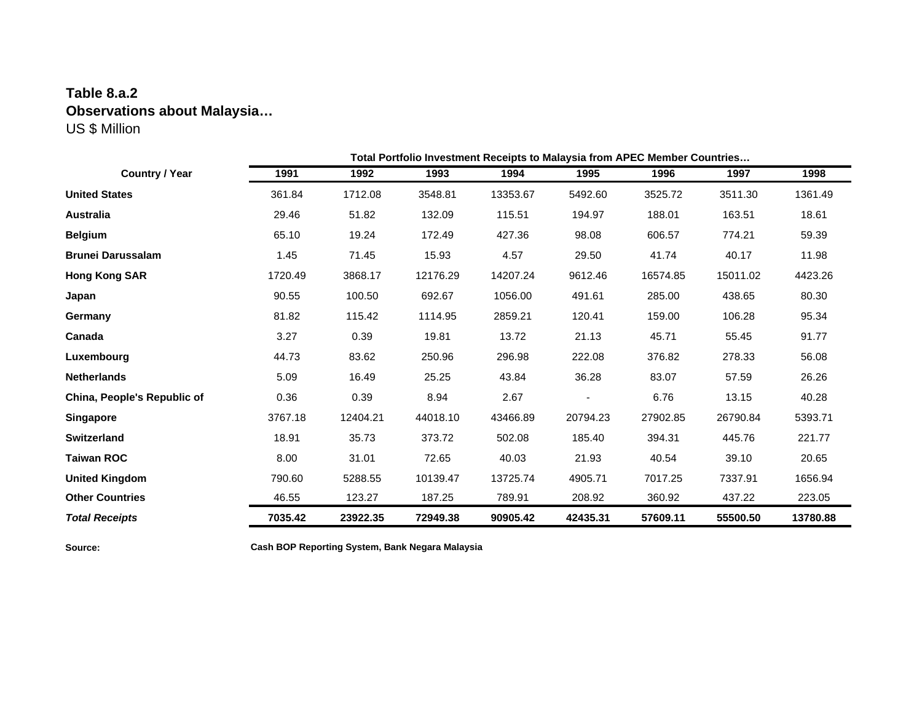**Table 8.a.2**

**Observations about Malaysia…**

US $ Million

| Country / Year | Total Portfolio Investment Receipts to Malaysia from APEC Member Countries… | | | | | | | |
|---|---|---|---|---|---|---|---|---|
| | **1991** | **1992** | **1993** | **1994** | **1995** | **1996** | **1997** | **1998** |
| **United States** | 361.84 | 1712.08 | 3548.81 | 13353.67 | 5492.60 | 3525.72 | 3511.30 | 1361.49 |
| **Australia** | 29.46 | 51.82 | 132.09 | 115.51 | 194.97 | 188.01 | 163.51 | 18.61 |
| **Belgium** | 65.10 | 19.24 | 172.49 | 427.36 | 98.08 | 606.57 | 774.21 | 59.39 |
| **Brunei Darussalam** | 1.45 | 71.45 | 15.93 | 4.57 | 29.50 | 41.74 | 40.17 | 11.98 |
| **Hong Kong SAR** | 1720.49 | 3868.17 | 12176.29 | 14207.24 | 9612.46 | 16574.85 | 15011.02 | 4423.26 |
| **Japan** | 90.55 | 100.50 | 692.67 | 1056.00 | 491.61 | 285.00 | 438.65 | 80.30 |
| **Germany** | 81.82 | 115.42 | 1114.95 | 2859.21 | 120.41 | 159.00 | 106.28 | 95.34 |
| **Canada** | 3.27 | 0.39 | 19.81 | 13.72 | 21.13 | 45.71 | 55.45 | 91.77 |
| **Luxembourg** | 44.73 | 83.62 | 250.96 | 296.98 | 222.08 | 376.82 | 278.33 | 56.08 |
| **Netherlands** | 5.09 | 16.49 | 25.25 | 43.84 | 36.28 | 83.07 | 57.59 | 26.26 |
| **China, People's Republic of** | 0.36 | 0.39 | 8.94 | 2.67 | - | 6.76 | 13.15 | 40.28 |
| **Singapore** | 3767.18 | 12404.21 | 44018.10 | 43466.89 | 20794.23 | 27902.85 | 26790.84 | 5393.71 |
| **Switzerland** | 18.91 | 35.73 | 373.72 | 502.08 | 185.40 | 394.31 | 445.76 | 221.77 |
| **Taiwan ROC** | 8.00 | 31.01 | 72.65 | 40.03 | 21.93 | 40.54 | 39.10 | 20.65 |
| **United Kingdom** | 790.60 | 5288.55 | 10139.47 | 13725.74 | 4905.71 | 7017.25 | 7337.91 | 1656.94 |
| **Other Countries** | 46.55 | 123.27 | 187.25 | 789.91 | 208.92 | 360.92 | 437.22 | 223.05 |
| ***Total Receipts*** | **7035.42** | **23922.35** | **72949.38** | **90905.42** | **42435.31** | **57609.11** | **55500.50** | **13780.88** |

**Source:** **Cash BOP Reporting System, Bank Negara Malaysia**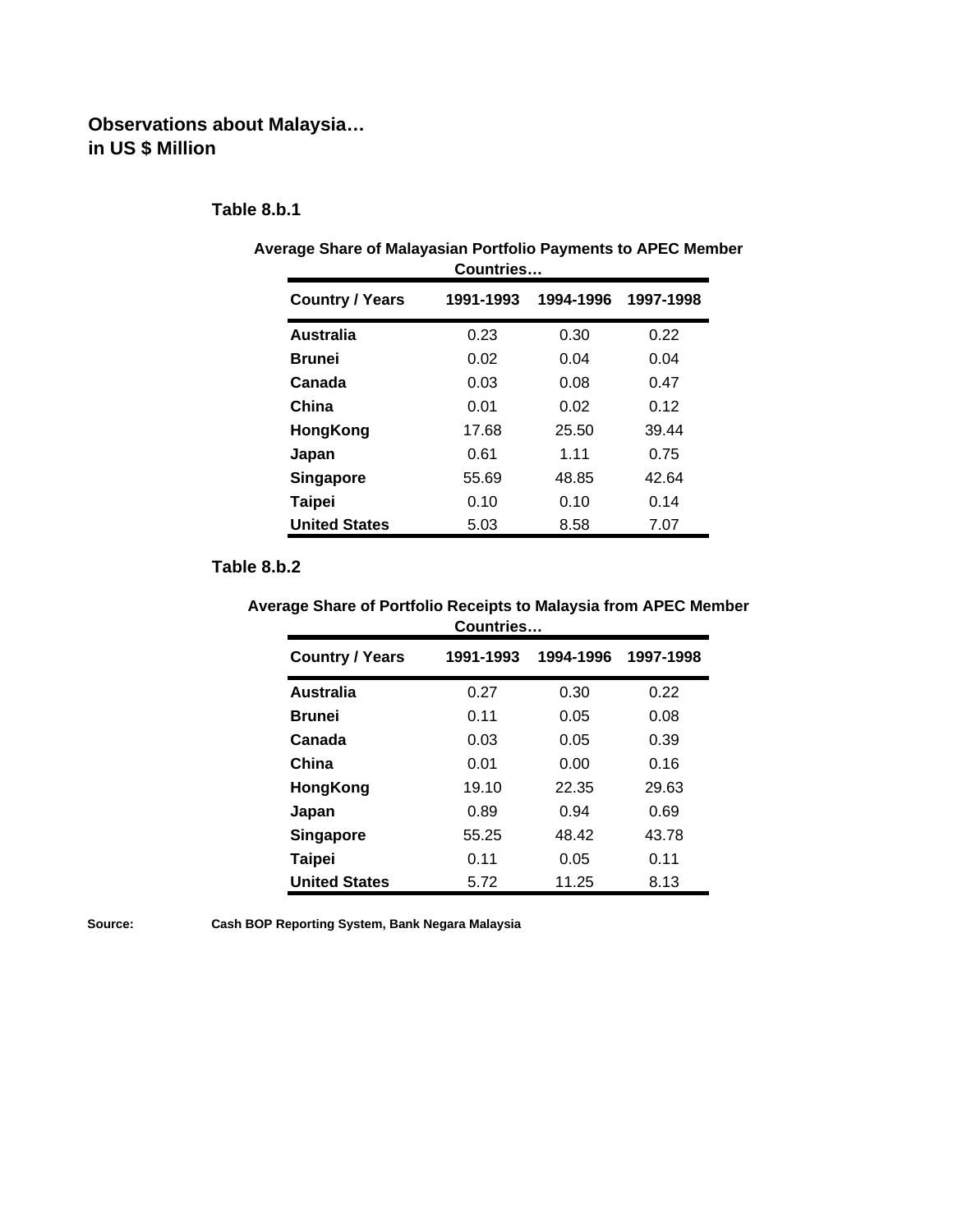**Observations about Malaysia…**
**in US $ Million**

**Table 8.b.1**

**Average Share of Malayasian Portfolio Payments to APEC Member Countries…**

| Country / Years | 1991-1993 | 1994-1996 | 1997-1998 |
|---|---|---|---|
| **Australia** | 0.23 | 0.30 | 0.22 |
| **Brunei** | 0.02 | 0.04 | 0.04 |
| **Canada** | 0.03 | 0.08 | 0.47 |
| **China** | 0.01 | 0.02 | 0.12 |
| **HongKong** | 17.68 | 25.50 | 39.44 |
| **Japan** | 0.61 | 1.11 | 0.75 |
| **Singapore** | 55.69 | 48.85 | 42.64 |
| **Taipei** | 0.10 | 0.10 | 0.14 |
| **United States** | 5.03 | 8.58 | 7.07 |

**Table 8.b.2**

**Average Share of Portfolio Receipts to Malaysia from APEC Member Countries…**

| Country / Years | 1991-1993 | 1994-1996 | 1997-1998 |
|---|---|---|---|
| **Australia** | 0.27 | 0.30 | 0.22 |
| **Brunei** | 0.11 | 0.05 | 0.08 |
| **Canada** | 0.03 | 0.05 | 0.39 |
| **China** | 0.01 | 0.00 | 0.16 |
| **HongKong** | 19.10 | 22.35 | 29.63 |
| **Japan** | 0.89 | 0.94 | 0.69 |
| **Singapore** | 55.25 | 48.42 | 43.78 |
| **Taipei** | 0.11 | 0.05 | 0.11 |
| **United States** | 5.72 | 11.25 | 8.13 |

**Source:** **Cash BOP Reporting System, Bank Negara Malaysia**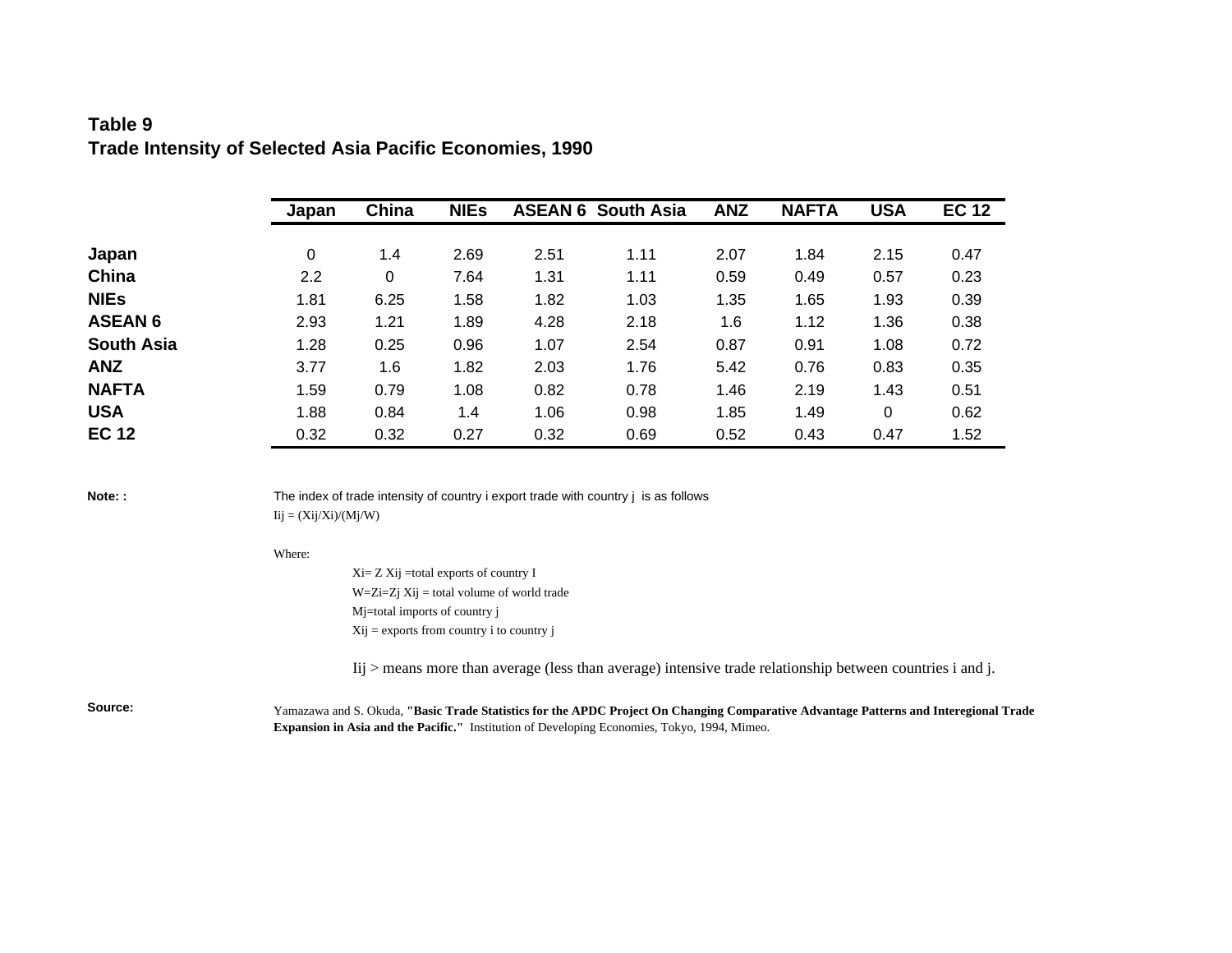**Table 9**
**Trade Intensity of Selected Asia Pacific Economies, 1990**

| | Japan | China | NIEs | ASEAN 6 | South Asia | ANZ | NAFTA | USA | EC 12 |
|---|---|---|---|---|---|---|---|---|---|
| **Japan** | 0 | 1.4 | 2.69 | 2.51 | 1.11 | 2.07 | 1.84 | 2.15 | 0.47 |
| **China** | 2.2 | 0 | 7.64 | 1.31 | 1.11 | 0.59 | 0.49 | 0.57 | 0.23 |
| **NIEs** | 1.81 | 6.25 | 1.58 | 1.82 | 1.03 | 1.35 | 1.65 | 1.93 | 0.39 |
| **ASEAN 6** | 2.93 | 1.21 | 1.89 | 4.28 | 2.18 | 1.6 | 1.12 | 1.36 | 0.38 |
| **South Asia** | 1.28 | 0.25 | 0.96 | 1.07 | 2.54 | 0.87 | 0.91 | 1.08 | 0.72 |
| **ANZ** | 3.77 | 1.6 | 1.82 | 2.03 | 1.76 | 5.42 | 0.76 | 0.83 | 0.35 |
| **NAFTA** | 1.59 | 0.79 | 1.08 | 0.82 | 0.78 | 1.46 | 2.19 | 1.43 | 0.51 |
| **USA** | 1.88 | 0.84 | 1.4 | 1.06 | 0.98 | 1.85 | 1.49 | 0 | 0.62 |
| **EC 12** | 0.32 | 0.32 | 0.27 | 0.32 | 0.69 | 0.52 | 0.43 | 0.47 | 1.52 |

**Note: :** The index of trade intensity of country i export trade with country j is as follows

$I_{ij} = (X_{ij}/X_i)/(M_j/W)$

Where:

$X_i = Z\, X_{ij}$ = total exports of country I

$W = Z_i = Z_j\, X_{ij}$ = total volume of world trade

$M_j$ = total imports of country j

$X_{ij}$ = exports from country i to country j

$I_{ij}$ > means more than average (less than average) intensive trade relationship between countries i and j.

**Source:** Yamazawa and S. Okuda, **"Basic Trade Statistics for the APDC Project On Changing Comparative Advantage Patterns and Interegional Trade Expansion in Asia and the Pacific."** Institution of Developing Economies, Tokyo, 1994, Mimeo.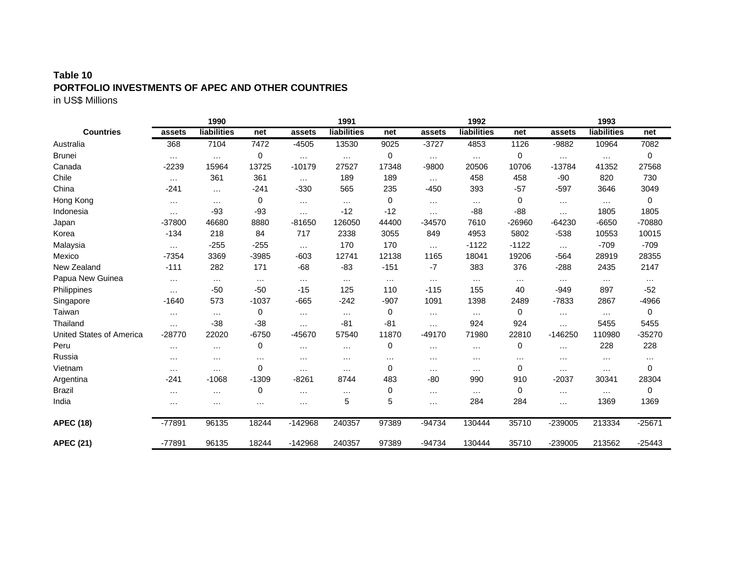**Table 10**
**PORTFOLIO INVESTMENTS OF APEC AND OTHER COUNTRIES**
in US$ Millions

| Countries | 1990 | | | 1991 | | | 1992 | | | 1993 | | |
|---|---|---|---|---|---|---|---|---|---|---|---|---|
| | assets | liabilities | net | assets | liabilities | net | assets | liabilities | net | assets | liabilities | net |
| Australia | 368 | 7104 | 7472 | -4505 | 13530 | 9025 | -3727 | 4853 | 1126 | -9882 | 10964 | 7082 |
| Brunei | … | … | 0 | … | … | 0 | … | … | 0 | … | … | 0 |
| Canada | -2239 | 15964 | 13725 | -10179 | 27527 | 17348 | -9800 | 20506 | 10706 | -13784 | 41352 | 27568 |
| Chile | … | 361 | 361 | … | 189 | 189 | … | 458 | 458 | -90 | 820 | 730 |
| China | -241 | … | -241 | -330 | 565 | 235 | -450 | 393 | -57 | -597 | 3646 | 3049 |
| Hong Kong | … | … | 0 | … | … | 0 | … | … | 0 | … | … | 0 |
| Indonesia | … | -93 | -93 | … | -12 | -12 | … | -88 | -88 | … | 1805 | 1805 |
| Japan | -37800 | 46680 | 8880 | -81650 | 126050 | 44400 | -34570 | 7610 | -26960 | -64230 | -6650 | -70880 |
| Korea | -134 | 218 | 84 | 717 | 2338 | 3055 | 849 | 4953 | 5802 | -538 | 10553 | 10015 |
| Malaysia | … | -255 | -255 | … | 170 | 170 | … | -1122 | -1122 | … | -709 | -709 |
| Mexico | -7354 | 3369 | -3985 | -603 | 12741 | 12138 | 1165 | 18041 | 19206 | -564 | 28919 | 28355 |
| New Zealand | -111 | 282 | 171 | -68 | -83 | -151 | -7 | 383 | 376 | -288 | 2435 | 2147 |
| Papua New Guinea | … | … | … | … | … | … | … | … | … | … | … | … |
| Philippines | … | -50 | -50 | -15 | 125 | 110 | -115 | 155 | 40 | -949 | 897 | -52 |
| Singapore | -1640 | 573 | -1037 | -665 | -242 | -907 | 1091 | 1398 | 2489 | -7833 | 2867 | -4966 |
| Taiwan | … | … | 0 | … | … | 0 | … | … | 0 | … | … | 0 |
| Thailand | … | -38 | -38 | … | -81 | -81 | … | 924 | 924 | … | 5455 | 5455 |
| United States of America | -28770 | 22020 | -6750 | -45670 | 57540 | 11870 | -49170 | 71980 | 22810 | -146250 | 110980 | -35270 |
| Peru | … | … | 0 | … | … | 0 | … | … | 0 | … | 228 | 228 |
| Russia | … | … | … | … | … | … | … | … | … | … | … | … |
| Vietnam | … | … | 0 | … | … | 0 | … | … | 0 | … | … | 0 |
| Argentina | -241 | -1068 | -1309 | -8261 | 8744 | 483 | -80 | 990 | 910 | -2037 | 30341 | 28304 |
| Brazil | … | … | 0 | … | … | 0 | … | … | 0 | … | … | 0 |
| India | … | … | … | … | 5 | 5 | … | 284 | 284 | … | 1369 | 1369 |
| **APEC (18)** | -77891 | 96135 | 18244 | -142968 | 240357 | 97389 | -94734 | 130444 | 35710 | -239005 | 213334 | -25671 |
| **APEC (21)** | -77891 | 96135 | 18244 | -142968 | 240357 | 97389 | -94734 | 130444 | 35710 | -239005 | 213562 | -25443 |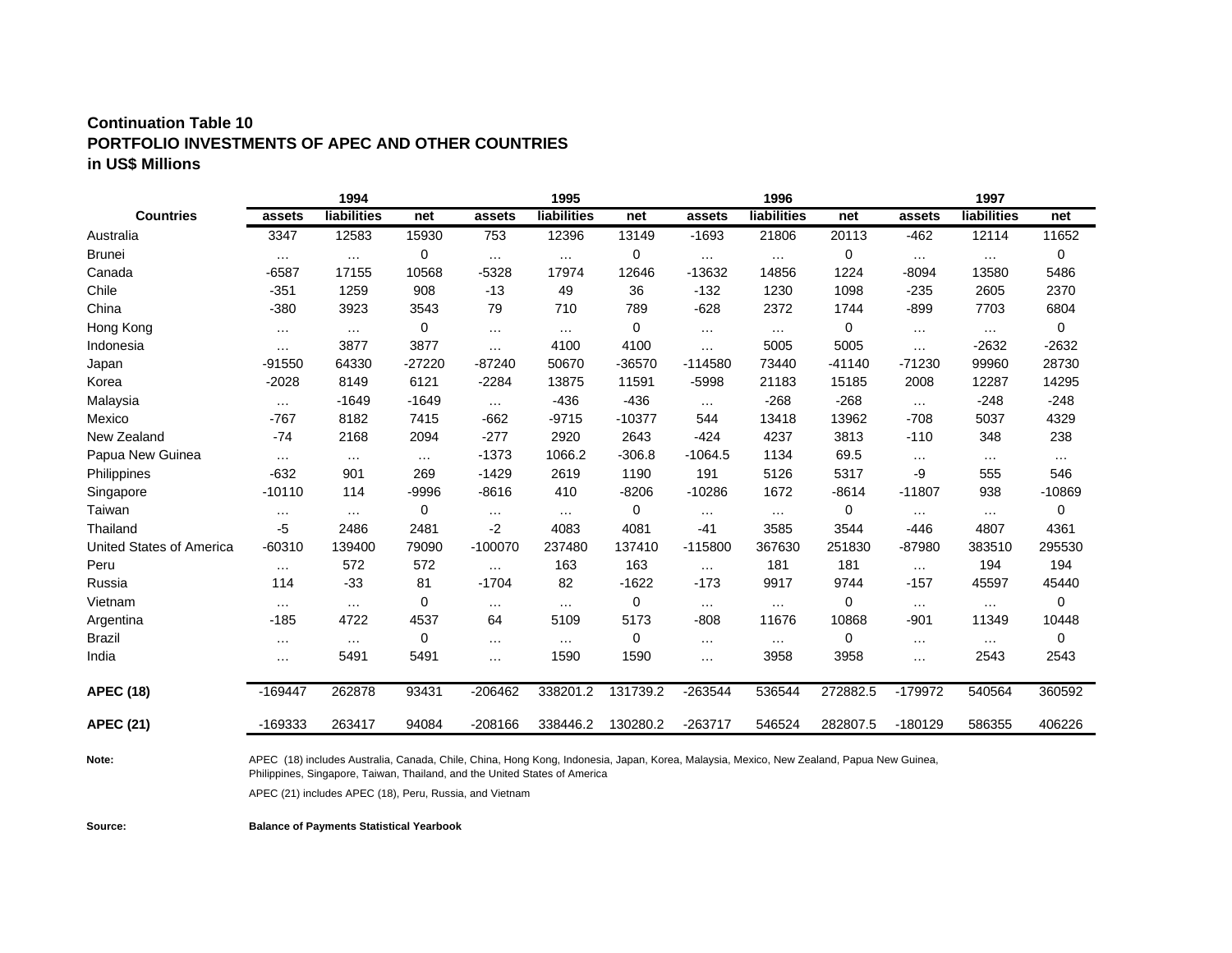**Continuation Table 10**
**PORTFOLIO INVESTMENTS OF APEC AND OTHER COUNTRIES**
**in US$ Millions**

| | 1994 | | | 1995 | | | 1996 | | | 1997 | | |
|---|---|---|---|---|---|---|---|---|---|---|---|---|
| **Countries** | **assets** | **liabilities** | **net** | **assets** | **liabilities** | **net** | **assets** | **liabilities** | **net** | **assets** | **liabilities** | **net** |
| Australia | 3347 | 12583 | 15930 | 753 | 12396 | 13149 | -1693 | 21806 | 20113 | -462 | 12114 | 11652 |
| Brunei | ... | ... | 0 | ... | ... | 0 | ... | ... | 0 | ... | ... | 0 |
| Canada | -6587 | 17155 | 10568 | -5328 | 17974 | 12646 | -13632 | 14856 | 1224 | -8094 | 13580 | 5486 |
| Chile | -351 | 1259 | 908 | -13 | 49 | 36 | -132 | 1230 | 1098 | -235 | 2605 | 2370 |
| China | -380 | 3923 | 3543 | 79 | 710 | 789 | -628 | 2372 | 1744 | -899 | 7703 | 6804 |
| Hong Kong | ... | ... | 0 | ... | ... | 0 | ... | ... | 0 | ... | ... | 0 |
| Indonesia | ... | 3877 | 3877 | ... | 4100 | 4100 | ... | 5005 | 5005 | ... | -2632 | -2632 |
| Japan | -91550 | 64330 | -27220 | -87240 | 50670 | -36570 | -114580 | 73440 | -41140 | -71230 | 99960 | 28730 |
| Korea | -2028 | 8149 | 6121 | -2284 | 13875 | 11591 | -5998 | 21183 | 15185 | 2008 | 12287 | 14295 |
| Malaysia | ... | -1649 | -1649 | ... | -436 | -436 | ... | -268 | -268 | ... | -248 | -248 |
| Mexico | -767 | 8182 | 7415 | -662 | -9715 | -10377 | 544 | 13418 | 13962 | -708 | 5037 | 4329 |
| New Zealand | -74 | 2168 | 2094 | -277 | 2920 | 2643 | -424 | 4237 | 3813 | -110 | 348 | 238 |
| Papua New Guinea | ... | ... | ... | -1373 | 1066.2 | -306.8 | -1064.5 | 1134 | 69.5 | ... | ... | ... |
| Philippines | -632 | 901 | 269 | -1429 | 2619 | 1190 | 191 | 5126 | 5317 | -9 | 555 | 546 |
| Singapore | -10110 | 114 | -9996 | -8616 | 410 | -8206 | -10286 | 1672 | -8614 | -11807 | 938 | -10869 |
| Taiwan | ... | ... | 0 | ... | ... | 0 | ... | ... | 0 | ... | ... | 0 |
| Thailand | -5 | 2486 | 2481 | -2 | 4083 | 4081 | -41 | 3585 | 3544 | -446 | 4807 | 4361 |
| United States of America | -60310 | 139400 | 79090 | -100070 | 237480 | 137410 | -115800 | 367630 | 251830 | -87980 | 383510 | 295530 |
| Peru | ... | 572 | 572 | ... | 163 | 163 | ... | 181 | 181 | ... | 194 | 194 |
| Russia | 114 | -33 | 81 | -1704 | 82 | -1622 | -173 | 9917 | 9744 | -157 | 45597 | 45440 |
| Vietnam | ... | ... | 0 | ... | ... | 0 | ... | ... | 0 | ... | ... | 0 |
| Argentina | -185 | 4722 | 4537 | 64 | 5109 | 5173 | -808 | 11676 | 10868 | -901 | 11349 | 10448 |
| Brazil | ... | ... | 0 | ... | ... | 0 | ... | ... | 0 | ... | ... | 0 |
| India | ... | 5491 | 5491 | ... | 1590 | 1590 | ... | 3958 | 3958 | ... | 2543 | 2543 |
| **APEC (18)** | -169447 | 262878 | 93431 | -206462 | 338201.2 | 131739.2 | -263544 | 536544 | 272882.5 | -179972 | 540564 | 360592 |
| **APEC (21)** | -169333 | 263417 | 94084 | -208166 | 338446.2 | 130280.2 | -263717 | 546524 | 282807.5 | -180129 | 586355 | 406226 |

**Note:** APEC (18) includes Australia, Canada, Chile, China, Hong Kong, Indonesia, Japan, Korea, Malaysia, Mexico, New Zealand, Papua New Guinea, Philippines, Singapore, Taiwan, Thailand, and the United States of America

APEC (21) includes APEC (18), Peru, Russia, and Vietnam

**Source:** **Balance of Payments Statistical Yearbook**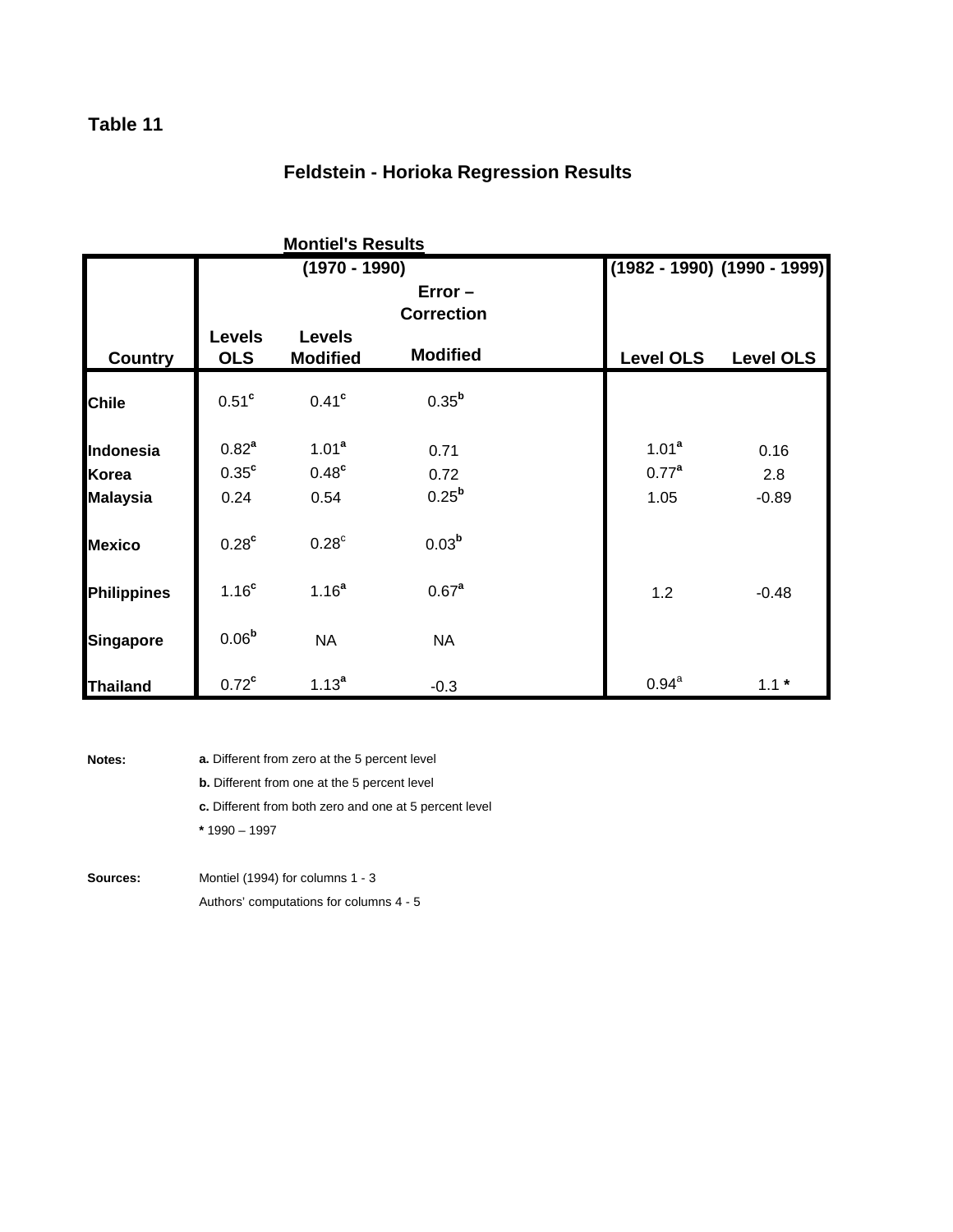**Table 11**

## Feldstein - Horioka Regression Results

| | Montiel's Results (1970 - 1990) | | | (1982 - 1990) | (1990 - 1999) |
|---|---|---|---|---|---|
| | | | Error – Correction | | |
| Country | Levels OLS | Levels Modified | Modified | Level OLS | Level OLS |
| Chile | 0.51[c] | 0.41[c] | 0.35[b] | | |
| Indonesia | 0.82[a] | 1.01[a] | 0.71 | 1.01[a] | 0.16 |
| Korea | 0.35[c] | 0.48[c] | 0.72 | 0.77[a] | 2.8 |
| Malaysia | 0.24 | 0.54 | 0.25[b] | 1.05 | -0.89 |
| Mexico | 0.28[c] | 0.28[c] | 0.03[b] | | |
| Philippines | 1.16[c] | 1.16[a] | 0.67[a] | 1.2 | -0.48 |
| Singapore | 0.06[b] | NA | NA | | |
| Thailand | 0.72[c] | 1.13[a] | -0.3 | 0.94[a] | 1.1 * |

**Notes:**
**a.** Different from zero at the 5 percent level
**b.** Different from one at the 5 percent level
**c.** Different from both zero and one at 5 percent level
**\*** 1990 – 1997

**Sources:**
Montiel (1994) for columns 1 - 3
Authors' computations for columns 4 - 5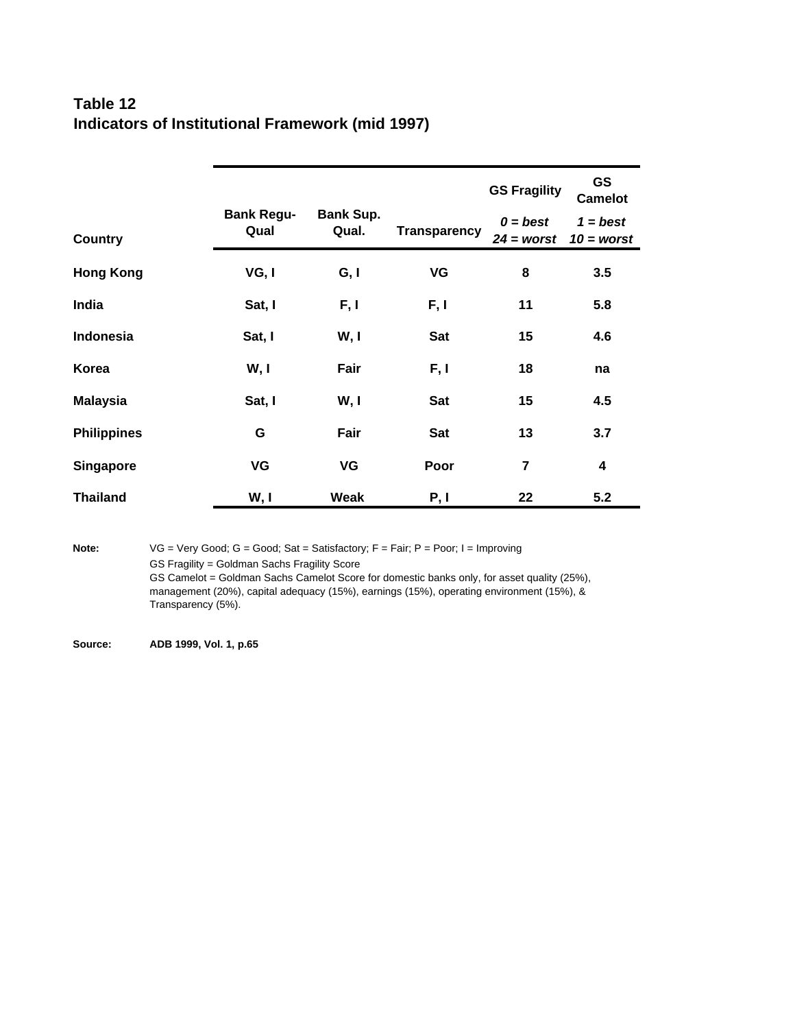**Table 12**
**Indicators of Institutional Framework (mid 1997)**

| Country | Bank Regu-Qual | Bank Sup. Qual. | Transparency | GS Fragility *0 = best 24 = worst* | GS Camelot *1 = best 10 = worst* |
|---|---|---|---|---|---|
| **Hong Kong** | VG, I | G, I | VG | 8 | 3.5 |
| **India** | Sat, I | F, I | F, I | 11 | 5.8 |
| **Indonesia** | Sat, I | W, I | Sat | 15 | 4.6 |
| **Korea** | W, I | Fair | F, I | 18 | na |
| **Malaysia** | Sat, I | W, I | Sat | 15 | 4.5 |
| **Philippines** | G | Fair | Sat | 13 | 3.7 |
| **Singapore** | VG | VG | Poor | 7 | 4 |
| **Thailand** | W, I | Weak | P, I | 22 | 5.2 |

**Note:** VG = Very Good; G = Good; Sat = Satisfactory; F = Fair; P = Poor; I = Improving
GS Fragility = Goldman Sachs Fragility Score
GS Camelot = Goldman Sachs Camelot Score for domestic banks only, for asset quality (25%), management (20%), capital adequacy (15%), earnings (15%), operating environment (15%), & Transparency (5%).

**Source:** **ADB 1999, Vol. 1, p.65**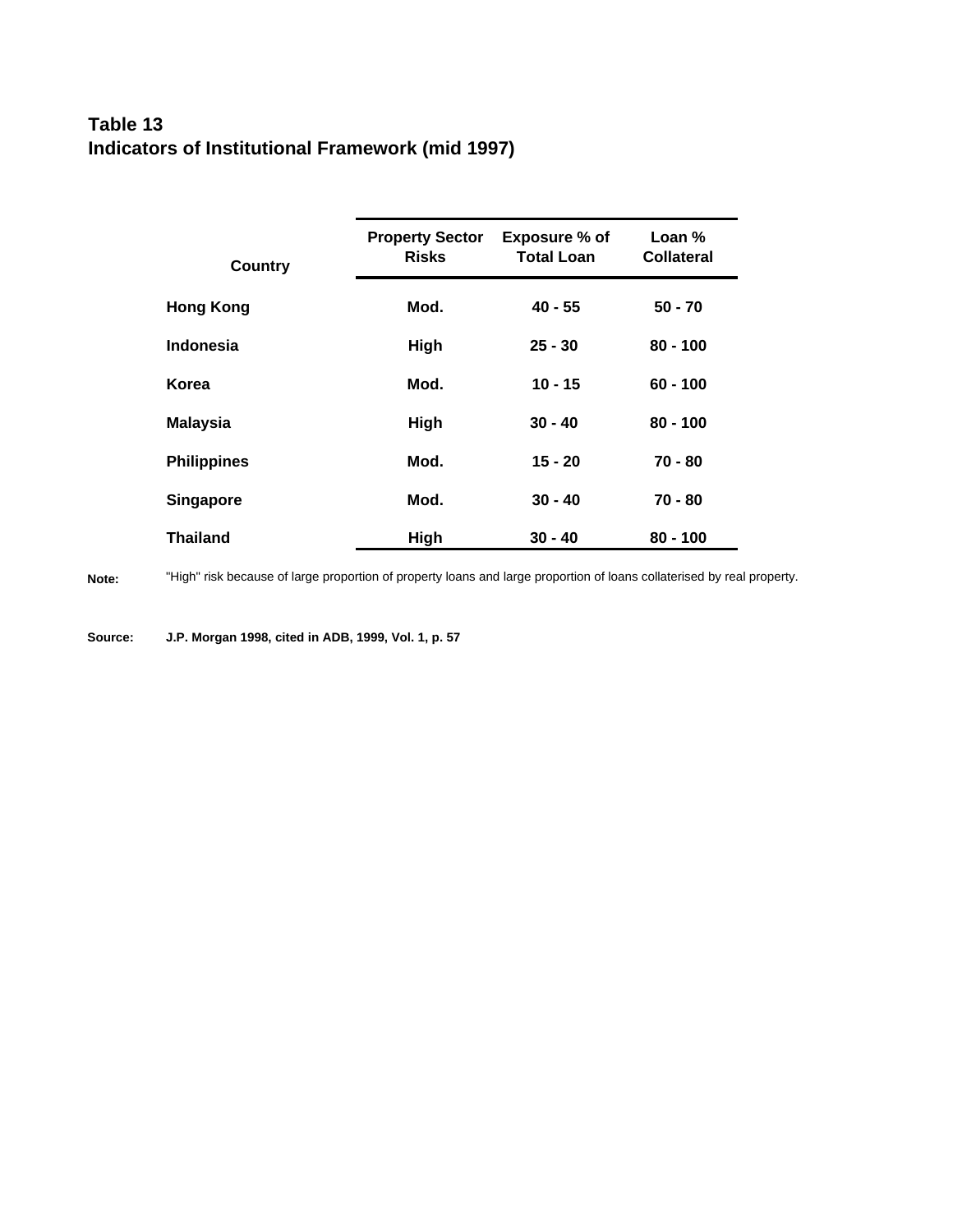**Table 13**
**Indicators of Institutional Framework (mid 1997)**

| Country | Property Sector Risks | Exposure % of Total Loan | Loan % Collateral |
|---|---|---|---|
| Hong Kong | Mod. | 40 - 55 | 50 - 70 |
| Indonesia | High | 25 - 30 | 80 - 100 |
| Korea | Mod. | 10 - 15 | 60 - 100 |
| Malaysia | High | 30 - 40 | 80 - 100 |
| Philippines | Mod. | 15 - 20 | 70 - 80 |
| Singapore | Mod. | 30 - 40 | 70 - 80 |
| Thailand | High | 30 - 40 | 80 - 100 |

**Note:** "High" risk because of large proportion of property loans and large proportion of loans collaterised by real property.

**Source:** **J.P. Morgan 1998, cited in ADB, 1999, Vol. 1, p. 57**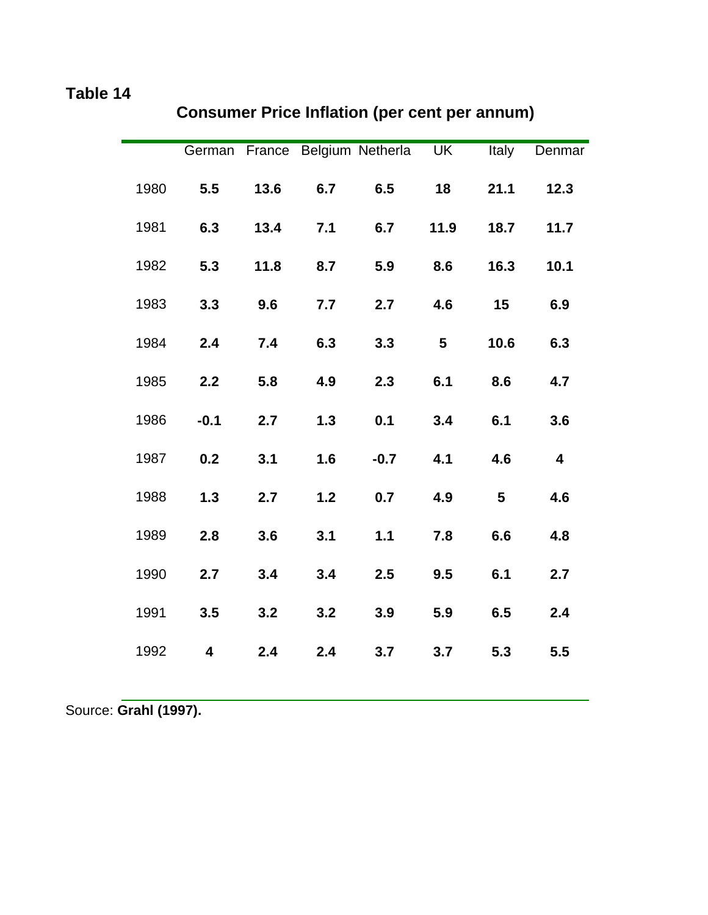**Table 14**

**Consumer Price Inflation (per cent per annum)**

| | German | France | Belgium | Netherla | UK | Italy | Denmar |
|---|---|---|---|---|---|---|---|
| 1980 | **5.5** | **13.6** | **6.7** | **6.5** | **18** | **21.1** | **12.3** |
| 1981 | **6.3** | **13.4** | **7.1** | **6.7** | **11.9** | **18.7** | **11.7** |
| 1982 | **5.3** | **11.8** | **8.7** | **5.9** | **8.6** | **16.3** | **10.1** |
| 1983 | **3.3** | **9.6** | **7.7** | **2.7** | **4.6** | **15** | **6.9** |
| 1984 | **2.4** | **7.4** | **6.3** | **3.3** | **5** | **10.6** | **6.3** |
| 1985 | **2.2** | **5.8** | **4.9** | **2.3** | **6.1** | **8.6** | **4.7** |
| 1986 | **-0.1** | **2.7** | **1.3** | **0.1** | **3.4** | **6.1** | **3.6** |
| 1987 | **0.2** | **3.1** | **1.6** | **-0.7** | **4.1** | **4.6** | **4** |
| 1988 | **1.3** | **2.7** | **1.2** | **0.7** | **4.9** | **5** | **4.6** |
| 1989 | **2.8** | **3.6** | **3.1** | **1.1** | **7.8** | **6.6** | **4.8** |
| 1990 | **2.7** | **3.4** | **3.4** | **2.5** | **9.5** | **6.1** | **2.7** |
| 1991 | **3.5** | **3.2** | **3.2** | **3.9** | **5.9** | **6.5** | **2.4** |
| 1992 | **4** | **2.4** | **2.4** | **3.7** | **3.7** | **5.3** | **5.5** |

Source: **Grahl (1997).**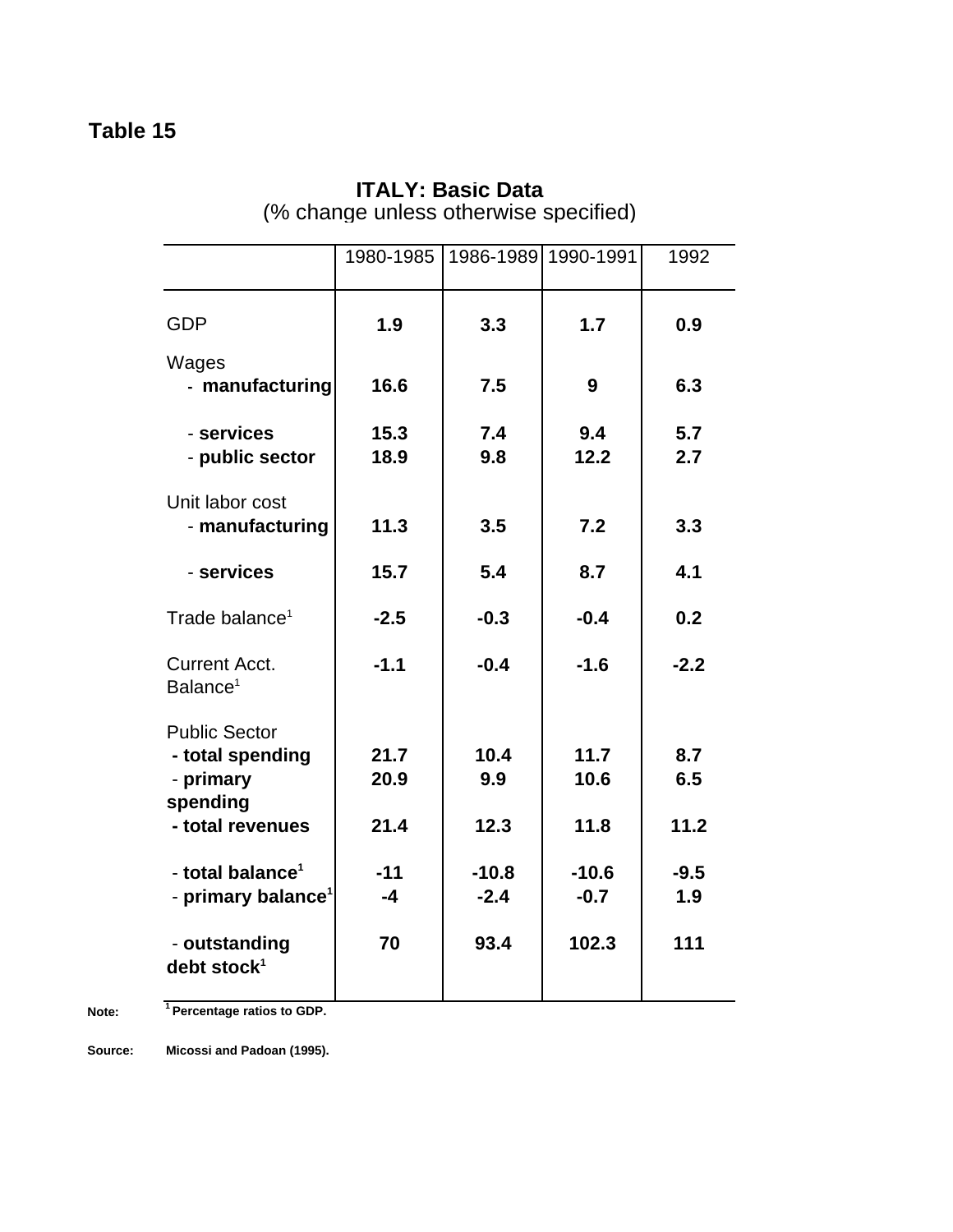**Table 15**

**ITALY: Basic Data**
(% change unless otherwise specified)

| | 1980-1985 | 1986-1989 | 1990-1991 | 1992 |
|---|---|---|---|---|
| GDP | **1.9** | **3.3** | **1.7** | **0.9** |
| Wages | | | | |
| - **manufacturing** | **16.6** | **7.5** | **9** | **6.3** |
| - **services** | **15.3** | **7.4** | **9.4** | **5.7** |
| - **public sector** | **18.9** | **9.8** | **12.2** | **2.7** |
| Unit labor cost | | | | |
| - **manufacturing** | **11.3** | **3.5** | **7.2** | **3.3** |
| - **services** | **15.7** | **5.4** | **8.7** | **4.1** |
| Trade balance[1] | **-2.5** | **-0.3** | **-0.4** | **0.2** |
| Current Acct. Balance[1] | **-1.1** | **-0.4** | **-1.6** | **-2.2** |
| Public Sector | | | | |
| **- total spending** | **21.7** | **10.4** | **11.7** | **8.7** |
| - **primary spending** | **20.9** | **9.9** | **10.6** | **6.5** |
| **- total revenues** | **21.4** | **12.3** | **11.8** | **11.2** |
| - **total balance[1]** | **-11** | **-10.8** | **-10.6** | **-9.5** |
| - **primary balance[1]** | **-4** | **-2.4** | **-0.7** | **1.9** |
| - **outstanding debt stock[1]** | **70** | **93.4** | **102.3** | **111** |

**Note:** [1] **Percentage ratios to GDP.**

**Source:** **Micossi and Padoan (1995).**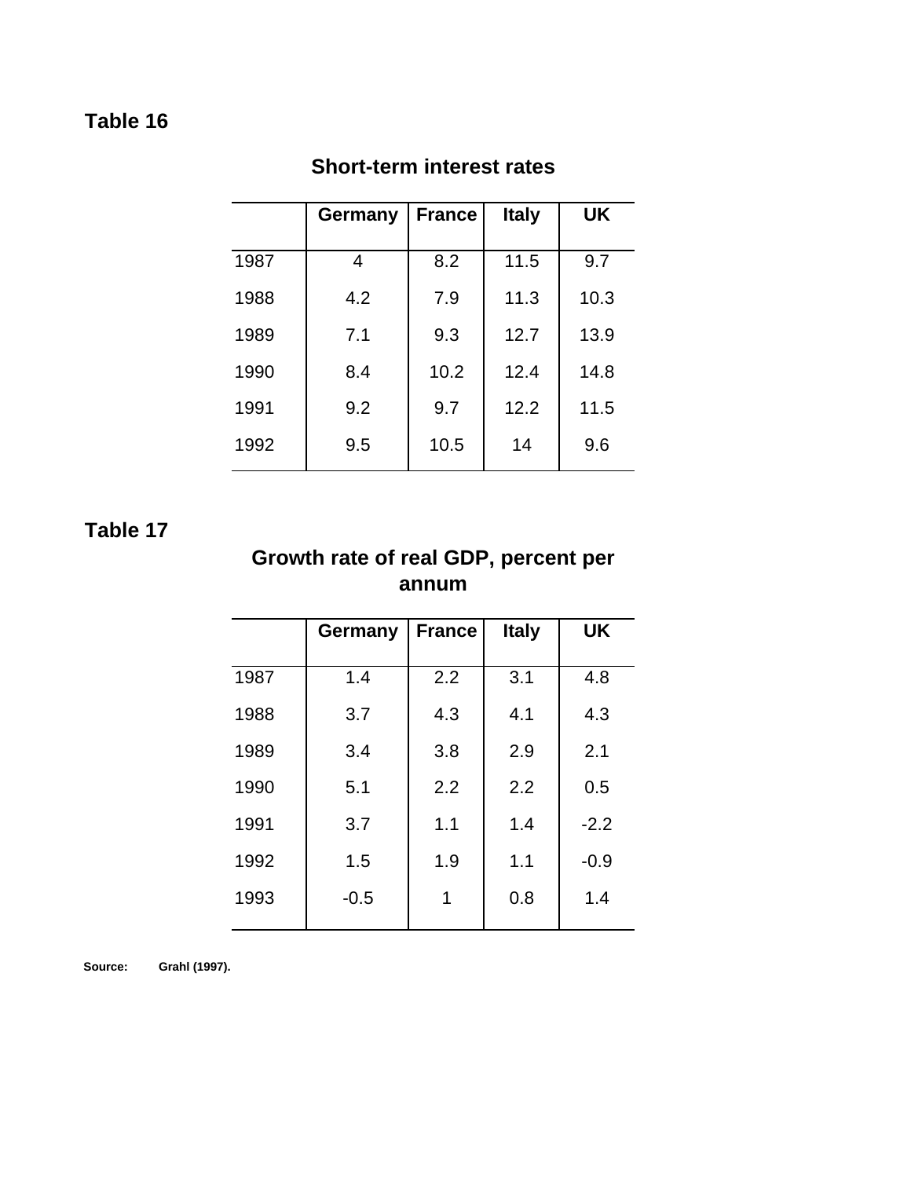**Table 16**

**Short-term interest rates**

| | Germany | France | Italy | UK |
|---|---|---|---|---|
| 1987 | 4 | 8.2 | 11.5 | 9.7 |
| 1988 | 4.2 | 7.9 | 11.3 | 10.3 |
| 1989 | 7.1 | 9.3 | 12.7 | 13.9 |
| 1990 | 8.4 | 10.2 | 12.4 | 14.8 |
| 1991 | 9.2 | 9.7 | 12.2 | 11.5 |
| 1992 | 9.5 | 10.5 | 14 | 9.6 |

**Table 17**

**Growth rate of real GDP, percent per annum**

| | Germany | France | Italy | UK |
|---|---|---|---|---|
| 1987 | 1.4 | 2.2 | 3.1 | 4.8 |
| 1988 | 3.7 | 4.3 | 4.1 | 4.3 |
| 1989 | 3.4 | 3.8 | 2.9 | 2.1 |
| 1990 | 5.1 | 2.2 | 2.2 | 0.5 |
| 1991 | 3.7 | 1.1 | 1.4 | -2.2 |
| 1992 | 1.5 | 1.9 | 1.1 | -0.9 |
| 1993 | -0.5 | 1 | 0.8 | 1.4 |

**Source:** **Grahl (1997).**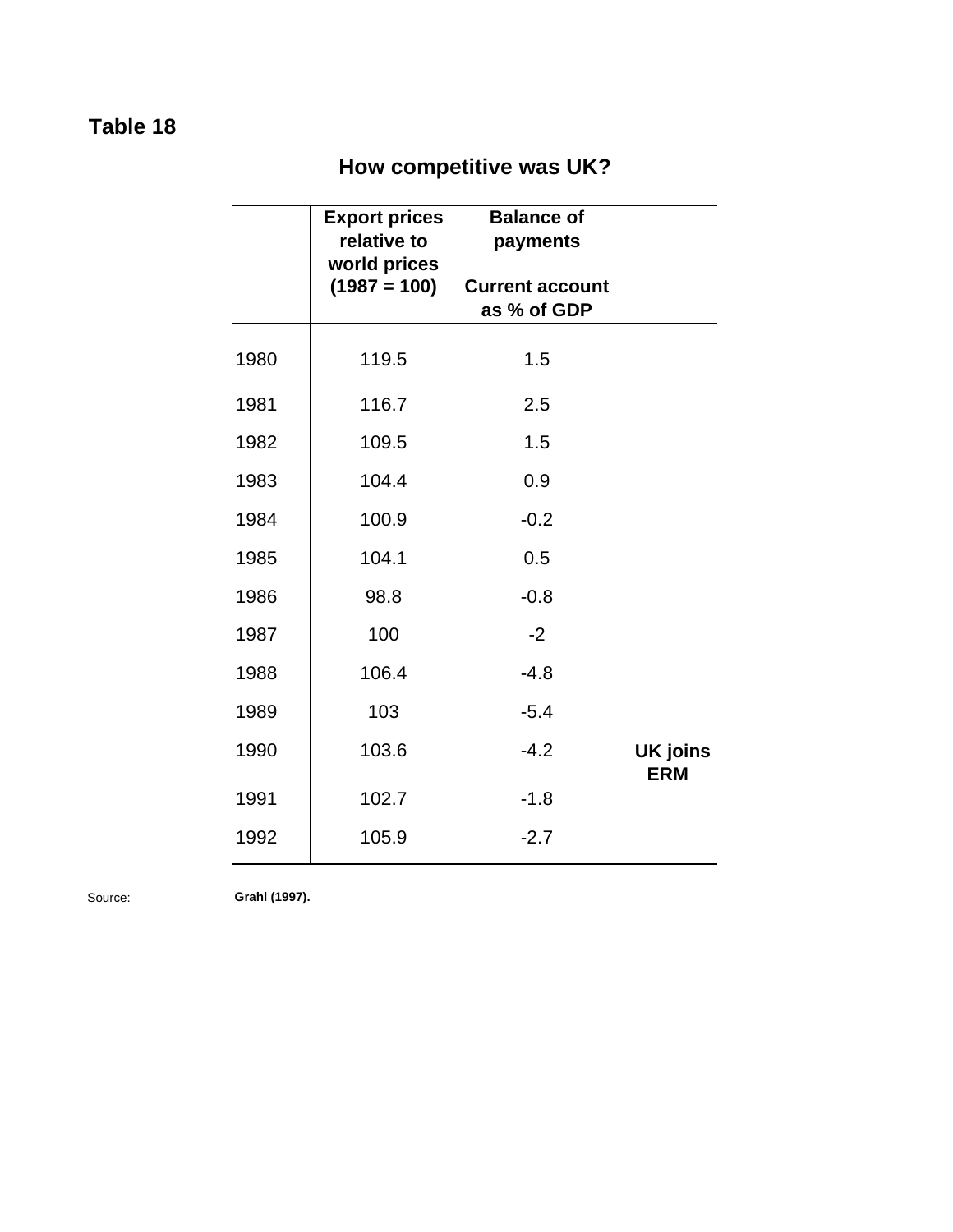**Table 18**

## How competitive was UK?

| | Export prices relative to world prices (1987 = 100) | Balance of payments<br>Current account as % of GDP | |
|---|---|---|---|
| 1980 | 119.5 | 1.5 | |
| 1981 | 116.7 | 2.5 | |
| 1982 | 109.5 | 1.5 | |
| 1983 | 104.4 | 0.9 | |
| 1984 | 100.9 | -0.2 | |
| 1985 | 104.1 | 0.5 | |
| 1986 | 98.8 | -0.8 | |
| 1987 | 100 | -2 | |
| 1988 | 106.4 | -4.8 | |
| 1989 | 103 | -5.4 | |
| 1990 | 103.6 | -4.2 | **UK joins ERM** |
| 1991 | 102.7 | -1.8 | |
| 1992 | 105.9 | -2.7 | |

Source: **Grahl (1997).**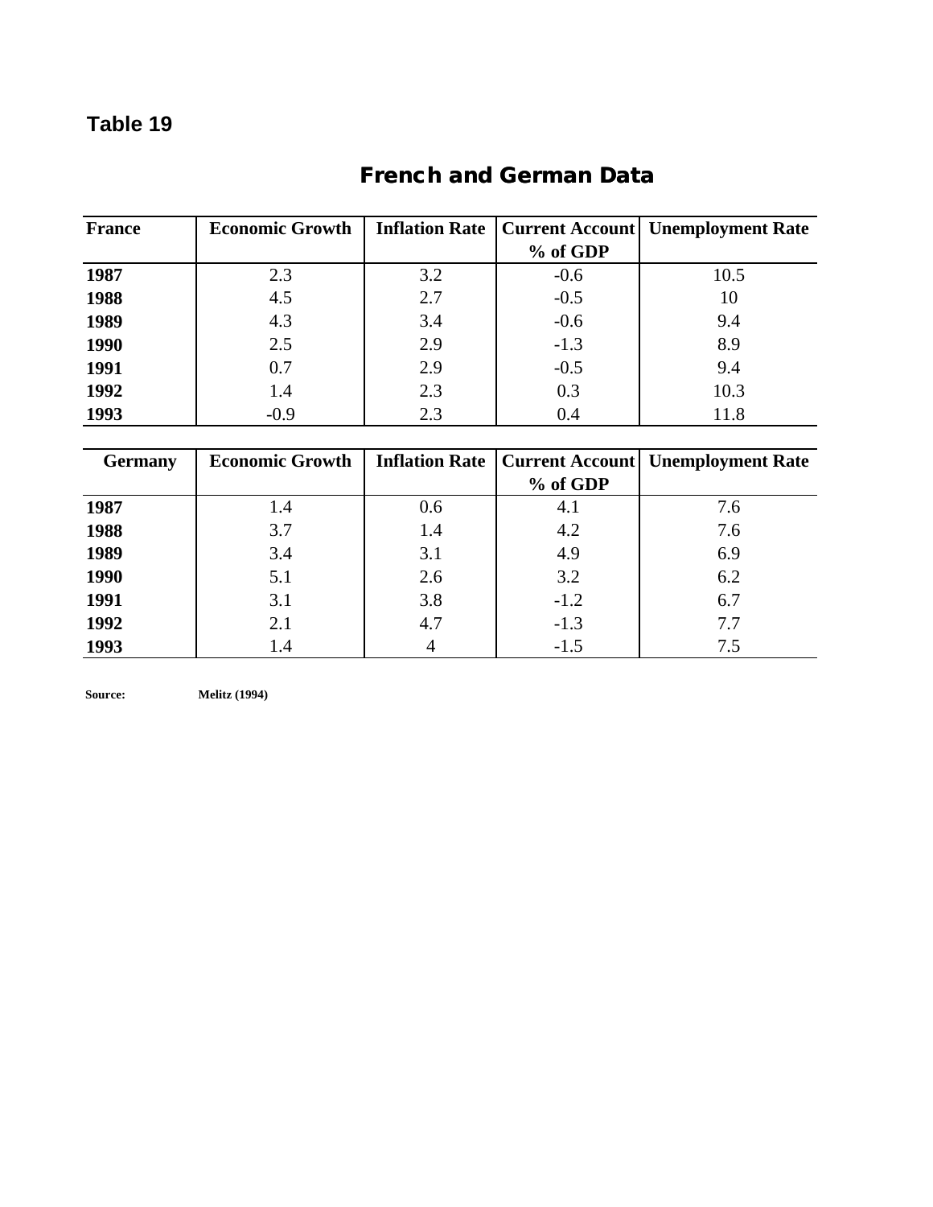**Table 19**

## French and German Data

| France | Economic Growth | Inflation Rate | Current Account % of GDP | Unemployment Rate |
|---|---|---|---|---|
| **1987** | 2.3 | 3.2 | -0.6 | 10.5 |
| **1988** | 4.5 | 2.7 | -0.5 | 10 |
| **1989** | 4.3 | 3.4 | -0.6 | 9.4 |
| **1990** | 2.5 | 2.9 | -1.3 | 8.9 |
| **1991** | 0.7 | 2.9 | -0.5 | 9.4 |
| **1992** | 1.4 | 2.3 | 0.3 | 10.3 |
| **1993** | -0.9 | 2.3 | 0.4 | 11.8 |

| Germany | Economic Growth | Inflation Rate | Current Account % of GDP | Unemployment Rate |
|---|---|---|---|---|
| **1987** | 1.4 | 0.6 | 4.1 | 7.6 |
| **1988** | 3.7 | 1.4 | 4.2 | 7.6 |
| **1989** | 3.4 | 3.1 | 4.9 | 6.9 |
| **1990** | 5.1 | 2.6 | 3.2 | 6.2 |
| **1991** | 3.1 | 3.8 | -1.2 | 6.7 |
| **1992** | 2.1 | 4.7 | -1.3 | 7.7 |
| **1993** | 1.4 | 4 | -1.5 | 7.5 |

**Source:** **Melitz (1994)**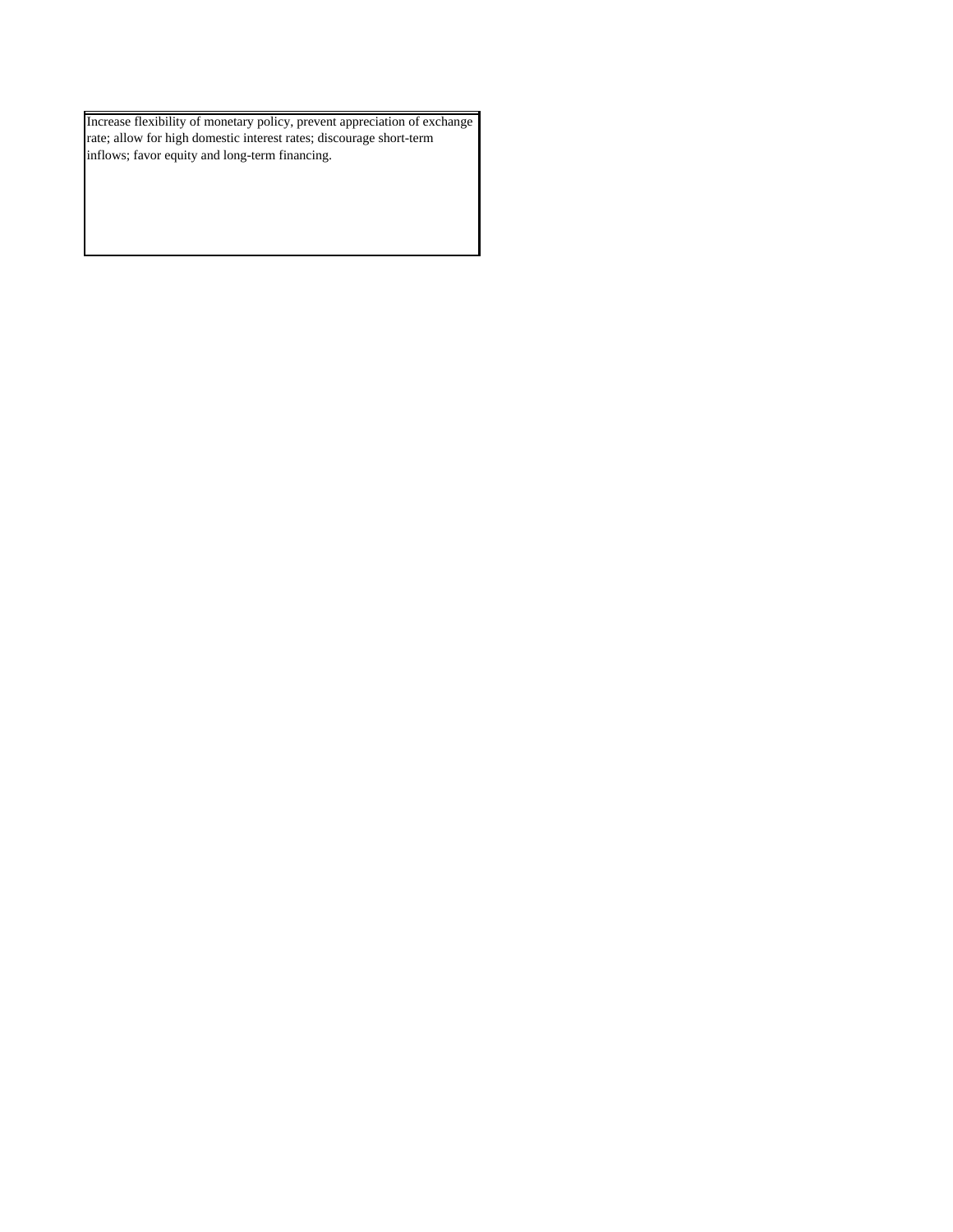Increase flexibility of monetary policy, prevent appreciation of exchange rate; allow for high domestic interest rates; discourage short-term inflows; favor equity and long-term financing.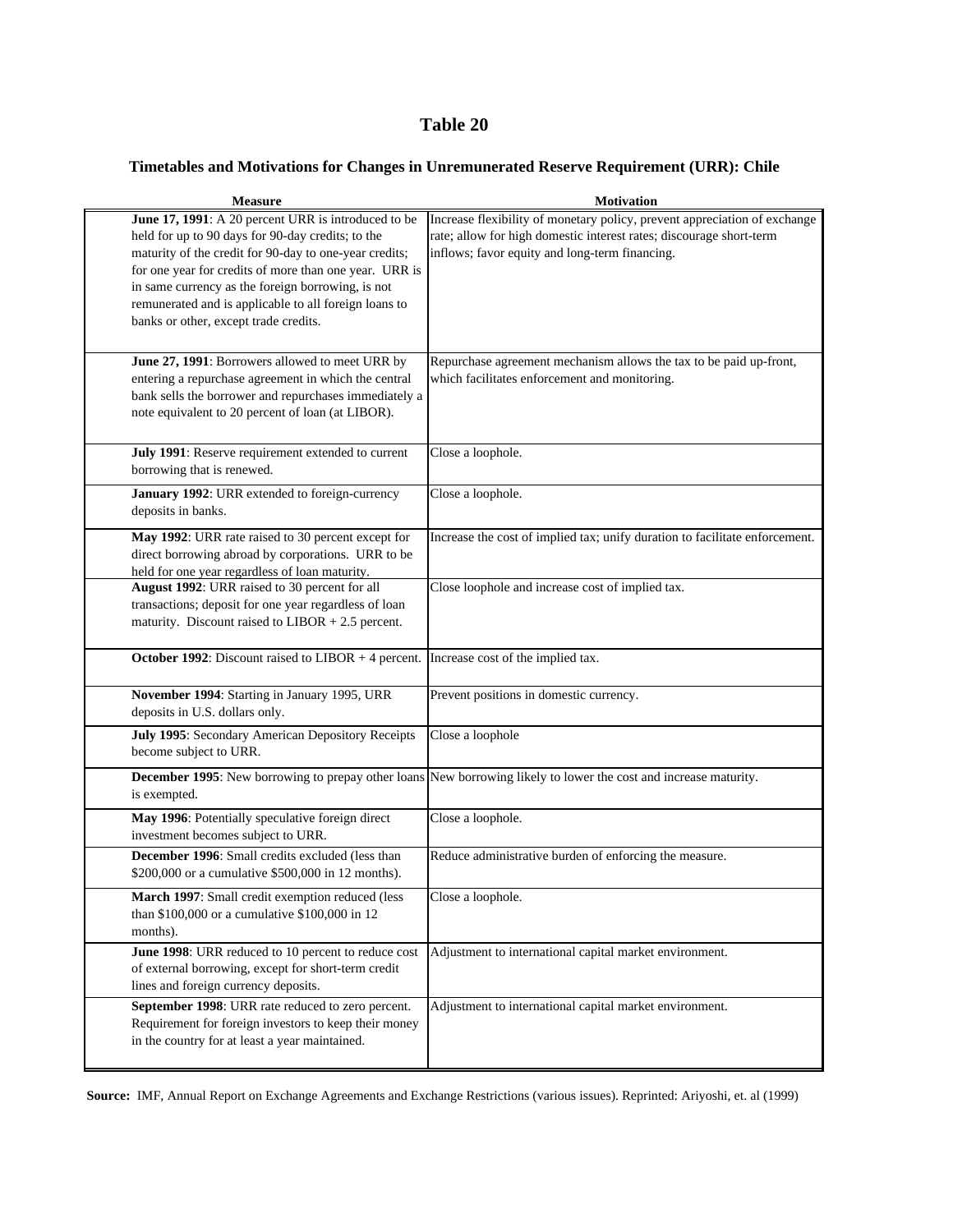# Table 20

## Timetables and Motivations for Changes in Unremunerated Reserve Requirement (URR): Chile

| Measure | Motivation |
|---|---|
| **June 17, 1991**: A 20 percent URR is introduced to be held for up to 90 days for 90-day credits; to the maturity of the credit for 90-day to one-year credits; for one year for credits of more than one year. URR is in same currency as the foreign borrowing, is not remunerated and is applicable to all foreign loans to banks or other, except trade credits. | Increase flexibility of monetary policy, prevent appreciation of exchange rate; allow for high domestic interest rates; discourage short-term inflows; favor equity and long-term financing. |
| **June 27, 1991**: Borrowers allowed to meet URR by entering a repurchase agreement in which the central bank sells the borrower and repurchases immediately a note equivalent to 20 percent of loan (at LIBOR). | Repurchase agreement mechanism allows the tax to be paid up-front, which facilitates enforcement and monitoring. |
| **July 1991**: Reserve requirement extended to current borrowing that is renewed. | Close a loophole. |
| **January 1992**: URR extended to foreign-currency deposits in banks. | Close a loophole. |
| **May 1992**: URR rate raised to 30 percent except for direct borrowing abroad by corporations. URR to be held for one year regardless of loan maturity. | Increase the cost of implied tax; unify duration to facilitate enforcement. |
| **August 1992**: URR raised to 30 percent for all transactions; deposit for one year regardless of loan maturity. Discount raised to LIBOR + 2.5 percent. | Close loophole and increase cost of implied tax. |
| **October 1992**: Discount raised to LIBOR + 4 percent. | Increase cost of the implied tax. |
| **November 1994**: Starting in January 1995, URR deposits in U.S. dollars only. | Prevent positions in domestic currency. |
| **July 1995**: Secondary American Depository Receipts become subject to URR. | Close a loophole |
| **December 1995**: New borrowing to prepay other loans is exempted. | New borrowing likely to lower the cost and increase maturity. |
| **May 1996**: Potentially speculative foreign direct investment becomes subject to URR. | Close a loophole. |
| **December 1996**: Small credits excluded (less than $200,000 or a cumulative $500,000 in 12 months). | Reduce administrative burden of enforcing the measure. |
| **March 1997**: Small credit exemption reduced (less than $100,000 or a cumulative $100,000 in 12 months). | Close a loophole. |
| **June 1998**: URR reduced to 10 percent to reduce cost of external borrowing, except for short-term credit lines and foreign currency deposits. | Adjustment to international capital market environment. |
| **September 1998**: URR rate reduced to zero percent. Requirement for foreign investors to keep their money in the country for at least a year maintained. | Adjustment to international capital market environment. |

**Source:** IMF, Annual Report on Exchange Agreements and Exchange Restrictions (various issues). Reprinted: Ariyoshi, et. al (1999)